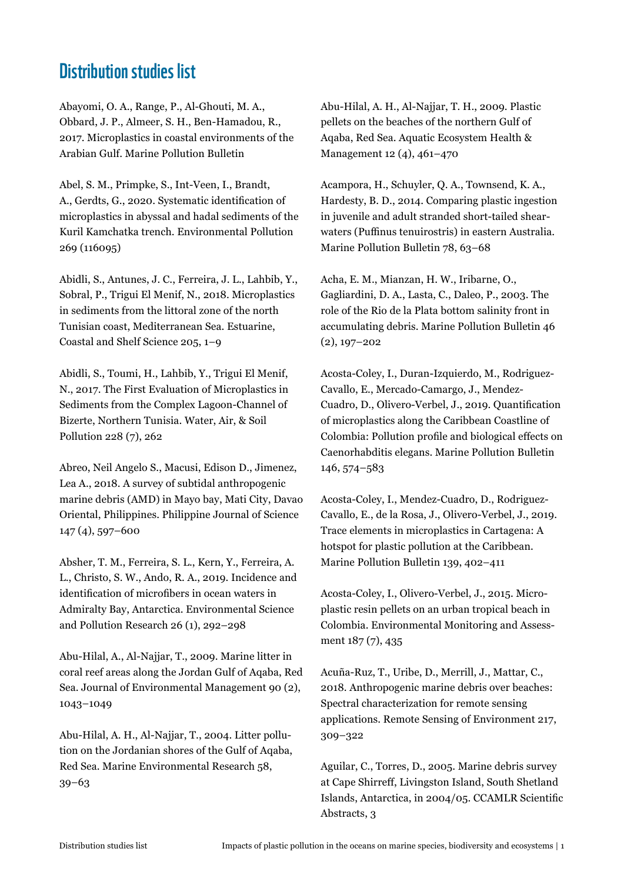# Distribution studies list

Abayomi, O. A., Range, P., Al-Ghouti, M. A., Obbard, J. P., Almeer, S. H., Ben-Hamadou, R., 2017. Microplastics in coastal environments of the Arabian Gulf. Marine Pollution Bulletin

Abel, S. M., Primpke, S., Int-Veen, I., Brandt, A., Gerdts, G., 2020. Systematic identification of microplastics in abyssal and hadal sediments of the Kuril Kamchatka trench. Environmental Pollution 269 (116095)

Abidli, S., Antunes, J. C., Ferreira, J. L., Lahbib, Y., Sobral, P., Trigui El Menif, N., 2018. Microplastics in sediments from the littoral zone of the north Tunisian coast, Mediterranean Sea. Estuarine, Coastal and Shelf Science 205, 1–9

Abidli, S., Toumi, H., Lahbib, Y., Trigui El Menif, N., 2017. The First Evaluation of Microplastics in Sediments from the Complex Lagoon-Channel of Bizerte, Northern Tunisia. Water, Air, & Soil Pollution 228 (7), 262

Abreo, Neil Angelo S., Macusi, Edison D., Jimenez, Lea A., 2018. A survey of subtidal anthropogenic marine debris (AMD) in Mayo bay, Mati City, Davao Oriental, Philippines. Philippine Journal of Science 147 (4), 597–600

Absher, T. M., Ferreira, S. L., Kern, Y., Ferreira, A. L., Christo, S. W., Ando, R. A., 2019. Incidence and identification of microfibers in ocean waters in Admiralty Bay, Antarctica. Environmental Science and Pollution Research 26 (1), 292–298

Abu-Hilal, A., Al-Najjar, T., 2009. Marine litter in coral reef areas along the Jordan Gulf of Aqaba, Red Sea. Journal of Environmental Management 90 (2), 1043–1049

Abu-Hilal, A. H., Al-Najjar, T., 2004. Litter pollution on the Jordanian shores of the Gulf of Aqaba, Red Sea. Marine Environmental Research 58, 39–63

Abu-Hilal, A. H., Al-Najjar, T. H., 2009. Plastic pellets on the beaches of the northern Gulf of Aqaba, Red Sea. Aquatic Ecosystem Health & Management 12 (4), 461–470

Acampora, H., Schuyler, Q. A., Townsend, K. A., Hardesty, B. D., 2014. Comparing plastic ingestion in juvenile and adult stranded short-tailed shearwaters (Puffinus tenuirostris) in eastern Australia. Marine Pollution Bulletin 78, 63–68

Acha, E. M., Mianzan, H. W., Iribarne, O., Gagliardini, D. A., Lasta, C., Daleo, P., 2003. The role of the Rio de la Plata bottom salinity front in accumulating debris. Marine Pollution Bulletin 46 (2), 197–202

Acosta-Coley, I., Duran-Izquierdo, M., Rodriguez-Cavallo, E., Mercado-Camargo, J., Mendez-Cuadro, D., Olivero-Verbel, J., 2019. Quantification of microplastics along the Caribbean Coastline of Colombia: Pollution profile and biological effects on Caenorhabditis elegans. Marine Pollution Bulletin 146, 574–583

Acosta-Coley, I., Mendez-Cuadro, D., Rodriguez-Cavallo, E., de la Rosa, J., Olivero-Verbel, J., 2019. Trace elements in microplastics in Cartagena: A hotspot for plastic pollution at the Caribbean. Marine Pollution Bulletin 139, 402–411

Acosta-Coley, I., Olivero-Verbel, J., 2015. Microplastic resin pellets on an urban tropical beach in Colombia. Environmental Monitoring and Assessment 187 (7), 435

Acuña-Ruz, T., Uribe, D., Merrill, J., Mattar, C., 2018. Anthropogenic marine debris over beaches: Spectral characterization for remote sensing applications. Remote Sensing of Environment 217, 309–322

Aguilar, C., Torres, D., 2005. Marine debris survey at Cape Shirreff, Livingston Island, South Shetland Islands, Antarctica, in 2004/05. CCAMLR Scientific Abstracts, 3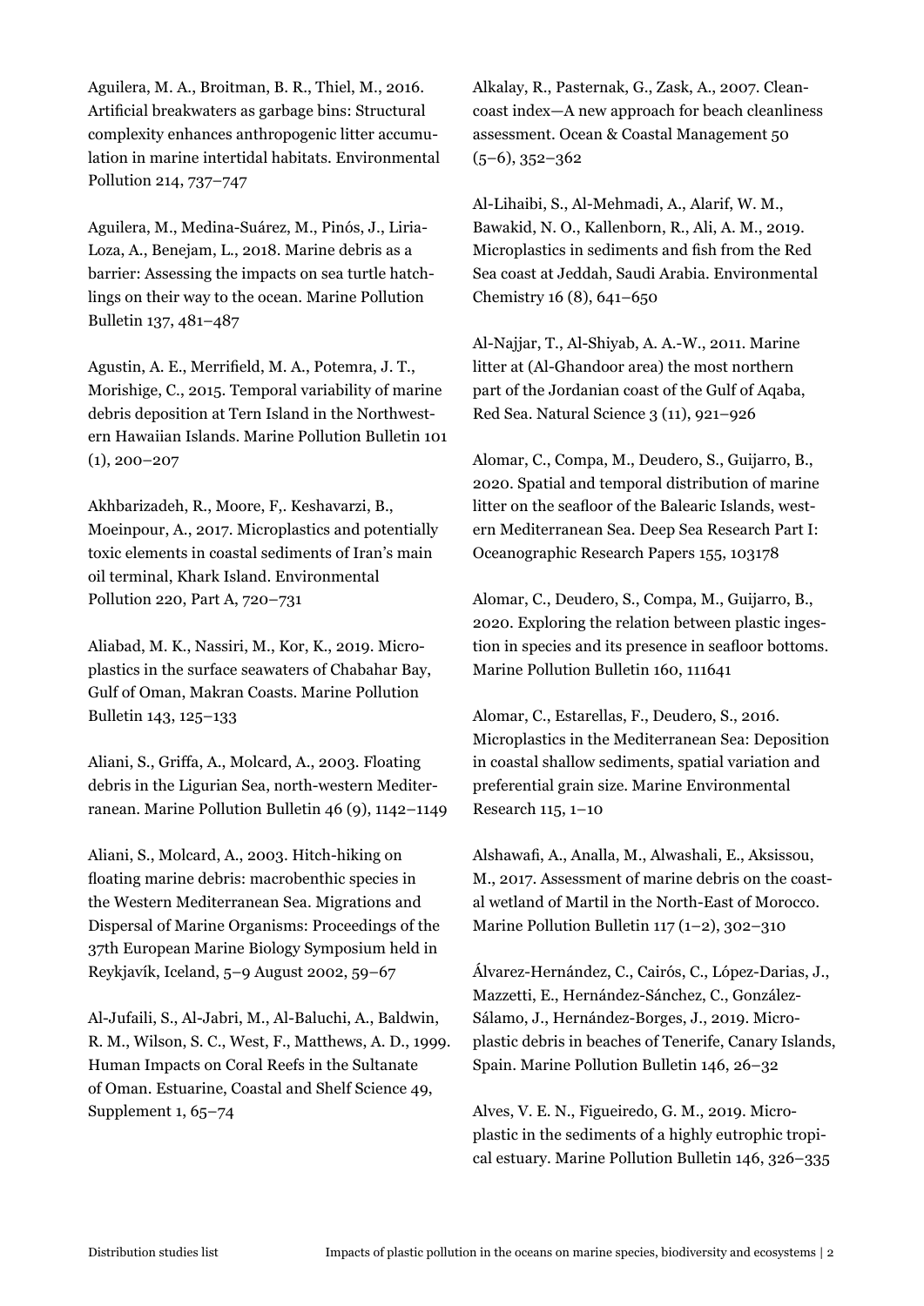Aguilera, M. A., Broitman, B. R., Thiel, M., 2016. Artificial breakwaters as garbage bins: Structural complexity enhances anthropogenic litter accumulation in marine intertidal habitats. Environmental Pollution 214, 737–747

Aguilera, M., Medina-Suárez, M., Pinós, J., Liria-Loza, A., Benejam, L., 2018. Marine debris as a barrier: Assessing the impacts on sea turtle hatchlings on their way to the ocean. Marine Pollution Bulletin 137, 481–487

Agustin, A. E., Merrifield, M. A., Potemra, J. T., Morishige, C., 2015. Temporal variability of marine debris deposition at Tern Island in the Northwestern Hawaiian Islands. Marine Pollution Bulletin 101 (1), 200–207

Akhbarizadeh, R., Moore, F,. Keshavarzi, B., Moeinpour, A., 2017. Microplastics and potentially toxic elements in coastal sediments of Iran's main oil terminal, Khark Island. Environmental Pollution 220, Part A, 720–731

Aliabad, M. K., Nassiri, M., Kor, K., 2019. Microplastics in the surface seawaters of Chabahar Bay, Gulf of Oman, Makran Coasts. Marine Pollution Bulletin 143, 125–133

Aliani, S., Griffa, A., Molcard, A., 2003. Floating debris in the Ligurian Sea, north-western Mediterranean. Marine Pollution Bulletin 46 (9), 1142–1149

Aliani, S., Molcard, A., 2003. Hitch-hiking on floating marine debris: macrobenthic species in the Western Mediterranean Sea. Migrations and Dispersal of Marine Organisms: Proceedings of the 37th European Marine Biology Symposium held in Reykjavík, Iceland, 5–9 August 2002, 59–67

Al-Jufaili, S., Al-Jabri, M., Al-Baluchi, A., Baldwin, R. M., Wilson, S. C., West, F., Matthews, A. D., 1999. Human Impacts on Coral Reefs in the Sultanate of Oman. Estuarine, Coastal and Shelf Science 49, Supplement 1, 65–74

Alkalay, R., Pasternak, G., Zask, A., 2007. Clean-coast index—A new approach for beach cleanliness assessment. Ocean & Coastal Management 50 (5–6), 352–362

Al-Lihaibi, S., Al-Mehmadi, A., Alarif, W. M., Bawakid, N. O., Kallenborn, R., Ali, A. M., 2019. Microplastics in sediments and fish from the Red Sea coast at Jeddah, Saudi Arabia. Environmental Chemistry 16 (8), 641–650

Al-Najjar, T., Al-Shiyab, A. A.-W., 2011. Marine litter at (Al-Ghandoor area) the most northern part of the Jordanian coast of the Gulf of Aqaba, Red Sea. Natural Science 3 (11), 921–926

Alomar, C., Compa, M., Deudero, S., Guijarro, B., 2020. Spatial and temporal distribution of marine litter on the seafloor of the Balearic Islands, western Mediterranean Sea. Deep Sea Research Part I: Oceanographic Research Papers 155, 103178

Alomar, C., Deudero, S., Compa, M., Guijarro, B., 2020. Exploring the relation between plastic ingestion in species and its presence in seafloor bottoms. Marine Pollution Bulletin 160, 111641

Alomar, C., Estarellas, F., Deudero, S., 2016. Microplastics in the Mediterranean Sea: Deposition in coastal shallow sediments, spatial variation and preferential grain size. Marine Environmental Research 115, 1–10

Alshawafi, A., Analla, M., Alwashali, E., Aksissou, M., 2017. Assessment of marine debris on the coastal wetland of Martil in the North-East of Morocco. Marine Pollution Bulletin 117 (1–2), 302–310

Álvarez-Hernández, C., Cairós, C., López-Darias, J., Mazzetti, E., Hernández-Sánchez, C., González-Sálamo, J., Hernández-Borges, J., 2019. Microplastic debris in beaches of Tenerife, Canary Islands, Spain. Marine Pollution Bulletin 146, 26–32

Alves, V. E. N., Figueiredo, G. M., 2019. Microplastic in the sediments of a highly eutrophic tropical estuary. Marine Pollution Bulletin 146, 326–335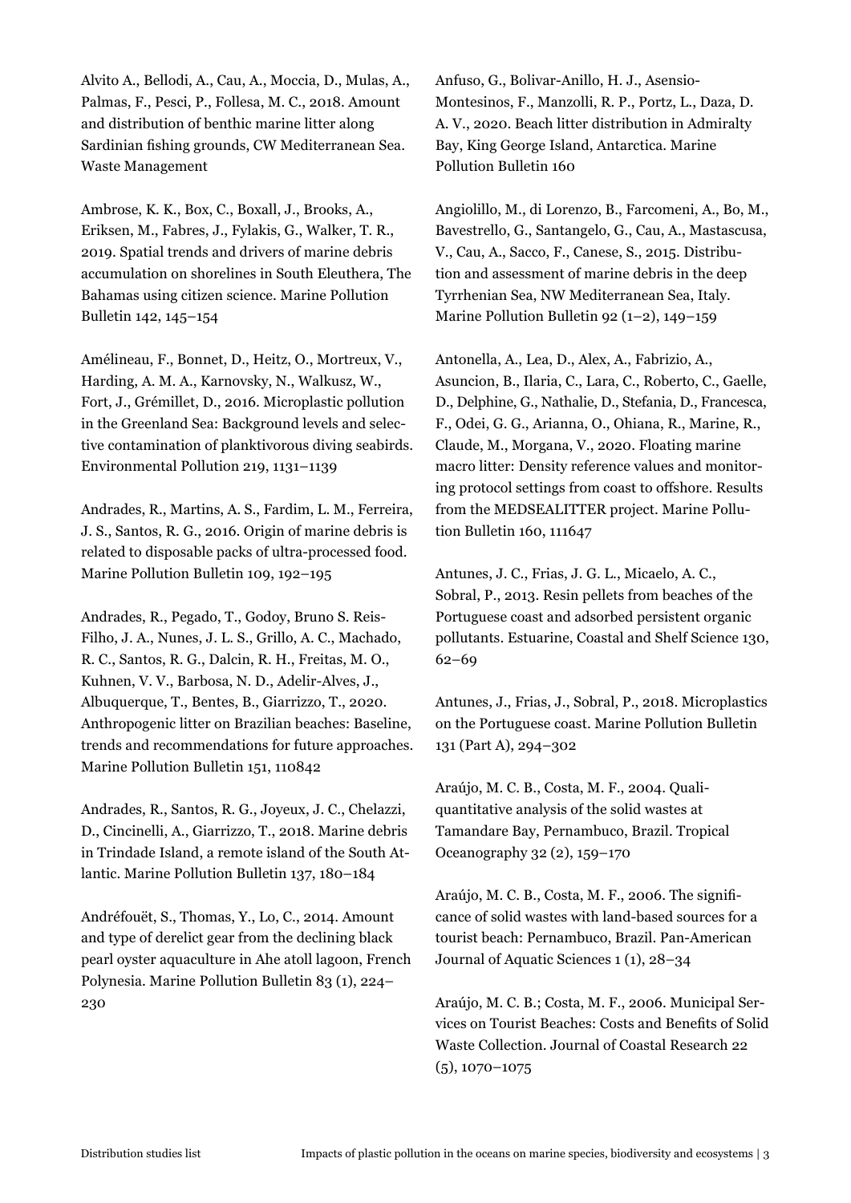Alvito A., Bellodi, A., Cau, A., Moccia, D., Mulas, A., Palmas, F., Pesci, P., Follesa, M. C., 2018. Amount and distribution of benthic marine litter along Sardinian fishing grounds, CW Mediterranean Sea. Waste Management

Ambrose, K. K., Box, C., Boxall, J., Brooks, A., Eriksen, M., Fabres, J., Fylakis, G., Walker, T. R., 2019. Spatial trends and drivers of marine debris accumulation on shorelines in South Eleuthera, The Bahamas using citizen science. Marine Pollution Bulletin 142, 145–154

Amélineau, F., Bonnet, D., Heitz, O., Mortreux, V., Harding, A. M. A., Karnovsky, N., Walkusz, W., Fort, J., Grémillet, D., 2016. Microplastic pollution in the Greenland Sea: Background levels and selective contamination of planktivorous diving seabirds. Environmental Pollution 219, 1131–1139

Andrades, R., Martins, A. S., Fardim, L. M., Ferreira, J. S., Santos, R. G., 2016. Origin of marine debris is related to disposable packs of ultra-processed food. Marine Pollution Bulletin 109, 192–195

Andrades, R., Pegado, T., Godoy, Bruno S. Reis-Filho, J. A., Nunes, J. L. S., Grillo, A. C., Machado, R. C., Santos, R. G., Dalcin, R. H., Freitas, M. O., Kuhnen, V. V., Barbosa, N. D., Adelir-Alves, J., Albuquerque, T., Bentes, B., Giarrizzo, T., 2020. Anthropogenic litter on Brazilian beaches: Baseline, trends and recommendations for future approaches. Marine Pollution Bulletin 151, 110842

Andrades, R., Santos, R. G., Joyeux, J. C., Chelazzi, D., Cincinelli, A., Giarrizzo, T., 2018. Marine debris in Trindade Island, a remote island of the South Atlantic. Marine Pollution Bulletin 137, 180–184

Andréfouët, S., Thomas, Y., Lo, C., 2014. Amount and type of derelict gear from the declining black pearl oyster aquaculture in Ahe atoll lagoon, French Polynesia. Marine Pollution Bulletin 83 (1), 224–230

Anfuso, G., Bolivar-Anillo, H. J., Asensio-Montesinos, F., Manzolli, R. P., Portz, L., Daza, D. A. V., 2020. Beach litter distribution in Admiralty Bay, King George Island, Antarctica. Marine Pollution Bulletin 160

Angiolillo, M., di Lorenzo, B., Farcomeni, A., Bo, M., Bavestrello, G., Santangelo, G., Cau, A., Mastascusa, V., Cau, A., Sacco, F., Canese, S., 2015. Distribution and assessment of marine debris in the deep Tyrrhenian Sea, NW Mediterranean Sea, Italy. Marine Pollution Bulletin 92 (1–2), 149–159

Antonella, A., Lea, D., Alex, A., Fabrizio, A., Asuncion, B., Ilaria, C., Lara, C., Roberto, C., Gaelle, D., Delphine, G., Nathalie, D., Stefania, D., Francesca, F., Odei, G. G., Arianna, O., Ohiana, R., Marine, R., Claude, M., Morgana, V., 2020. Floating marine macro litter: Density reference values and monitoring protocol settings from coast to offshore. Results from the MEDSEALITTER project. Marine Pollution Bulletin 160, 111647

Antunes, J. C., Frias, J. G. L., Micaelo, A. C., Sobral, P., 2013. Resin pellets from beaches of the Portuguese coast and adsorbed persistent organic pollutants. Estuarine, Coastal and Shelf Science 130, 62–69

Antunes, J., Frias, J., Sobral, P., 2018. Microplastics on the Portuguese coast. Marine Pollution Bulletin 131 (Part A), 294–302

Araújo, M. C. B., Costa, M. F., 2004. Quali-quantitative analysis of the solid wastes at Tamandare Bay, Pernambuco, Brazil. Tropical Oceanography 32 (2), 159–170

Araújo, M. C. B., Costa, M. F., 2006. The significance of solid wastes with land-based sources for a tourist beach: Pernambuco, Brazil. Pan-American Journal of Aquatic Sciences 1 (1), 28–34

Araújo, M. C. B.; Costa, M. F., 2006. Municipal Services on Tourist Beaches: Costs and Benefits of Solid Waste Collection. Journal of Coastal Research 22 (5), 1070–1075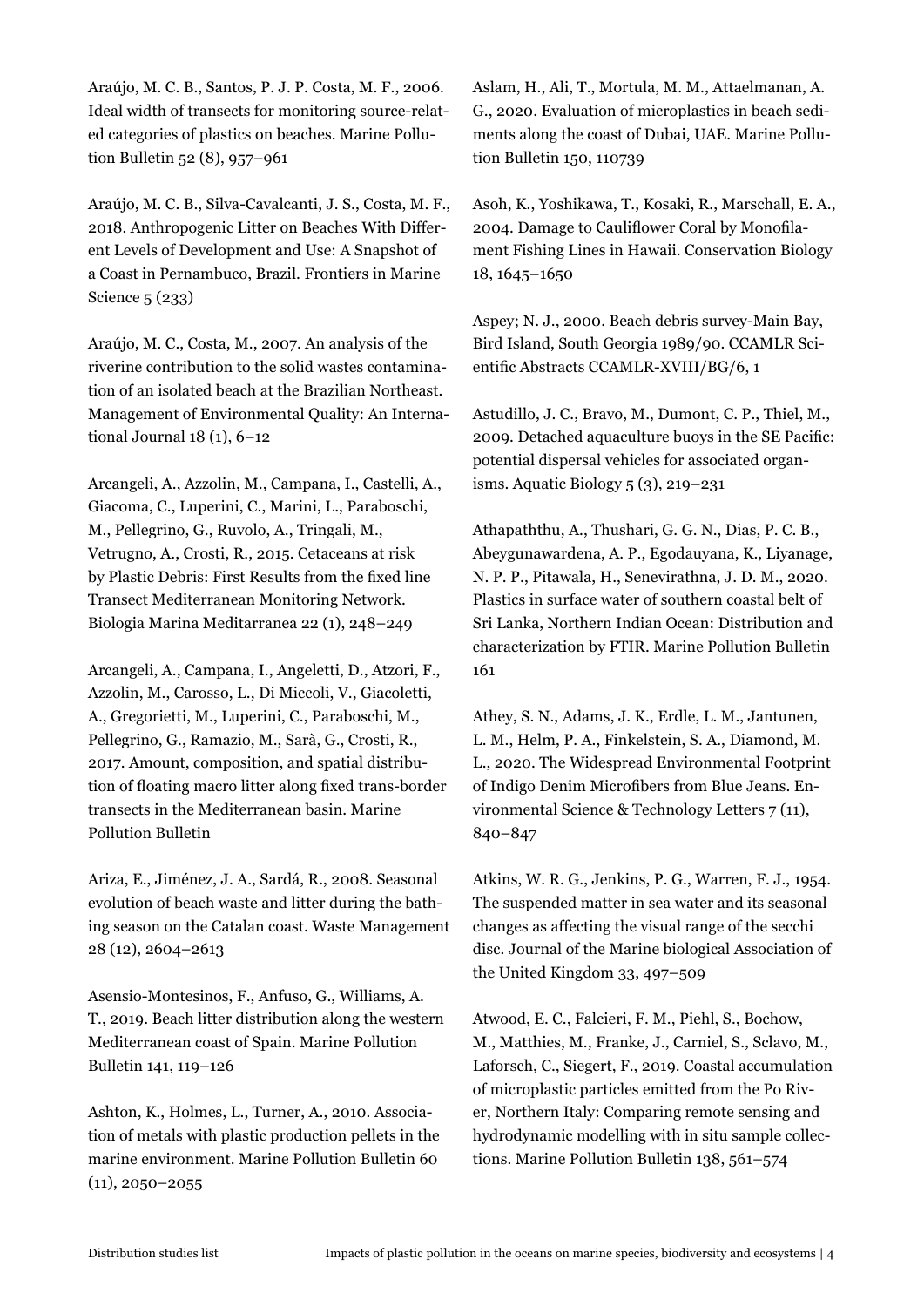Araújo, M. C. B., Santos, P. J. P. Costa, M. F., 2006. Ideal width of transects for monitoring source-related categories of plastics on beaches. Marine Pollution Bulletin 52 (8), 957–961

Araújo, M. C. B., Silva-Cavalcanti, J. S., Costa, M. F., 2018. Anthropogenic Litter on Beaches With Different Levels of Development and Use: A Snapshot of a Coast in Pernambuco, Brazil. Frontiers in Marine Science 5 (233)

Araújo, M. C., Costa, M., 2007. An analysis of the riverine contribution to the solid wastes contamination of an isolated beach at the Brazilian Northeast. Management of Environmental Quality: An International Journal 18 (1), 6–12

Arcangeli, A., Azzolin, M., Campana, I., Castelli, A., Giacoma, C., Luperini, C., Marini, L., Paraboschi, M., Pellegrino, G., Ruvolo, A., Tringali, M., Vetrugno, A., Crosti, R., 2015. Cetaceans at risk by Plastic Debris: First Results from the fixed line Transect Mediterranean Monitoring Network. Biologia Marina Meditarranea 22 (1), 248–249

Arcangeli, A., Campana, I., Angeletti, D., Atzori, F., Azzolin, M., Carosso, L., Di Miccoli, V., Giacoletti, A., Gregorietti, M., Luperini, C., Paraboschi, M., Pellegrino, G., Ramazio, M., Sarà, G., Crosti, R., 2017. Amount, composition, and spatial distribution of floating macro litter along fixed trans-border transects in the Mediterranean basin. Marine Pollution Bulletin

Ariza, E., Jiménez, J. A., Sardá, R., 2008. Seasonal evolution of beach waste and litter during the bathing season on the Catalan coast. Waste Management 28 (12), 2604–2613

Asensio-Montesinos, F., Anfuso, G., Williams, A. T., 2019. Beach litter distribution along the western Mediterranean coast of Spain. Marine Pollution Bulletin 141, 119–126

Ashton, K., Holmes, L., Turner, A., 2010. Association of metals with plastic production pellets in the marine environment. Marine Pollution Bulletin 60 (11), 2050–2055

Aslam, H., Ali, T., Mortula, M. M., Attaelmanan, A. G., 2020. Evaluation of microplastics in beach sediments along the coast of Dubai, UAE. Marine Pollution Bulletin 150, 110739

Asoh, K., Yoshikawa, T., Kosaki, R., Marschall, E. A., 2004. Damage to Cauliflower Coral by Monofilament Fishing Lines in Hawaii. Conservation Biology 18, 1645–1650

Aspey; N. J., 2000. Beach debris survey-Main Bay, Bird Island, South Georgia 1989/90. CCAMLR Scientific Abstracts CCAMLR-XVIII/BG/6, 1

Astudillo, J. C., Bravo, M., Dumont, C. P., Thiel, M., 2009. Detached aquaculture buoys in the SE Pacific: potential dispersal vehicles for associated organisms. Aquatic Biology 5 (3), 219–231

Athapaththu, A., Thushari, G. G. N., Dias, P. C. B., Abeygunawardena, A. P., Egodauyana, K., Liyanage, N. P. P., Pitawala, H., Senevirathna, J. D. M., 2020. Plastics in surface water of southern coastal belt of Sri Lanka, Northern Indian Ocean: Distribution and characterization by FTIR. Marine Pollution Bulletin 161

Athey, S. N., Adams, J. K., Erdle, L. M., Jantunen, L. M., Helm, P. A., Finkelstein, S. A., Diamond, M. L., 2020. The Widespread Environmental Footprint of Indigo Denim Microfibers from Blue Jeans. Environmental Science & Technology Letters 7 (11), 840–847

Atkins, W. R. G., Jenkins, P. G., Warren, F. J., 1954. The suspended matter in sea water and its seasonal changes as affecting the visual range of the secchi disc. Journal of the Marine biological Association of the United Kingdom 33, 497–509

Atwood, E. C., Falcieri, F. M., Piehl, S., Bochow, M., Matthies, M., Franke, J., Carniel, S., Sclavo, M., Laforsch, C., Siegert, F., 2019. Coastal accumulation of microplastic particles emitted from the Po River, Northern Italy: Comparing remote sensing and hydrodynamic modelling with in situ sample collections. Marine Pollution Bulletin 138, 561–574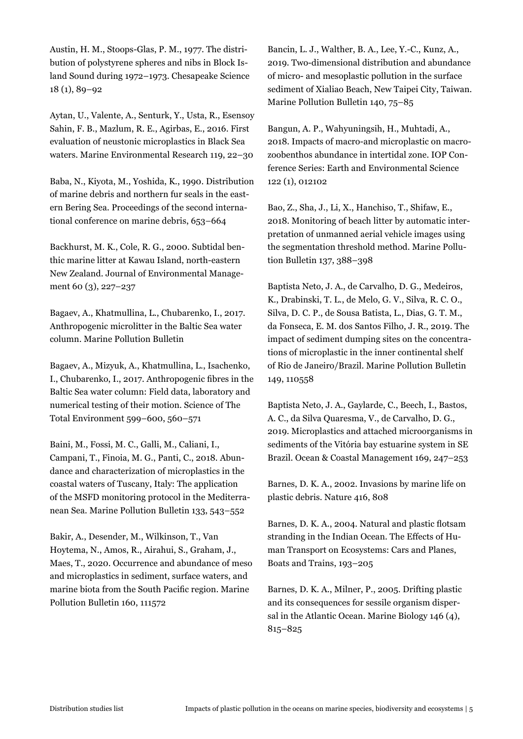Austin, H. M., Stoops-Glas, P. M., 1977. The distribution of polystyrene spheres and nibs in Block Island Sound during 1972–1973. Chesapeake Science 18 (1), 89–92

Aytan, U., Valente, A., Senturk, Y., Usta, R., Esensoy Sahin, F. B., Mazlum, R. E., Agirbas, E., 2016. First evaluation of neustonic microplastics in Black Sea waters. Marine Environmental Research 119, 22–30

Baba, N., Kiyota, M., Yoshida, K., 1990. Distribution of marine debris and northern fur seals in the eastern Bering Sea. Proceedings of the second international conference on marine debris, 653–664

Backhurst, M. K., Cole, R. G., 2000. Subtidal benthic marine litter at Kawau Island, north-eastern New Zealand. Journal of Environmental Management 60 (3), 227–237

Bagaev, A., Khatmullina, L., Chubarenko, I., 2017. Anthropogenic microlitter in the Baltic Sea water column. Marine Pollution Bulletin

Bagaev, A., Mizyuk, A., Khatmullina, L., Isachenko, I., Chubarenko, I., 2017. Anthropogenic fibres in the Baltic Sea water column: Field data, laboratory and numerical testing of their motion. Science of The Total Environment 599–600, 560–571

Baini, M., Fossi, M. C., Galli, M., Caliani, I., Campani, T., Finoia, M. G., Panti, C., 2018. Abundance and characterization of microplastics in the coastal waters of Tuscany, Italy: The application of the MSFD monitoring protocol in the Mediterranean Sea. Marine Pollution Bulletin 133, 543–552

Bakir, A., Desender, M., Wilkinson, T., Van Hoytema, N., Amos, R., Airahui, S., Graham, J., Maes, T., 2020. Occurrence and abundance of meso and microplastics in sediment, surface waters, and marine biota from the South Pacific region. Marine Pollution Bulletin 160, 111572

Bancin, L. J., Walther, B. A., Lee, Y.-C., Kunz, A., 2019. Two-dimensional distribution and abundance of micro- and mesoplastic pollution in the surface sediment of Xialiao Beach, New Taipei City, Taiwan. Marine Pollution Bulletin 140, 75–85

Bangun, A. P., Wahyuningsih, H., Muhtadi, A., 2018. Impacts of macro-and microplastic on macrozoobenthos abundance in intertidal zone. IOP Conference Series: Earth and Environmental Science 122 (1), 012102

Bao, Z., Sha, J., Li, X., Hanchiso, T., Shifaw, E., 2018. Monitoring of beach litter by automatic interpretation of unmanned aerial vehicle images using the segmentation threshold method. Marine Pollution Bulletin 137, 388–398

Baptista Neto, J. A., de Carvalho, D. G., Medeiros, K., Drabinski, T. L., de Melo, G. V., Silva, R. C. O., Silva, D. C. P., de Sousa Batista, L., Dias, G. T. M., da Fonseca, E. M. dos Santos Filho, J. R., 2019. The impact of sediment dumping sites on the concentrations of microplastic in the inner continental shelf of Rio de Janeiro/Brazil. Marine Pollution Bulletin 149, 110558

Baptista Neto, J. A., Gaylarde, C., Beech, I., Bastos, A. C., da Silva Quaresma, V., de Carvalho, D. G., 2019. Microplastics and attached microorganisms in sediments of the Vitória bay estuarine system in SE Brazil. Ocean & Coastal Management 169, 247–253

Barnes, D. K. A., 2002. Invasions by marine life on plastic debris. Nature 416, 808

Barnes, D. K. A., 2004. Natural and plastic flotsam stranding in the Indian Ocean. The Effects of Human Transport on Ecosystems: Cars and Planes, Boats and Trains, 193–205

Barnes, D. K. A., Milner, P., 2005. Drifting plastic and its consequences for sessile organism dispersal in the Atlantic Ocean. Marine Biology 146 (4), 815–825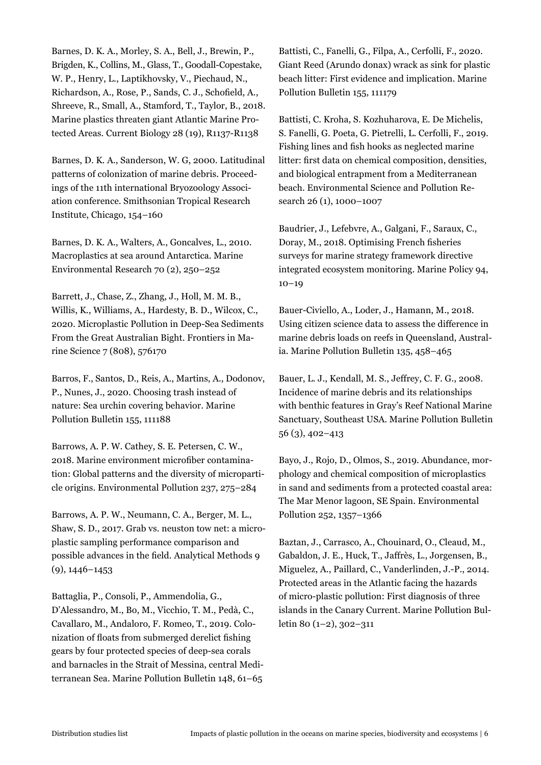Barnes, D. K. A., Morley, S. A., Bell, J., Brewin, P., Brigden, K., Collins, M., Glass, T., Goodall-Copestake, W. P., Henry, L., Laptikhovsky, V., Piechaud, N., Richardson, A., Rose, P., Sands, C. J., Schofield, A., Shreeve, R., Small, A., Stamford, T., Taylor, B., 2018. Marine plastics threaten giant Atlantic Marine Protected Areas. Current Biology 28 (19), R1137-R1138

Barnes, D. K. A., Sanderson, W. G, 2000. Latitudinal patterns of colonization of marine debris. Proceedings of the 11th international Bryozoology Association conference. Smithsonian Tropical Research Institute, Chicago, 154–160

Barnes, D. K. A., Walters, A., Goncalves, L., 2010. Macroplastics at sea around Antarctica. Marine Environmental Research 70 (2), 250–252

Barrett, J., Chase, Z., Zhang, J., Holl, M. M. B., Willis, K., Williams, A., Hardesty, B. D., Wilcox, C., 2020. Microplastic Pollution in Deep-Sea Sediments From the Great Australian Bight. Frontiers in Marine Science 7 (808), 576170

Barros, F., Santos, D., Reis, A., Martins, A., Dodonov, P., Nunes, J., 2020. Choosing trash instead of nature: Sea urchin covering behavior. Marine Pollution Bulletin 155, 111188

Barrows, A. P. W. Cathey, S. E. Petersen, C. W., 2018. Marine environment microfiber contamination: Global patterns and the diversity of microparticle origins. Environmental Pollution 237, 275–284

Barrows, A. P. W., Neumann, C. A., Berger, M. L., Shaw, S. D., 2017. Grab vs. neuston tow net: a microplastic sampling performance comparison and possible advances in the field. Analytical Methods 9 (9), 1446–1453

Battaglia, P., Consoli, P., Ammendolia, G., D'Alessandro, M., Bo, M., Vicchio, T. M., Pedà, C., Cavallaro, M., Andaloro, F. Romeo, T., 2019. Colonization of floats from submerged derelict fishing gears by four protected species of deep-sea corals and barnacles in the Strait of Messina, central Mediterranean Sea. Marine Pollution Bulletin 148, 61–65

Battisti, C., Fanelli, G., Filpa, A., Cerfolli, F., 2020. Giant Reed (Arundo donax) wrack as sink for plastic beach litter: First evidence and implication. Marine Pollution Bulletin 155, 111179

Battisti, C. Kroha, S. Kozhuharova, E. De Michelis, S. Fanelli, G. Poeta, G. Pietrelli, L. Cerfolli, F., 2019. Fishing lines and fish hooks as neglected marine litter: first data on chemical composition, densities, and biological entrapment from a Mediterranean beach. Environmental Science and Pollution Research 26 (1), 1000–1007

Baudrier, J., Lefebvre, A., Galgani, F., Saraux, C., Doray, M., 2018. Optimising French fisheries surveys for marine strategy framework directive integrated ecosystem monitoring. Marine Policy 94, 10–19

Bauer-Civiello, A., Loder, J., Hamann, M., 2018. Using citizen science data to assess the difference in marine debris loads on reefs in Queensland, Australia. Marine Pollution Bulletin 135, 458–465

Bauer, L. J., Kendall, M. S., Jeffrey, C. F. G., 2008. Incidence of marine debris and its relationships with benthic features in Gray's Reef National Marine Sanctuary, Southeast USA. Marine Pollution Bulletin 56 (3), 402–413

Bayo, J., Rojo, D., Olmos, S., 2019. Abundance, morphology and chemical composition of microplastics in sand and sediments from a protected coastal area: The Mar Menor lagoon, SE Spain. Environmental Pollution 252, 1357–1366

Baztan, J., Carrasco, A., Chouinard, O., Cleaud, M., Gabaldon, J. E., Huck, T., Jaffrès, L., Jorgensen, B., Miguelez, A., Paillard, C., Vanderlinden, J.-P., 2014. Protected areas in the Atlantic facing the hazards of micro-plastic pollution: First diagnosis of three islands in the Canary Current. Marine Pollution Bulletin 80 (1–2), 302–311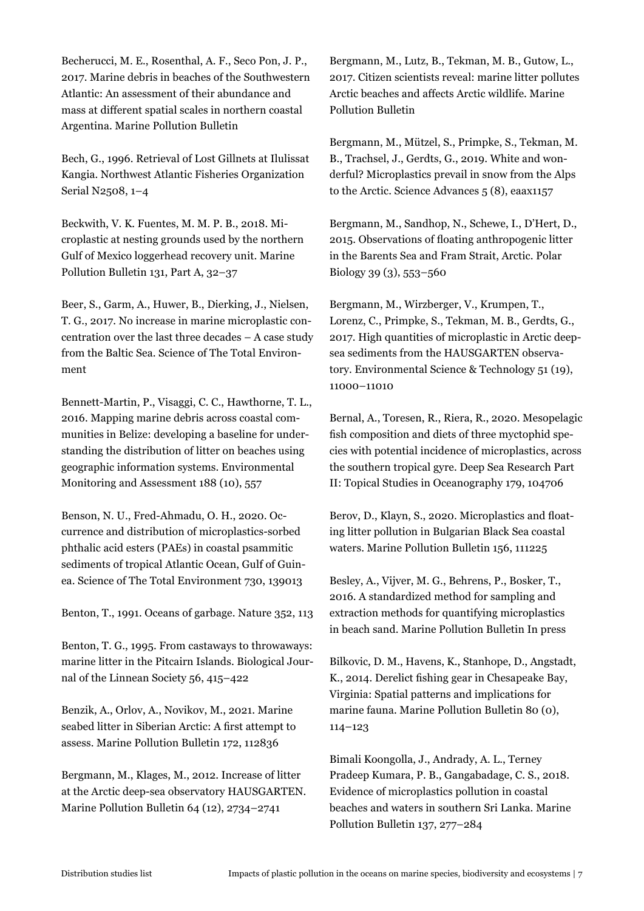Becherucci, M. E., Rosenthal, A. F., Seco Pon, J. P., 2017. Marine debris in beaches of the Southwestern Atlantic: An assessment of their abundance and mass at different spatial scales in northern coastal Argentina. Marine Pollution Bulletin

Bech, G., 1996. Retrieval of Lost Gillnets at Ilulissat Kangia. Northwest Atlantic Fisheries Organization Serial N2508, 1–4

Beckwith, V. K. Fuentes, M. M. P. B., 2018. Microplastic at nesting grounds used by the northern Gulf of Mexico loggerhead recovery unit. Marine Pollution Bulletin 131, Part A, 32–37

Beer, S., Garm, A., Huwer, B., Dierking, J., Nielsen, T. G., 2017. No increase in marine microplastic concentration over the last three decades – A case study from the Baltic Sea. Science of The Total Environment

Bennett-Martin, P., Visaggi, C. C., Hawthorne, T. L., 2016. Mapping marine debris across coastal communities in Belize: developing a baseline for understanding the distribution of litter on beaches using geographic information systems. Environmental Monitoring and Assessment 188 (10), 557

Benson, N. U., Fred-Ahmadu, O. H., 2020. Occurrence and distribution of microplastics-sorbed phthalic acid esters (PAEs) in coastal psammitic sediments of tropical Atlantic Ocean, Gulf of Guinea. Science of The Total Environment 730, 139013

Benton, T., 1991. Oceans of garbage. Nature 352, 113

Benton, T. G., 1995. From castaways to throwaways: marine litter in the Pitcairn Islands. Biological Journal of the Linnean Society 56, 415–422

Benzik, A., Orlov, A., Novikov, M., 2021. Marine seabed litter in Siberian Arctic: A first attempt to assess. Marine Pollution Bulletin 172, 112836

Bergmann, M., Klages, M., 2012. Increase of litter at the Arctic deep-sea observatory HAUSGARTEN. Marine Pollution Bulletin 64 (12), 2734–2741

Bergmann, M., Lutz, B., Tekman, M. B., Gutow, L., 2017. Citizen scientists reveal: marine litter pollutes Arctic beaches and affects Arctic wildlife. Marine Pollution Bulletin

Bergmann, M., Mützel, S., Primpke, S., Tekman, M. B., Trachsel, J., Gerdts, G., 2019. White and wonderful? Microplastics prevail in snow from the Alps to the Arctic. Science Advances 5 (8), eaax1157

Bergmann, M., Sandhop, N., Schewe, I., D'Hert, D., 2015. Observations of floating anthropogenic litter in the Barents Sea and Fram Strait, Arctic. Polar Biology 39 (3), 553–560

Bergmann, M., Wirzberger, V., Krumpen, T., Lorenz, C., Primpke, S., Tekman, M. B., Gerdts, G., 2017. High quantities of microplastic in Arctic deep-sea sediments from the HAUSGARTEN observatory. Environmental Science & Technology 51 (19), 11000–11010

Bernal, A., Toresen, R., Riera, R., 2020. Mesopelagic fish composition and diets of three myctophid species with potential incidence of microplastics, across the southern tropical gyre. Deep Sea Research Part II: Topical Studies in Oceanography 179, 104706

Berov, D., Klayn, S., 2020. Microplastics and floating litter pollution in Bulgarian Black Sea coastal waters. Marine Pollution Bulletin 156, 111225

Besley, A., Vijver, M. G., Behrens, P., Bosker, T., 2016. A standardized method for sampling and extraction methods for quantifying microplastics in beach sand. Marine Pollution Bulletin In press

Bilkovic, D. M., Havens, K., Stanhope, D., Angstadt, K., 2014. Derelict fishing gear in Chesapeake Bay, Virginia: Spatial patterns and implications for marine fauna. Marine Pollution Bulletin 80 (0), 114–123

Bimali Koongolla, J., Andrady, A. L., Terney Pradeep Kumara, P. B., Gangabadage, C. S., 2018. Evidence of microplastics pollution in coastal beaches and waters in southern Sri Lanka. Marine Pollution Bulletin 137, 277–284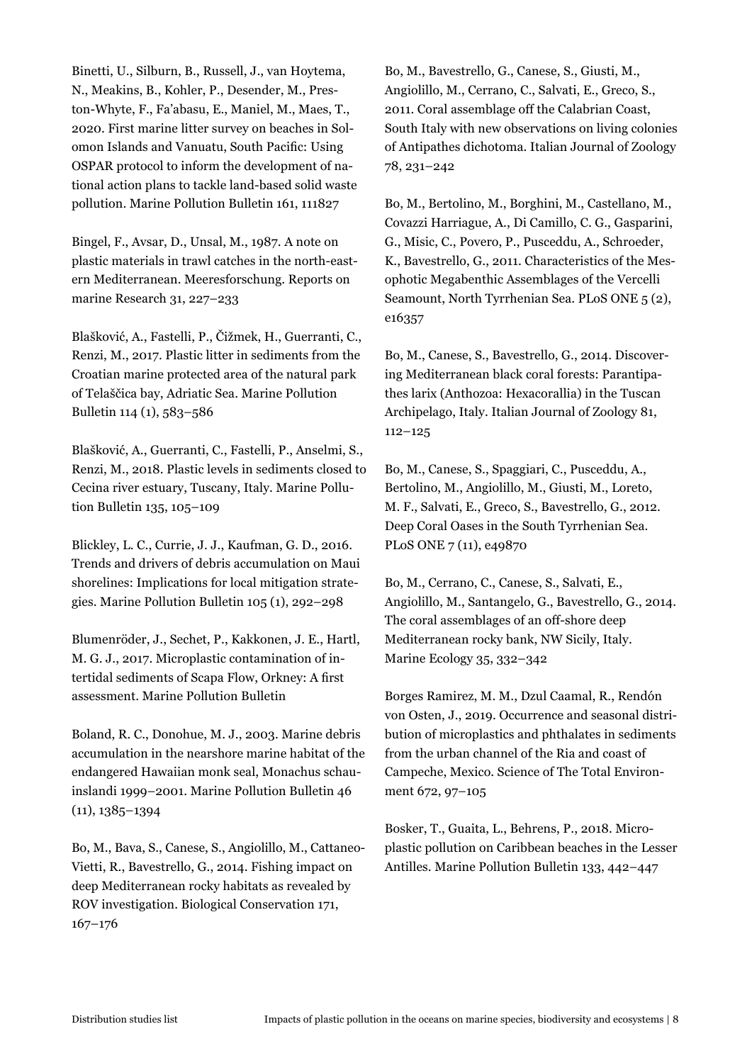Binetti, U., Silburn, B., Russell, J., van Hoytema, N., Meakins, B., Kohler, P., Desender, M., Preston-Whyte, F., Fa'abasu, E., Maniel, M., Maes, T., 2020. First marine litter survey on beaches in Solomon Islands and Vanuatu, South Pacific: Using OSPAR protocol to inform the development of national action plans to tackle land-based solid waste pollution. Marine Pollution Bulletin 161, 111827

Bingel, F., Avsar, D., Unsal, M., 1987. A note on plastic materials in trawl catches in the north-eastern Mediterranean. Meeresforschung. Reports on marine Research 31, 227–233

Blašković, A., Fastelli, P., Čižmek, H., Guerranti, C., Renzi, M., 2017. Plastic litter in sediments from the Croatian marine protected area of the natural park of Telaščica bay, Adriatic Sea. Marine Pollution Bulletin 114 (1), 583–586

Blašković, A., Guerranti, C., Fastelli, P., Anselmi, S., Renzi, M., 2018. Plastic levels in sediments closed to Cecina river estuary, Tuscany, Italy. Marine Pollution Bulletin 135, 105–109

Blickley, L. C., Currie, J. J., Kaufman, G. D., 2016. Trends and drivers of debris accumulation on Maui shorelines: Implications for local mitigation strategies. Marine Pollution Bulletin 105 (1), 292–298

Blumenröder, J., Sechet, P., Kakkonen, J. E., Hartl, M. G. J., 2017. Microplastic contamination of intertidal sediments of Scapa Flow, Orkney: A first assessment. Marine Pollution Bulletin

Boland, R. C., Donohue, M. J., 2003. Marine debris accumulation in the nearshore marine habitat of the endangered Hawaiian monk seal, Monachus schauinslandi 1999–2001. Marine Pollution Bulletin 46 (11), 1385–1394

Bo, M., Bava, S., Canese, S., Angiolillo, M., Cattaneo-Vietti, R., Bavestrello, G., 2014. Fishing impact on deep Mediterranean rocky habitats as revealed by ROV investigation. Biological Conservation 171, 167–176

Bo, M., Bavestrello, G., Canese, S., Giusti, M., Angiolillo, M., Cerrano, C., Salvati, E., Greco, S., 2011. Coral assemblage off the Calabrian Coast, South Italy with new observations on living colonies of Antipathes dichotoma. Italian Journal of Zoology 78, 231–242

Bo, M., Bertolino, M., Borghini, M., Castellano, M., Covazzi Harriague, A., Di Camillo, C. G., Gasparini, G., Misic, C., Povero, P., Pusceddu, A., Schroeder, K., Bavestrello, G., 2011. Characteristics of the Mesophotic Megabenthic Assemblages of the Vercelli Seamount, North Tyrrhenian Sea. PLoS ONE 5 (2), e16357

Bo, M., Canese, S., Bavestrello, G., 2014. Discovering Mediterranean black coral forests: Parantipathes larix (Anthozoa: Hexacorallia) in the Tuscan Archipelago, Italy. Italian Journal of Zoology 81, 112–125

Bo, M., Canese, S., Spaggiari, C., Pusceddu, A., Bertolino, M., Angiolillo, M., Giusti, M., Loreto, M. F., Salvati, E., Greco, S., Bavestrello, G., 2012. Deep Coral Oases in the South Tyrrhenian Sea. PLoS ONE 7 (11), e49870

Bo, M., Cerrano, C., Canese, S., Salvati, E., Angiolillo, M., Santangelo, G., Bavestrello, G., 2014. The coral assemblages of an off-shore deep Mediterranean rocky bank, NW Sicily, Italy. Marine Ecology 35, 332–342

Borges Ramirez, M. M., Dzul Caamal, R., Rendón von Osten, J., 2019. Occurrence and seasonal distribution of microplastics and phthalates in sediments from the urban channel of the Ria and coast of Campeche, Mexico. Science of The Total Environment 672, 97–105

Bosker, T., Guaita, L., Behrens, P., 2018. Microplastic pollution on Caribbean beaches in the Lesser Antilles. Marine Pollution Bulletin 133, 442–447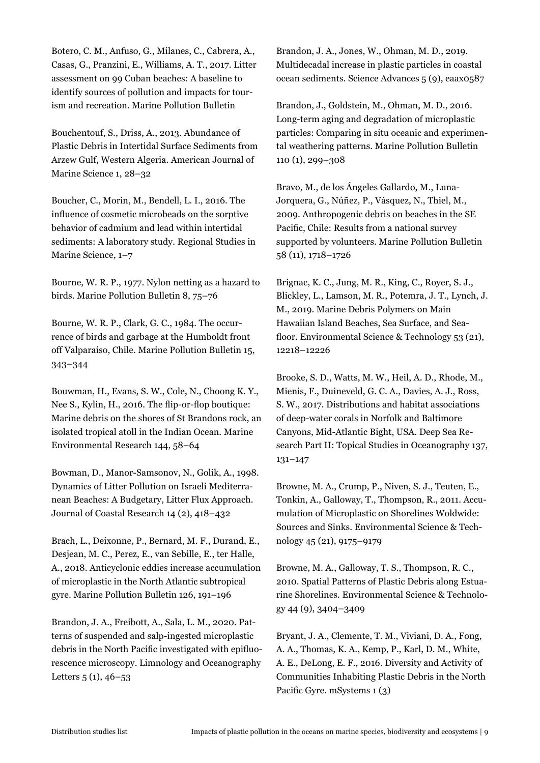Botero, C. M., Anfuso, G., Milanes, C., Cabrera, A., Casas, G., Pranzini, E., Williams, A. T., 2017. Litter assessment on 99 Cuban beaches: A baseline to identify sources of pollution and impacts for tourism and recreation. Marine Pollution Bulletin

Bouchentouf, S., Driss, A., 2013. Abundance of Plastic Debris in Intertidal Surface Sediments from Arzew Gulf, Western Algeria. American Journal of Marine Science 1, 28–32

Boucher, C., Morin, M., Bendell, L. I., 2016. The influence of cosmetic microbeads on the sorptive behavior of cadmium and lead within intertidal sediments: A laboratory study. Regional Studies in Marine Science, 1–7

Bourne, W. R. P., 1977. Nylon netting as a hazard to birds. Marine Pollution Bulletin 8, 75–76

Bourne, W. R. P., Clark, G. C., 1984. The occurrence of birds and garbage at the Humboldt front off Valparaiso, Chile. Marine Pollution Bulletin 15, 343–344

Bouwman, H., Evans, S. W., Cole, N., Choong K. Y., Nee S., Kylin, H., 2016. The flip-or-flop boutique: Marine debris on the shores of St Brandons rock, an isolated tropical atoll in the Indian Ocean. Marine Environmental Research 144, 58–64

Bowman, D., Manor-Samsonov, N., Golik, A., 1998. Dynamics of Litter Pollution on Israeli Mediterranean Beaches: A Budgetary, Litter Flux Approach. Journal of Coastal Research 14 (2), 418–432

Brach, L., Deixonne, P., Bernard, M. F., Durand, E., Desjean, M. C., Perez, E., van Sebille, E., ter Halle, A., 2018. Anticyclonic eddies increase accumulation of microplastic in the North Atlantic subtropical gyre. Marine Pollution Bulletin 126, 191–196

Brandon, J. A., Freibott, A., Sala, L. M., 2020. Patterns of suspended and salp-ingested microplastic debris in the North Pacific investigated with epifluorescence microscopy. Limnology and Oceanography Letters 5 (1), 46–53

Brandon, J. A., Jones, W., Ohman, M. D., 2019. Multidecadal increase in plastic particles in coastal ocean sediments. Science Advances 5 (9), eaax0587

Brandon, J., Goldstein, M., Ohman, M. D., 2016. Long-term aging and degradation of microplastic particles: Comparing in situ oceanic and experimental weathering patterns. Marine Pollution Bulletin 110 (1), 299–308

Bravo, M., de los Ángeles Gallardo, M., Luna-Jorquera, G., Núñez, P., Vásquez, N., Thiel, M., 2009. Anthropogenic debris on beaches in the SE Pacific, Chile: Results from a national survey supported by volunteers. Marine Pollution Bulletin 58 (11), 1718–1726

Brignac, K. C., Jung, M. R., King, C., Royer, S. J., Blickley, L., Lamson, M. R., Potemra, J. T., Lynch, J. M., 2019. Marine Debris Polymers on Main Hawaiian Island Beaches, Sea Surface, and Seafloor. Environmental Science & Technology 53 (21), 12218–12226

Brooke, S. D., Watts, M. W., Heil, A. D., Rhode, M., Mienis, F., Duineveld, G. C. A., Davies, A. J., Ross, S. W., 2017. Distributions and habitat associations of deep-water corals in Norfolk and Baltimore Canyons, Mid-Atlantic Bight, USA. Deep Sea Research Part II: Topical Studies in Oceanography 137, 131–147

Browne, M. A., Crump, P., Niven, S. J., Teuten, E., Tonkin, A., Galloway, T., Thompson, R., 2011. Accumulation of Microplastic on Shorelines Woldwide: Sources and Sinks. Environmental Science & Technology 45 (21), 9175–9179

Browne, M. A., Galloway, T. S., Thompson, R. C., 2010. Spatial Patterns of Plastic Debris along Estuarine Shorelines. Environmental Science & Technology 44 (9), 3404–3409

Bryant, J. A., Clemente, T. M., Viviani, D. A., Fong, A. A., Thomas, K. A., Kemp, P., Karl, D. M., White, A. E., DeLong, E. F., 2016. Diversity and Activity of Communities Inhabiting Plastic Debris in the North Pacific Gyre. mSystems 1 (3)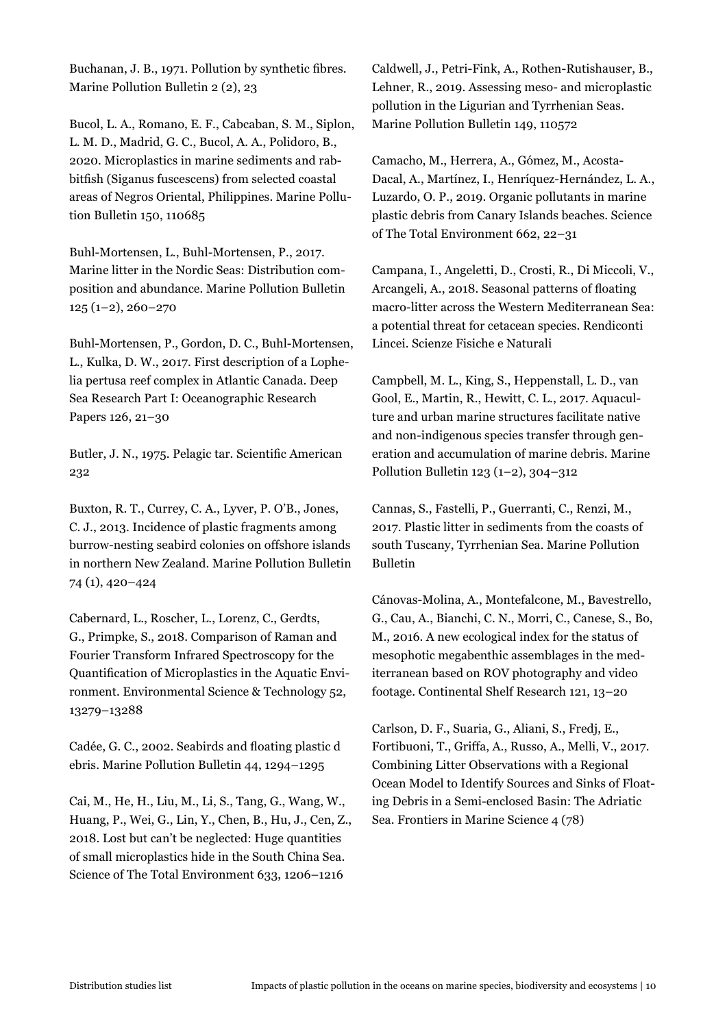Buchanan, J. B., 1971. Pollution by synthetic fibres. Marine Pollution Bulletin 2 (2), 23

Bucol, L. A., Romano, E. F., Cabcaban, S. M., Siplon, L. M. D., Madrid, G. C., Bucol, A. A., Polidoro, B., 2020. Microplastics in marine sediments and rabbitfish (Siganus fuscescens) from selected coastal areas of Negros Oriental, Philippines. Marine Pollution Bulletin 150, 110685

Buhl-Mortensen, L., Buhl-Mortensen, P., 2017. Marine litter in the Nordic Seas: Distribution composition and abundance. Marine Pollution Bulletin 125 (1–2), 260–270

Buhl-Mortensen, P., Gordon, D. C., Buhl-Mortensen, L., Kulka, D. W., 2017. First description of a Lophelia pertusa reef complex in Atlantic Canada. Deep Sea Research Part I: Oceanographic Research Papers 126, 21–30

Butler, J. N., 1975. Pelagic tar. Scientific American 232

Buxton, R. T., Currey, C. A., Lyver, P. O'B., Jones, C. J., 2013. Incidence of plastic fragments among burrow-nesting seabird colonies on offshore islands in northern New Zealand. Marine Pollution Bulletin 74 (1), 420–424

Cabernard, L., Roscher, L., Lorenz, C., Gerdts, G., Primpke, S., 2018. Comparison of Raman and Fourier Transform Infrared Spectroscopy for the Quantification of Microplastics in the Aquatic Environment. Environmental Science & Technology 52, 13279–13288

Cadée, G. C., 2002. Seabirds and floating plastic d ebris. Marine Pollution Bulletin 44, 1294–1295

Cai, M., He, H., Liu, M., Li, S., Tang, G., Wang, W., Huang, P., Wei, G., Lin, Y., Chen, B., Hu, J., Cen, Z., 2018. Lost but can't be neglected: Huge quantities of small microplastics hide in the South China Sea. Science of The Total Environment 633, 1206–1216

Caldwell, J., Petri-Fink, A., Rothen-Rutishauser, B., Lehner, R., 2019. Assessing meso- and microplastic pollution in the Ligurian and Tyrrhenian Seas. Marine Pollution Bulletin 149, 110572

Camacho, M., Herrera, A., Gómez, M., Acosta-Dacal, A., Martínez, I., Henríquez-Hernández, L. A., Luzardo, O. P., 2019. Organic pollutants in marine plastic debris from Canary Islands beaches. Science of The Total Environment 662, 22–31

Campana, I., Angeletti, D., Crosti, R., Di Miccoli, V., Arcangeli, A., 2018. Seasonal patterns of floating macro-litter across the Western Mediterranean Sea: a potential threat for cetacean species. Rendiconti Lincei. Scienze Fisiche e Naturali

Campbell, M. L., King, S., Heppenstall, L. D., van Gool, E., Martin, R., Hewitt, C. L., 2017. Aquaculture and urban marine structures facilitate native and non-indigenous species transfer through generation and accumulation of marine debris. Marine Pollution Bulletin 123 (1–2), 304–312

Cannas, S., Fastelli, P., Guerranti, C., Renzi, M., 2017. Plastic litter in sediments from the coasts of south Tuscany, Tyrrhenian Sea. Marine Pollution Bulletin

Cánovas-Molina, A., Montefalcone, M., Bavestrello, G., Cau, A., Bianchi, C. N., Morri, C., Canese, S., Bo, M., 2016. A new ecological index for the status of mesophotic megabenthic assemblages in the mediterranean based on ROV photography and video footage. Continental Shelf Research 121, 13–20

Carlson, D. F., Suaria, G., Aliani, S., Fredj, E., Fortibuoni, T., Griffa, A., Russo, A., Melli, V., 2017. Combining Litter Observations with a Regional Ocean Model to Identify Sources and Sinks of Floating Debris in a Semi-enclosed Basin: The Adriatic Sea. Frontiers in Marine Science 4 (78)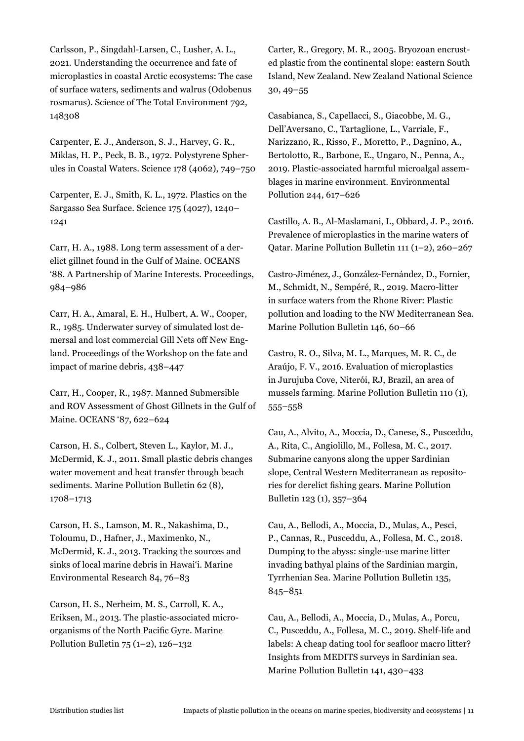Carlsson, P., Singdahl-Larsen, C., Lusher, A. L., 2021. Understanding the occurrence and fate of microplastics in coastal Arctic ecosystems: The case of surface waters, sediments and walrus (Odobenus rosmarus). Science of The Total Environment 792, 148308

Carpenter, E. J., Anderson, S. J., Harvey, G. R., Miklas, H. P., Peck, B. B., 1972. Polystyrene Spherules in Coastal Waters. Science 178 (4062), 749–750

Carpenter, E. J., Smith, K. L., 1972. Plastics on the Sargasso Sea Surface. Science 175 (4027), 1240–1241

Carr, H. A., 1988. Long term assessment of a derelict gillnet found in the Gulf of Maine. OCEANS '88. A Partnership of Marine Interests. Proceedings, 984–986

Carr, H. A., Amaral, E. H., Hulbert, A. W., Cooper, R., 1985. Underwater survey of simulated lost demersal and lost commercial Gill Nets off New England. Proceedings of the Workshop on the fate and impact of marine debris, 438–447

Carr, H., Cooper, R., 1987. Manned Submersible and ROV Assessment of Ghost Gillnets in the Gulf of Maine. OCEANS '87, 622–624

Carson, H. S., Colbert, Steven L., Kaylor, M. J., McDermid, K. J., 2011. Small plastic debris changes water movement and heat transfer through beach sediments. Marine Pollution Bulletin 62 (8), 1708–1713

Carson, H. S., Lamson, M. R., Nakashima, D., Toloumu, D., Hafner, J., Maximenko, N., McDermid, K. J., 2013. Tracking the sources and sinks of local marine debris in Hawai'i. Marine Environmental Research 84, 76–83

Carson, H. S., Nerheim, M. S., Carroll, K. A., Eriksen, M., 2013. The plastic-associated microorganisms of the North Pacific Gyre. Marine Pollution Bulletin 75 (1–2), 126–132

Carter, R., Gregory, M. R., 2005. Bryozoan encrusted plastic from the continental slope: eastern South Island, New Zealand. New Zealand National Science 30, 49–55

Casabianca, S., Capellacci, S., Giacobbe, M. G., Dell'Aversano, C., Tartaglione, L., Varriale, F., Narizzano, R., Risso, F., Moretto, P., Dagnino, A., Bertolotto, R., Barbone, E., Ungaro, N., Penna, A., 2019. Plastic-associated harmful microalgal assemblages in marine environment. Environmental Pollution 244, 617–626

Castillo, A. B., Al-Maslamani, I., Obbard, J. P., 2016. Prevalence of microplastics in the marine waters of Qatar. Marine Pollution Bulletin 111 (1–2), 260–267

Castro-Jiménez, J., González-Fernández, D., Fornier, M., Schmidt, N., Sempéré, R., 2019. Macro-litter in surface waters from the Rhone River: Plastic pollution and loading to the NW Mediterranean Sea. Marine Pollution Bulletin 146, 60–66

Castro, R. O., Silva, M. L., Marques, M. R. C., de Araújo, F. V., 2016. Evaluation of microplastics in Jurujuba Cove, Niterói, RJ, Brazil, an area of mussels farming. Marine Pollution Bulletin 110 (1), 555–558

Cau, A., Alvito, A., Moccia, D., Canese, S., Pusceddu, A., Rita, C., Angiolillo, M., Follesa, M. C., 2017. Submarine canyons along the upper Sardinian slope, Central Western Mediterranean as repositories for derelict fishing gears. Marine Pollution Bulletin 123 (1), 357–364

Cau, A., Bellodi, A., Moccia, D., Mulas, A., Pesci, P., Cannas, R., Pusceddu, A., Follesa, M. C., 2018. Dumping to the abyss: single-use marine litter invading bathyal plains of the Sardinian margin, Tyrrhenian Sea. Marine Pollution Bulletin 135, 845–851

Cau, A., Bellodi, A., Moccia, D., Mulas, A., Porcu, C., Pusceddu, A., Follesa, M. C., 2019. Shelf-life and labels: A cheap dating tool for seafloor macro litter? Insights from MEDITS surveys in Sardinian sea. Marine Pollution Bulletin 141, 430–433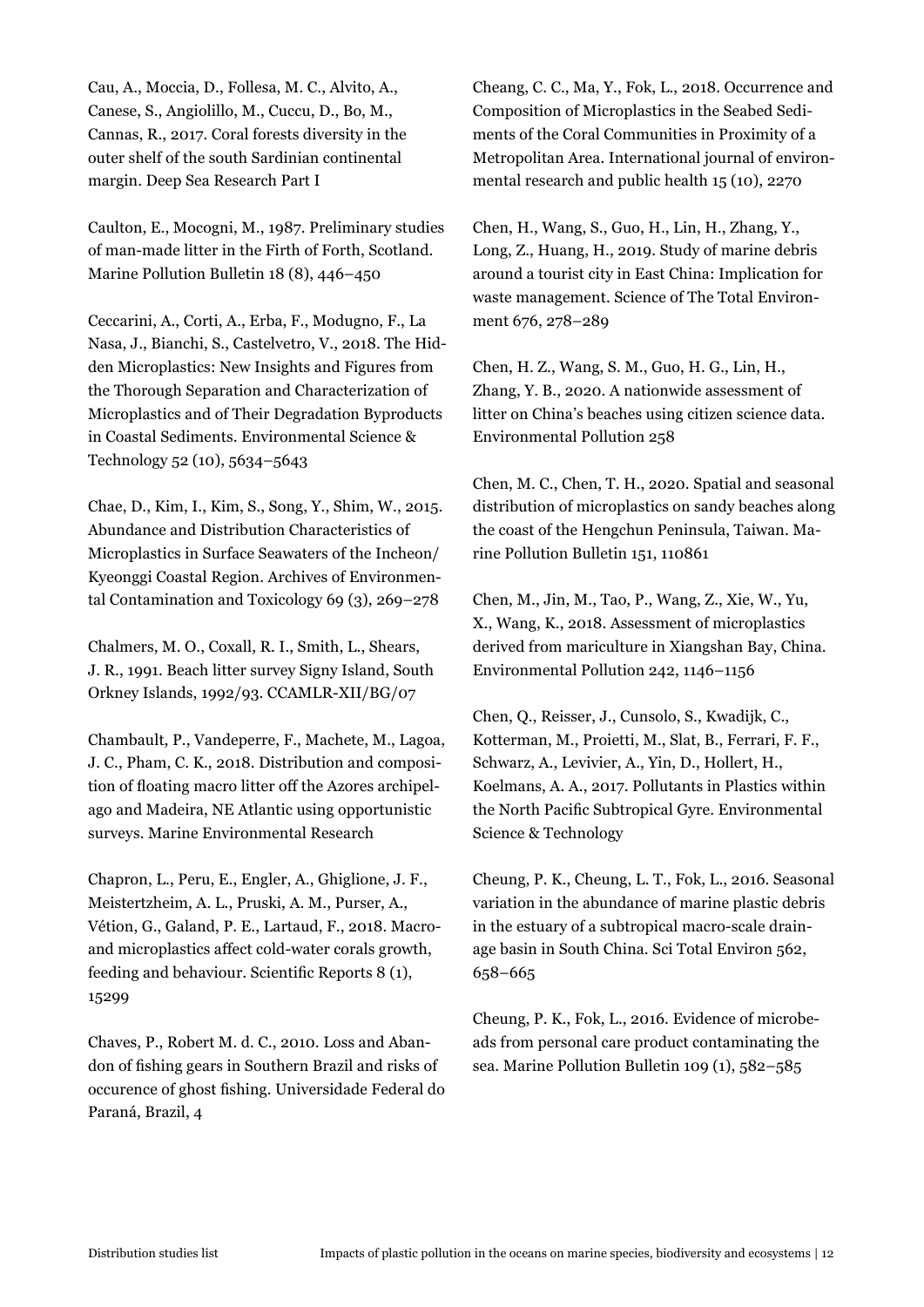Cau, A., Moccia, D., Follesa, M. C., Alvito, A., Canese, S., Angiolillo, M., Cuccu, D., Bo, M., Cannas, R., 2017. Coral forests diversity in the outer shelf of the south Sardinian continental margin. Deep Sea Research Part I

Caulton, E., Mocogni, M., 1987. Preliminary studies of man-made litter in the Firth of Forth, Scotland. Marine Pollution Bulletin 18 (8), 446–450

Ceccarini, A., Corti, A., Erba, F., Modugno, F., La Nasa, J., Bianchi, S., Castelvetro, V., 2018. The Hidden Microplastics: New Insights and Figures from the Thorough Separation and Characterization of Microplastics and of Their Degradation Byproducts in Coastal Sediments. Environmental Science & Technology 52 (10), 5634–5643

Chae, D., Kim, I., Kim, S., Song, Y., Shim, W., 2015. Abundance and Distribution Characteristics of Microplastics in Surface Seawaters of the Incheon/Kyeonggi Coastal Region. Archives of Environmental Contamination and Toxicology 69 (3), 269–278

Chalmers, M. O., Coxall, R. I., Smith, L., Shears, J. R., 1991. Beach litter survey Signy Island, South Orkney Islands, 1992/93. CCAMLR-XII/BG/07

Chambault, P., Vandeperre, F., Machete, M., Lagoa, J. C., Pham, C. K., 2018. Distribution and composition of floating macro litter off the Azores archipelago and Madeira, NE Atlantic using opportunistic surveys. Marine Environmental Research

Chapron, L., Peru, E., Engler, A., Ghiglione, J. F., Meistertzheim, A. L., Pruski, A. M., Purser, A., Vétion, G., Galand, P. E., Lartaud, F., 2018. Macro- and microplastics affect cold-water corals growth, feeding and behaviour. Scientific Reports 8 (1), 15299

Chaves, P., Robert M. d. C., 2010. Loss and Abandon of fishing gears in Southern Brazil and risks of occurence of ghost fishing. Universidade Federal do Paraná, Brazil, 4

Cheang, C. C., Ma, Y., Fok, L., 2018. Occurrence and Composition of Microplastics in the Seabed Sediments of the Coral Communities in Proximity of a Metropolitan Area. International journal of environmental research and public health 15 (10), 2270

Chen, H., Wang, S., Guo, H., Lin, H., Zhang, Y., Long, Z., Huang, H., 2019. Study of marine debris around a tourist city in East China: Implication for waste management. Science of The Total Environment 676, 278–289

Chen, H. Z., Wang, S. M., Guo, H. G., Lin, H., Zhang, Y. B., 2020. A nationwide assessment of litter on China's beaches using citizen science data. Environmental Pollution 258

Chen, M. C., Chen, T. H., 2020. Spatial and seasonal distribution of microplastics on sandy beaches along the coast of the Hengchun Peninsula, Taiwan. Marine Pollution Bulletin 151, 110861

Chen, M., Jin, M., Tao, P., Wang, Z., Xie, W., Yu, X., Wang, K., 2018. Assessment of microplastics derived from mariculture in Xiangshan Bay, China. Environmental Pollution 242, 1146–1156

Chen, Q., Reisser, J., Cunsolo, S., Kwadijk, C., Kotterman, M., Proietti, M., Slat, B., Ferrari, F. F., Schwarz, A., Levivier, A., Yin, D., Hollert, H., Koelmans, A. A., 2017. Pollutants in Plastics within the North Pacific Subtropical Gyre. Environmental Science & Technology

Cheung, P. K., Cheung, L. T., Fok, L., 2016. Seasonal variation in the abundance of marine plastic debris in the estuary of a subtropical macro-scale drainage basin in South China. Sci Total Environ 562, 658–665

Cheung, P. K., Fok, L., 2016. Evidence of microbeads from personal care product contaminating the sea. Marine Pollution Bulletin 109 (1), 582–585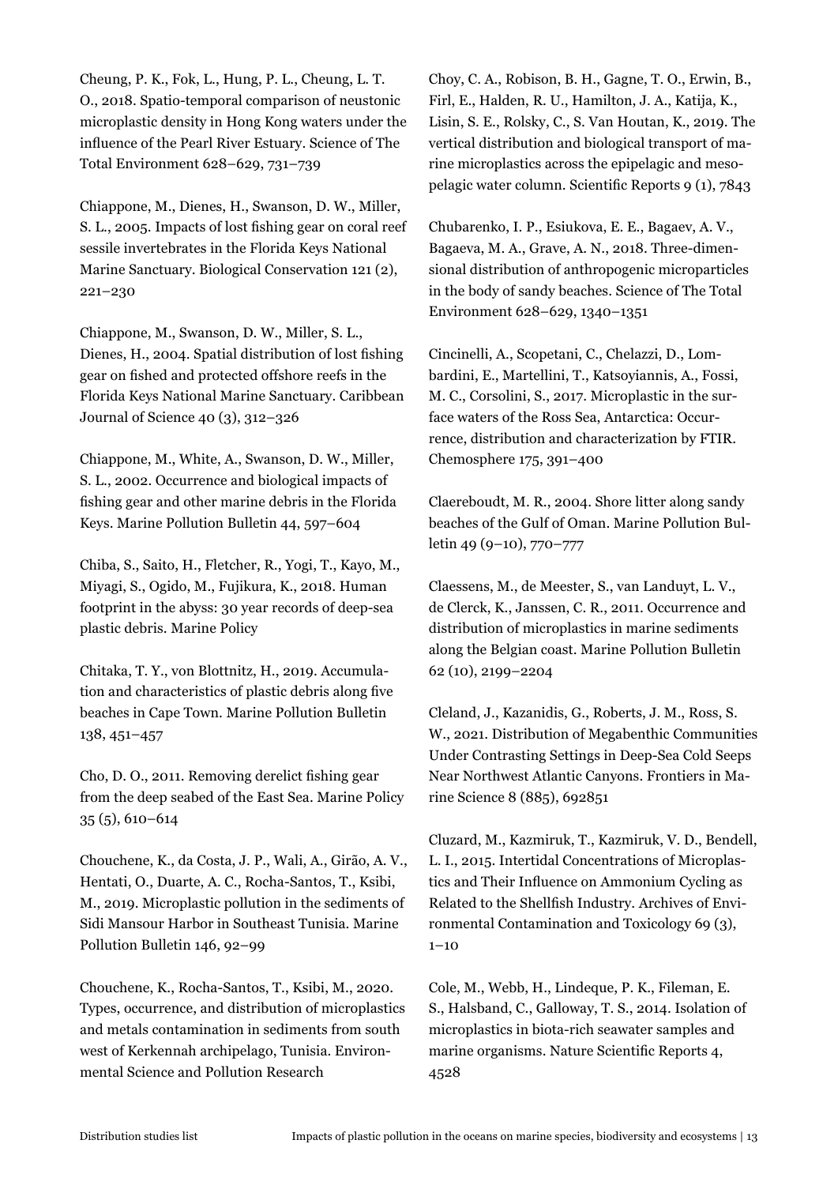Cheung, P. K., Fok, L., Hung, P. L., Cheung, L. T. O., 2018. Spatio-temporal comparison of neustonic microplastic density in Hong Kong waters under the influence of the Pearl River Estuary. Science of The Total Environment 628–629, 731–739

Chiappone, M., Dienes, H., Swanson, D. W., Miller, S. L., 2005. Impacts of lost fishing gear on coral reef sessile invertebrates in the Florida Keys National Marine Sanctuary. Biological Conservation 121 (2), 221–230

Chiappone, M., Swanson, D. W., Miller, S. L., Dienes, H., 2004. Spatial distribution of lost fishing gear on fished and protected offshore reefs in the Florida Keys National Marine Sanctuary. Caribbean Journal of Science 40 (3), 312–326

Chiappone, M., White, A., Swanson, D. W., Miller, S. L., 2002. Occurrence and biological impacts of fishing gear and other marine debris in the Florida Keys. Marine Pollution Bulletin 44, 597–604

Chiba, S., Saito, H., Fletcher, R., Yogi, T., Kayo, M., Miyagi, S., Ogido, M., Fujikura, K., 2018. Human footprint in the abyss: 30 year records of deep-sea plastic debris. Marine Policy

Chitaka, T. Y., von Blottnitz, H., 2019. Accumulation and characteristics of plastic debris along five beaches in Cape Town. Marine Pollution Bulletin 138, 451–457

Cho, D. O., 2011. Removing derelict fishing gear from the deep seabed of the East Sea. Marine Policy 35 (5), 610–614

Chouchene, K., da Costa, J. P., Wali, A., Girão, A. V., Hentati, O., Duarte, A. C., Rocha-Santos, T., Ksibi, M., 2019. Microplastic pollution in the sediments of Sidi Mansour Harbor in Southeast Tunisia. Marine Pollution Bulletin 146, 92–99

Chouchene, K., Rocha-Santos, T., Ksibi, M., 2020. Types, occurrence, and distribution of microplastics and metals contamination in sediments from south west of Kerkennah archipelago, Tunisia. Environmental Science and Pollution Research

Choy, C. A., Robison, B. H., Gagne, T. O., Erwin, B., Firl, E., Halden, R. U., Hamilton, J. A., Katija, K., Lisin, S. E., Rolsky, C., S. Van Houtan, K., 2019. The vertical distribution and biological transport of marine microplastics across the epipelagic and mesopelagic water column. Scientific Reports 9 (1), 7843

Chubarenko, I. P., Esiukova, E. E., Bagaev, A. V., Bagaeva, M. A., Grave, A. N., 2018. Three-dimensional distribution of anthropogenic microparticles in the body of sandy beaches. Science of The Total Environment 628–629, 1340–1351

Cincinelli, A., Scopetani, C., Chelazzi, D., Lombardini, E., Martellini, T., Katsoyiannis, A., Fossi, M. C., Corsolini, S., 2017. Microplastic in the surface waters of the Ross Sea, Antarctica: Occurrence, distribution and characterization by FTIR. Chemosphere 175, 391–400

Claereboudt, M. R., 2004. Shore litter along sandy beaches of the Gulf of Oman. Marine Pollution Bulletin 49 (9–10), 770–777

Claessens, M., de Meester, S., van Landuyt, L. V., de Clerck, K., Janssen, C. R., 2011. Occurrence and distribution of microplastics in marine sediments along the Belgian coast. Marine Pollution Bulletin 62 (10), 2199–2204

Cleland, J., Kazanidis, G., Roberts, J. M., Ross, S. W., 2021. Distribution of Megabenthic Communities Under Contrasting Settings in Deep-Sea Cold Seeps Near Northwest Atlantic Canyons. Frontiers in Marine Science 8 (885), 692851

Cluzard, M., Kazmiruk, T., Kazmiruk, V. D., Bendell, L. I., 2015. Intertidal Concentrations of Microplastics and Their Influence on Ammonium Cycling as Related to the Shellfish Industry. Archives of Environmental Contamination and Toxicology 69 (3), 1–10

Cole, M., Webb, H., Lindeque, P. K., Fileman, E. S., Halsband, C., Galloway, T. S., 2014. Isolation of microplastics in biota-rich seawater samples and marine organisms. Nature Scientific Reports 4, 4528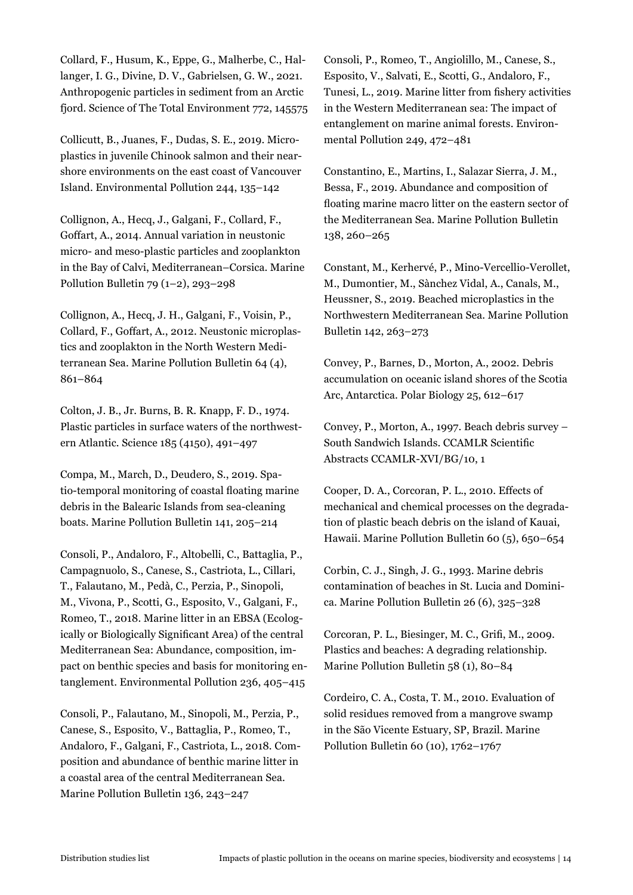Collard, F., Husum, K., Eppe, G., Malherbe, C., Hallanger, I. G., Divine, D. V., Gabrielsen, G. W., 2021. Anthropogenic particles in sediment from an Arctic fjord. Science of The Total Environment 772, 145575

Collicutt, B., Juanes, F., Dudas, S. E., 2019. Microplastics in juvenile Chinook salmon and their nearshore environments on the east coast of Vancouver Island. Environmental Pollution 244, 135–142

Collignon, A., Hecq, J., Galgani, F., Collard, F., Goffart, A., 2014. Annual variation in neustonic micro- and meso-plastic particles and zooplankton in the Bay of Calvi, Mediterranean–Corsica. Marine Pollution Bulletin 79 (1–2), 293–298

Collignon, A., Hecq, J. H., Galgani, F., Voisin, P., Collard, F., Goffart, A., 2012. Neustonic microplastics and zooplakton in the North Western Mediterranean Sea. Marine Pollution Bulletin 64 (4), 861–864

Colton, J. B., Jr. Burns, B. R. Knapp, F. D., 1974. Plastic particles in surface waters of the northwestern Atlantic. Science 185 (4150), 491–497

Compa, M., March, D., Deudero, S., 2019. Spatio-temporal monitoring of coastal floating marine debris in the Balearic Islands from sea-cleaning boats. Marine Pollution Bulletin 141, 205–214

Consoli, P., Andaloro, F., Altobelli, C., Battaglia, P., Campagnuolo, S., Canese, S., Castriota, L., Cillari, T., Falautano, M., Pedà, C., Perzia, P., Sinopoli, M., Vivona, P., Scotti, G., Esposito, V., Galgani, F., Romeo, T., 2018. Marine litter in an EBSA (Ecologically or Biologically Significant Area) of the central Mediterranean Sea: Abundance, composition, impact on benthic species and basis for monitoring entanglement. Environmental Pollution 236, 405–415

Consoli, P., Falautano, M., Sinopoli, M., Perzia, P., Canese, S., Esposito, V., Battaglia, P., Romeo, T., Andaloro, F., Galgani, F., Castriota, L., 2018. Composition and abundance of benthic marine litter in a coastal area of the central Mediterranean Sea. Marine Pollution Bulletin 136, 243–247

Consoli, P., Romeo, T., Angiolillo, M., Canese, S., Esposito, V., Salvati, E., Scotti, G., Andaloro, F., Tunesi, L., 2019. Marine litter from fishery activities in the Western Mediterranean sea: The impact of entanglement on marine animal forests. Environmental Pollution 249, 472–481

Constantino, E., Martins, I., Salazar Sierra, J. M., Bessa, F., 2019. Abundance and composition of floating marine macro litter on the eastern sector of the Mediterranean Sea. Marine Pollution Bulletin 138, 260–265

Constant, M., Kerhervé, P., Mino-Vercellio-Verollet, M., Dumontier, M., Sànchez Vidal, A., Canals, M., Heussner, S., 2019. Beached microplastics in the Northwestern Mediterranean Sea. Marine Pollution Bulletin 142, 263–273

Convey, P., Barnes, D., Morton, A., 2002. Debris accumulation on oceanic island shores of the Scotia Arc, Antarctica. Polar Biology 25, 612–617

Convey, P., Morton, A., 1997. Beach debris survey – South Sandwich Islands. CCAMLR Scientific Abstracts CCAMLR-XVI/BG/10, 1

Cooper, D. A., Corcoran, P. L., 2010. Effects of mechanical and chemical processes on the degradation of plastic beach debris on the island of Kauai, Hawaii. Marine Pollution Bulletin 60 (5), 650–654

Corbin, C. J., Singh, J. G., 1993. Marine debris contamination of beaches in St. Lucia and Dominica. Marine Pollution Bulletin 26 (6), 325–328

Corcoran, P. L., Biesinger, M. C., Grifi, M., 2009. Plastics and beaches: A degrading relationship. Marine Pollution Bulletin 58 (1), 80–84

Cordeiro, C. A., Costa, T. M., 2010. Evaluation of solid residues removed from a mangrove swamp in the São Vicente Estuary, SP, Brazil. Marine Pollution Bulletin 60 (10), 1762–1767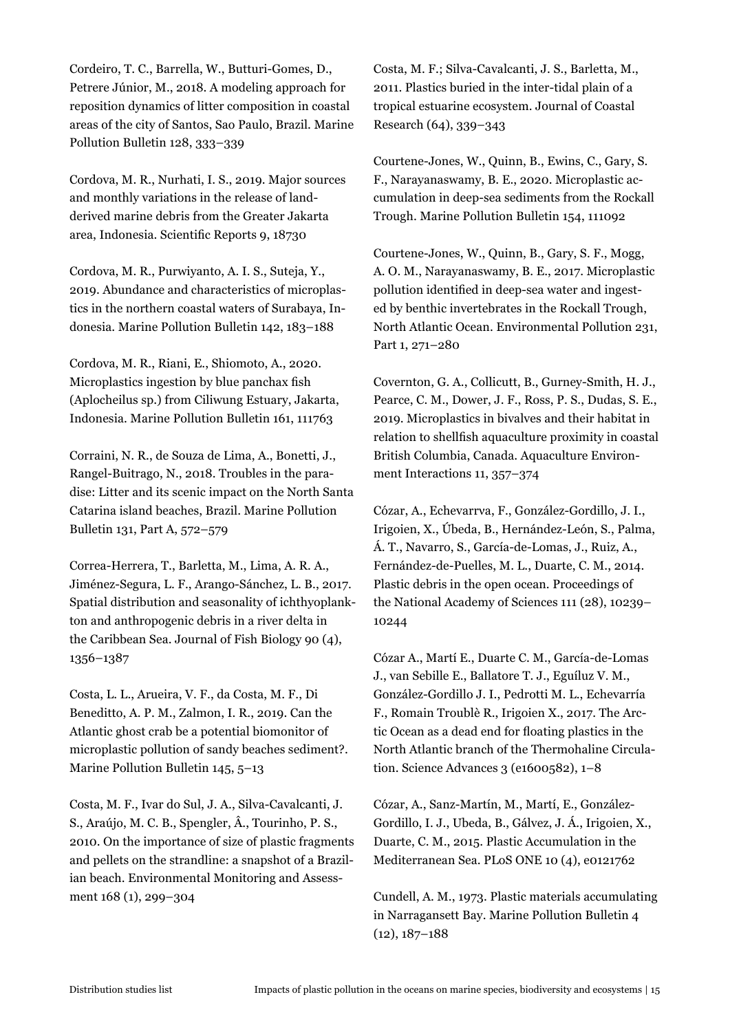Cordeiro, T. C., Barrella, W., Butturi-Gomes, D., Petrere Júnior, M., 2018. A modeling approach for reposition dynamics of litter composition in coastal areas of the city of Santos, Sao Paulo, Brazil. Marine Pollution Bulletin 128, 333–339

Cordova, M. R., Nurhati, I. S., 2019. Major sources and monthly variations in the release of land-derived marine debris from the Greater Jakarta area, Indonesia. Scientific Reports 9, 18730

Cordova, M. R., Purwiyanto, A. I. S., Suteja, Y., 2019. Abundance and characteristics of microplastics in the northern coastal waters of Surabaya, Indonesia. Marine Pollution Bulletin 142, 183–188

Cordova, M. R., Riani, E., Shiomoto, A., 2020. Microplastics ingestion by blue panchax fish (Aplocheilus sp.) from Ciliwung Estuary, Jakarta, Indonesia. Marine Pollution Bulletin 161, 111763

Corraini, N. R., de Souza de Lima, A., Bonetti, J., Rangel-Buitrago, N., 2018. Troubles in the paradise: Litter and its scenic impact on the North Santa Catarina island beaches, Brazil. Marine Pollution Bulletin 131, Part A, 572–579

Correa-Herrera, T., Barletta, M., Lima, A. R. A., Jiménez-Segura, L. F., Arango-Sánchez, L. B., 2017. Spatial distribution and seasonality of ichthyoplankton and anthropogenic debris in a river delta in the Caribbean Sea. Journal of Fish Biology 90 (4), 1356–1387

Costa, L. L., Arueira, V. F., da Costa, M. F., Di Beneditto, A. P. M., Zalmon, I. R., 2019. Can the Atlantic ghost crab be a potential biomonitor of microplastic pollution of sandy beaches sediment?. Marine Pollution Bulletin 145, 5–13

Costa, M. F., Ivar do Sul, J. A., Silva-Cavalcanti, J. S., Araújo, M. C. B., Spengler, Â., Tourinho, P. S., 2010. On the importance of size of plastic fragments and pellets on the strandline: a snapshot of a Brazilian beach. Environmental Monitoring and Assessment 168 (1), 299–304

Costa, M. F.; Silva-Cavalcanti, J. S., Barletta, M., 2011. Plastics buried in the inter-tidal plain of a tropical estuarine ecosystem. Journal of Coastal Research (64), 339–343

Courtene-Jones, W., Quinn, B., Ewins, C., Gary, S. F., Narayanaswamy, B. E., 2020. Microplastic accumulation in deep-sea sediments from the Rockall Trough. Marine Pollution Bulletin 154, 111092

Courtene-Jones, W., Quinn, B., Gary, S. F., Mogg, A. O. M., Narayanaswamy, B. E., 2017. Microplastic pollution identified in deep-sea water and ingested by benthic invertebrates in the Rockall Trough, North Atlantic Ocean. Environmental Pollution 231, Part 1, 271–280

Covernton, G. A., Collicutt, B., Gurney-Smith, H. J., Pearce, C. M., Dower, J. F., Ross, P. S., Dudas, S. E., 2019. Microplastics in bivalves and their habitat in relation to shellfish aquaculture proximity in coastal British Columbia, Canada. Aquaculture Environment Interactions 11, 357–374

Cózar, A., Echevarrva, F., González-Gordillo, J. I., Irigoien, X., Úbeda, B., Hernández-León, S., Palma, Á. T., Navarro, S., García-de-Lomas, J., Ruiz, A., Fernández-de-Puelles, M. L., Duarte, C. M., 2014. Plastic debris in the open ocean. Proceedings of the National Academy of Sciences 111 (28), 10239–10244

Cózar A., Martí E., Duarte C. M., García-de-Lomas J., van Sebille E., Ballatore T. J., Eguíluz V. M., González-Gordillo J. I., Pedrotti M. L., Echevarría F., Romain Troublè R., Irigoien X., 2017. The Arctic Ocean as a dead end for floating plastics in the North Atlantic branch of the Thermohaline Circulation. Science Advances 3 (e1600582), 1–8

Cózar, A., Sanz-Martín, M., Martí, E., González-Gordillo, I. J., Ubeda, B., Gálvez, J. Á., Irigoien, X., Duarte, C. M., 2015. Plastic Accumulation in the Mediterranean Sea. PLoS ONE 10 (4), e0121762

Cundell, A. M., 1973. Plastic materials accumulating in Narragansett Bay. Marine Pollution Bulletin 4 (12), 187–188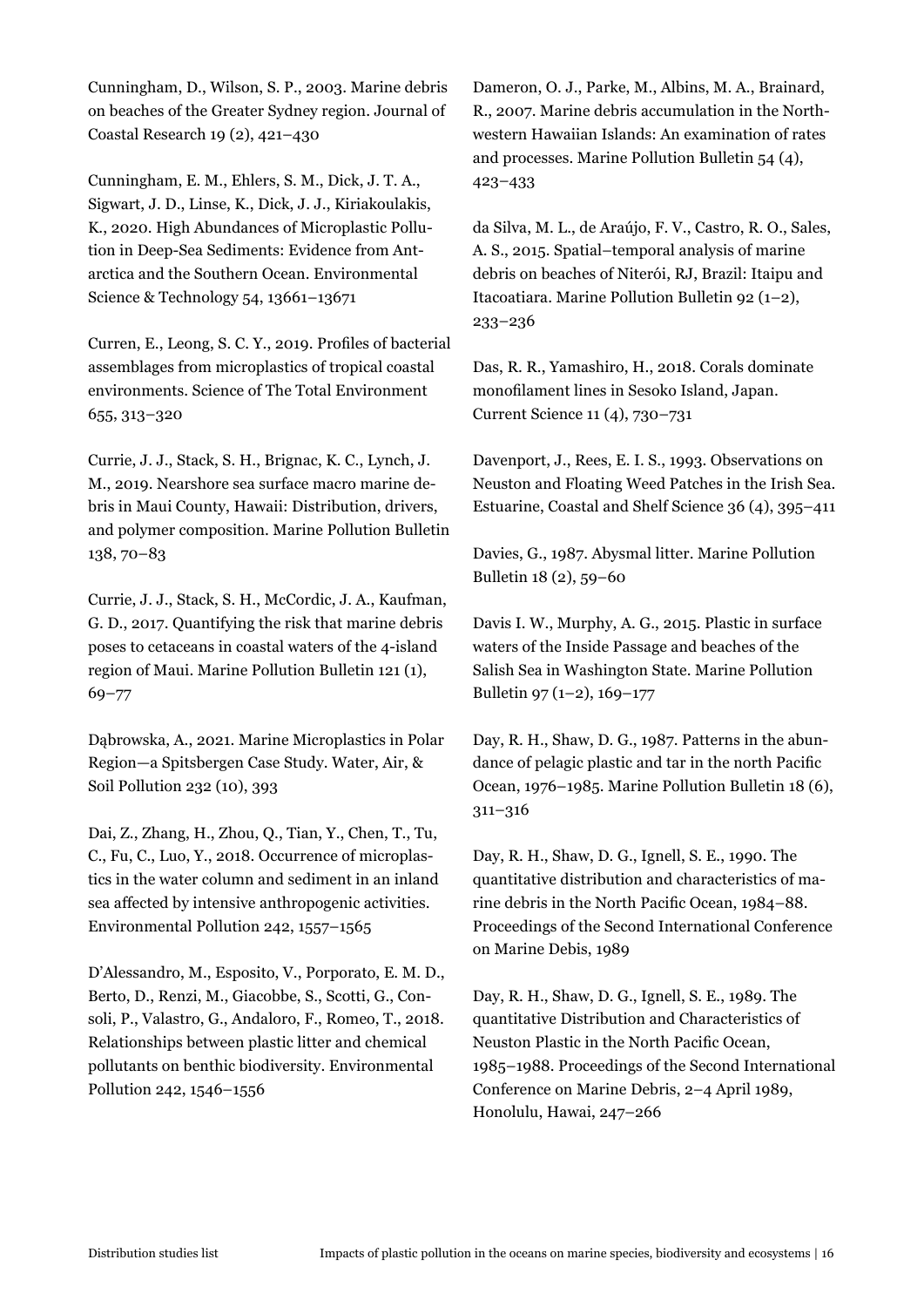Cunningham, D., Wilson, S. P., 2003. Marine debris on beaches of the Greater Sydney region. Journal of Coastal Research 19 (2), 421–430

Cunningham, E. M., Ehlers, S. M., Dick, J. T. A., Sigwart, J. D., Linse, K., Dick, J. J., Kiriakoulakis, K., 2020. High Abundances of Microplastic Pollution in Deep-Sea Sediments: Evidence from Antarctica and the Southern Ocean. Environmental Science & Technology 54, 13661–13671

Curren, E., Leong, S. C. Y., 2019. Profiles of bacterial assemblages from microplastics of tropical coastal environments. Science of The Total Environment 655, 313–320

Currie, J. J., Stack, S. H., Brignac, K. C., Lynch, J. M., 2019. Nearshore sea surface macro marine debris in Maui County, Hawaii: Distribution, drivers, and polymer composition. Marine Pollution Bulletin 138, 70–83

Currie, J. J., Stack, S. H., McCordic, J. A., Kaufman, G. D., 2017. Quantifying the risk that marine debris poses to cetaceans in coastal waters of the 4-island region of Maui. Marine Pollution Bulletin 121 (1), 69–77

Dąbrowska, A., 2021. Marine Microplastics in Polar Region—a Spitsbergen Case Study. Water, Air, & Soil Pollution 232 (10), 393

Dai, Z., Zhang, H., Zhou, Q., Tian, Y., Chen, T., Tu, C., Fu, C., Luo, Y., 2018. Occurrence of microplastics in the water column and sediment in an inland sea affected by intensive anthropogenic activities. Environmental Pollution 242, 1557–1565

D'Alessandro, M., Esposito, V., Porporato, E. M. D., Berto, D., Renzi, M., Giacobbe, S., Scotti, G., Consoli, P., Valastro, G., Andaloro, F., Romeo, T., 2018. Relationships between plastic litter and chemical pollutants on benthic biodiversity. Environmental Pollution 242, 1546–1556

Dameron, O. J., Parke, M., Albins, M. A., Brainard, R., 2007. Marine debris accumulation in the Northwestern Hawaiian Islands: An examination of rates and processes. Marine Pollution Bulletin 54 (4), 423–433

da Silva, M. L., de Araújo, F. V., Castro, R. O., Sales, A. S., 2015. Spatial–temporal analysis of marine debris on beaches of Niterói, RJ, Brazil: Itaipu and Itacoatiara. Marine Pollution Bulletin 92 (1–2), 233–236

Das, R. R., Yamashiro, H., 2018. Corals dominate monofilament lines in Sesoko Island, Japan. Current Science 11 (4), 730–731

Davenport, J., Rees, E. I. S., 1993. Observations on Neuston and Floating Weed Patches in the Irish Sea. Estuarine, Coastal and Shelf Science 36 (4), 395–411

Davies, G., 1987. Abysmal litter. Marine Pollution Bulletin 18 (2), 59–60

Davis I. W., Murphy, A. G., 2015. Plastic in surface waters of the Inside Passage and beaches of the Salish Sea in Washington State. Marine Pollution Bulletin 97 (1–2), 169–177

Day, R. H., Shaw, D. G., 1987. Patterns in the abundance of pelagic plastic and tar in the north Pacific Ocean, 1976–1985. Marine Pollution Bulletin 18 (6), 311–316

Day, R. H., Shaw, D. G., Ignell, S. E., 1990. The quantitative distribution and characteristics of marine debris in the North Pacific Ocean, 1984–88. Proceedings of the Second International Conference on Marine Debis, 1989

Day, R. H., Shaw, D. G., Ignell, S. E., 1989. The quantitative Distribution and Characteristics of Neuston Plastic in the North Pacific Ocean, 1985–1988. Proceedings of the Second International Conference on Marine Debris, 2–4 April 1989, Honolulu, Hawai, 247–266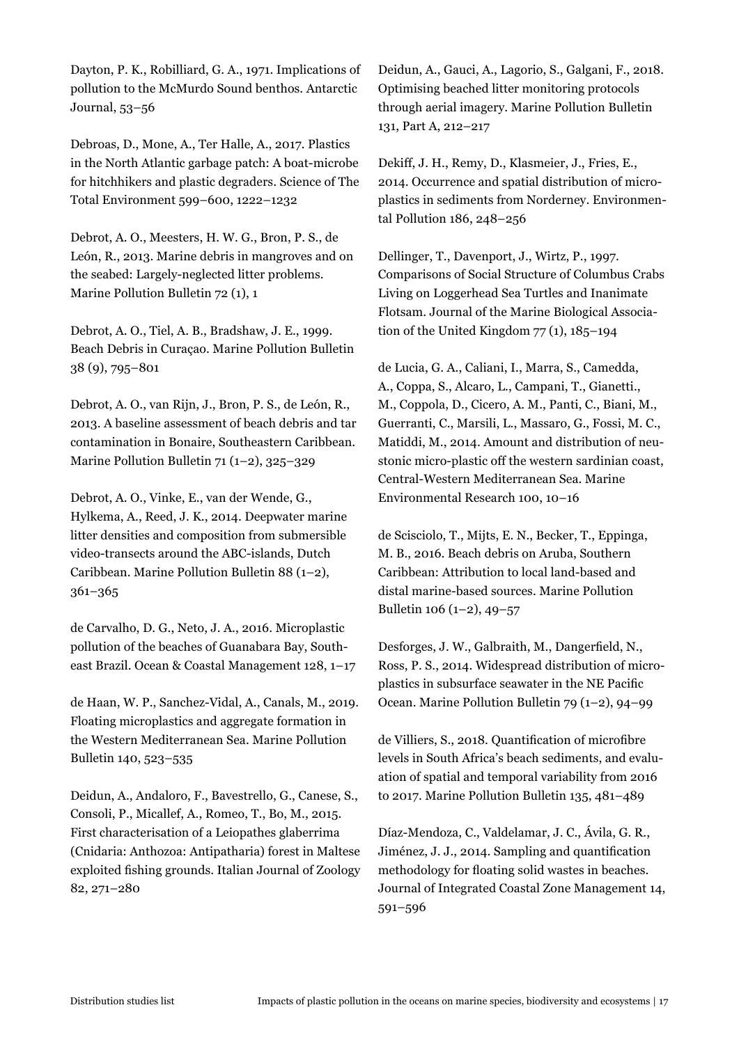Dayton, P. K., Robilliard, G. A., 1971. Implications of pollution to the McMurdo Sound benthos. Antarctic Journal, 53–56

Debroas, D., Mone, A., Ter Halle, A., 2017. Plastics in the North Atlantic garbage patch: A boat-microbe for hitchhikers and plastic degraders. Science of The Total Environment 599–600, 1222–1232

Debrot, A. O., Meesters, H. W. G., Bron, P. S., de León, R., 2013. Marine debris in mangroves and on the seabed: Largely-neglected litter problems. Marine Pollution Bulletin 72 (1), 1

Debrot, A. O., Tiel, A. B., Bradshaw, J. E., 1999. Beach Debris in Curaçao. Marine Pollution Bulletin 38 (9), 795–801

Debrot, A. O., van Rijn, J., Bron, P. S., de León, R., 2013. A baseline assessment of beach debris and tar contamination in Bonaire, Southeastern Caribbean. Marine Pollution Bulletin 71 (1–2), 325–329

Debrot, A. O., Vinke, E., van der Wende, G., Hylkema, A., Reed, J. K., 2014. Deepwater marine litter densities and composition from submersible video-transects around the ABC-islands, Dutch Caribbean. Marine Pollution Bulletin 88 (1–2), 361–365

de Carvalho, D. G., Neto, J. A., 2016. Microplastic pollution of the beaches of Guanabara Bay, Southeast Brazil. Ocean & Coastal Management 128, 1–17

de Haan, W. P., Sanchez-Vidal, A., Canals, M., 2019. Floating microplastics and aggregate formation in the Western Mediterranean Sea. Marine Pollution Bulletin 140, 523–535

Deidun, A., Andaloro, F., Bavestrello, G., Canese, S., Consoli, P., Micallef, A., Romeo, T., Bo, M., 2015. First characterisation of a Leiopathes glaberrima (Cnidaria: Anthozoa: Antipatharia) forest in Maltese exploited fishing grounds. Italian Journal of Zoology 82, 271–280

Deidun, A., Gauci, A., Lagorio, S., Galgani, F., 2018. Optimising beached litter monitoring protocols through aerial imagery. Marine Pollution Bulletin 131, Part A, 212–217

Dekiff, J. H., Remy, D., Klasmeier, J., Fries, E., 2014. Occurrence and spatial distribution of microplastics in sediments from Norderney. Environmental Pollution 186, 248–256

Dellinger, T., Davenport, J., Wirtz, P., 1997. Comparisons of Social Structure of Columbus Crabs Living on Loggerhead Sea Turtles and Inanimate Flotsam. Journal of the Marine Biological Association of the United Kingdom 77 (1), 185–194

de Lucia, G. A., Caliani, I., Marra, S., Camedda, A., Coppa, S., Alcaro, L., Campani, T., Gianetti., M., Coppola, D., Cicero, A. M., Panti, C., Biani, M., Guerranti, C., Marsili, L., Massaro, G., Fossi, M. C., Matiddi, M., 2014. Amount and distribution of neustonic micro-plastic off the western sardinian coast, Central-Western Mediterranean Sea. Marine Environmental Research 100, 10–16

de Scisciolo, T., Mijts, E. N., Becker, T., Eppinga, M. B., 2016. Beach debris on Aruba, Southern Caribbean: Attribution to local land-based and distal marine-based sources. Marine Pollution Bulletin 106 (1–2), 49–57

Desforges, J. W., Galbraith, M., Dangerfield, N., Ross, P. S., 2014. Widespread distribution of microplastics in subsurface seawater in the NE Pacific Ocean. Marine Pollution Bulletin 79 (1–2), 94–99

de Villiers, S., 2018. Quantification of microfibre levels in South Africa's beach sediments, and evaluation of spatial and temporal variability from 2016 to 2017. Marine Pollution Bulletin 135, 481–489

Díaz-Mendoza, C., Valdelamar, J. C., Ávila, G. R., Jiménez, J. J., 2014. Sampling and quantification methodology for floating solid wastes in beaches. Journal of Integrated Coastal Zone Management 14, 591–596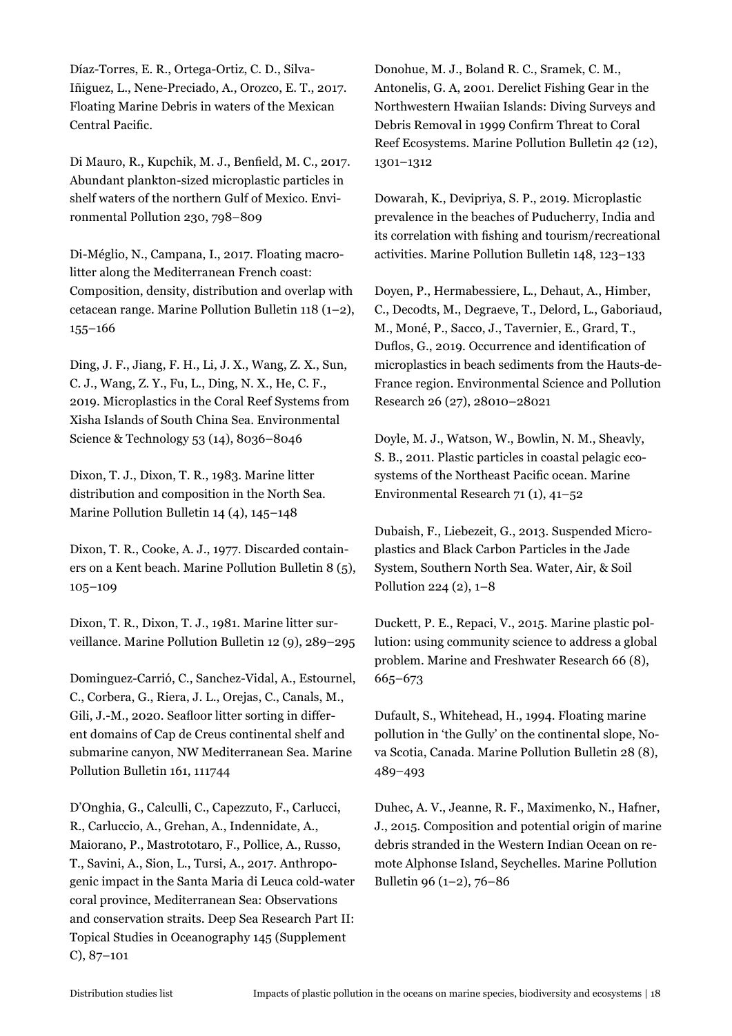Díaz-Torres, E. R., Ortega-Ortiz, C. D., Silva-Iñiguez, L., Nene-Preciado, A., Orozco, E. T., 2017. Floating Marine Debris in waters of the Mexican Central Pacific.

Di Mauro, R., Kupchik, M. J., Benfield, M. C., 2017. Abundant plankton-sized microplastic particles in shelf waters of the northern Gulf of Mexico. Environmental Pollution 230, 798–809

Di-Méglio, N., Campana, I., 2017. Floating macro-litter along the Mediterranean French coast: Composition, density, distribution and overlap with cetacean range. Marine Pollution Bulletin 118 (1–2), 155–166

Ding, J. F., Jiang, F. H., Li, J. X., Wang, Z. X., Sun, C. J., Wang, Z. Y., Fu, L., Ding, N. X., He, C. F., 2019. Microplastics in the Coral Reef Systems from Xisha Islands of South China Sea. Environmental Science & Technology 53 (14), 8036–8046

Dixon, T. J., Dixon, T. R., 1983. Marine litter distribution and composition in the North Sea. Marine Pollution Bulletin 14 (4), 145–148

Dixon, T. R., Cooke, A. J., 1977. Discarded containers on a Kent beach. Marine Pollution Bulletin 8 (5), 105–109

Dixon, T. R., Dixon, T. J., 1981. Marine litter surveillance. Marine Pollution Bulletin 12 (9), 289–295

Dominguez-Carrió, C., Sanchez-Vidal, A., Estournel, C., Corbera, G., Riera, J. L., Orejas, C., Canals, M., Gili, J.-M., 2020. Seafloor litter sorting in different domains of Cap de Creus continental shelf and submarine canyon, NW Mediterranean Sea. Marine Pollution Bulletin 161, 111744

D'Onghia, G., Calculli, C., Capezzuto, F., Carlucci, R., Carluccio, A., Grehan, A., Indennidate, A., Maiorano, P., Mastrototaro, F., Pollice, A., Russo, T., Savini, A., Sion, L., Tursi, A., 2017. Anthropogenic impact in the Santa Maria di Leuca cold-water coral province, Mediterranean Sea: Observations and conservation straits. Deep Sea Research Part II: Topical Studies in Oceanography 145 (Supplement C), 87–101

Donohue, M. J., Boland R. C., Sramek, C. M., Antonelis, G. A, 2001. Derelict Fishing Gear in the Northwestern Hwaiian Islands: Diving Surveys and Debris Removal in 1999 Confirm Threat to Coral Reef Ecosystems. Marine Pollution Bulletin 42 (12), 1301–1312

Dowarah, K., Devipriya, S. P., 2019. Microplastic prevalence in the beaches of Puducherry, India and its correlation with fishing and tourism/recreational activities. Marine Pollution Bulletin 148, 123–133

Doyen, P., Hermabessiere, L., Dehaut, A., Himber, C., Decodts, M., Degraeve, T., Delord, L., Gaboriaud, M., Moné, P., Sacco, J., Tavernier, E., Grard, T., Duflos, G., 2019. Occurrence and identification of microplastics in beach sediments from the Hauts-de-France region. Environmental Science and Pollution Research 26 (27), 28010–28021

Doyle, M. J., Watson, W., Bowlin, N. M., Sheavly, S. B., 2011. Plastic particles in coastal pelagic ecosystems of the Northeast Pacific ocean. Marine Environmental Research 71 (1), 41–52

Dubaish, F., Liebezeit, G., 2013. Suspended Microplastics and Black Carbon Particles in the Jade System, Southern North Sea. Water, Air, & Soil Pollution 224 (2), 1–8

Duckett, P. E., Repaci, V., 2015. Marine plastic pollution: using community science to address a global problem. Marine and Freshwater Research 66 (8), 665–673

Dufault, S., Whitehead, H., 1994. Floating marine pollution in 'the Gully' on the continental slope, Nova Scotia, Canada. Marine Pollution Bulletin 28 (8), 489–493

Duhec, A. V., Jeanne, R. F., Maximenko, N., Hafner, J., 2015. Composition and potential origin of marine debris stranded in the Western Indian Ocean on remote Alphonse Island, Seychelles. Marine Pollution Bulletin 96 (1–2), 76–86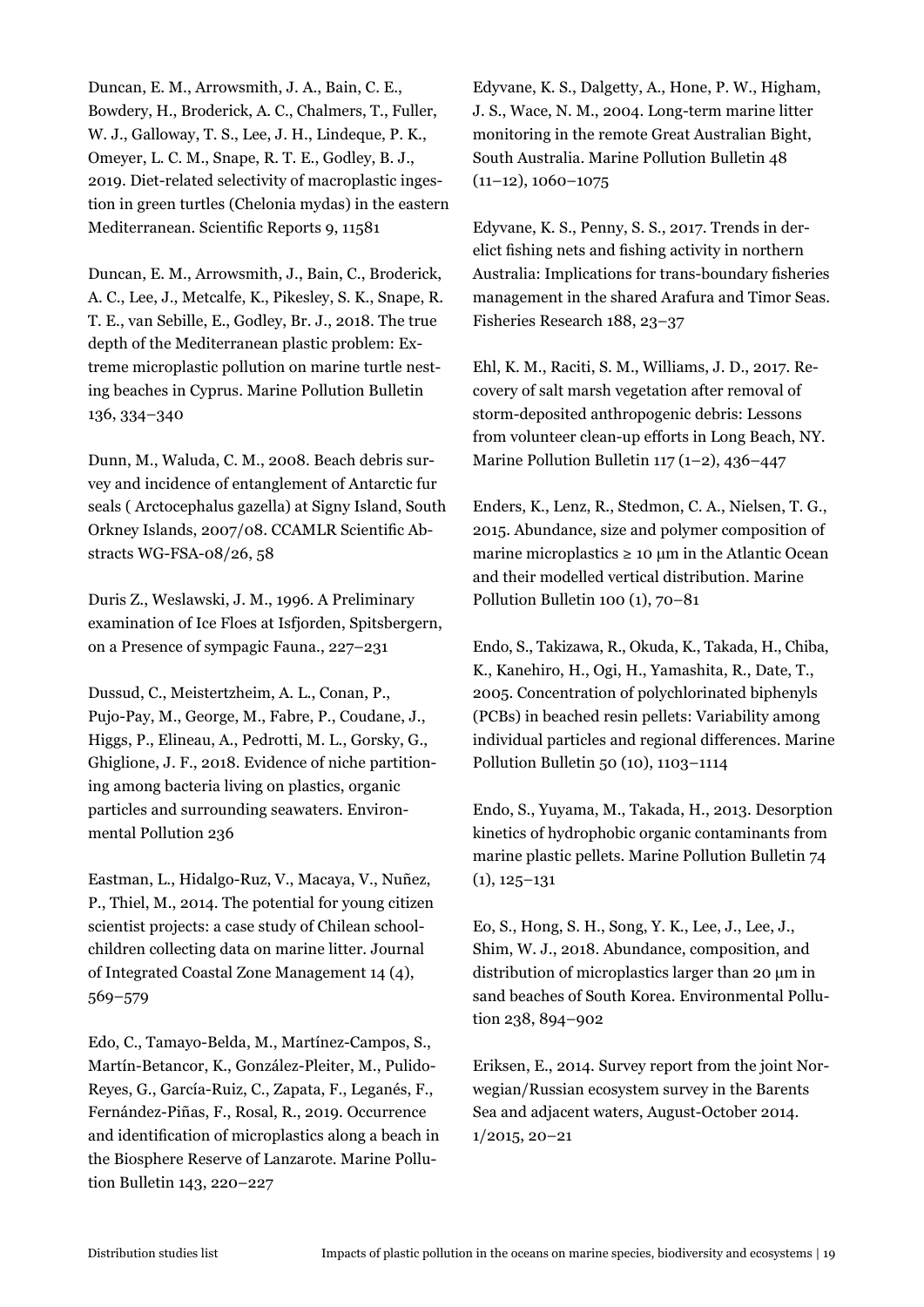Duncan, E. M., Arrowsmith, J. A., Bain, C. E., Bowdery, H., Broderick, A. C., Chalmers, T., Fuller, W. J., Galloway, T. S., Lee, J. H., Lindeque, P. K., Omeyer, L. C. M., Snape, R. T. E., Godley, B. J., 2019. Diet-related selectivity of macroplastic ingestion in green turtles (Chelonia mydas) in the eastern Mediterranean. Scientific Reports 9, 11581

Duncan, E. M., Arrowsmith, J., Bain, C., Broderick, A. C., Lee, J., Metcalfe, K., Pikesley, S. K., Snape, R. T. E., van Sebille, E., Godley, Br. J., 2018. The true depth of the Mediterranean plastic problem: Extreme microplastic pollution on marine turtle nesting beaches in Cyprus. Marine Pollution Bulletin 136, 334–340

Dunn, M., Waluda, C. M., 2008. Beach debris survey and incidence of entanglement of Antarctic fur seals ( Arctocephalus gazella) at Signy Island, South Orkney Islands, 2007/08. CCAMLR Scientific Abstracts WG-FSA-08/26, 58

Duris Z., Weslawski, J. M., 1996. A Preliminary examination of Ice Floes at Isfjorden, Spitsbergern, on a Presence of sympagic Fauna., 227–231

Dussud, C., Meistertzheim, A. L., Conan, P., Pujo-Pay, M., George, M., Fabre, P., Coudane, J., Higgs, P., Elineau, A., Pedrotti, M. L., Gorsky, G., Ghiglione, J. F., 2018. Evidence of niche partitioning among bacteria living on plastics, organic particles and surrounding seawaters. Environmental Pollution 236

Eastman, L., Hidalgo-Ruz, V., Macaya, V., Nuñez, P., Thiel, M., 2014. The potential for young citizen scientist projects: a case study of Chilean schoolchildren collecting data on marine litter. Journal of Integrated Coastal Zone Management 14 (4), 569–579

Edo, C., Tamayo-Belda, M., Martínez-Campos, S., Martín-Betancor, K., González-Pleiter, M., Pulido-Reyes, G., García-Ruiz, C., Zapata, F., Leganés, F., Fernández-Piñas, F., Rosal, R., 2019. Occurrence and identification of microplastics along a beach in the Biosphere Reserve of Lanzarote. Marine Pollution Bulletin 143, 220–227

Edyvane, K. S., Dalgetty, A., Hone, P. W., Higham, J. S., Wace, N. M., 2004. Long-term marine litter monitoring in the remote Great Australian Bight, South Australia. Marine Pollution Bulletin 48 (11–12), 1060–1075

Edyvane, K. S., Penny, S. S., 2017. Trends in derelict fishing nets and fishing activity in northern Australia: Implications for trans-boundary fisheries management in the shared Arafura and Timor Seas. Fisheries Research 188, 23–37

Ehl, K. M., Raciti, S. M., Williams, J. D., 2017. Recovery of salt marsh vegetation after removal of storm-deposited anthropogenic debris: Lessons from volunteer clean-up efforts in Long Beach, NY. Marine Pollution Bulletin 117 (1–2), 436–447

Enders, K., Lenz, R., Stedmon, C. A., Nielsen, T. G., 2015. Abundance, size and polymer composition of marine microplastics ≥ 10 μm in the Atlantic Ocean and their modelled vertical distribution. Marine Pollution Bulletin 100 (1), 70–81

Endo, S., Takizawa, R., Okuda, K., Takada, H., Chiba, K., Kanehiro, H., Ogi, H., Yamashita, R., Date, T., 2005. Concentration of polychlorinated biphenyls (PCBs) in beached resin pellets: Variability among individual particles and regional differences. Marine Pollution Bulletin 50 (10), 1103–1114

Endo, S., Yuyama, M., Takada, H., 2013. Desorption kinetics of hydrophobic organic contaminants from marine plastic pellets. Marine Pollution Bulletin 74 (1), 125–131

Eo, S., Hong, S. H., Song, Y. K., Lee, J., Lee, J., Shim, W. J., 2018. Abundance, composition, and distribution of microplastics larger than 20 μm in sand beaches of South Korea. Environmental Pollution 238, 894–902

Eriksen, E., 2014. Survey report from the joint Norwegian/Russian ecosystem survey in the Barents Sea and adjacent waters, August-October 2014. 1/2015, 20–21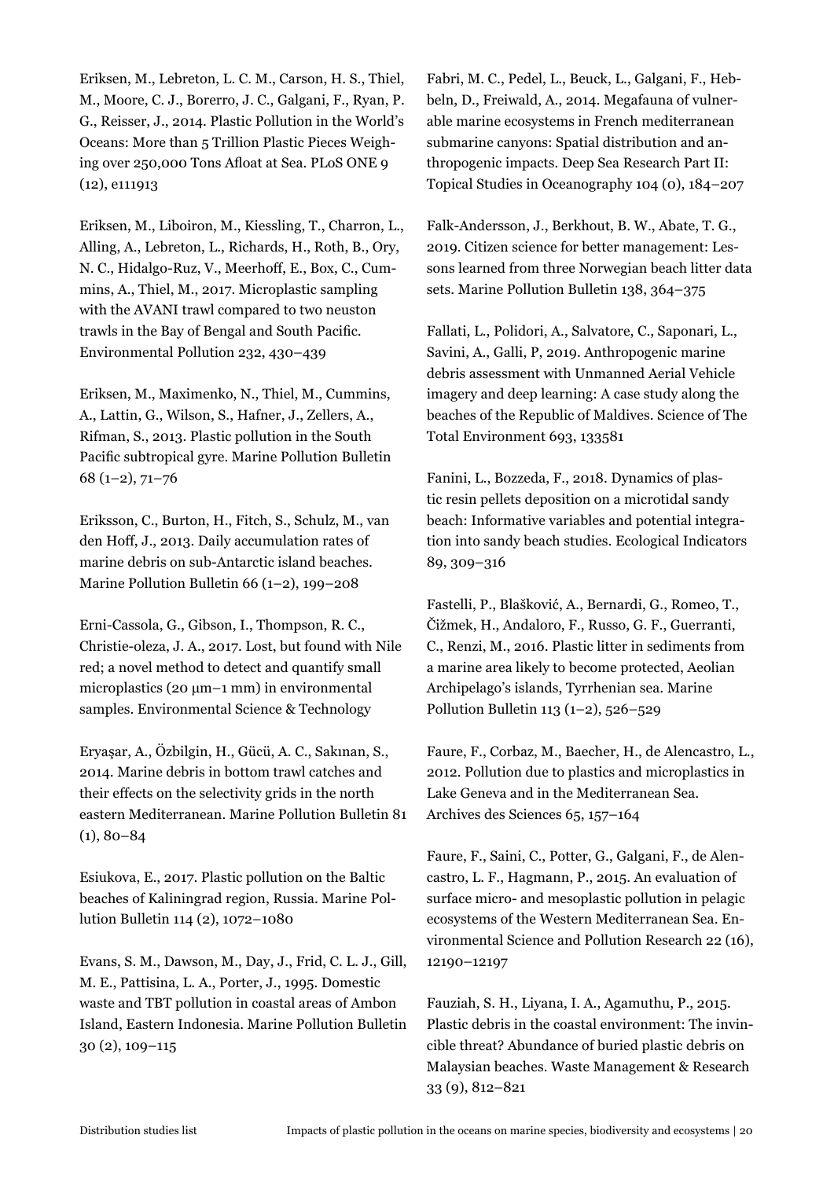Eriksen, M., Lebreton, L. C. M., Carson, H. S., Thiel, M., Moore, C. J., Borerro, J. C., Galgani, F., Ryan, P. G., Reisser, J., 2014. Plastic Pollution in the World's Oceans: More than 5 Trillion Plastic Pieces Weighing over 250,000 Tons Afloat at Sea. PLoS ONE 9 (12), e111913

Eriksen, M., Liboiron, M., Kiessling, T., Charron, L., Alling, A., Lebreton, L., Richards, H., Roth, B., Ory, N. C., Hidalgo-Ruz, V., Meerhoff, E., Box, C., Cummins, A., Thiel, M., 2017. Microplastic sampling with the AVANI trawl compared to two neuston trawls in the Bay of Bengal and South Pacific. Environmental Pollution 232, 430–439

Eriksen, M., Maximenko, N., Thiel, M., Cummins, A., Lattin, G., Wilson, S., Hafner, J., Zellers, A., Rifman, S., 2013. Plastic pollution in the South Pacific subtropical gyre. Marine Pollution Bulletin 68 (1–2), 71–76

Eriksson, C., Burton, H., Fitch, S., Schulz, M., van den Hoff, J., 2013. Daily accumulation rates of marine debris on sub-Antarctic island beaches. Marine Pollution Bulletin 66 (1–2), 199–208

Erni-Cassola, G., Gibson, I., Thompson, R. C., Christie-oleza, J. A., 2017. Lost, but found with Nile red; a novel method to detect and quantify small microplastics (20 µm–1 mm) in environmental samples. Environmental Science & Technology

Eryaşar, A., Özbilgin, H., Gücü, A. C., Sakınan, S., 2014. Marine debris in bottom trawl catches and their effects on the selectivity grids in the north eastern Mediterranean. Marine Pollution Bulletin 81 (1), 80–84

Esiukova, E., 2017. Plastic pollution on the Baltic beaches of Kaliningrad region, Russia. Marine Pollution Bulletin 114 (2), 1072–1080

Evans, S. M., Dawson, M., Day, J., Frid, C. L. J., Gill, M. E., Pattisina, L. A., Porter, J., 1995. Domestic waste and TBT pollution in coastal areas of Ambon Island, Eastern Indonesia. Marine Pollution Bulletin 30 (2), 109–115

Fabri, M. C., Pedel, L., Beuck, L., Galgani, F., Hebbeln, D., Freiwald, A., 2014. Megafauna of vulnerable marine ecosystems in French mediterranean submarine canyons: Spatial distribution and anthropogenic impacts. Deep Sea Research Part II: Topical Studies in Oceanography 104 (0), 184–207

Falk-Andersson, J., Berkhout, B. W., Abate, T. G., 2019. Citizen science for better management: Lessons learned from three Norwegian beach litter data sets. Marine Pollution Bulletin 138, 364–375

Fallati, L., Polidori, A., Salvatore, C., Saponari, L., Savini, A., Galli, P, 2019. Anthropogenic marine debris assessment with Unmanned Aerial Vehicle imagery and deep learning: A case study along the beaches of the Republic of Maldives. Science of The Total Environment 693, 133581

Fanini, L., Bozzeda, F., 2018. Dynamics of plastic resin pellets deposition on a microtidal sandy beach: Informative variables and potential integration into sandy beach studies. Ecological Indicators 89, 309–316

Fastelli, P., Blašković, A., Bernardi, G., Romeo, T., Čižmek, H., Andaloro, F., Russo, G. F., Guerranti, C., Renzi, M., 2016. Plastic litter in sediments from a marine area likely to become protected, Aeolian Archipelago's islands, Tyrrhenian sea. Marine Pollution Bulletin 113 (1–2), 526–529

Faure, F., Corbaz, M., Baecher, H., de Alencastro, L., 2012. Pollution due to plastics and microplastics in Lake Geneva and in the Mediterranean Sea. Archives des Sciences 65, 157–164

Faure, F., Saini, C., Potter, G., Galgani, F., de Alencastro, L. F., Hagmann, P., 2015. An evaluation of surface micro- and mesoplastic pollution in pelagic ecosystems of the Western Mediterranean Sea. Environmental Science and Pollution Research 22 (16), 12190–12197

Fauziah, S. H., Liyana, I. A., Agamuthu, P., 2015. Plastic debris in the coastal environment: The invincible threat? Abundance of buried plastic debris on Malaysian beaches. Waste Management & Research 33 (9), 812–821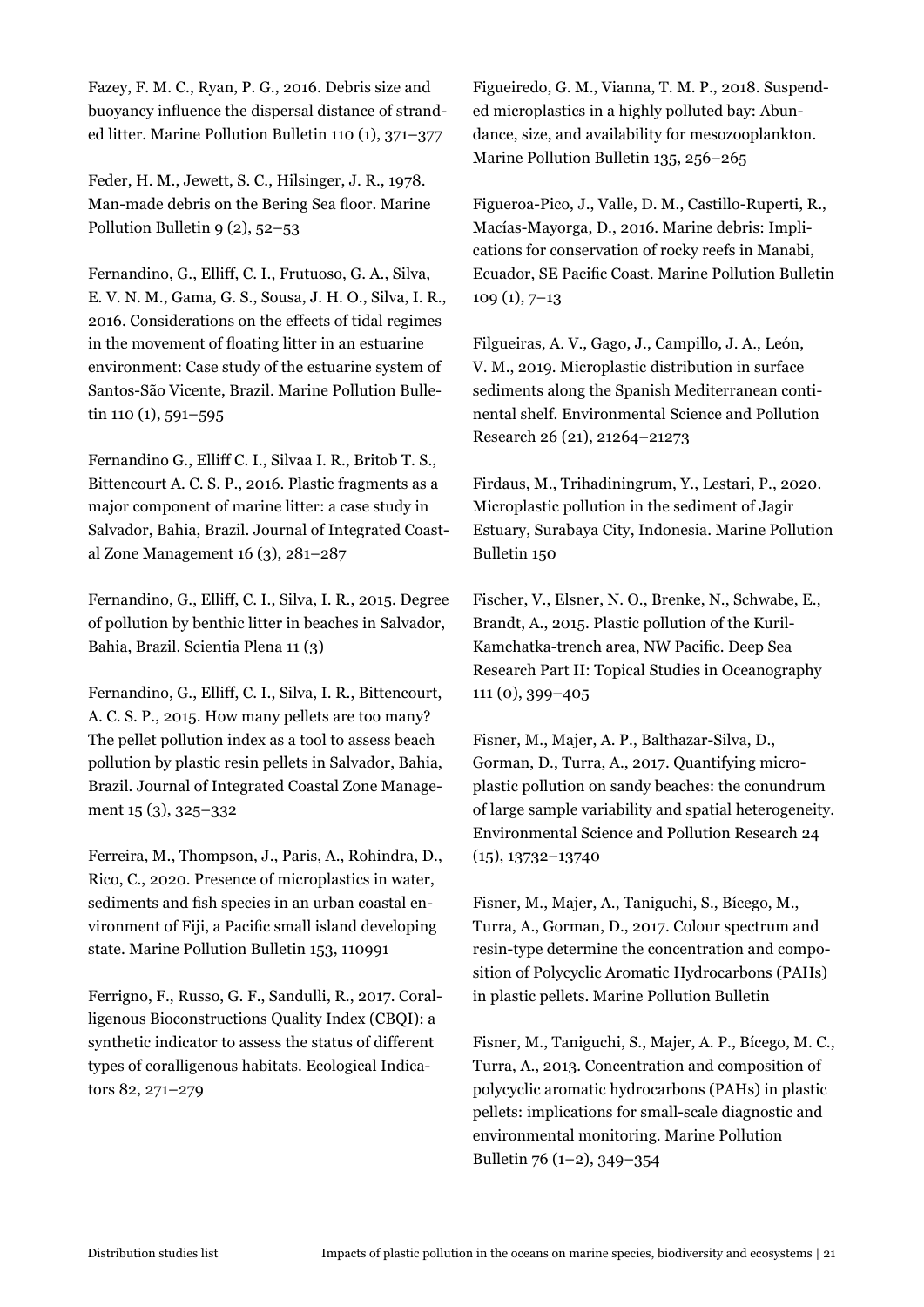Fazey, F. M. C., Ryan, P. G., 2016. Debris size and buoyancy influence the dispersal distance of stranded litter. Marine Pollution Bulletin 110 (1), 371–377

Feder, H. M., Jewett, S. C., Hilsinger, J. R., 1978. Man-made debris on the Bering Sea floor. Marine Pollution Bulletin 9 (2), 52–53

Fernandino, G., Elliff, C. I., Frutuoso, G. A., Silva, E. V. N. M., Gama, G. S., Sousa, J. H. O., Silva, I. R., 2016. Considerations on the effects of tidal regimes in the movement of floating litter in an estuarine environment: Case study of the estuarine system of Santos-São Vicente, Brazil. Marine Pollution Bulletin 110 (1), 591–595

Fernandino G., Elliff C. I., Silvaa I. R., Britob T. S., Bittencourt A. C. S. P., 2016. Plastic fragments as a major component of marine litter: a case study in Salvador, Bahia, Brazil. Journal of Integrated Coastal Zone Management 16 (3), 281–287

Fernandino, G., Elliff, C. I., Silva, I. R., 2015. Degree of pollution by benthic litter in beaches in Salvador, Bahia, Brazil. Scientia Plena 11 (3)

Fernandino, G., Elliff, C. I., Silva, I. R., Bittencourt, A. C. S. P., 2015. How many pellets are too many? The pellet pollution index as a tool to assess beach pollution by plastic resin pellets in Salvador, Bahia, Brazil. Journal of Integrated Coastal Zone Management 15 (3), 325–332

Ferreira, M., Thompson, J., Paris, A., Rohindra, D., Rico, C., 2020. Presence of microplastics in water, sediments and fish species in an urban coastal environment of Fiji, a Pacific small island developing state. Marine Pollution Bulletin 153, 110991

Ferrigno, F., Russo, G. F., Sandulli, R., 2017. Coralligenous Bioconstructions Quality Index (CBQI): a synthetic indicator to assess the status of different types of coralligenous habitats. Ecological Indicators 82, 271–279

Figueiredo, G. M., Vianna, T. M. P., 2018. Suspended microplastics in a highly polluted bay: Abundance, size, and availability for mesozooplankton. Marine Pollution Bulletin 135, 256–265

Figueroa-Pico, J., Valle, D. M., Castillo-Ruperti, R., Macías-Mayorga, D., 2016. Marine debris: Implications for conservation of rocky reefs in Manabi, Ecuador, SE Pacific Coast. Marine Pollution Bulletin 109 (1), 7–13

Filgueiras, A. V., Gago, J., Campillo, J. A., León, V. M., 2019. Microplastic distribution in surface sediments along the Spanish Mediterranean continental shelf. Environmental Science and Pollution Research 26 (21), 21264–21273

Firdaus, M., Trihadiningrum, Y., Lestari, P., 2020. Microplastic pollution in the sediment of Jagir Estuary, Surabaya City, Indonesia. Marine Pollution Bulletin 150

Fischer, V., Elsner, N. O., Brenke, N., Schwabe, E., Brandt, A., 2015. Plastic pollution of the Kuril-Kamchatka-trench area, NW Pacific. Deep Sea Research Part II: Topical Studies in Oceanography 111 (0), 399–405

Fisner, M., Majer, A. P., Balthazar-Silva, D., Gorman, D., Turra, A., 2017. Quantifying microplastic pollution on sandy beaches: the conundrum of large sample variability and spatial heterogeneity. Environmental Science and Pollution Research 24 (15), 13732–13740

Fisner, M., Majer, A., Taniguchi, S., Bícego, M., Turra, A., Gorman, D., 2017. Colour spectrum and resin-type determine the concentration and composition of Polycyclic Aromatic Hydrocarbons (PAHs) in plastic pellets. Marine Pollution Bulletin

Fisner, M., Taniguchi, S., Majer, A. P., Bícego, M. C., Turra, A., 2013. Concentration and composition of polycyclic aromatic hydrocarbons (PAHs) in plastic pellets: implications for small-scale diagnostic and environmental monitoring. Marine Pollution Bulletin 76 (1–2), 349–354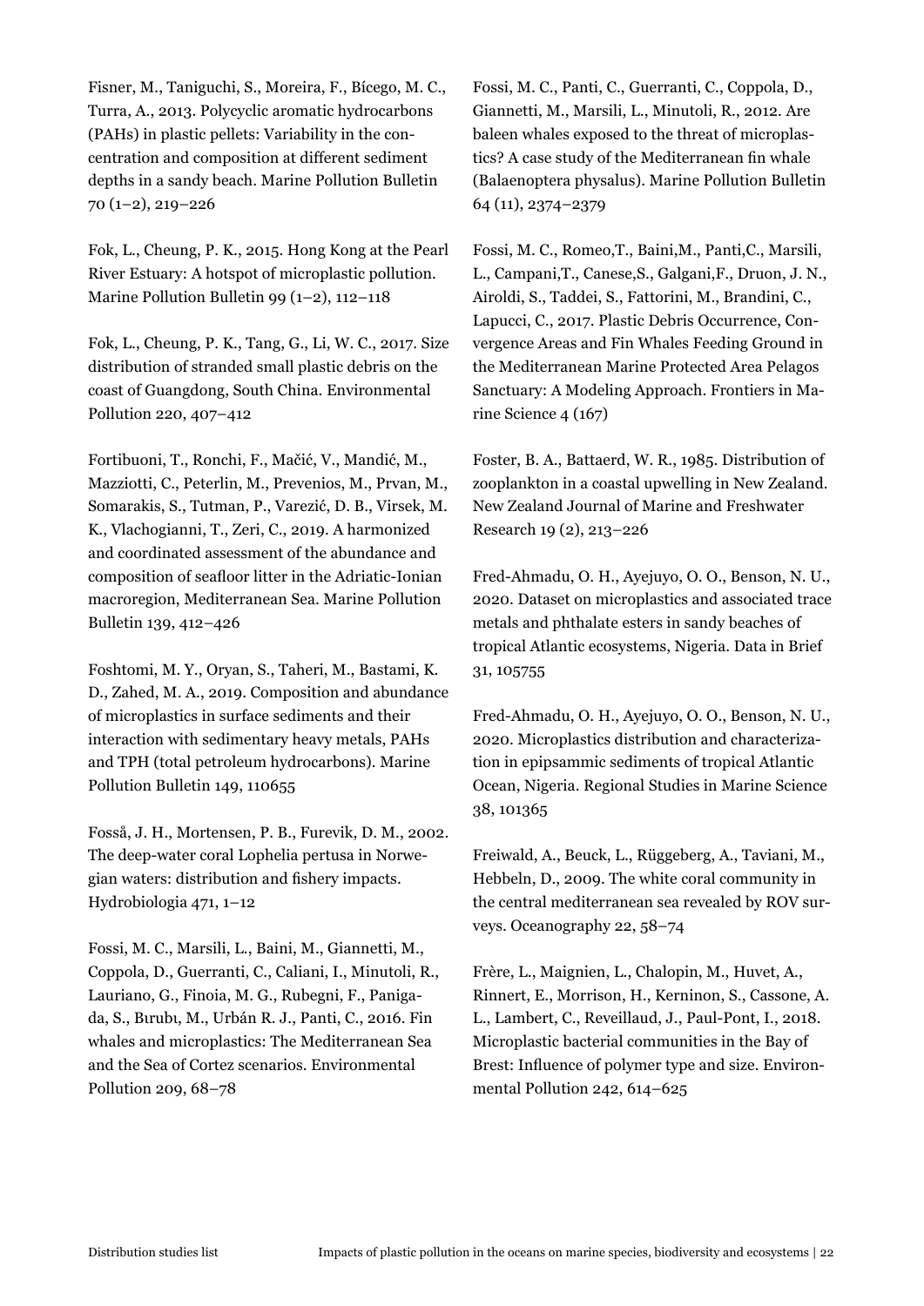Fisner, M., Taniguchi, S., Moreira, F., Bícego, M. C., Turra, A., 2013. Polycyclic aromatic hydrocarbons (PAHs) in plastic pellets: Variability in the concentration and composition at different sediment depths in a sandy beach. Marine Pollution Bulletin 70 (1–2), 219–226

Fok, L., Cheung, P. K., 2015. Hong Kong at the Pearl River Estuary: A hotspot of microplastic pollution. Marine Pollution Bulletin 99 (1–2), 112–118

Fok, L., Cheung, P. K., Tang, G., Li, W. C., 2017. Size distribution of stranded small plastic debris on the coast of Guangdong, South China. Environmental Pollution 220, 407–412

Fortibuoni, T., Ronchi, F., Mačić, V., Mandić, M., Mazziotti, C., Peterlin, M., Prevenios, M., Prvan, M., Somarakis, S., Tutman, P., Varezić, D. B., Virsek, M. K., Vlachogianni, T., Zeri, C., 2019. A harmonized and coordinated assessment of the abundance and composition of seafloor litter in the Adriatic-Ionian macroregion, Mediterranean Sea. Marine Pollution Bulletin 139, 412–426

Foshtomi, M. Y., Oryan, S., Taheri, M., Bastami, K. D., Zahed, M. A., 2019. Composition and abundance of microplastics in surface sediments and their interaction with sedimentary heavy metals, PAHs and TPH (total petroleum hydrocarbons). Marine Pollution Bulletin 149, 110655

Fosså, J. H., Mortensen, P. B., Furevik, D. M., 2002. The deep-water coral Lophelia pertusa in Norwegian waters: distribution and fishery impacts. Hydrobiologia 471, 1–12

Fossi, M. C., Marsili, L., Baini, M., Giannetti, M., Coppola, D., Guerranti, C., Caliani, I., Minutoli, R., Lauriano, G., Finoia, M. G., Rubegni, F., Panigada, S., Bırubı, M., Urbán R. J., Panti, C., 2016. Fin whales and microplastics: The Mediterranean Sea and the Sea of Cortez scenarios. Environmental Pollution 209, 68–78

Fossi, M. C., Panti, C., Guerranti, C., Coppola, D., Giannetti, M., Marsili, L., Minutoli, R., 2012. Are baleen whales exposed to the threat of microplastics? A case study of the Mediterranean fin whale (Balaenoptera physalus). Marine Pollution Bulletin 64 (11), 2374–2379

Fossi, M. C., Romeo,T., Baini,M., Panti,C., Marsili, L., Campani,T., Canese,S., Galgani,F., Druon, J. N., Airoldi, S., Taddei, S., Fattorini, M., Brandini, C., Lapucci, C., 2017. Plastic Debris Occurrence, Convergence Areas and Fin Whales Feeding Ground in the Mediterranean Marine Protected Area Pelagos Sanctuary: A Modeling Approach. Frontiers in Marine Science 4 (167)

Foster, B. A., Battaerd, W. R., 1985. Distribution of zooplankton in a coastal upwelling in New Zealand. New Zealand Journal of Marine and Freshwater Research 19 (2), 213–226

Fred-Ahmadu, O. H., Ayejuyo, O. O., Benson, N. U., 2020. Dataset on microplastics and associated trace metals and phthalate esters in sandy beaches of tropical Atlantic ecosystems, Nigeria. Data in Brief 31, 105755

Fred-Ahmadu, O. H., Ayejuyo, O. O., Benson, N. U., 2020. Microplastics distribution and characterization in epipsammic sediments of tropical Atlantic Ocean, Nigeria. Regional Studies in Marine Science 38, 101365

Freiwald, A., Beuck, L., Rüggeberg, A., Taviani, M., Hebbeln, D., 2009. The white coral community in the central mediterranean sea revealed by ROV surveys. Oceanography 22, 58–74

Frère, L., Maignien, L., Chalopin, M., Huvet, A., Rinnert, E., Morrison, H., Kerninon, S., Cassone, A. L., Lambert, C., Reveillaud, J., Paul-Pont, I., 2018. Microplastic bacterial communities in the Bay of Brest: Influence of polymer type and size. Environmental Pollution 242, 614–625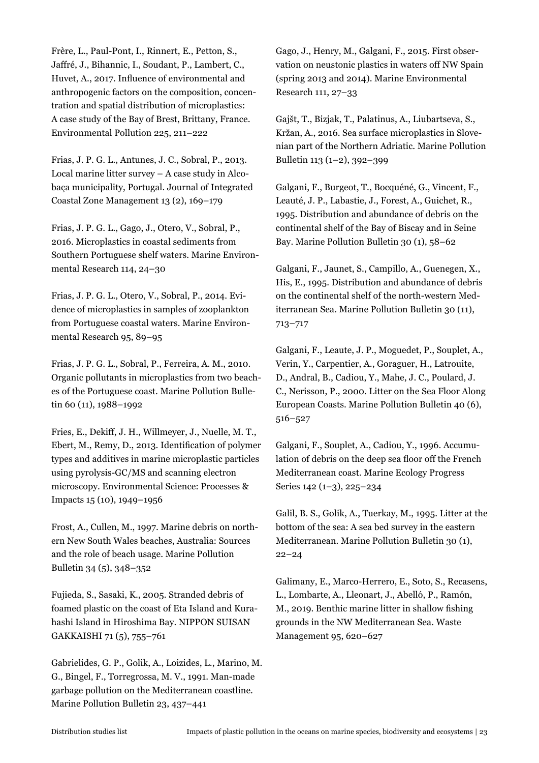Frère, L., Paul-Pont, I., Rinnert, E., Petton, S., Jaffré, J., Bihannic, I., Soudant, P., Lambert, C., Huvet, A., 2017. Influence of environmental and anthropogenic factors on the composition, concentration and spatial distribution of microplastics: A case study of the Bay of Brest, Brittany, France. Environmental Pollution 225, 211–222

Frias, J. P. G. L., Antunes, J. C., Sobral, P., 2013. Local marine litter survey – A case study in Alcobaça municipality, Portugal. Journal of Integrated Coastal Zone Management 13 (2), 169–179

Frias, J. P. G. L., Gago, J., Otero, V., Sobral, P., 2016. Microplastics in coastal sediments from Southern Portuguese shelf waters. Marine Environmental Research 114, 24–30

Frias, J. P. G. L., Otero, V., Sobral, P., 2014. Evidence of microplastics in samples of zooplankton from Portuguese coastal waters. Marine Environmental Research 95, 89–95

Frias, J. P. G. L., Sobral, P., Ferreira, A. M., 2010. Organic pollutants in microplastics from two beaches of the Portuguese coast. Marine Pollution Bulletin 60 (11), 1988–1992

Fries, E., Dekiff, J. H., Willmeyer, J., Nuelle, M. T., Ebert, M., Remy, D., 2013. Identification of polymer types and additives in marine microplastic particles using pyrolysis-GC/MS and scanning electron microscopy. Environmental Science: Processes & Impacts 15 (10), 1949–1956

Frost, A., Cullen, M., 1997. Marine debris on northern New South Wales beaches, Australia: Sources and the role of beach usage. Marine Pollution Bulletin 34 (5), 348–352

Fujieda, S., Sasaki, K., 2005. Stranded debris of foamed plastic on the coast of Eta Island and Kurahashi Island in Hiroshima Bay. NIPPON SUISAN GAKKAISHI 71 (5), 755–761

Gabrielides, G. P., Golik, A., Loizides, L., Marino, M. G., Bingel, F., Torregrossa, M. V., 1991. Man-made garbage pollution on the Mediterranean coastline. Marine Pollution Bulletin 23, 437–441

Gago, J., Henry, M., Galgani, F., 2015. First observation on neustonic plastics in waters off NW Spain (spring 2013 and 2014). Marine Environmental Research 111, 27–33

Gajšt, T., Bizjak, T., Palatinus, A., Liubartseva, S., Kržan, A., 2016. Sea surface microplastics in Slovenian part of the Northern Adriatic. Marine Pollution Bulletin 113 (1–2), 392–399

Galgani, F., Burgeot, T., Bocquéné, G., Vincent, F., Leauté, J. P., Labastie, J., Forest, A., Guichet, R., 1995. Distribution and abundance of debris on the continental shelf of the Bay of Biscay and in Seine Bay. Marine Pollution Bulletin 30 (1), 58–62

Galgani, F., Jaunet, S., Campillo, A., Guenegen, X., His, E., 1995. Distribution and abundance of debris on the continental shelf of the north-western Mediterranean Sea. Marine Pollution Bulletin 30 (11), 713–717

Galgani, F., Leaute, J. P., Moguedet, P., Souplet, A., Verin, Y., Carpentier, A., Goraguer, H., Latrouite, D., Andral, B., Cadiou, Y., Mahe, J. C., Poulard, J. C., Nerisson, P., 2000. Litter on the Sea Floor Along European Coasts. Marine Pollution Bulletin 40 (6), 516–527

Galgani, F., Souplet, A., Cadiou, Y., 1996. Accumulation of debris on the deep sea floor off the French Mediterranean coast. Marine Ecology Progress Series 142 (1–3), 225–234

Galil, B. S., Golik, A., Tuerkay, M., 1995. Litter at the bottom of the sea: A sea bed survey in the eastern Mediterranean. Marine Pollution Bulletin 30 (1), 22–24

Galimany, E., Marco-Herrero, E., Soto, S., Recasens, L., Lombarte, A., Lleonart, J., Abelló, P., Ramón, M., 2019. Benthic marine litter in shallow fishing grounds in the NW Mediterranean Sea. Waste Management 95, 620–627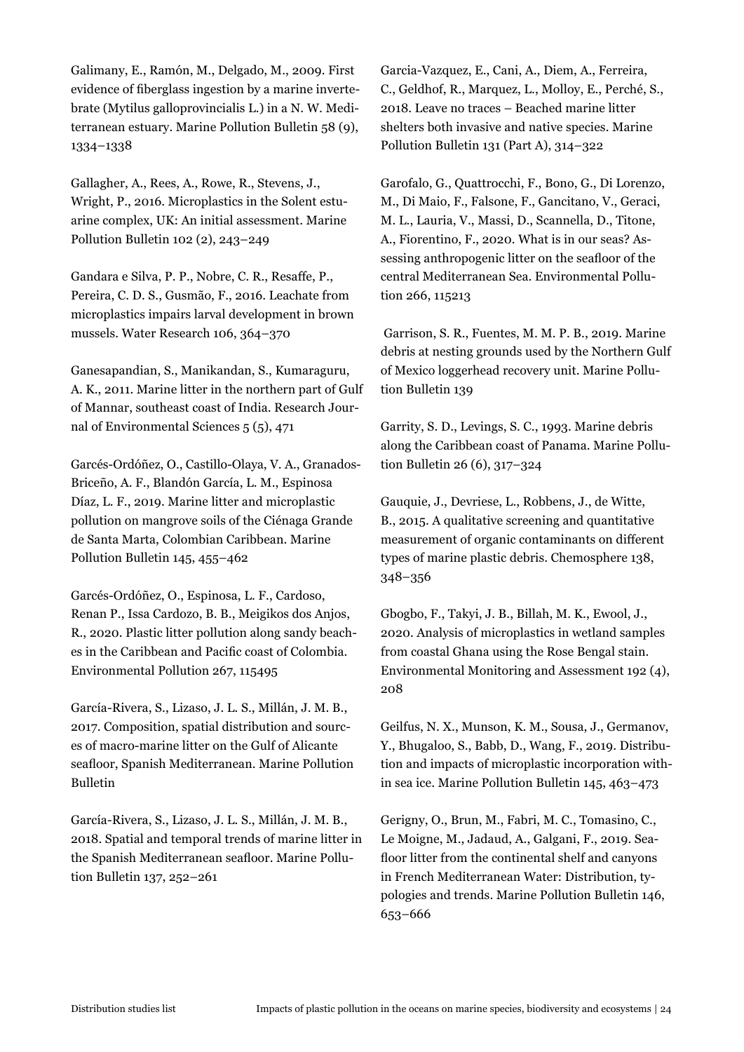Galimany, E., Ramón, M., Delgado, M., 2009. First evidence of fiberglass ingestion by a marine invertebrate (Mytilus galloprovincialis L.) in a N. W. Mediterranean estuary. Marine Pollution Bulletin 58 (9), 1334–1338

Gallagher, A., Rees, A., Rowe, R., Stevens, J., Wright, P., 2016. Microplastics in the Solent estuarine complex, UK: An initial assessment. Marine Pollution Bulletin 102 (2), 243–249

Gandara e Silva, P. P., Nobre, C. R., Resaffe, P., Pereira, C. D. S., Gusmão, F., 2016. Leachate from microplastics impairs larval development in brown mussels. Water Research 106, 364–370

Ganesapandian, S., Manikandan, S., Kumaraguru, A. K., 2011. Marine litter in the northern part of Gulf of Mannar, southeast coast of India. Research Journal of Environmental Sciences 5 (5), 471

Garcés-Ordóñez, O., Castillo-Olaya, V. A., Granados-Briceño, A. F., Blandón García, L. M., Espinosa Díaz, L. F., 2019. Marine litter and microplastic pollution on mangrove soils of the Ciénaga Grande de Santa Marta, Colombian Caribbean. Marine Pollution Bulletin 145, 455–462

Garcés-Ordóñez, O., Espinosa, L. F., Cardoso, Renan P., Issa Cardozo, B. B., Meigikos dos Anjos, R., 2020. Plastic litter pollution along sandy beaches in the Caribbean and Pacific coast of Colombia. Environmental Pollution 267, 115495

García-Rivera, S., Lizaso, J. L. S., Millán, J. M. B., 2017. Composition, spatial distribution and sources of macro-marine litter on the Gulf of Alicante seafloor, Spanish Mediterranean. Marine Pollution Bulletin

García-Rivera, S., Lizaso, J. L. S., Millán, J. M. B., 2018. Spatial and temporal trends of marine litter in the Spanish Mediterranean seafloor. Marine Pollution Bulletin 137, 252–261

Garcia-Vazquez, E., Cani, A., Diem, A., Ferreira, C., Geldhof, R., Marquez, L., Molloy, E., Perché, S., 2018. Leave no traces – Beached marine litter shelters both invasive and native species. Marine Pollution Bulletin 131 (Part A), 314–322

Garofalo, G., Quattrocchi, F., Bono, G., Di Lorenzo, M., Di Maio, F., Falsone, F., Gancitano, V., Geraci, M. L., Lauria, V., Massi, D., Scannella, D., Titone, A., Fiorentino, F., 2020. What is in our seas? Assessing anthropogenic litter on the seafloor of the central Mediterranean Sea. Environmental Pollution 266, 115213

Garrison, S. R., Fuentes, M. M. P. B., 2019. Marine debris at nesting grounds used by the Northern Gulf of Mexico loggerhead recovery unit. Marine Pollution Bulletin 139

Garrity, S. D., Levings, S. C., 1993. Marine debris along the Caribbean coast of Panama. Marine Pollution Bulletin 26 (6), 317–324

Gauquie, J., Devriese, L., Robbens, J., de Witte, B., 2015. A qualitative screening and quantitative measurement of organic contaminants on different types of marine plastic debris. Chemosphere 138, 348–356

Gbogbo, F., Takyi, J. B., Billah, M. K., Ewool, J., 2020. Analysis of microplastics in wetland samples from coastal Ghana using the Rose Bengal stain. Environmental Monitoring and Assessment 192 (4), 208

Geilfus, N. X., Munson, K. M., Sousa, J., Germanov, Y., Bhugaloo, S., Babb, D., Wang, F., 2019. Distribution and impacts of microplastic incorporation within sea ice. Marine Pollution Bulletin 145, 463–473

Gerigny, O., Brun, M., Fabri, M. C., Tomasino, C., Le Moigne, M., Jadaud, A., Galgani, F., 2019. Seafloor litter from the continental shelf and canyons in French Mediterranean Water: Distribution, typologies and trends. Marine Pollution Bulletin 146, 653–666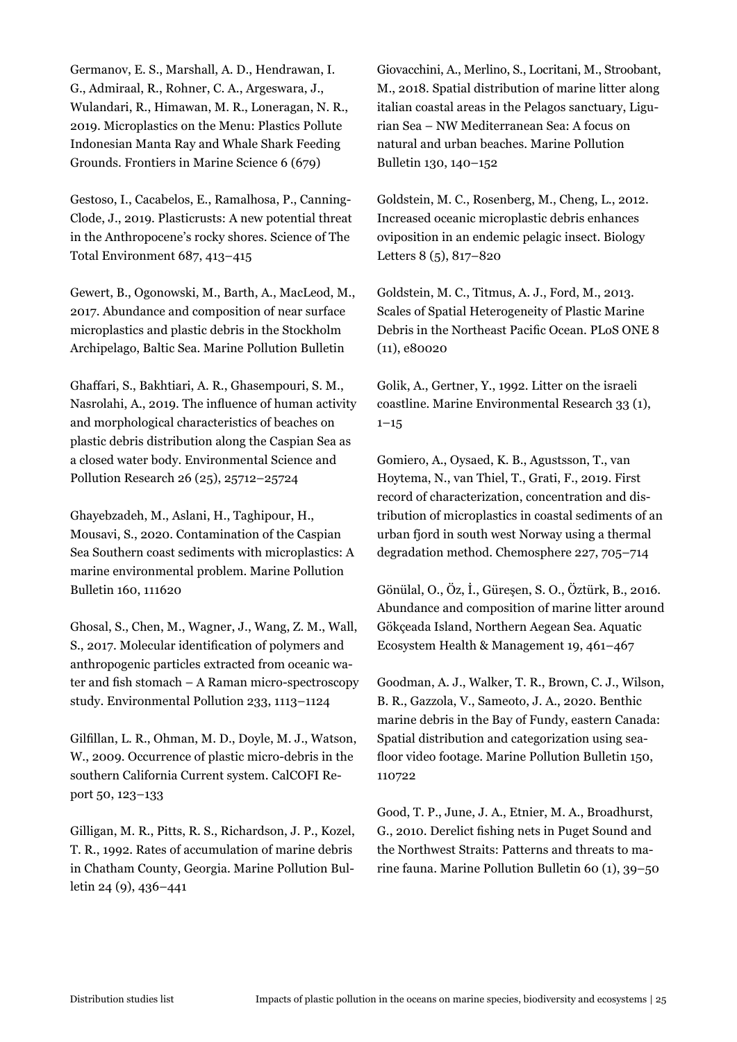Germanov, E. S., Marshall, A. D., Hendrawan, I. G., Admiraal, R., Rohner, C. A., Argeswara, J., Wulandari, R., Himawan, M. R., Loneragan, N. R., 2019. Microplastics on the Menu: Plastics Pollute Indonesian Manta Ray and Whale Shark Feeding Grounds. Frontiers in Marine Science 6 (679)

Gestoso, I., Cacabelos, E., Ramalhosa, P., Canning-Clode, J., 2019. Plasticrusts: A new potential threat in the Anthropocene's rocky shores. Science of The Total Environment 687, 413–415

Gewert, B., Ogonowski, M., Barth, A., MacLeod, M., 2017. Abundance and composition of near surface microplastics and plastic debris in the Stockholm Archipelago, Baltic Sea. Marine Pollution Bulletin

Ghaffari, S., Bakhtiari, A. R., Ghasempouri, S. M., Nasrolahi, A., 2019. The influence of human activity and morphological characteristics of beaches on plastic debris distribution along the Caspian Sea as a closed water body. Environmental Science and Pollution Research 26 (25), 25712–25724

Ghayebzadeh, M., Aslani, H., Taghipour, H., Mousavi, S., 2020. Contamination of the Caspian Sea Southern coast sediments with microplastics: A marine environmental problem. Marine Pollution Bulletin 160, 111620

Ghosal, S., Chen, M., Wagner, J., Wang, Z. M., Wall, S., 2017. Molecular identification of polymers and anthropogenic particles extracted from oceanic water and fish stomach – A Raman micro-spectroscopy study. Environmental Pollution 233, 1113–1124

Gilfillan, L. R., Ohman, M. D., Doyle, M. J., Watson, W., 2009. Occurrence of plastic micro-debris in the southern California Current system. CalCOFI Report 50, 123–133

Gilligan, M. R., Pitts, R. S., Richardson, J. P., Kozel, T. R., 1992. Rates of accumulation of marine debris in Chatham County, Georgia. Marine Pollution Bulletin 24 (9), 436–441

Giovacchini, A., Merlino, S., Locritani, M., Stroobant, M., 2018. Spatial distribution of marine litter along italian coastal areas in the Pelagos sanctuary, Ligurian Sea – NW Mediterranean Sea: A focus on natural and urban beaches. Marine Pollution Bulletin 130, 140–152

Goldstein, M. C., Rosenberg, M., Cheng, L., 2012. Increased oceanic microplastic debris enhances oviposition in an endemic pelagic insect. Biology Letters 8 (5), 817–820

Goldstein, M. C., Titmus, A. J., Ford, M., 2013. Scales of Spatial Heterogeneity of Plastic Marine Debris in the Northeast Pacific Ocean. PLoS ONE 8 (11), e80020

Golik, A., Gertner, Y., 1992. Litter on the israeli coastline. Marine Environmental Research 33 (1), 1–15

Gomiero, A., Oysaed, K. B., Agustsson, T., van Hoytema, N., van Thiel, T., Grati, F., 2019. First record of characterization, concentration and distribution of microplastics in coastal sediments of an urban fjord in south west Norway using a thermal degradation method. Chemosphere 227, 705–714

Gönülal, O., Öz, İ., Güreşen, S. O., Öztürk, B., 2016. Abundance and composition of marine litter around Gökçeada Island, Northern Aegean Sea. Aquatic Ecosystem Health & Management 19, 461–467

Goodman, A. J., Walker, T. R., Brown, C. J., Wilson, B. R., Gazzola, V., Sameoto, J. A., 2020. Benthic marine debris in the Bay of Fundy, eastern Canada: Spatial distribution and categorization using seafloor video footage. Marine Pollution Bulletin 150, 110722

Good, T. P., June, J. A., Etnier, M. A., Broadhurst, G., 2010. Derelict fishing nets in Puget Sound and the Northwest Straits: Patterns and threats to marine fauna. Marine Pollution Bulletin 60 (1), 39–50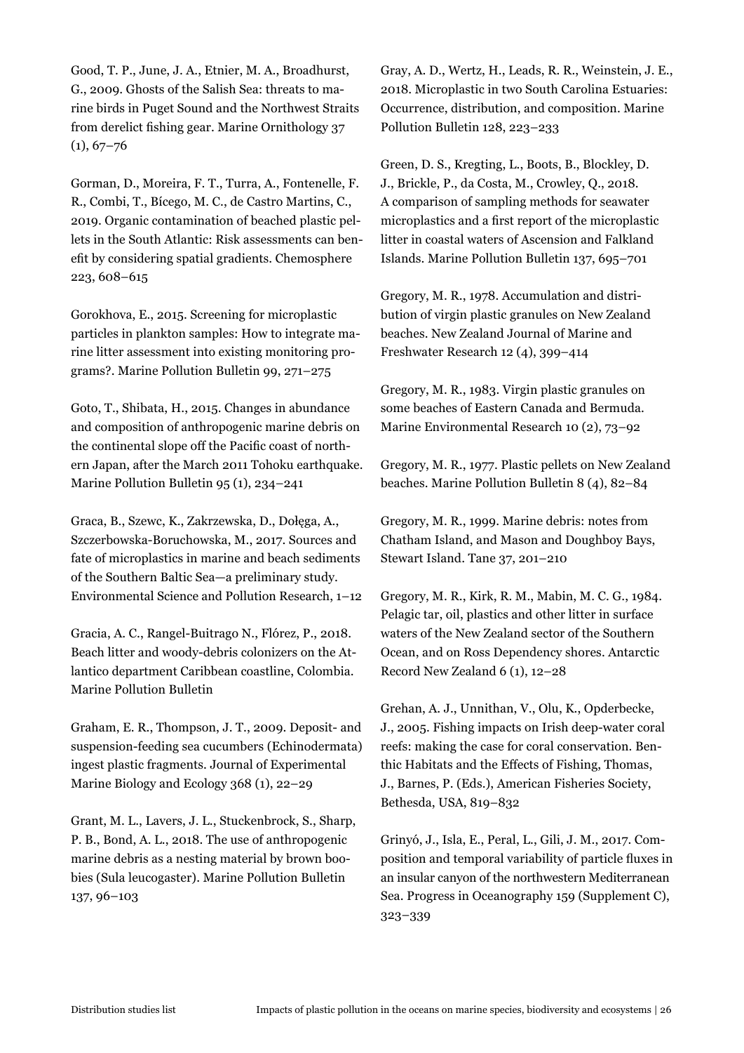Good, T. P., June, J. A., Etnier, M. A., Broadhurst, G., 2009. Ghosts of the Salish Sea: threats to marine birds in Puget Sound and the Northwest Straits from derelict fishing gear. Marine Ornithology 37 (1), 67–76

Gorman, D., Moreira, F. T., Turra, A., Fontenelle, F. R., Combi, T., Bícego, M. C., de Castro Martins, C., 2019. Organic contamination of beached plastic pellets in the South Atlantic: Risk assessments can benefit by considering spatial gradients. Chemosphere 223, 608–615

Gorokhova, E., 2015. Screening for microplastic particles in plankton samples: How to integrate marine litter assessment into existing monitoring programs?. Marine Pollution Bulletin 99, 271–275

Goto, T., Shibata, H., 2015. Changes in abundance and composition of anthropogenic marine debris on the continental slope off the Pacific coast of northern Japan, after the March 2011 Tohoku earthquake. Marine Pollution Bulletin 95 (1), 234–241

Graca, B., Szewc, K., Zakrzewska, D., Dołęga, A., Szczerbowska-Boruchowska, M., 2017. Sources and fate of microplastics in marine and beach sediments of the Southern Baltic Sea—a preliminary study. Environmental Science and Pollution Research, 1–12

Gracia, A. C., Rangel-Buitrago N., Flórez, P., 2018. Beach litter and woody-debris colonizers on the Atlantico department Caribbean coastline, Colombia. Marine Pollution Bulletin

Graham, E. R., Thompson, J. T., 2009. Deposit- and suspension-feeding sea cucumbers (Echinodermata) ingest plastic fragments. Journal of Experimental Marine Biology and Ecology 368 (1), 22–29

Grant, M. L., Lavers, J. L., Stuckenbrock, S., Sharp, P. B., Bond, A. L., 2018. The use of anthropogenic marine debris as a nesting material by brown boobies (Sula leucogaster). Marine Pollution Bulletin 137, 96–103

Gray, A. D., Wertz, H., Leads, R. R., Weinstein, J. E., 2018. Microplastic in two South Carolina Estuaries: Occurrence, distribution, and composition. Marine Pollution Bulletin 128, 223–233

Green, D. S., Kregting, L., Boots, B., Blockley, D. J., Brickle, P., da Costa, M., Crowley, Q., 2018. A comparison of sampling methods for seawater microplastics and a first report of the microplastic litter in coastal waters of Ascension and Falkland Islands. Marine Pollution Bulletin 137, 695–701

Gregory, M. R., 1978. Accumulation and distribution of virgin plastic granules on New Zealand beaches. New Zealand Journal of Marine and Freshwater Research 12 (4), 399–414

Gregory, M. R., 1983. Virgin plastic granules on some beaches of Eastern Canada and Bermuda. Marine Environmental Research 10 (2), 73–92

Gregory, M. R., 1977. Plastic pellets on New Zealand beaches. Marine Pollution Bulletin 8 (4), 82–84

Gregory, M. R., 1999. Marine debris: notes from Chatham Island, and Mason and Doughboy Bays, Stewart Island. Tane 37, 201–210

Gregory, M. R., Kirk, R. M., Mabin, M. C. G., 1984. Pelagic tar, oil, plastics and other litter in surface waters of the New Zealand sector of the Southern Ocean, and on Ross Dependency shores. Antarctic Record New Zealand 6 (1), 12–28

Grehan, A. J., Unnithan, V., Olu, K., Opderbecke, J., 2005. Fishing impacts on Irish deep-water coral reefs: making the case for coral conservation. Benthic Habitats and the Effects of Fishing, Thomas, J., Barnes, P. (Eds.), American Fisheries Society, Bethesda, USA, 819–832

Grinyó, J., Isla, E., Peral, L., Gili, J. M., 2017. Composition and temporal variability of particle fluxes in an insular canyon of the northwestern Mediterranean Sea. Progress in Oceanography 159 (Supplement C), 323–339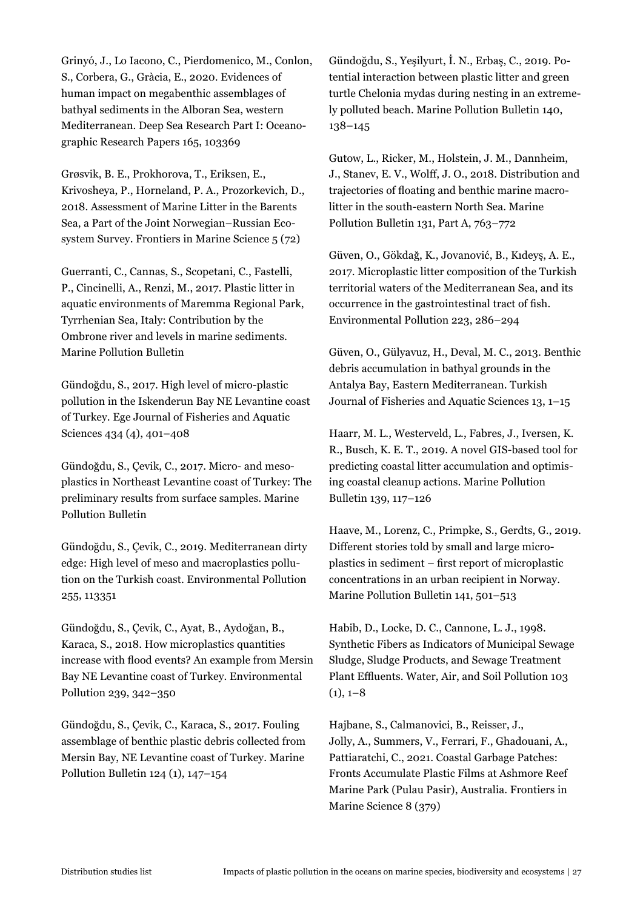Grinyó, J., Lo Iacono, C., Pierdomenico, M., Conlon, S., Corbera, G., Gràcia, E., 2020. Evidences of human impact on megabenthic assemblages of bathyal sediments in the Alboran Sea, western Mediterranean. Deep Sea Research Part I: Oceanographic Research Papers 165, 103369

Grøsvik, B. E., Prokhorova, T., Eriksen, E., Krivosheya, P., Horneland, P. A., Prozorkevich, D., 2018. Assessment of Marine Litter in the Barents Sea, a Part of the Joint Norwegian–Russian Ecosystem Survey. Frontiers in Marine Science 5 (72)

Guerranti, C., Cannas, S., Scopetani, C., Fastelli, P., Cincinelli, A., Renzi, M., 2017. Plastic litter in aquatic environments of Maremma Regional Park, Tyrrhenian Sea, Italy: Contribution by the Ombrone river and levels in marine sediments. Marine Pollution Bulletin

Gündoğdu, S., 2017. High level of micro-plastic pollution in the Iskenderun Bay NE Levantine coast of Turkey. Ege Journal of Fisheries and Aquatic Sciences 434 (4), 401–408

Gündoğdu, S., Çevik, C., 2017. Micro- and mesoplastics in Northeast Levantine coast of Turkey: The preliminary results from surface samples. Marine Pollution Bulletin

Gündoğdu, S., Çevik, C., 2019. Mediterranean dirty edge: High level of meso and macroplastics pollution on the Turkish coast. Environmental Pollution 255, 113351

Gündoğdu, S., Çevik, C., Ayat, B., Aydoğan, B., Karaca, S., 2018. How microplastics quantities increase with flood events? An example from Mersin Bay NE Levantine coast of Turkey. Environmental Pollution 239, 342–350

Gündoğdu, S., Çevik, C., Karaca, S., 2017. Fouling assemblage of benthic plastic debris collected from Mersin Bay, NE Levantine coast of Turkey. Marine Pollution Bulletin 124 (1), 147–154

Gündoğdu, S., Yeşilyurt, İ. N., Erbaş, C., 2019. Potential interaction between plastic litter and green turtle Chelonia mydas during nesting in an extremely polluted beach. Marine Pollution Bulletin 140, 138–145

Gutow, L., Ricker, M., Holstein, J. M., Dannheim, J., Stanev, E. V., Wolff, J. O., 2018. Distribution and trajectories of floating and benthic marine macrolitter in the south-eastern North Sea. Marine Pollution Bulletin 131, Part A, 763–772

Güven, O., Gökdağ, K., Jovanović, B., Kıdeyş, A. E., 2017. Microplastic litter composition of the Turkish territorial waters of the Mediterranean Sea, and its occurrence in the gastrointestinal tract of fish. Environmental Pollution 223, 286–294

Güven, O., Gülyavuz, H., Deval, M. C., 2013. Benthic debris accumulation in bathyal grounds in the Antalya Bay, Eastern Mediterranean. Turkish Journal of Fisheries and Aquatic Sciences 13, 1–15

Haarr, M. L., Westerveld, L., Fabres, J., Iversen, K. R., Busch, K. E. T., 2019. A novel GIS-based tool for predicting coastal litter accumulation and optimising coastal cleanup actions. Marine Pollution Bulletin 139, 117–126

Haave, M., Lorenz, C., Primpke, S., Gerdts, G., 2019. Different stories told by small and large microplastics in sediment – first report of microplastic concentrations in an urban recipient in Norway. Marine Pollution Bulletin 141, 501–513

Habib, D., Locke, D. C., Cannone, L. J., 1998. Synthetic Fibers as Indicators of Municipal Sewage Sludge, Sludge Products, and Sewage Treatment Plant Effluents. Water, Air, and Soil Pollution 103 (1), 1–8

Hajbane, S., Calmanovici, B., Reisser, J., Jolly, A., Summers, V., Ferrari, F., Ghadouani, A., Pattiaratchi, C., 2021. Coastal Garbage Patches: Fronts Accumulate Plastic Films at Ashmore Reef Marine Park (Pulau Pasir), Australia. Frontiers in Marine Science 8 (379)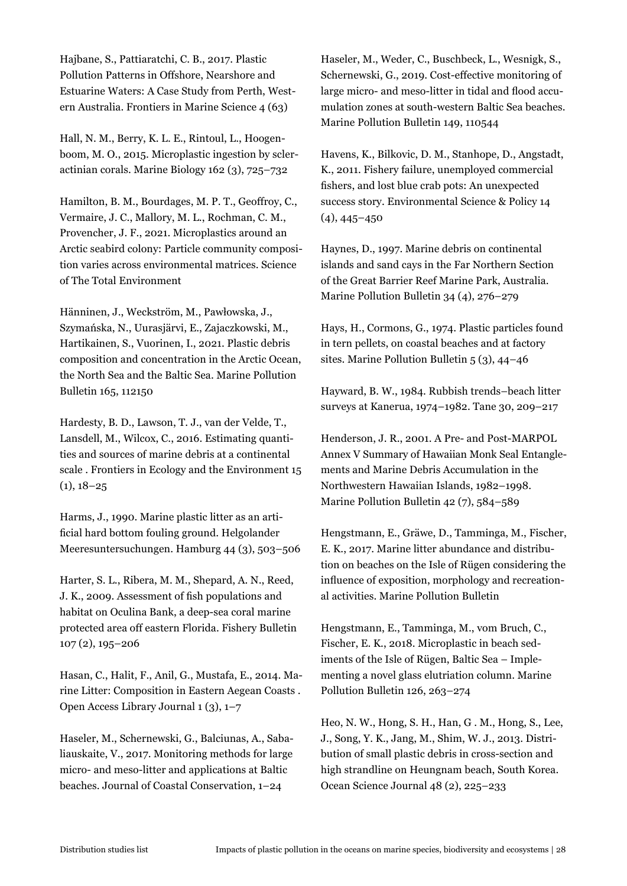Hajbane, S., Pattiaratchi, C. B., 2017. Plastic Pollution Patterns in Offshore, Nearshore and Estuarine Waters: A Case Study from Perth, Western Australia. Frontiers in Marine Science 4 (63)

Hall, N. M., Berry, K. L. E., Rintoul, L., Hoogenboom, M. O., 2015. Microplastic ingestion by scleractinian corals. Marine Biology 162 (3), 725–732

Hamilton, B. M., Bourdages, M. P. T., Geoffroy, C., Vermaire, J. C., Mallory, M. L., Rochman, C. M., Provencher, J. F., 2021. Microplastics around an Arctic seabird colony: Particle community composition varies across environmental matrices. Science of The Total Environment

Hänninen, J., Weckström, M., Pawłowska, J., Szymańska, N., Uurasjärvi, E., Zajaczkowski, M., Hartikainen, S., Vuorinen, I., 2021. Plastic debris composition and concentration in the Arctic Ocean, the North Sea and the Baltic Sea. Marine Pollution Bulletin 165, 112150

Hardesty, B. D., Lawson, T. J., van der Velde, T., Lansdell, M., Wilcox, C., 2016. Estimating quantities and sources of marine debris at a continental scale . Frontiers in Ecology and the Environment 15 (1), 18–25

Harms, J., 1990. Marine plastic litter as an artificial hard bottom fouling ground. Helgolander Meeresuntersuchungen. Hamburg 44 (3), 503–506

Harter, S. L., Ribera, M. M., Shepard, A. N., Reed, J. K., 2009. Assessment of fish populations and habitat on Oculina Bank, a deep-sea coral marine protected area off eastern Florida. Fishery Bulletin 107 (2), 195–206

Hasan, C., Halit, F., Anil, G., Mustafa, E., 2014. Marine Litter: Composition in Eastern Aegean Coasts . Open Access Library Journal 1 (3), 1–7

Haseler, M., Schernewski, G., Balciunas, A., Sabaliauskaite, V., 2017. Monitoring methods for large micro- and meso-litter and applications at Baltic beaches. Journal of Coastal Conservation, 1–24

Haseler, M., Weder, C., Buschbeck, L., Wesnigk, S., Schernewski, G., 2019. Cost-effective monitoring of large micro- and meso-litter in tidal and flood accumulation zones at south-western Baltic Sea beaches. Marine Pollution Bulletin 149, 110544

Havens, K., Bilkovic, D. M., Stanhope, D., Angstadt, K., 2011. Fishery failure, unemployed commercial fishers, and lost blue crab pots: An unexpected success story. Environmental Science & Policy 14 (4), 445–450

Haynes, D., 1997. Marine debris on continental islands and sand cays in the Far Northern Section of the Great Barrier Reef Marine Park, Australia. Marine Pollution Bulletin 34 (4), 276–279

Hays, H., Cormons, G., 1974. Plastic particles found in tern pellets, on coastal beaches and at factory sites. Marine Pollution Bulletin 5 (3), 44–46

Hayward, B. W., 1984. Rubbish trends–beach litter surveys at Kanerua, 1974–1982. Tane 30, 209–217

Henderson, J. R., 2001. A Pre- and Post-MARPOL Annex V Summary of Hawaiian Monk Seal Entanglements and Marine Debris Accumulation in the Northwestern Hawaiian Islands, 1982–1998. Marine Pollution Bulletin 42 (7), 584–589

Hengstmann, E., Gräwe, D., Tamminga, M., Fischer, E. K., 2017. Marine litter abundance and distribution on beaches on the Isle of Rügen considering the influence of exposition, morphology and recreational activities. Marine Pollution Bulletin

Hengstmann, E., Tamminga, M., vom Bruch, C., Fischer, E. K., 2018. Microplastic in beach sediments of the Isle of Rügen, Baltic Sea – Implementing a novel glass elutriation column. Marine Pollution Bulletin 126, 263–274

Heo, N. W., Hong, S. H., Han, G . M., Hong, S., Lee, J., Song, Y. K., Jang, M., Shim, W. J., 2013. Distribution of small plastic debris in cross-section and high strandline on Heungnam beach, South Korea. Ocean Science Journal 48 (2), 225–233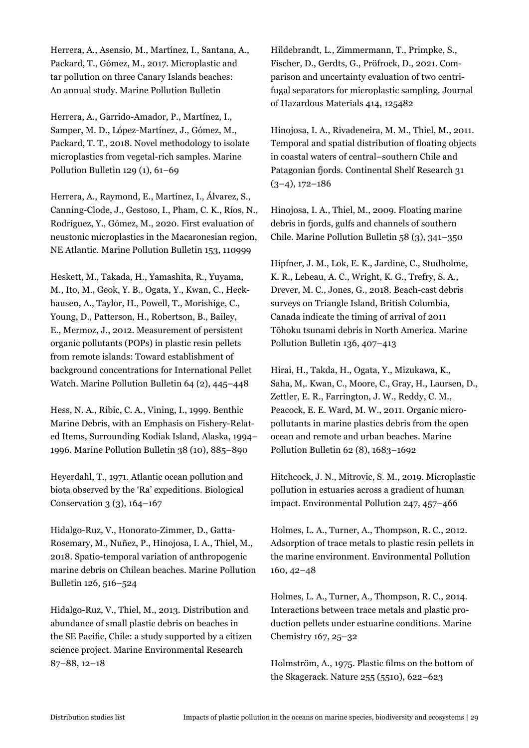Herrera, A., Asensio, M., Martínez, I., Santana, A., Packard, T., Gómez, M., 2017. Microplastic and tar pollution on three Canary Islands beaches: An annual study. Marine Pollution Bulletin

Herrera, A., Garrido-Amador, P., Martínez, I., Samper, M. D., López-Martínez, J., Gómez, M., Packard, T. T., 2018. Novel methodology to isolate microplastics from vegetal-rich samples. Marine Pollution Bulletin 129 (1), 61–69

Herrera, A., Raymond, E., Martínez, I., Álvarez, S., Canning-Clode, J., Gestoso, I., Pham, C. K., Ríos, N., Rodríguez, Y., Gómez, M., 2020. First evaluation of neustonic microplastics in the Macaronesian region, NE Atlantic. Marine Pollution Bulletin 153, 110999

Heskett, M., Takada, H., Yamashita, R., Yuyama, M., Ito, M., Geok, Y. B., Ogata, Y., Kwan, C., Heckhausen, A., Taylor, H., Powell, T., Morishige, C., Young, D., Patterson, H., Robertson, B., Bailey, E., Mermoz, J., 2012. Measurement of persistent organic pollutants (POPs) in plastic resin pellets from remote islands: Toward establishment of background concentrations for International Pellet Watch. Marine Pollution Bulletin 64 (2), 445–448

Hess, N. A., Ribic, C. A., Vining, I., 1999. Benthic Marine Debris, with an Emphasis on Fishery-Related Items, Surrounding Kodiak Island, Alaska, 1994–1996. Marine Pollution Bulletin 38 (10), 885–890

Heyerdahl, T., 1971. Atlantic ocean pollution and biota observed by the 'Ra' expeditions. Biological Conservation 3 (3), 164–167

Hidalgo-Ruz, V., Honorato-Zimmer, D., Gatta-Rosemary, M., Nuñez, P., Hinojosa, I. A., Thiel, M., 2018. Spatio-temporal variation of anthropogenic marine debris on Chilean beaches. Marine Pollution Bulletin 126, 516–524

Hidalgo-Ruz, V., Thiel, M., 2013. Distribution and abundance of small plastic debris on beaches in the SE Pacific, Chile: a study supported by a citizen science project. Marine Environmental Research 87–88, 12–18

Hildebrandt, L., Zimmermann, T., Primpke, S., Fischer, D., Gerdts, G., Pröfrock, D., 2021. Comparison and uncertainty evaluation of two centrifugal separators for microplastic sampling. Journal of Hazardous Materials 414, 125482

Hinojosa, I. A., Rivadeneira, M. M., Thiel, M., 2011. Temporal and spatial distribution of floating objects in coastal waters of central–southern Chile and Patagonian fjords. Continental Shelf Research 31 (3–4), 172–186

Hinojosa, I. A., Thiel, M., 2009. Floating marine debris in fjords, gulfs and channels of southern Chile. Marine Pollution Bulletin 58 (3), 341–350

Hipfner, J. M., Lok, E. K., Jardine, C., Studholme, K. R., Lebeau, A. C., Wright, K. G., Trefry, S. A., Drever, M. C., Jones, G., 2018. Beach-cast debris surveys on Triangle Island, British Columbia, Canada indicate the timing of arrival of 2011 Tōhoku tsunami debris in North America. Marine Pollution Bulletin 136, 407–413

Hirai, H., Takda, H., Ogata, Y., Mizukawa, K., Saha, M,. Kwan, C., Moore, C., Gray, H., Laursen, D., Zettler, E. R., Farrington, J. W., Reddy, C. M., Peacock, E. E. Ward, M. W., 2011. Organic micropollutants in marine plastics debris from the open ocean and remote and urban beaches. Marine Pollution Bulletin 62 (8), 1683–1692

Hitchcock, J. N., Mitrovic, S. M., 2019. Microplastic pollution in estuaries across a gradient of human impact. Environmental Pollution 247, 457–466

Holmes, L. A., Turner, A., Thompson, R. C., 2012. Adsorption of trace metals to plastic resin pellets in the marine environment. Environmental Pollution 160, 42–48

Holmes, L. A., Turner, A., Thompson, R. C., 2014. Interactions between trace metals and plastic production pellets under estuarine conditions. Marine Chemistry 167, 25–32

Holmström, A., 1975. Plastic films on the bottom of the Skagerack. Nature 255 (5510), 622–623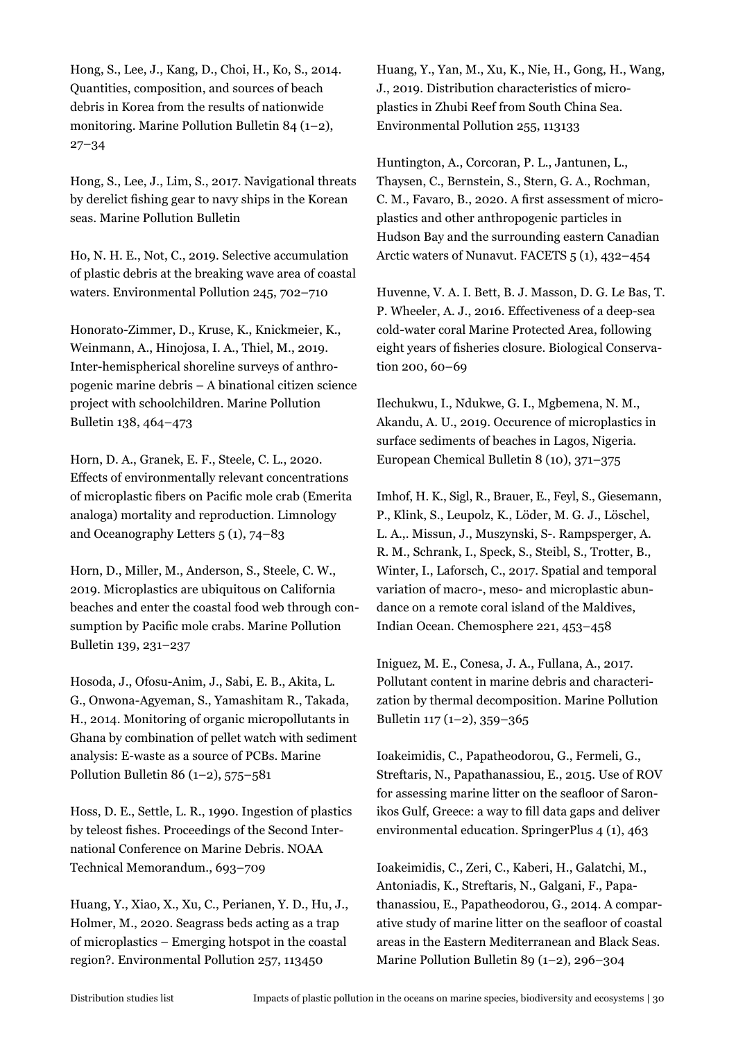Hong, S., Lee, J., Kang, D., Choi, H., Ko, S., 2014. Quantities, composition, and sources of beach debris in Korea from the results of nationwide monitoring. Marine Pollution Bulletin 84 (1–2), 27–34

Hong, S., Lee, J., Lim, S., 2017. Navigational threats by derelict fishing gear to navy ships in the Korean seas. Marine Pollution Bulletin

Ho, N. H. E., Not, C., 2019. Selective accumulation of plastic debris at the breaking wave area of coastal waters. Environmental Pollution 245, 702–710

Honorato-Zimmer, D., Kruse, K., Knickmeier, K., Weinmann, A., Hinojosa, I. A., Thiel, M., 2019. Inter-hemispherical shoreline surveys of anthropogenic marine debris – A binational citizen science project with schoolchildren. Marine Pollution Bulletin 138, 464–473

Horn, D. A., Granek, E. F., Steele, C. L., 2020. Effects of environmentally relevant concentrations of microplastic fibers on Pacific mole crab (Emerita analoga) mortality and reproduction. Limnology and Oceanography Letters 5 (1), 74–83

Horn, D., Miller, M., Anderson, S., Steele, C. W., 2019. Microplastics are ubiquitous on California beaches and enter the coastal food web through consumption by Pacific mole crabs. Marine Pollution Bulletin 139, 231–237

Hosoda, J., Ofosu-Anim, J., Sabi, E. B., Akita, L. G., Onwona-Agyeman, S., Yamashitam R., Takada, H., 2014. Monitoring of organic micropollutants in Ghana by combination of pellet watch with sediment analysis: E-waste as a source of PCBs. Marine Pollution Bulletin 86 (1–2), 575–581

Hoss, D. E., Settle, L. R., 1990. Ingestion of plastics by teleost fishes. Proceedings of the Second International Conference on Marine Debris. NOAA Technical Memorandum., 693–709

Huang, Y., Xiao, X., Xu, C., Perianen, Y. D., Hu, J., Holmer, M., 2020. Seagrass beds acting as a trap of microplastics – Emerging hotspot in the coastal region?. Environmental Pollution 257, 113450

Huang, Y., Yan, M., Xu, K., Nie, H., Gong, H., Wang, J., 2019. Distribution characteristics of microplastics in Zhubi Reef from South China Sea. Environmental Pollution 255, 113133

Huntington, A., Corcoran, P. L., Jantunen, L., Thaysen, C., Bernstein, S., Stern, G. A., Rochman, C. M., Favaro, B., 2020. A first assessment of microplastics and other anthropogenic particles in Hudson Bay and the surrounding eastern Canadian Arctic waters of Nunavut. FACETS 5 (1), 432–454

Huvenne, V. A. I. Bett, B. J. Masson, D. G. Le Bas, T. P. Wheeler, A. J., 2016. Effectiveness of a deep-sea cold-water coral Marine Protected Area, following eight years of fisheries closure. Biological Conservation 200, 60–69

Ilechukwu, I., Ndukwe, G. I., Mgbemena, N. M., Akandu, A. U., 2019. Occurence of microplastics in surface sediments of beaches in Lagos, Nigeria. European Chemical Bulletin 8 (10), 371–375

Imhof, H. K., Sigl, R., Brauer, E., Feyl, S., Giesemann, P., Klink, S., Leupolz, K., Löder, M. G. J., Löschel, L. A.,. Missun, J., Muszynski, S-. Rampsperger, A. R. M., Schrank, I., Speck, S., Steibl, S., Trotter, B., Winter, I., Laforsch, C., 2017. Spatial and temporal variation of macro-, meso- and microplastic abundance on a remote coral island of the Maldives, Indian Ocean. Chemosphere 221, 453–458

Iniguez, M. E., Conesa, J. A., Fullana, A., 2017. Pollutant content in marine debris and characterization by thermal decomposition. Marine Pollution Bulletin 117 (1–2), 359–365

Ioakeimidis, C., Papatheodorou, G., Fermeli, G., Streftaris, N., Papathanassiou, E., 2015. Use of ROV for assessing marine litter on the seafloor of Saronikos Gulf, Greece: a way to fill data gaps and deliver environmental education. SpringerPlus 4 (1), 463

Ioakeimidis, C., Zeri, C., Kaberi, H., Galatchi, M., Antoniadis, K., Streftaris, N., Galgani, F., Papathanassiou, E., Papatheodorou, G., 2014. A comparative study of marine litter on the seafloor of coastal areas in the Eastern Mediterranean and Black Seas. Marine Pollution Bulletin 89 (1–2), 296–304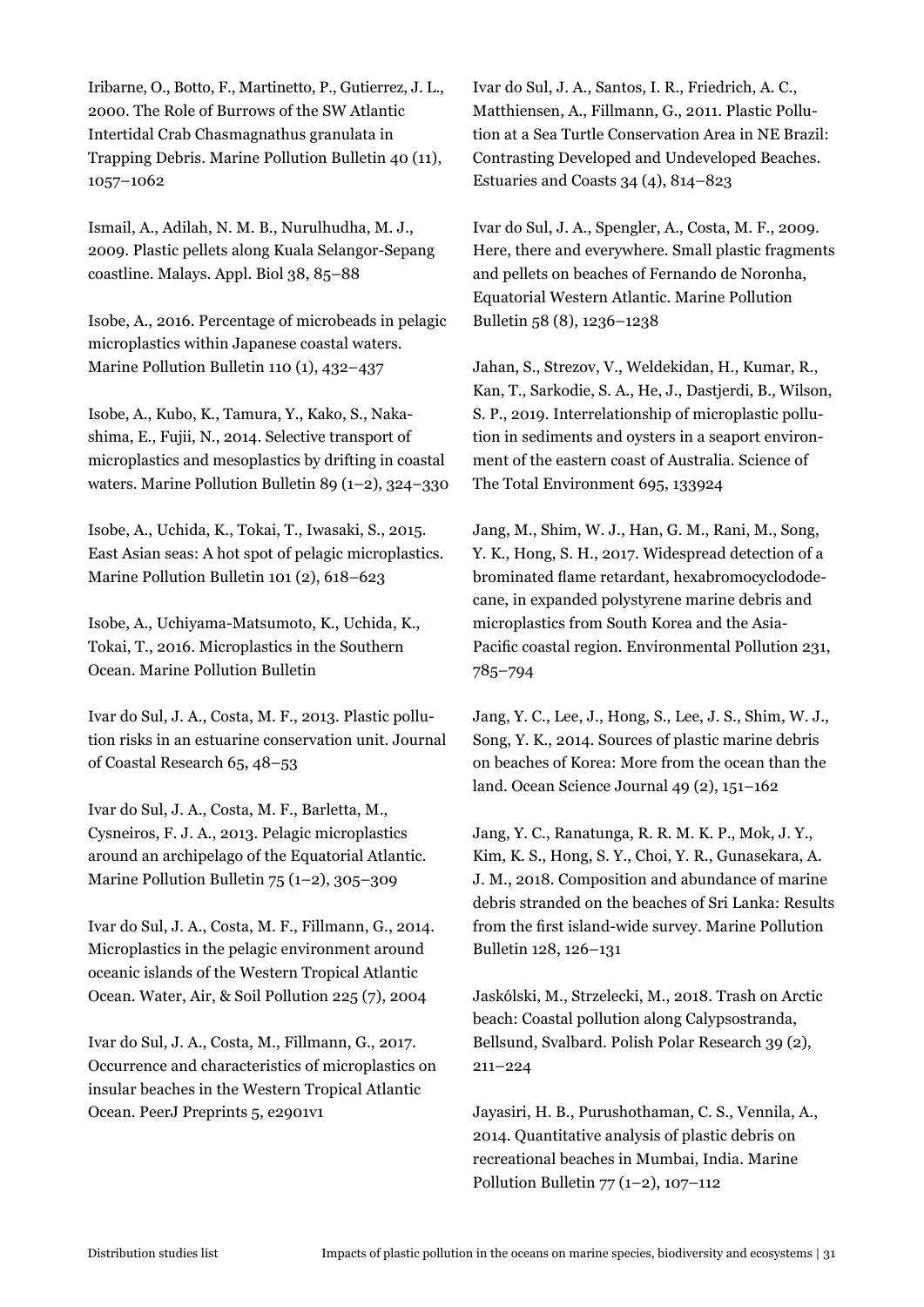Iribarne, O., Botto, F., Martinetto, P., Gutierrez, J. L., 2000. The Role of Burrows of the SW Atlantic Intertidal Crab Chasmagnathus granulata in Trapping Debris. Marine Pollution Bulletin 40 (11), 1057–1062

Ismail, A., Adilah, N. M. B., Nurulhudha, M. J., 2009. Plastic pellets along Kuala Selangor-Sepang coastline. Malays. Appl. Biol 38, 85–88

Isobe, A., 2016. Percentage of microbeads in pelagic microplastics within Japanese coastal waters. Marine Pollution Bulletin 110 (1), 432–437

Isobe, A., Kubo, K., Tamura, Y., Kako, S., Nakashima, E., Fujii, N., 2014. Selective transport of microplastics and mesoplastics by drifting in coastal waters. Marine Pollution Bulletin 89 (1–2), 324–330

Isobe, A., Uchida, K., Tokai, T., Iwasaki, S., 2015. East Asian seas: A hot spot of pelagic microplastics. Marine Pollution Bulletin 101 (2), 618–623

Isobe, A., Uchiyama-Matsumoto, K., Uchida, K., Tokai, T., 2016. Microplastics in the Southern Ocean. Marine Pollution Bulletin

Ivar do Sul, J. A., Costa, M. F., 2013. Plastic pollution risks in an estuarine conservation unit. Journal of Coastal Research 65, 48–53

Ivar do Sul, J. A., Costa, M. F., Barletta, M., Cysneiros, F. J. A., 2013. Pelagic microplastics around an archipelago of the Equatorial Atlantic. Marine Pollution Bulletin 75 (1–2), 305–309

Ivar do Sul, J. A., Costa, M. F., Fillmann, G., 2014. Microplastics in the pelagic environment around oceanic islands of the Western Tropical Atlantic Ocean. Water, Air, & Soil Pollution 225 (7), 2004

Ivar do Sul, J. A., Costa, M., Fillmann, G., 2017. Occurrence and characteristics of microplastics on insular beaches in the Western Tropical Atlantic Ocean. PeerJ Preprints 5, e2901v1

Ivar do Sul, J. A., Santos, I. R., Friedrich, A. C., Matthiensen, A., Fillmann, G., 2011. Plastic Pollution at a Sea Turtle Conservation Area in NE Brazil: Contrasting Developed and Undeveloped Beaches. Estuaries and Coasts 34 (4), 814–823

Ivar do Sul, J. A., Spengler, A., Costa, M. F., 2009. Here, there and everywhere. Small plastic fragments and pellets on beaches of Fernando de Noronha, Equatorial Western Atlantic. Marine Pollution Bulletin 58 (8), 1236–1238

Jahan, S., Strezov, V., Weldekidan, H., Kumar, R., Kan, T., Sarkodie, S. A., He, J., Dastjerdi, B., Wilson, S. P., 2019. Interrelationship of microplastic pollution in sediments and oysters in a seaport environment of the eastern coast of Australia. Science of The Total Environment 695, 133924

Jang, M., Shim, W. J., Han, G. M., Rani, M., Song, Y. K., Hong, S. H., 2017. Widespread detection of a brominated flame retardant, hexabromocyclododecane, in expanded polystyrene marine debris and microplastics from South Korea and the Asia-Pacific coastal region. Environmental Pollution 231, 785–794

Jang, Y. C., Lee, J., Hong, S., Lee, J. S., Shim, W. J., Song, Y. K., 2014. Sources of plastic marine debris on beaches of Korea: More from the ocean than the land. Ocean Science Journal 49 (2), 151–162

Jang, Y. C., Ranatunga, R. R. M. K. P., Mok, J. Y., Kim, K. S., Hong, S. Y., Choi, Y. R., Gunasekara, A. J. M., 2018. Composition and abundance of marine debris stranded on the beaches of Sri Lanka: Results from the first island-wide survey. Marine Pollution Bulletin 128, 126–131

Jaskólski, M., Strzelecki, M., 2018. Trash on Arctic beach: Coastal pollution along Calypsostranda, Bellsund, Svalbard. Polish Polar Research 39 (2), 211–224

Jayasiri, H. B., Purushothaman, C. S., Vennila, A., 2014. Quantitative analysis of plastic debris on recreational beaches in Mumbai, India. Marine Pollution Bulletin 77 (1–2), 107–112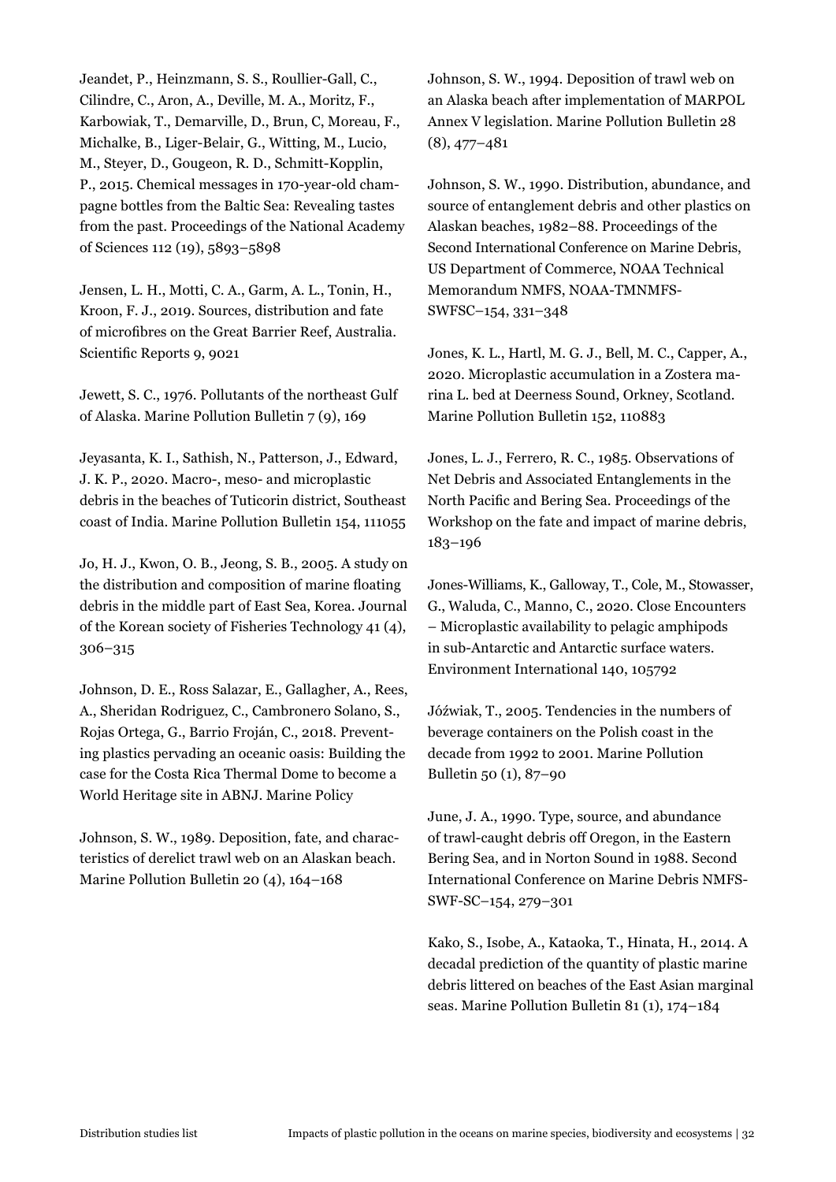Jeandet, P., Heinzmann, S. S., Roullier-Gall, C., Cilindre, C., Aron, A., Deville, M. A., Moritz, F., Karbowiak, T., Demarville, D., Brun, C, Moreau, F., Michalke, B., Liger-Belair, G., Witting, M., Lucio, M., Steyer, D., Gougeon, R. D., Schmitt-Kopplin, P., 2015. Chemical messages in 170-year-old champagne bottles from the Baltic Sea: Revealing tastes from the past. Proceedings of the National Academy of Sciences 112 (19), 5893–5898

Jensen, L. H., Motti, C. A., Garm, A. L., Tonin, H., Kroon, F. J., 2019. Sources, distribution and fate of microfibres on the Great Barrier Reef, Australia. Scientific Reports 9, 9021

Jewett, S. C., 1976. Pollutants of the northeast Gulf of Alaska. Marine Pollution Bulletin 7 (9), 169

Jeyasanta, K. I., Sathish, N., Patterson, J., Edward, J. K. P., 2020. Macro-, meso- and microplastic debris in the beaches of Tuticorin district, Southeast coast of India. Marine Pollution Bulletin 154, 111055

Jo, H. J., Kwon, O. B., Jeong, S. B., 2005. A study on the distribution and composition of marine floating debris in the middle part of East Sea, Korea. Journal of the Korean society of Fisheries Technology 41 (4), 306–315

Johnson, D. E., Ross Salazar, E., Gallagher, A., Rees, A., Sheridan Rodriguez, C., Cambronero Solano, S., Rojas Ortega, G., Barrio Froján, C., 2018. Preventing plastics pervading an oceanic oasis: Building the case for the Costa Rica Thermal Dome to become a World Heritage site in ABNJ. Marine Policy

Johnson, S. W., 1989. Deposition, fate, and characteristics of derelict trawl web on an Alaskan beach. Marine Pollution Bulletin 20 (4), 164–168

Johnson, S. W., 1994. Deposition of trawl web on an Alaska beach after implementation of MARPOL Annex V legislation. Marine Pollution Bulletin 28 (8), 477–481

Johnson, S. W., 1990. Distribution, abundance, and source of entanglement debris and other plastics on Alaskan beaches, 1982–88. Proceedings of the Second International Conference on Marine Debris, US Department of Commerce, NOAA Technical Memorandum NMFS, NOAA-TMNMFS-SWFSC–154, 331–348

Jones, K. L., Hartl, M. G. J., Bell, M. C., Capper, A., 2020. Microplastic accumulation in a Zostera marina L. bed at Deerness Sound, Orkney, Scotland. Marine Pollution Bulletin 152, 110883

Jones, L. J., Ferrero, R. C., 1985. Observations of Net Debris and Associated Entanglements in the North Pacific and Bering Sea. Proceedings of the Workshop on the fate and impact of marine debris, 183–196

Jones-Williams, K., Galloway, T., Cole, M., Stowasser, G., Waluda, C., Manno, C., 2020. Close Encounters – Microplastic availability to pelagic amphipods in sub-Antarctic and Antarctic surface waters. Environment International 140, 105792

Jóźwiak, T., 2005. Tendencies in the numbers of beverage containers on the Polish coast in the decade from 1992 to 2001. Marine Pollution Bulletin 50 (1), 87–90

June, J. A., 1990. Type, source, and abundance of trawl-caught debris off Oregon, in the Eastern Bering Sea, and in Norton Sound in 1988. Second International Conference on Marine Debris NMFS-SWF-SC–154, 279–301

Kako, S., Isobe, A., Kataoka, T., Hinata, H., 2014. A decadal prediction of the quantity of plastic marine debris littered on beaches of the East Asian marginal seas. Marine Pollution Bulletin 81 (1), 174–184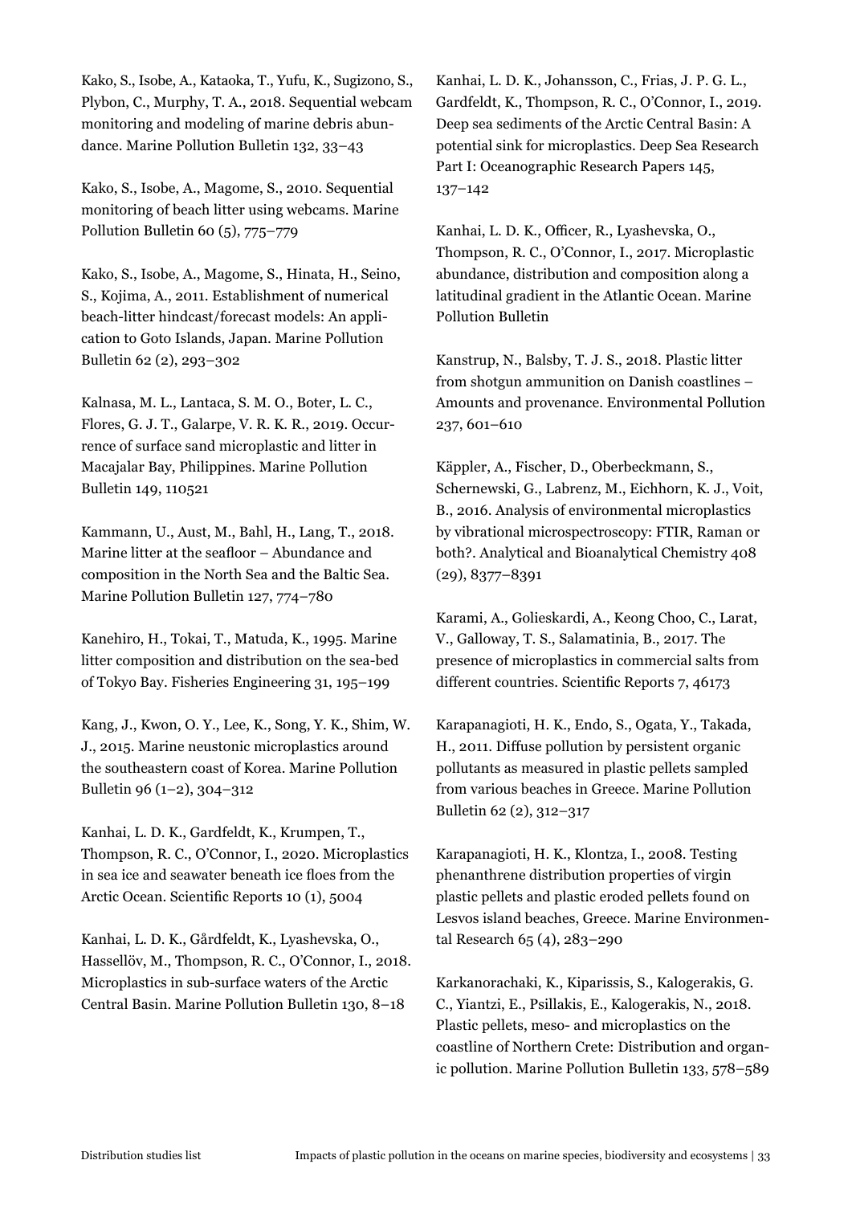Kako, S., Isobe, A., Kataoka, T., Yufu, K., Sugizono, S., Plybon, C., Murphy, T. A., 2018. Sequential webcam monitoring and modeling of marine debris abundance. Marine Pollution Bulletin 132, 33–43

Kako, S., Isobe, A., Magome, S., 2010. Sequential monitoring of beach litter using webcams. Marine Pollution Bulletin 60 (5), 775–779

Kako, S., Isobe, A., Magome, S., Hinata, H., Seino, S., Kojima, A., 2011. Establishment of numerical beach-litter hindcast/forecast models: An application to Goto Islands, Japan. Marine Pollution Bulletin 62 (2), 293–302

Kalnasa, M. L., Lantaca, S. M. O., Boter, L. C., Flores, G. J. T., Galarpe, V. R. K. R., 2019. Occurrence of surface sand microplastic and litter in Macajalar Bay, Philippines. Marine Pollution Bulletin 149, 110521

Kammann, U., Aust, M., Bahl, H., Lang, T., 2018. Marine litter at the seafloor – Abundance and composition in the North Sea and the Baltic Sea. Marine Pollution Bulletin 127, 774–780

Kanehiro, H., Tokai, T., Matuda, K., 1995. Marine litter composition and distribution on the sea-bed of Tokyo Bay. Fisheries Engineering 31, 195–199

Kang, J., Kwon, O. Y., Lee, K., Song, Y. K., Shim, W. J., 2015. Marine neustonic microplastics around the southeastern coast of Korea. Marine Pollution Bulletin 96 (1–2), 304–312

Kanhai, L. D. K., Gardfeldt, K., Krumpen, T., Thompson, R. C., O'Connor, I., 2020. Microplastics in sea ice and seawater beneath ice floes from the Arctic Ocean. Scientific Reports 10 (1), 5004

Kanhai, L. D. K., Gårdfeldt, K., Lyashevska, O., Hassellöv, M., Thompson, R. C., O'Connor, I., 2018. Microplastics in sub-surface waters of the Arctic Central Basin. Marine Pollution Bulletin 130, 8–18

Kanhai, L. D. K., Johansson, C., Frias, J. P. G. L., Gardfeldt, K., Thompson, R. C., O'Connor, I., 2019. Deep sea sediments of the Arctic Central Basin: A potential sink for microplastics. Deep Sea Research Part I: Oceanographic Research Papers 145, 137–142

Kanhai, L. D. K., Officer, R., Lyashevska, O., Thompson, R. C., O'Connor, I., 2017. Microplastic abundance, distribution and composition along a latitudinal gradient in the Atlantic Ocean. Marine Pollution Bulletin

Kanstrup, N., Balsby, T. J. S., 2018. Plastic litter from shotgun ammunition on Danish coastlines – Amounts and provenance. Environmental Pollution 237, 601–610

Käppler, A., Fischer, D., Oberbeckmann, S., Schernewski, G., Labrenz, M., Eichhorn, K. J., Voit, B., 2016. Analysis of environmental microplastics by vibrational microspectroscopy: FTIR, Raman or both?. Analytical and Bioanalytical Chemistry 408 (29), 8377–8391

Karami, A., Golieskardi, A., Keong Choo, C., Larat, V., Galloway, T. S., Salamatinia, B., 2017. The presence of microplastics in commercial salts from different countries. Scientific Reports 7, 46173

Karapanagioti, H. K., Endo, S., Ogata, Y., Takada, H., 2011. Diffuse pollution by persistent organic pollutants as measured in plastic pellets sampled from various beaches in Greece. Marine Pollution Bulletin 62 (2), 312–317

Karapanagioti, H. K., Klontza, I., 2008. Testing phenanthrene distribution properties of virgin plastic pellets and plastic eroded pellets found on Lesvos island beaches, Greece. Marine Environmental Research 65 (4), 283–290

Karkanorachaki, K., Kiparissis, S., Kalogerakis, G. C., Yiantzi, E., Psillakis, E., Kalogerakis, N., 2018. Plastic pellets, meso- and microplastics on the coastline of Northern Crete: Distribution and organic pollution. Marine Pollution Bulletin 133, 578–589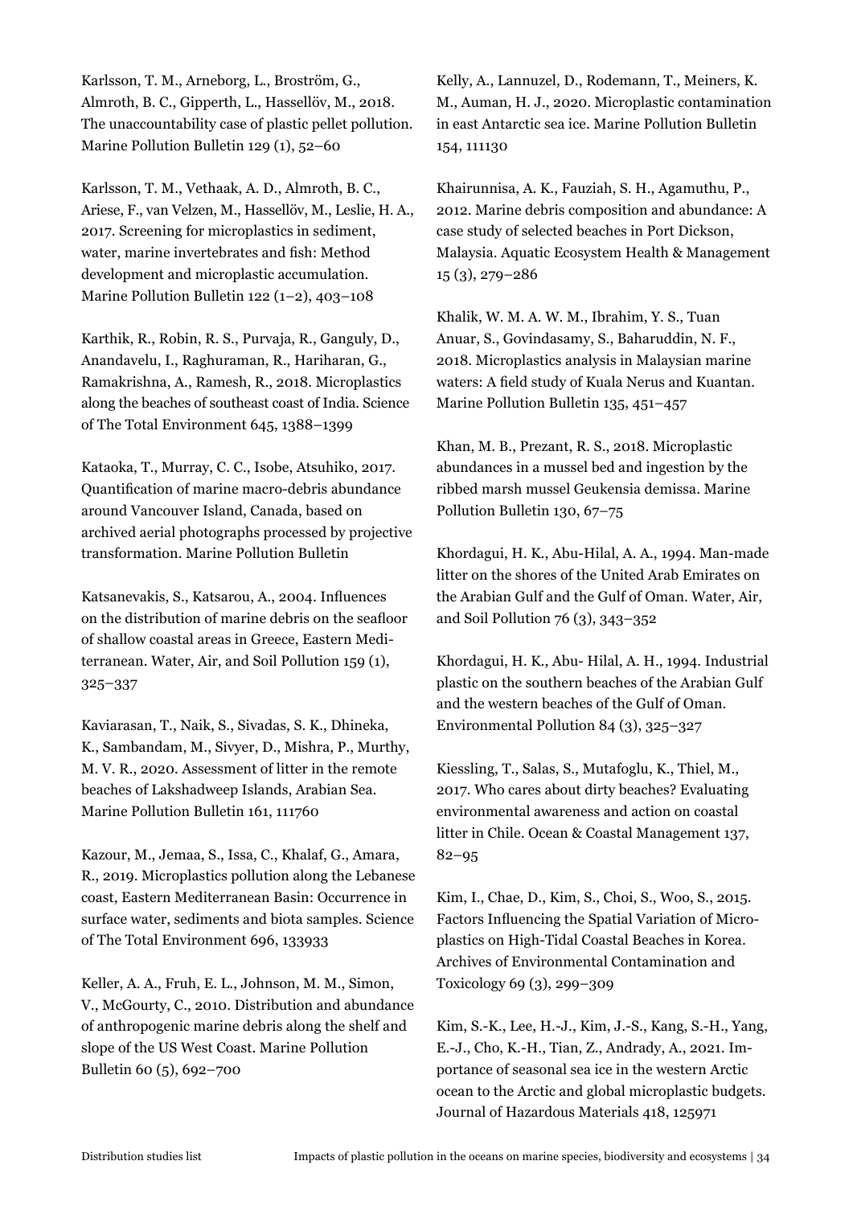Karlsson, T. M., Arneborg, L., Broström, G., Almroth, B. C., Gipperth, L., Hassellöv, M., 2018. The unaccountability case of plastic pellet pollution. Marine Pollution Bulletin 129 (1), 52–60

Karlsson, T. M., Vethaak, A. D., Almroth, B. C., Ariese, F., van Velzen, M., Hassellöv, M., Leslie, H. A., 2017. Screening for microplastics in sediment, water, marine invertebrates and fish: Method development and microplastic accumulation. Marine Pollution Bulletin 122 (1–2), 403–108

Karthik, R., Robin, R. S., Purvaja, R., Ganguly, D., Anandavelu, I., Raghuraman, R., Hariharan, G., Ramakrishna, A., Ramesh, R., 2018. Microplastics along the beaches of southeast coast of India. Science of The Total Environment 645, 1388–1399

Kataoka, T., Murray, C. C., Isobe, Atsuhiko, 2017. Quantification of marine macro-debris abundance around Vancouver Island, Canada, based on archived aerial photographs processed by projective transformation. Marine Pollution Bulletin

Katsanevakis, S., Katsarou, A., 2004. Influences on the distribution of marine debris on the seafloor of shallow coastal areas in Greece, Eastern Mediterranean. Water, Air, and Soil Pollution 159 (1), 325–337

Kaviarasan, T., Naik, S., Sivadas, S. K., Dhineka, K., Sambandam, M., Sivyer, D., Mishra, P., Murthy, M. V. R., 2020. Assessment of litter in the remote beaches of Lakshadweep Islands, Arabian Sea. Marine Pollution Bulletin 161, 111760

Kazour, M., Jemaa, S., Issa, C., Khalaf, G., Amara, R., 2019. Microplastics pollution along the Lebanese coast, Eastern Mediterranean Basin: Occurrence in surface water, sediments and biota samples. Science of The Total Environment 696, 133933

Keller, A. A., Fruh, E. L., Johnson, M. M., Simon, V., McGourty, C., 2010. Distribution and abundance of anthropogenic marine debris along the shelf and slope of the US West Coast. Marine Pollution Bulletin 60 (5), 692–700

Kelly, A., Lannuzel, D., Rodemann, T., Meiners, K. M., Auman, H. J., 2020. Microplastic contamination in east Antarctic sea ice. Marine Pollution Bulletin 154, 111130

Khairunnisa, A. K., Fauziah, S. H., Agamuthu, P., 2012. Marine debris composition and abundance: A case study of selected beaches in Port Dickson, Malaysia. Aquatic Ecosystem Health & Management 15 (3), 279–286

Khalik, W. M. A. W. M., Ibrahim, Y. S., Tuan Anuar, S., Govindasamy, S., Baharuddin, N. F., 2018. Microplastics analysis in Malaysian marine waters: A field study of Kuala Nerus and Kuantan. Marine Pollution Bulletin 135, 451–457

Khan, M. B., Prezant, R. S., 2018. Microplastic abundances in a mussel bed and ingestion by the ribbed marsh mussel Geukensia demissa. Marine Pollution Bulletin 130, 67–75

Khordagui, H. K., Abu-Hilal, A. A., 1994. Man-made litter on the shores of the United Arab Emirates on the Arabian Gulf and the Gulf of Oman. Water, Air, and Soil Pollution 76 (3), 343–352

Khordagui, H. K., Abu- Hilal, A. H., 1994. Industrial plastic on the southern beaches of the Arabian Gulf and the western beaches of the Gulf of Oman. Environmental Pollution 84 (3), 325–327

Kiessling, T., Salas, S., Mutafoglu, K., Thiel, M., 2017. Who cares about dirty beaches? Evaluating environmental awareness and action on coastal litter in Chile. Ocean & Coastal Management 137, 82–95

Kim, I., Chae, D., Kim, S., Choi, S., Woo, S., 2015. Factors Influencing the Spatial Variation of Microplastics on High-Tidal Coastal Beaches in Korea. Archives of Environmental Contamination and Toxicology 69 (3), 299–309

Kim, S.-K., Lee, H.-J., Kim, J.-S., Kang, S.-H., Yang, E.-J., Cho, K.-H., Tian, Z., Andrady, A., 2021. Importance of seasonal sea ice in the western Arctic ocean to the Arctic and global microplastic budgets. Journal of Hazardous Materials 418, 125971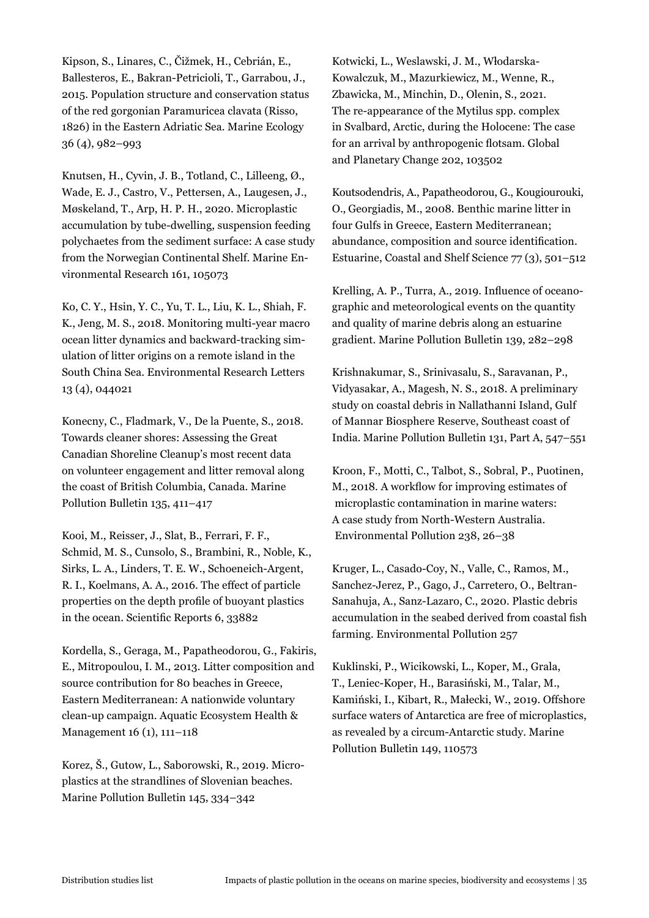Kipson, S., Linares, C., Čižmek, H., Cebrián, E., Ballesteros, E., Bakran-Petricioli, T., Garrabou, J., 2015. Population structure and conservation status of the red gorgonian Paramuricea clavata (Risso, 1826) in the Eastern Adriatic Sea. Marine Ecology 36 (4), 982–993

Knutsen, H., Cyvin, J. B., Totland, C., Lilleeng, Ø., Wade, E. J., Castro, V., Pettersen, A., Laugesen, J., Møskeland, T., Arp, H. P. H., 2020. Microplastic accumulation by tube-dwelling, suspension feeding polychaetes from the sediment surface: A case study from the Norwegian Continental Shelf. Marine Environmental Research 161, 105073

Ko, C. Y., Hsin, Y. C., Yu, T. L., Liu, K. L., Shiah, F. K., Jeng, M. S., 2018. Monitoring multi-year macro ocean litter dynamics and backward-tracking simulation of litter origins on a remote island in the South China Sea. Environmental Research Letters 13 (4), 044021

Konecny, C., Fladmark, V., De la Puente, S., 2018. Towards cleaner shores: Assessing the Great Canadian Shoreline Cleanup's most recent data on volunteer engagement and litter removal along the coast of British Columbia, Canada. Marine Pollution Bulletin 135, 411–417

Kooi, M., Reisser, J., Slat, B., Ferrari, F. F., Schmid, M. S., Cunsolo, S., Brambini, R., Noble, K., Sirks, L. A., Linders, T. E. W., Schoeneich-Argent, R. I., Koelmans, A. A., 2016. The effect of particle properties on the depth profile of buoyant plastics in the ocean. Scientific Reports 6, 33882

Kordella, S., Geraga, M., Papatheodorou, G., Fakiris, E., Mitropoulou, I. M., 2013. Litter composition and source contribution for 80 beaches in Greece, Eastern Mediterranean: A nationwide voluntary clean-up campaign. Aquatic Ecosystem Health & Management 16 (1), 111–118

Korez, Š., Gutow, L., Saborowski, R., 2019. Microplastics at the strandlines of Slovenian beaches. Marine Pollution Bulletin 145, 334–342

Kotwicki, L., Weslawski, J. M., Włodarska-Kowalczuk, M., Mazurkiewicz, M., Wenne, R., Zbawicka, M., Minchin, D., Olenin, S., 2021. The re-appearance of the Mytilus spp. complex in Svalbard, Arctic, during the Holocene: The case for an arrival by anthropogenic flotsam. Global and Planetary Change 202, 103502

Koutsodendris, A., Papatheodorou, G., Kougiourouki, O., Georgiadis, M., 2008. Benthic marine litter in four Gulfs in Greece, Eastern Mediterranean; abundance, composition and source identification. Estuarine, Coastal and Shelf Science 77 (3), 501–512

Krelling, A. P., Turra, A., 2019. Influence of oceanographic and meteorological events on the quantity and quality of marine debris along an estuarine gradient. Marine Pollution Bulletin 139, 282–298

Krishnakumar, S., Srinivasalu, S., Saravanan, P., Vidyasakar, A., Magesh, N. S., 2018. A preliminary study on coastal debris in Nallathanni Island, Gulf of Mannar Biosphere Reserve, Southeast coast of India. Marine Pollution Bulletin 131, Part A, 547–551

Kroon, F., Motti, C., Talbot, S., Sobral, P., Puotinen, M., 2018. A workflow for improving estimates of microplastic contamination in marine waters: A case study from North-Western Australia. Environmental Pollution 238, 26–38

Kruger, L., Casado-Coy, N., Valle, C., Ramos, M., Sanchez-Jerez, P., Gago, J., Carretero, O., Beltran-Sanahuja, A., Sanz-Lazaro, C., 2020. Plastic debris accumulation in the seabed derived from coastal fish farming. Environmental Pollution 257

Kuklinski, P., Wicikowski, L., Koper, M., Grala, T., Leniec-Koper, H., Barasiński, M., Talar, M., Kamiński, I., Kibart, R., Małecki, W., 2019. Offshore surface waters of Antarctica are free of microplastics, as revealed by a circum-Antarctic study. Marine Pollution Bulletin 149, 110573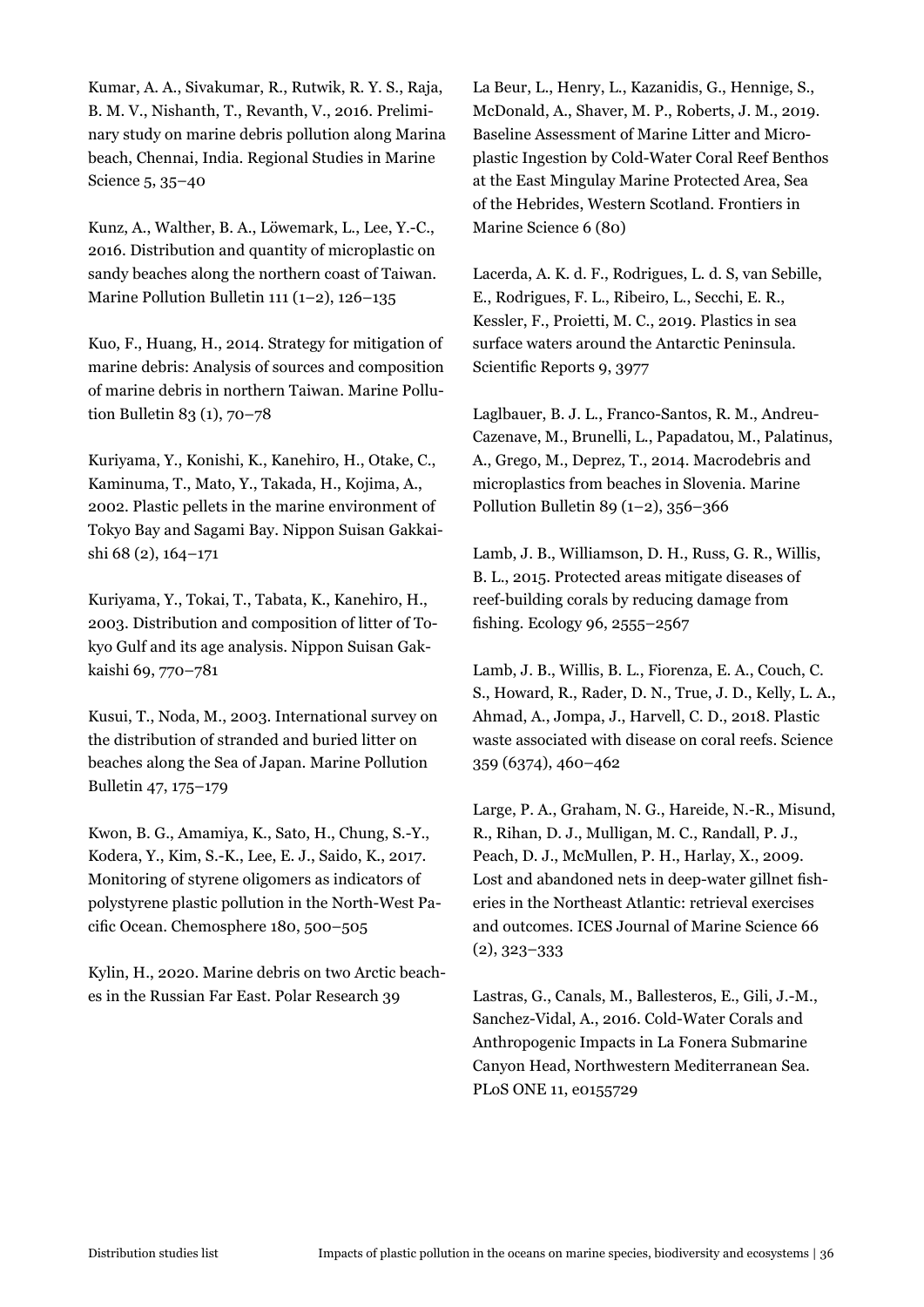Kumar, A. A., Sivakumar, R., Rutwik, R. Y. S., Raja, B. M. V., Nishanth, T., Revanth, V., 2016. Preliminary study on marine debris pollution along Marina beach, Chennai, India. Regional Studies in Marine Science 5, 35–40

Kunz, A., Walther, B. A., Löwemark, L., Lee, Y.-C., 2016. Distribution and quantity of microplastic on sandy beaches along the northern coast of Taiwan. Marine Pollution Bulletin 111 (1–2), 126–135

Kuo, F., Huang, H., 2014. Strategy for mitigation of marine debris: Analysis of sources and composition of marine debris in northern Taiwan. Marine Pollution Bulletin 83 (1), 70–78

Kuriyama, Y., Konishi, K., Kanehiro, H., Otake, C., Kaminuma, T., Mato, Y., Takada, H., Kojima, A., 2002. Plastic pellets in the marine environment of Tokyo Bay and Sagami Bay. Nippon Suisan Gakkaishi 68 (2), 164–171

Kuriyama, Y., Tokai, T., Tabata, K., Kanehiro, H., 2003. Distribution and composition of litter of Tokyo Gulf and its age analysis. Nippon Suisan Gakkaishi 69, 770–781

Kusui, T., Noda, M., 2003. International survey on the distribution of stranded and buried litter on beaches along the Sea of Japan. Marine Pollution Bulletin 47, 175–179

Kwon, B. G., Amamiya, K., Sato, H., Chung, S.-Y., Kodera, Y., Kim, S.-K., Lee, E. J., Saido, K., 2017. Monitoring of styrene oligomers as indicators of polystyrene plastic pollution in the North-West Pacific Ocean. Chemosphere 180, 500–505

Kylin, H., 2020. Marine debris on two Arctic beaches in the Russian Far East. Polar Research 39

La Beur, L., Henry, L., Kazanidis, G., Hennige, S., McDonald, A., Shaver, M. P., Roberts, J. M., 2019. Baseline Assessment of Marine Litter and Microplastic Ingestion by Cold-Water Coral Reef Benthos at the East Mingulay Marine Protected Area, Sea of the Hebrides, Western Scotland. Frontiers in Marine Science 6 (80)

Lacerda, A. K. d. F., Rodrigues, L. d. S, van Sebille, E., Rodrigues, F. L., Ribeiro, L., Secchi, E. R., Kessler, F., Proietti, M. C., 2019. Plastics in sea surface waters around the Antarctic Peninsula. Scientific Reports 9, 3977

Laglbauer, B. J. L., Franco-Santos, R. M., Andreu-Cazenave, M., Brunelli, L., Papadatou, M., Palatinus, A., Grego, M., Deprez, T., 2014. Macrodebris and microplastics from beaches in Slovenia. Marine Pollution Bulletin 89 (1–2), 356–366

Lamb, J. B., Williamson, D. H., Russ, G. R., Willis, B. L., 2015. Protected areas mitigate diseases of reef-building corals by reducing damage from fishing. Ecology 96, 2555–2567

Lamb, J. B., Willis, B. L., Fiorenza, E. A., Couch, C. S., Howard, R., Rader, D. N., True, J. D., Kelly, L. A., Ahmad, A., Jompa, J., Harvell, C. D., 2018. Plastic waste associated with disease on coral reefs. Science 359 (6374), 460–462

Large, P. A., Graham, N. G., Hareide, N.-R., Misund, R., Rihan, D. J., Mulligan, M. C., Randall, P. J., Peach, D. J., McMullen, P. H., Harlay, X., 2009. Lost and abandoned nets in deep-water gillnet fisheries in the Northeast Atlantic: retrieval exercises and outcomes. ICES Journal of Marine Science 66 (2), 323–333

Lastras, G., Canals, M., Ballesteros, E., Gili, J.-M., Sanchez-Vidal, A., 2016. Cold-Water Corals and Anthropogenic Impacts in La Fonera Submarine Canyon Head, Northwestern Mediterranean Sea. PLoS ONE 11, e0155729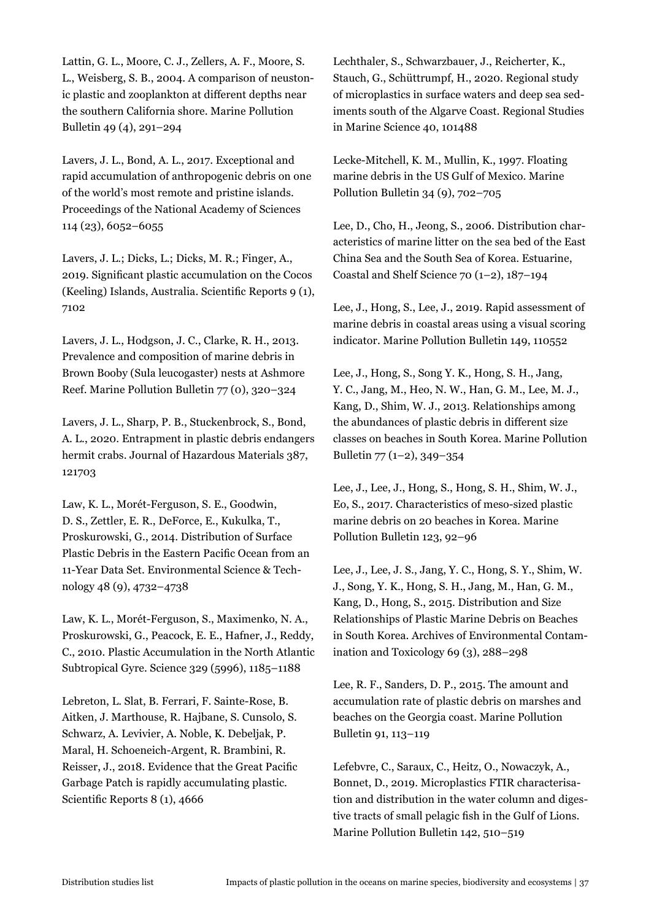Lattin, G. L., Moore, C. J., Zellers, A. F., Moore, S. L., Weisberg, S. B., 2004. A comparison of neustonic plastic and zooplankton at different depths near the southern California shore. Marine Pollution Bulletin 49 (4), 291–294

Lavers, J. L., Bond, A. L., 2017. Exceptional and rapid accumulation of anthropogenic debris on one of the world's most remote and pristine islands. Proceedings of the National Academy of Sciences 114 (23), 6052–6055

Lavers, J. L.; Dicks, L.; Dicks, M. R.; Finger, A., 2019. Significant plastic accumulation on the Cocos (Keeling) Islands, Australia. Scientific Reports 9 (1), 7102

Lavers, J. L., Hodgson, J. C., Clarke, R. H., 2013. Prevalence and composition of marine debris in Brown Booby (Sula leucogaster) nests at Ashmore Reef. Marine Pollution Bulletin 77 (0), 320–324

Lavers, J. L., Sharp, P. B., Stuckenbrock, S., Bond, A. L., 2020. Entrapment in plastic debris endangers hermit crabs. Journal of Hazardous Materials 387, 121703

Law, K. L., Morét-Ferguson, S. E., Goodwin, D. S., Zettler, E. R., DeForce, E., Kukulka, T., Proskurowski, G., 2014. Distribution of Surface Plastic Debris in the Eastern Pacific Ocean from an 11-Year Data Set. Environmental Science & Technology 48 (9), 4732–4738

Law, K. L., Morét-Ferguson, S., Maximenko, N. A., Proskurowski, G., Peacock, E. E., Hafner, J., Reddy, C., 2010. Plastic Accumulation in the North Atlantic Subtropical Gyre. Science 329 (5996), 1185–1188

Lebreton, L. Slat, B. Ferrari, F. Sainte-Rose, B. Aitken, J. Marthouse, R. Hajbane, S. Cunsolo, S. Schwarz, A. Levivier, A. Noble, K. Debeljak, P. Maral, H. Schoeneich-Argent, R. Brambini, R. Reisser, J., 2018. Evidence that the Great Pacific Garbage Patch is rapidly accumulating plastic. Scientific Reports 8 (1), 4666

Lechthaler, S., Schwarzbauer, J., Reicherter, K., Stauch, G., Schüttrumpf, H., 2020. Regional study of microplastics in surface waters and deep sea sediments south of the Algarve Coast. Regional Studies in Marine Science 40, 101488

Lecke-Mitchell, K. M., Mullin, K., 1997. Floating marine debris in the US Gulf of Mexico. Marine Pollution Bulletin 34 (9), 702–705

Lee, D., Cho, H., Jeong, S., 2006. Distribution characteristics of marine litter on the sea bed of the East China Sea and the South Sea of Korea. Estuarine, Coastal and Shelf Science 70 (1–2), 187–194

Lee, J., Hong, S., Lee, J., 2019. Rapid assessment of marine debris in coastal areas using a visual scoring indicator. Marine Pollution Bulletin 149, 110552

Lee, J., Hong, S., Song Y. K., Hong, S. H., Jang, Y. C., Jang, M., Heo, N. W., Han, G. M., Lee, M. J., Kang, D., Shim, W. J., 2013. Relationships among the abundances of plastic debris in different size classes on beaches in South Korea. Marine Pollution Bulletin 77 (1–2), 349–354

Lee, J., Lee, J., Hong, S., Hong, S. H., Shim, W. J., Eo, S., 2017. Characteristics of meso-sized plastic marine debris on 20 beaches in Korea. Marine Pollution Bulletin 123, 92–96

Lee, J., Lee, J. S., Jang, Y. C., Hong, S. Y., Shim, W. J., Song, Y. K., Hong, S. H., Jang, M., Han, G. M., Kang, D., Hong, S., 2015. Distribution and Size Relationships of Plastic Marine Debris on Beaches in South Korea. Archives of Environmental Contamination and Toxicology 69 (3), 288–298

Lee, R. F., Sanders, D. P., 2015. The amount and accumulation rate of plastic debris on marshes and beaches on the Georgia coast. Marine Pollution Bulletin 91, 113–119

Lefebvre, C., Saraux, C., Heitz, O., Nowaczyk, A., Bonnet, D., 2019. Microplastics FTIR characterisation and distribution in the water column and digestive tracts of small pelagic fish in the Gulf of Lions. Marine Pollution Bulletin 142, 510–519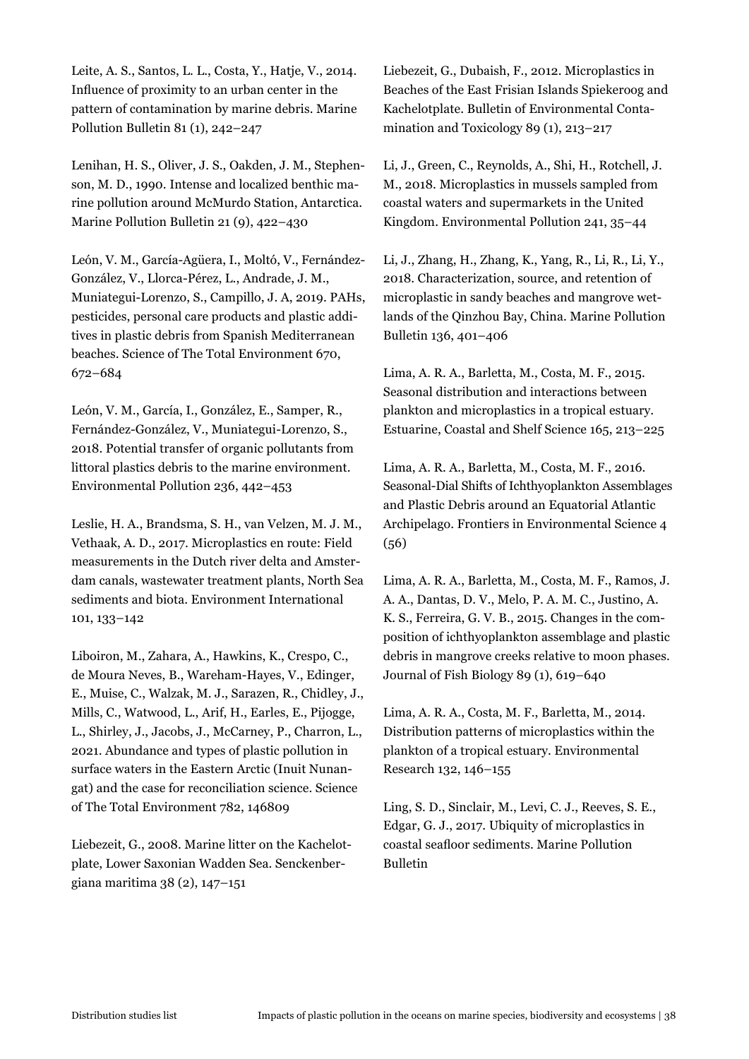Leite, A. S., Santos, L. L., Costa, Y., Hatje, V., 2014. Influence of proximity to an urban center in the pattern of contamination by marine debris. Marine Pollution Bulletin 81 (1), 242–247

Lenihan, H. S., Oliver, J. S., Oakden, J. M., Stephenson, M. D., 1990. Intense and localized benthic marine pollution around McMurdo Station, Antarctica. Marine Pollution Bulletin 21 (9), 422–430

León, V. M., García-Agüera, I., Moltó, V., Fernández-González, V., Llorca-Pérez, L., Andrade, J. M., Muniategui-Lorenzo, S., Campillo, J. A, 2019. PAHs, pesticides, personal care products and plastic additives in plastic debris from Spanish Mediterranean beaches. Science of The Total Environment 670, 672–684

León, V. M., García, I., González, E., Samper, R., Fernández-González, V., Muniategui-Lorenzo, S., 2018. Potential transfer of organic pollutants from littoral plastics debris to the marine environment. Environmental Pollution 236, 442–453

Leslie, H. A., Brandsma, S. H., van Velzen, M. J. M., Vethaak, A. D., 2017. Microplastics en route: Field measurements in the Dutch river delta and Amsterdam canals, wastewater treatment plants, North Sea sediments and biota. Environment International 101, 133–142

Liboiron, M., Zahara, A., Hawkins, K., Crespo, C., de Moura Neves, B., Wareham-Hayes, V., Edinger, E., Muise, C., Walzak, M. J., Sarazen, R., Chidley, J., Mills, C., Watwood, L., Arif, H., Earles, E., Pijogge, L., Shirley, J., Jacobs, J., McCarney, P., Charron, L., 2021. Abundance and types of plastic pollution in surface waters in the Eastern Arctic (Inuit Nunangat) and the case for reconciliation science. Science of The Total Environment 782, 146809

Liebezeit, G., 2008. Marine litter on the Kachelotplate, Lower Saxonian Wadden Sea. Senckenbergiana maritima 38 (2), 147–151

Liebezeit, G., Dubaish, F., 2012. Microplastics in Beaches of the East Frisian Islands Spiekeroog and Kachelotplate. Bulletin of Environmental Contamination and Toxicology 89 (1), 213–217

Li, J., Green, C., Reynolds, A., Shi, H., Rotchell, J. M., 2018. Microplastics in mussels sampled from coastal waters and supermarkets in the United Kingdom. Environmental Pollution 241, 35–44

Li, J., Zhang, H., Zhang, K., Yang, R., Li, R., Li, Y., 2018. Characterization, source, and retention of microplastic in sandy beaches and mangrove wetlands of the Qinzhou Bay, China. Marine Pollution Bulletin 136, 401–406

Lima, A. R. A., Barletta, M., Costa, M. F., 2015. Seasonal distribution and interactions between plankton and microplastics in a tropical estuary. Estuarine, Coastal and Shelf Science 165, 213–225

Lima, A. R. A., Barletta, M., Costa, M. F., 2016. Seasonal-Dial Shifts of Ichthyoplankton Assemblages and Plastic Debris around an Equatorial Atlantic Archipelago. Frontiers in Environmental Science 4 (56)

Lima, A. R. A., Barletta, M., Costa, M. F., Ramos, J. A. A., Dantas, D. V., Melo, P. A. M. C., Justino, A. K. S., Ferreira, G. V. B., 2015. Changes in the composition of ichthyoplankton assemblage and plastic debris in mangrove creeks relative to moon phases. Journal of Fish Biology 89 (1), 619–640

Lima, A. R. A., Costa, M. F., Barletta, M., 2014. Distribution patterns of microplastics within the plankton of a tropical estuary. Environmental Research 132, 146–155

Ling, S. D., Sinclair, M., Levi, C. J., Reeves, S. E., Edgar, G. J., 2017. Ubiquity of microplastics in coastal seafloor sediments. Marine Pollution Bulletin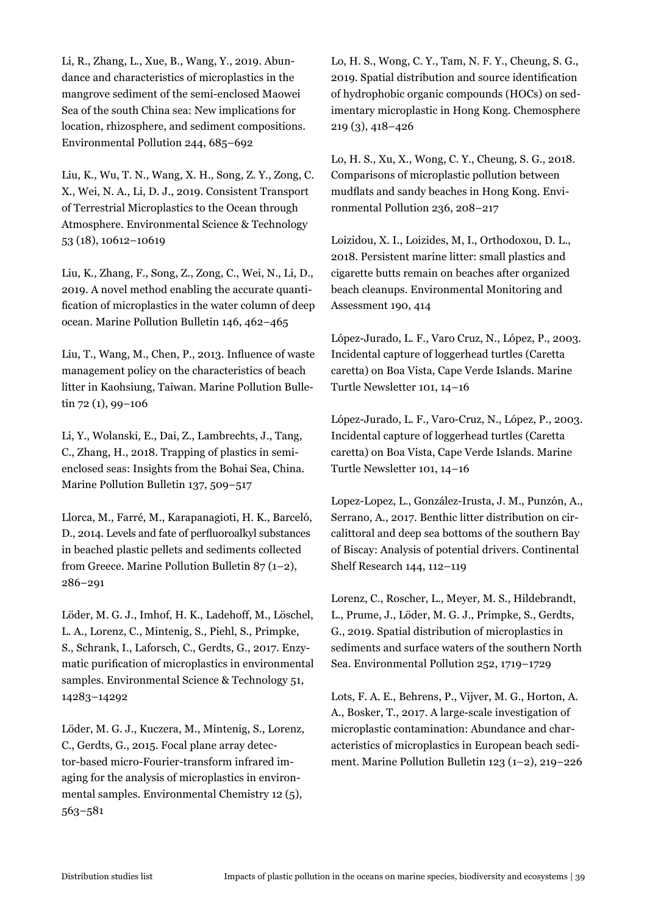Li, R., Zhang, L., Xue, B., Wang, Y., 2019. Abundance and characteristics of microplastics in the mangrove sediment of the semi-enclosed Maowei Sea of the south China sea: New implications for location, rhizosphere, and sediment compositions. Environmental Pollution 244, 685–692

Liu, K., Wu, T. N., Wang, X. H., Song, Z. Y., Zong, C. X., Wei, N. A., Li, D. J., 2019. Consistent Transport of Terrestrial Microplastics to the Ocean through Atmosphere. Environmental Science & Technology 53 (18), 10612–10619

Liu, K., Zhang, F., Song, Z., Zong, C., Wei, N., Li, D., 2019. A novel method enabling the accurate quantification of microplastics in the water column of deep ocean. Marine Pollution Bulletin 146, 462–465

Liu, T., Wang, M., Chen, P., 2013. Influence of waste management policy on the characteristics of beach litter in Kaohsiung, Taiwan. Marine Pollution Bulletin 72 (1), 99–106

Li, Y., Wolanski, E., Dai, Z., Lambrechts, J., Tang, C., Zhang, H., 2018. Trapping of plastics in semi-enclosed seas: Insights from the Bohai Sea, China. Marine Pollution Bulletin 137, 509–517

Llorca, M., Farré, M., Karapanagioti, H. K., Barceló, D., 2014. Levels and fate of perfluoroalkyl substances in beached plastic pellets and sediments collected from Greece. Marine Pollution Bulletin 87 (1–2), 286–291

Löder, M. G. J., Imhof, H. K., Ladehoff, M., Löschel, L. A., Lorenz, C., Mintenig, S., Piehl, S., Primpke, S., Schrank, I., Laforsch, C., Gerdts, G., 2017. Enzymatic purification of microplastics in environmental samples. Environmental Science & Technology 51, 14283–14292

Löder, M. G. J., Kuczera, M., Mintenig, S., Lorenz, C., Gerdts, G., 2015. Focal plane array detector-based micro-Fourier-transform infrared imaging for the analysis of microplastics in environmental samples. Environmental Chemistry 12 (5), 563–581

Lo, H. S., Wong, C. Y., Tam, N. F. Y., Cheung, S. G., 2019. Spatial distribution and source identification of hydrophobic organic compounds (HOCs) on sedimentary microplastic in Hong Kong. Chemosphere 219 (3), 418–426

Lo, H. S., Xu, X., Wong, C. Y., Cheung, S. G., 2018. Comparisons of microplastic pollution between mudflats and sandy beaches in Hong Kong. Environmental Pollution 236, 208–217

Loizidou, X. I., Loizides, M, I., Orthodoxou, D. L., 2018. Persistent marine litter: small plastics and cigarette butts remain on beaches after organized beach cleanups. Environmental Monitoring and Assessment 190, 414

López-Jurado, L. F., Varo Cruz, N., López, P., 2003. Incidental capture of loggerhead turtles (Caretta caretta) on Boa Vista, Cape Verde Islands. Marine Turtle Newsletter 101, 14–16

López-Jurado, L. F., Varo-Cruz, N., López, P., 2003. Incidental capture of loggerhead turtles (Caretta caretta) on Boa Vista, Cape Verde Islands. Marine Turtle Newsletter 101, 14–16

Lopez-Lopez, L., González-Irusta, J. M., Punzón, A., Serrano, A., 2017. Benthic litter distribution on circalittoral and deep sea bottoms of the southern Bay of Biscay: Analysis of potential drivers. Continental Shelf Research 144, 112–119

Lorenz, C., Roscher, L., Meyer, M. S., Hildebrandt, L., Prume, J., Löder, M. G. J., Primpke, S., Gerdts, G., 2019. Spatial distribution of microplastics in sediments and surface waters of the southern North Sea. Environmental Pollution 252, 1719–1729

Lots, F. A. E., Behrens, P., Vijver, M. G., Horton, A. A., Bosker, T., 2017. A large-scale investigation of microplastic contamination: Abundance and characteristics of microplastics in European beach sediment. Marine Pollution Bulletin 123 (1–2), 219–226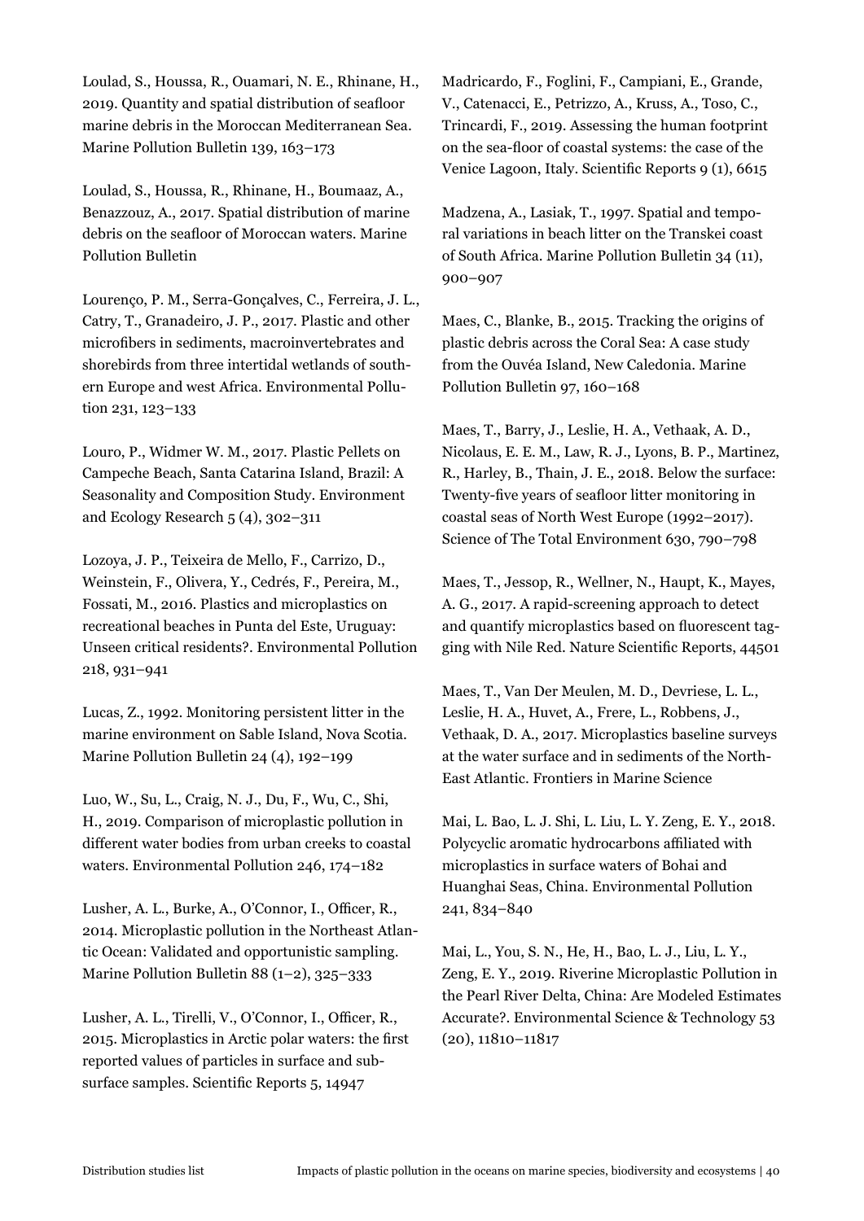Loulad, S., Houssa, R., Ouamari, N. E., Rhinane, H., 2019. Quantity and spatial distribution of seafloor marine debris in the Moroccan Mediterranean Sea. Marine Pollution Bulletin 139, 163–173

Loulad, S., Houssa, R., Rhinane, H., Boumaaz, A., Benazzouz, A., 2017. Spatial distribution of marine debris on the seafloor of Moroccan waters. Marine Pollution Bulletin

Lourenço, P. M., Serra-Gonçalves, C., Ferreira, J. L., Catry, T., Granadeiro, J. P., 2017. Plastic and other microfibers in sediments, macroinvertebrates and shorebirds from three intertidal wetlands of southern Europe and west Africa. Environmental Pollution 231, 123–133

Louro, P., Widmer W. M., 2017. Plastic Pellets on Campeche Beach, Santa Catarina Island, Brazil: A Seasonality and Composition Study. Environment and Ecology Research 5 (4), 302–311

Lozoya, J. P., Teixeira de Mello, F., Carrizo, D., Weinstein, F., Olivera, Y., Cedrés, F., Pereira, M., Fossati, M., 2016. Plastics and microplastics on recreational beaches in Punta del Este, Uruguay: Unseen critical residents?. Environmental Pollution 218, 931–941

Lucas, Z., 1992. Monitoring persistent litter in the marine environment on Sable Island, Nova Scotia. Marine Pollution Bulletin 24 (4), 192–199

Luo, W., Su, L., Craig, N. J., Du, F., Wu, C., Shi, H., 2019. Comparison of microplastic pollution in different water bodies from urban creeks to coastal waters. Environmental Pollution 246, 174–182

Lusher, A. L., Burke, A., O'Connor, I., Officer, R., 2014. Microplastic pollution in the Northeast Atlantic Ocean: Validated and opportunistic sampling. Marine Pollution Bulletin 88 (1–2), 325–333

Lusher, A. L., Tirelli, V., O'Connor, I., Officer, R., 2015. Microplastics in Arctic polar waters: the first reported values of particles in surface and subsurface samples. Scientific Reports 5, 14947

Madricardo, F., Foglini, F., Campiani, E., Grande, V., Catenacci, E., Petrizzo, A., Kruss, A., Toso, C., Trincardi, F., 2019. Assessing the human footprint on the sea-floor of coastal systems: the case of the Venice Lagoon, Italy. Scientific Reports 9 (1), 6615

Madzena, A., Lasiak, T., 1997. Spatial and temporal variations in beach litter on the Transkei coast of South Africa. Marine Pollution Bulletin 34 (11), 900–907

Maes, C., Blanke, B., 2015. Tracking the origins of plastic debris across the Coral Sea: A case study from the Ouvéa Island, New Caledonia. Marine Pollution Bulletin 97, 160–168

Maes, T., Barry, J., Leslie, H. A., Vethaak, A. D., Nicolaus, E. E. M., Law, R. J., Lyons, B. P., Martinez, R., Harley, B., Thain, J. E., 2018. Below the surface: Twenty-five years of seafloor litter monitoring in coastal seas of North West Europe (1992–2017). Science of The Total Environment 630, 790–798

Maes, T., Jessop, R., Wellner, N., Haupt, K., Mayes, A. G., 2017. A rapid-screening approach to detect and quantify microplastics based on fluorescent tagging with Nile Red. Nature Scientific Reports, 44501

Maes, T., Van Der Meulen, M. D., Devriese, L. L., Leslie, H. A., Huvet, A., Frere, L., Robbens, J., Vethaak, D. A., 2017. Microplastics baseline surveys at the water surface and in sediments of the North-East Atlantic. Frontiers in Marine Science

Mai, L. Bao, L. J. Shi, L. Liu, L. Y. Zeng, E. Y., 2018. Polycyclic aromatic hydrocarbons affiliated with microplastics in surface waters of Bohai and Huanghai Seas, China. Environmental Pollution 241, 834–840

Mai, L., You, S. N., He, H., Bao, L. J., Liu, L. Y., Zeng, E. Y., 2019. Riverine Microplastic Pollution in the Pearl River Delta, China: Are Modeled Estimates Accurate?. Environmental Science & Technology 53 (20), 11810–11817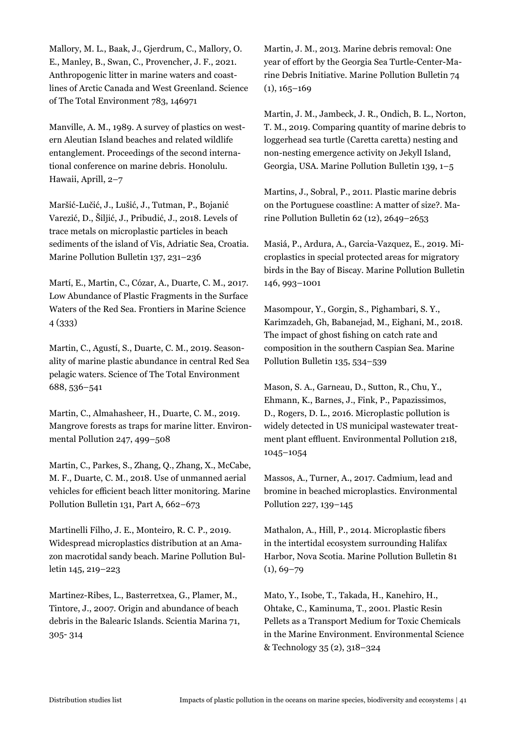Mallory, M. L., Baak, J., Gjerdrum, C., Mallory, O. E., Manley, B., Swan, C., Provencher, J. F., 2021. Anthropogenic litter in marine waters and coastlines of Arctic Canada and West Greenland. Science of The Total Environment 783, 146971

Manville, A. M., 1989. A survey of plastics on western Aleutian Island beaches and related wildlife entanglement. Proceedings of the second international conference on marine debris. Honolulu. Hawaii, Aprill, 2–7

Maršić-Lučić, J., Lušić, J., Tutman, P., Bojanić Varezić, D., Šiljić, J., Pribudić, J., 2018. Levels of trace metals on microplastic particles in beach sediments of the island of Vis, Adriatic Sea, Croatia. Marine Pollution Bulletin 137, 231–236

Martí, E., Martin, C., Cózar, A., Duarte, C. M., 2017. Low Abundance of Plastic Fragments in the Surface Waters of the Red Sea. Frontiers in Marine Science 4 (333)

Martin, C., Agustí, S., Duarte, C. M., 2019. Seasonality of marine plastic abundance in central Red Sea pelagic waters. Science of The Total Environment 688, 536–541

Martin, C., Almahasheer, H., Duarte, C. M., 2019. Mangrove forests as traps for marine litter. Environmental Pollution 247, 499–508

Martin, C., Parkes, S., Zhang, Q., Zhang, X., McCabe, M. F., Duarte, C. M., 2018. Use of unmanned aerial vehicles for efficient beach litter monitoring. Marine Pollution Bulletin 131, Part A, 662–673

Martinelli Filho, J. E., Monteiro, R. C. P., 2019. Widespread microplastics distribution at an Amazon macrotidal sandy beach. Marine Pollution Bulletin 145, 219–223

Martinez-Ribes, L., Basterretxea, G., Plamer, M., Tintore, J., 2007. Origin and abundance of beach debris in the Balearic Islands. Scientia Marina 71, 305- 314

Martin, J. M., 2013. Marine debris removal: One year of effort by the Georgia Sea Turtle-Center-Marine Debris Initiative. Marine Pollution Bulletin 74 (1), 165–169

Martin, J. M., Jambeck, J. R., Ondich, B. L., Norton, T. M., 2019. Comparing quantity of marine debris to loggerhead sea turtle (Caretta caretta) nesting and non-nesting emergence activity on Jekyll Island, Georgia, USA. Marine Pollution Bulletin 139, 1–5

Martins, J., Sobral, P., 2011. Plastic marine debris on the Portuguese coastline: A matter of size?. Marine Pollution Bulletin 62 (12), 2649–2653

Masiá, P., Ardura, A., Garcia-Vazquez, E., 2019. Microplastics in special protected areas for migratory birds in the Bay of Biscay. Marine Pollution Bulletin 146, 993–1001

Masompour, Y., Gorgin, S., Pighambari, S. Y., Karimzadeh, Gh, Babanejad, M., Eighani, M., 2018. The impact of ghost fishing on catch rate and composition in the southern Caspian Sea. Marine Pollution Bulletin 135, 534–539

Mason, S. A., Garneau, D., Sutton, R., Chu, Y., Ehmann, K., Barnes, J., Fink, P., Papazissimos, D., Rogers, D. L., 2016. Microplastic pollution is widely detected in US municipal wastewater treatment plant effluent. Environmental Pollution 218, 1045–1054

Massos, A., Turner, A., 2017. Cadmium, lead and bromine in beached microplastics. Environmental Pollution 227, 139–145

Mathalon, A., Hill, P., 2014. Microplastic fibers in the intertidal ecosystem surrounding Halifax Harbor, Nova Scotia. Marine Pollution Bulletin 81 (1), 69–79

Mato, Y., Isobe, T., Takada, H., Kanehiro, H., Ohtake, C., Kaminuma, T., 2001. Plastic Resin Pellets as a Transport Medium for Toxic Chemicals in the Marine Environment. Environmental Science & Technology 35 (2), 318–324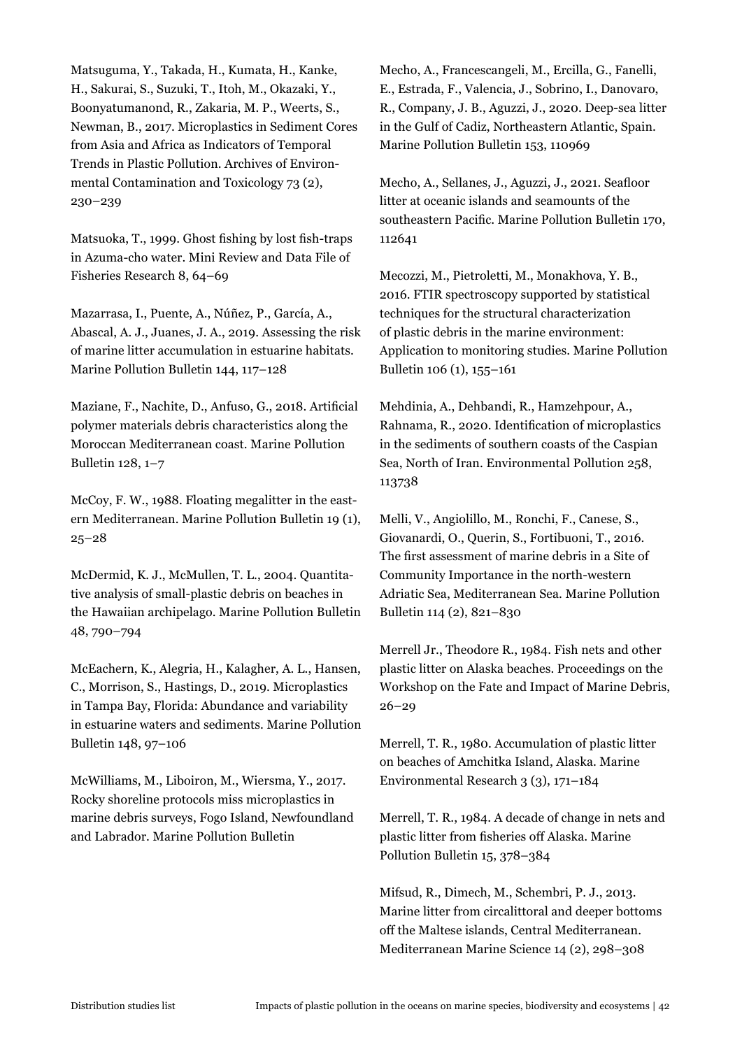Matsuguma, Y., Takada, H., Kumata, H., Kanke, H., Sakurai, S., Suzuki, T., Itoh, M., Okazaki, Y., Boonyatumanond, R., Zakaria, M. P., Weerts, S., Newman, B., 2017. Microplastics in Sediment Cores from Asia and Africa as Indicators of Temporal Trends in Plastic Pollution. Archives of Environmental Contamination and Toxicology 73 (2), 230–239

Matsuoka, T., 1999. Ghost fishing by lost fish-traps in Azuma-cho water. Mini Review and Data File of Fisheries Research 8, 64–69

Mazarrasa, I., Puente, A., Núñez, P., García, A., Abascal, A. J., Juanes, J. A., 2019. Assessing the risk of marine litter accumulation in estuarine habitats. Marine Pollution Bulletin 144, 117–128

Maziane, F., Nachite, D., Anfuso, G., 2018. Artificial polymer materials debris characteristics along the Moroccan Mediterranean coast. Marine Pollution Bulletin 128, 1–7

McCoy, F. W., 1988. Floating megalitter in the eastern Mediterranean. Marine Pollution Bulletin 19 (1), 25–28

McDermid, K. J., McMullen, T. L., 2004. Quantitative analysis of small-plastic debris on beaches in the Hawaiian archipelago. Marine Pollution Bulletin 48, 790–794

McEachern, K., Alegria, H., Kalagher, A. L., Hansen, C., Morrison, S., Hastings, D., 2019. Microplastics in Tampa Bay, Florida: Abundance and variability in estuarine waters and sediments. Marine Pollution Bulletin 148, 97–106

McWilliams, M., Liboiron, M., Wiersma, Y., 2017. Rocky shoreline protocols miss microplastics in marine debris surveys, Fogo Island, Newfoundland and Labrador. Marine Pollution Bulletin

Mecho, A., Francescangeli, M., Ercilla, G., Fanelli, E., Estrada, F., Valencia, J., Sobrino, I., Danovaro, R., Company, J. B., Aguzzi, J., 2020. Deep-sea litter in the Gulf of Cadiz, Northeastern Atlantic, Spain. Marine Pollution Bulletin 153, 110969

Mecho, A., Sellanes, J., Aguzzi, J., 2021. Seafloor litter at oceanic islands and seamounts of the southeastern Pacific. Marine Pollution Bulletin 170, 112641

Mecozzi, M., Pietroletti, M., Monakhova, Y. B., 2016. FTIR spectroscopy supported by statistical techniques for the structural characterization of plastic debris in the marine environment: Application to monitoring studies. Marine Pollution Bulletin 106 (1), 155–161

Mehdinia, A., Dehbandi, R., Hamzehpour, A., Rahnama, R., 2020. Identification of microplastics in the sediments of southern coasts of the Caspian Sea, North of Iran. Environmental Pollution 258, 113738

Melli, V., Angiolillo, M., Ronchi, F., Canese, S., Giovanardi, O., Querin, S., Fortibuoni, T., 2016. The first assessment of marine debris in a Site of Community Importance in the north-western Adriatic Sea, Mediterranean Sea. Marine Pollution Bulletin 114 (2), 821–830

Merrell Jr., Theodore R., 1984. Fish nets and other plastic litter on Alaska beaches. Proceedings on the Workshop on the Fate and Impact of Marine Debris, 26–29

Merrell, T. R., 1980. Accumulation of plastic litter on beaches of Amchitka Island, Alaska. Marine Environmental Research 3 (3), 171–184

Merrell, T. R., 1984. A decade of change in nets and plastic litter from fisheries off Alaska. Marine Pollution Bulletin 15, 378–384

Mifsud, R., Dimech, M., Schembri, P. J., 2013. Marine litter from circalittoral and deeper bottoms off the Maltese islands, Central Mediterranean. Mediterranean Marine Science 14 (2), 298–308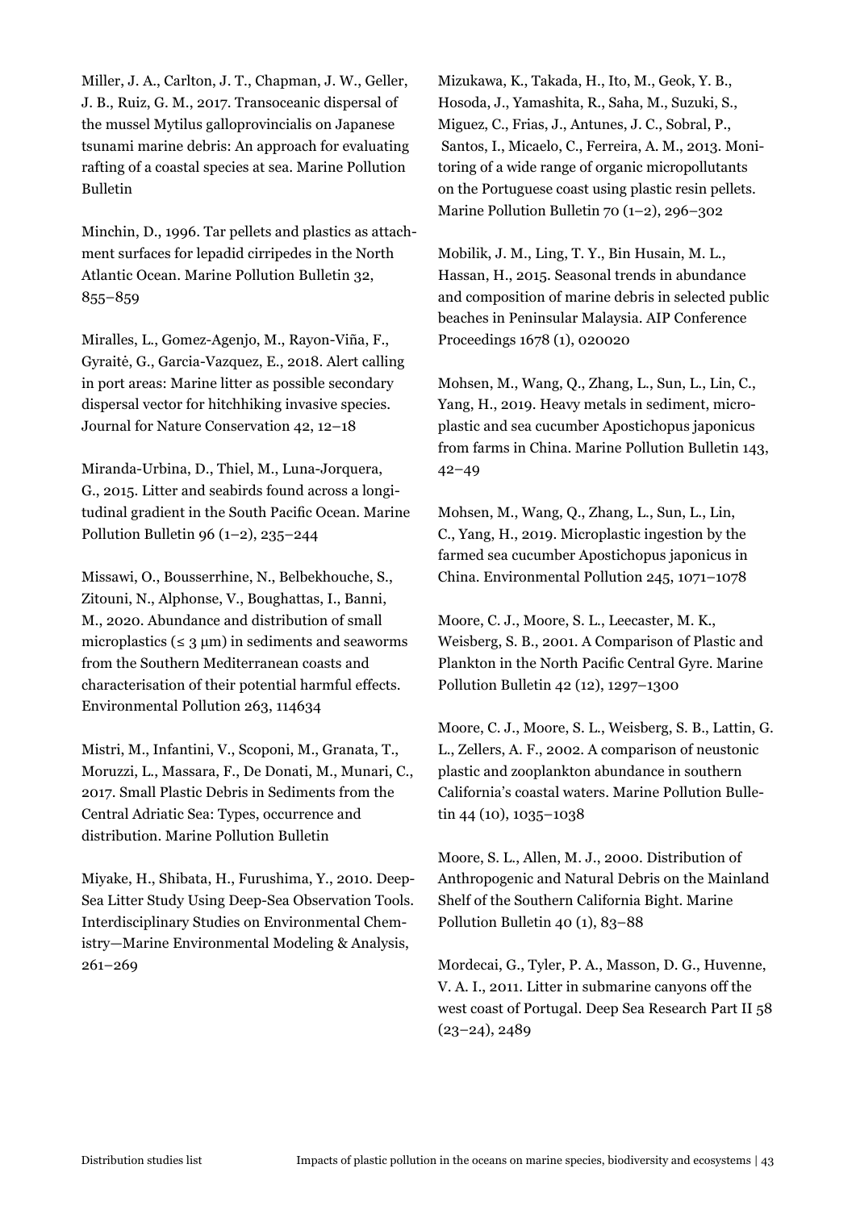Miller, J. A., Carlton, J. T., Chapman, J. W., Geller, J. B., Ruiz, G. M., 2017. Transoceanic dispersal of the mussel Mytilus galloprovincialis on Japanese tsunami marine debris: An approach for evaluating rafting of a coastal species at sea. Marine Pollution Bulletin

Minchin, D., 1996. Tar pellets and plastics as attachment surfaces for lepadid cirripedes in the North Atlantic Ocean. Marine Pollution Bulletin 32, 855–859

Miralles, L., Gomez-Agenjo, M., Rayon-Viña, F., Gyraitė, G., Garcia-Vazquez, E., 2018. Alert calling in port areas: Marine litter as possible secondary dispersal vector for hitchhiking invasive species. Journal for Nature Conservation 42, 12–18

Miranda-Urbina, D., Thiel, M., Luna-Jorquera, G., 2015. Litter and seabirds found across a longitudinal gradient in the South Pacific Ocean. Marine Pollution Bulletin 96 (1–2), 235–244

Missawi, O., Bousserrhine, N., Belbekhouche, S., Zitouni, N., Alphonse, V., Boughattas, I., Banni, M., 2020. Abundance and distribution of small microplastics (≤ 3 μm) in sediments and seaworms from the Southern Mediterranean coasts and characterisation of their potential harmful effects. Environmental Pollution 263, 114634

Mistri, M., Infantini, V., Scoponi, M., Granata, T., Moruzzi, L., Massara, F., De Donati, M., Munari, C., 2017. Small Plastic Debris in Sediments from the Central Adriatic Sea: Types, occurrence and distribution. Marine Pollution Bulletin

Miyake, H., Shibata, H., Furushima, Y., 2010. Deep-Sea Litter Study Using Deep-Sea Observation Tools. Interdisciplinary Studies on Environmental Chemistry—Marine Environmental Modeling & Analysis, 261–269

Mizukawa, K., Takada, H., Ito, M., Geok, Y. B., Hosoda, J., Yamashita, R., Saha, M., Suzuki, S., Miguez, C., Frias, J., Antunes, J. C., Sobral, P., Santos, I., Micaelo, C., Ferreira, A. M., 2013. Monitoring of a wide range of organic micropollutants on the Portuguese coast using plastic resin pellets. Marine Pollution Bulletin 70 (1–2), 296–302

Mobilik, J. M., Ling, T. Y., Bin Husain, M. L., Hassan, H., 2015. Seasonal trends in abundance and composition of marine debris in selected public beaches in Peninsular Malaysia. AIP Conference Proceedings 1678 (1), 020020

Mohsen, M., Wang, Q., Zhang, L., Sun, L., Lin, C., Yang, H., 2019. Heavy metals in sediment, microplastic and sea cucumber Apostichopus japonicus from farms in China. Marine Pollution Bulletin 143, 42–49

Mohsen, M., Wang, Q., Zhang, L., Sun, L., Lin, C., Yang, H., 2019. Microplastic ingestion by the farmed sea cucumber Apostichopus japonicus in China. Environmental Pollution 245, 1071–1078

Moore, C. J., Moore, S. L., Leecaster, M. K., Weisberg, S. B., 2001. A Comparison of Plastic and Plankton in the North Pacific Central Gyre. Marine Pollution Bulletin 42 (12), 1297–1300

Moore, C. J., Moore, S. L., Weisberg, S. B., Lattin, G. L., Zellers, A. F., 2002. A comparison of neustonic plastic and zooplankton abundance in southern California's coastal waters. Marine Pollution Bulletin 44 (10), 1035–1038

Moore, S. L., Allen, M. J., 2000. Distribution of Anthropogenic and Natural Debris on the Mainland Shelf of the Southern California Bight. Marine Pollution Bulletin 40 (1), 83–88

Mordecai, G., Tyler, P. A., Masson, D. G., Huvenne, V. A. I., 2011. Litter in submarine canyons off the west coast of Portugal. Deep Sea Research Part II 58 (23–24), 2489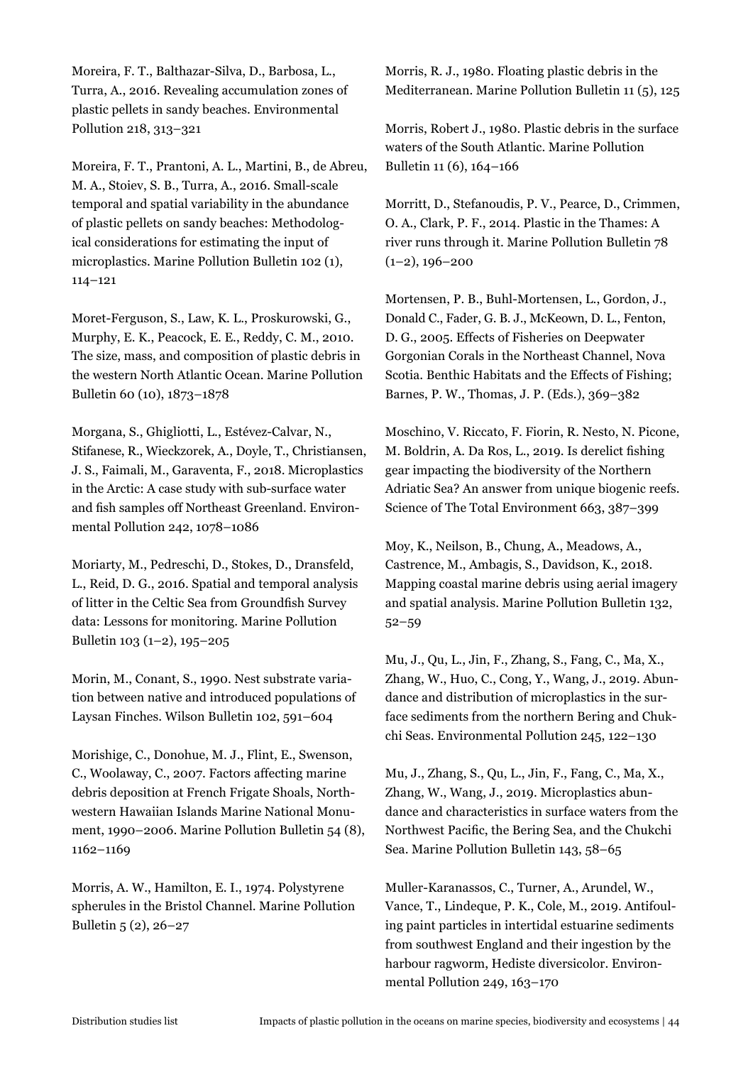Moreira, F. T., Balthazar-Silva, D., Barbosa, L., Turra, A., 2016. Revealing accumulation zones of plastic pellets in sandy beaches. Environmental Pollution 218, 313–321

Moreira, F. T., Prantoni, A. L., Martini, B., de Abreu, M. A., Stoiev, S. B., Turra, A., 2016. Small-scale temporal and spatial variability in the abundance of plastic pellets on sandy beaches: Methodological considerations for estimating the input of microplastics. Marine Pollution Bulletin 102 (1), 114–121

Moret-Ferguson, S., Law, K. L., Proskurowski, G., Murphy, E. K., Peacock, E. E., Reddy, C. M., 2010. The size, mass, and composition of plastic debris in the western North Atlantic Ocean. Marine Pollution Bulletin 60 (10), 1873–1878

Morgana, S., Ghigliotti, L., Estévez-Calvar, N., Stifanese, R., Wieckzorek, A., Doyle, T., Christiansen, J. S., Faimali, M., Garaventa, F., 2018. Microplastics in the Arctic: A case study with sub-surface water and fish samples off Northeast Greenland. Environmental Pollution 242, 1078–1086

Moriarty, M., Pedreschi, D., Stokes, D., Dransfeld, L., Reid, D. G., 2016. Spatial and temporal analysis of litter in the Celtic Sea from Groundfish Survey data: Lessons for monitoring. Marine Pollution Bulletin 103 (1–2), 195–205

Morin, M., Conant, S., 1990. Nest substrate variation between native and introduced populations of Laysan Finches. Wilson Bulletin 102, 591–604

Morishige, C., Donohue, M. J., Flint, E., Swenson, C., Woolaway, C., 2007. Factors affecting marine debris deposition at French Frigate Shoals, Northwestern Hawaiian Islands Marine National Monument, 1990–2006. Marine Pollution Bulletin 54 (8), 1162–1169

Morris, A. W., Hamilton, E. I., 1974. Polystyrene spherules in the Bristol Channel. Marine Pollution Bulletin 5 (2), 26–27

Morris, R. J., 1980. Floating plastic debris in the Mediterranean. Marine Pollution Bulletin 11 (5), 125

Morris, Robert J., 1980. Plastic debris in the surface waters of the South Atlantic. Marine Pollution Bulletin 11 (6), 164–166

Morritt, D., Stefanoudis, P. V., Pearce, D., Crimmen, O. A., Clark, P. F., 2014. Plastic in the Thames: A river runs through it. Marine Pollution Bulletin 78 (1–2), 196–200

Mortensen, P. B., Buhl-Mortensen, L., Gordon, J., Donald C., Fader, G. B. J., McKeown, D. L., Fenton, D. G., 2005. Effects of Fisheries on Deepwater Gorgonian Corals in the Northeast Channel, Nova Scotia. Benthic Habitats and the Effects of Fishing; Barnes, P. W., Thomas, J. P. (Eds.), 369–382

Moschino, V. Riccato, F. Fiorin, R. Nesto, N. Picone, M. Boldrin, A. Da Ros, L., 2019. Is derelict fishing gear impacting the biodiversity of the Northern Adriatic Sea? An answer from unique biogenic reefs. Science of The Total Environment 663, 387–399

Moy, K., Neilson, B., Chung, A., Meadows, A., Castrence, M., Ambagis, S., Davidson, K., 2018. Mapping coastal marine debris using aerial imagery and spatial analysis. Marine Pollution Bulletin 132, 52–59

Mu, J., Qu, L., Jin, F., Zhang, S., Fang, C., Ma, X., Zhang, W., Huo, C., Cong, Y., Wang, J., 2019. Abundance and distribution of microplastics in the surface sediments from the northern Bering and Chukchi Seas. Environmental Pollution 245, 122–130

Mu, J., Zhang, S., Qu, L., Jin, F., Fang, C., Ma, X., Zhang, W., Wang, J., 2019. Microplastics abundance and characteristics in surface waters from the Northwest Pacific, the Bering Sea, and the Chukchi Sea. Marine Pollution Bulletin 143, 58–65

Muller-Karanassos, C., Turner, A., Arundel, W., Vance, T., Lindeque, P. K., Cole, M., 2019. Antifouling paint particles in intertidal estuarine sediments from southwest England and their ingestion by the harbour ragworm, Hediste diversicolor. Environmental Pollution 249, 163–170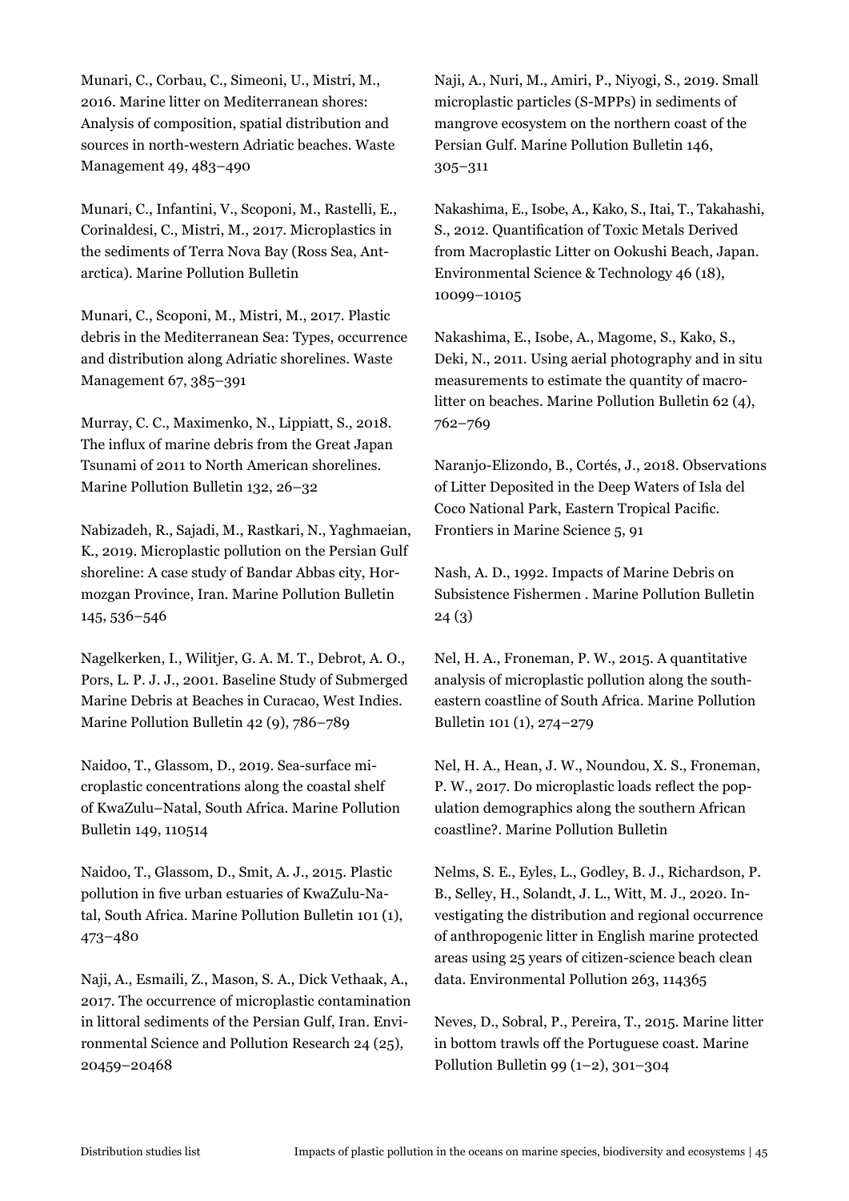Munari, C., Corbau, C., Simeoni, U., Mistri, M., 2016. Marine litter on Mediterranean shores: Analysis of composition, spatial distribution and sources in north-western Adriatic beaches. Waste Management 49, 483–490

Munari, C., Infantini, V., Scoponi, M., Rastelli, E., Corinaldesi, C., Mistri, M., 2017. Microplastics in the sediments of Terra Nova Bay (Ross Sea, Antarctica). Marine Pollution Bulletin

Munari, C., Scoponi, M., Mistri, M., 2017. Plastic debris in the Mediterranean Sea: Types, occurrence and distribution along Adriatic shorelines. Waste Management 67, 385–391

Murray, C. C., Maximenko, N., Lippiatt, S., 2018. The influx of marine debris from the Great Japan Tsunami of 2011 to North American shorelines. Marine Pollution Bulletin 132, 26–32

Nabizadeh, R., Sajadi, M., Rastkari, N., Yaghmaeian, K., 2019. Microplastic pollution on the Persian Gulf shoreline: A case study of Bandar Abbas city, Hormozgan Province, Iran. Marine Pollution Bulletin 145, 536–546

Nagelkerken, I., Wilitjer, G. A. M. T., Debrot, A. O., Pors, L. P. J. J., 2001. Baseline Study of Submerged Marine Debris at Beaches in Curacao, West Indies. Marine Pollution Bulletin 42 (9), 786–789

Naidoo, T., Glassom, D., 2019. Sea-surface microplastic concentrations along the coastal shelf of KwaZulu–Natal, South Africa. Marine Pollution Bulletin 149, 110514

Naidoo, T., Glassom, D., Smit, A. J., 2015. Plastic pollution in five urban estuaries of KwaZulu-Natal, South Africa. Marine Pollution Bulletin 101 (1), 473–480

Naji, A., Esmaili, Z., Mason, S. A., Dick Vethaak, A., 2017. The occurrence of microplastic contamination in littoral sediments of the Persian Gulf, Iran. Environmental Science and Pollution Research 24 (25), 20459–20468

Naji, A., Nuri, M., Amiri, P., Niyogi, S., 2019. Small microplastic particles (S-MPPs) in sediments of mangrove ecosystem on the northern coast of the Persian Gulf. Marine Pollution Bulletin 146, 305–311

Nakashima, E., Isobe, A., Kako, S., Itai, T., Takahashi, S., 2012. Quantification of Toxic Metals Derived from Macroplastic Litter on Ookushi Beach, Japan. Environmental Science & Technology 46 (18), 10099–10105

Nakashima, E., Isobe, A., Magome, S., Kako, S., Deki, N., 2011. Using aerial photography and in situ measurements to estimate the quantity of macro-litter on beaches. Marine Pollution Bulletin 62 (4), 762–769

Naranjo-Elizondo, B., Cortés, J., 2018. Observations of Litter Deposited in the Deep Waters of Isla del Coco National Park, Eastern Tropical Pacific. Frontiers in Marine Science 5, 91

Nash, A. D., 1992. Impacts of Marine Debris on Subsistence Fishermen . Marine Pollution Bulletin 24 (3)

Nel, H. A., Froneman, P. W., 2015. A quantitative analysis of microplastic pollution along the south-eastern coastline of South Africa. Marine Pollution Bulletin 101 (1), 274–279

Nel, H. A., Hean, J. W., Noundou, X. S., Froneman, P. W., 2017. Do microplastic loads reflect the population demographics along the southern African coastline?. Marine Pollution Bulletin

Nelms, S. E., Eyles, L., Godley, B. J., Richardson, P. B., Selley, H., Solandt, J. L., Witt, M. J., 2020. Investigating the distribution and regional occurrence of anthropogenic litter in English marine protected areas using 25 years of citizen-science beach clean data. Environmental Pollution 263, 114365

Neves, D., Sobral, P., Pereira, T., 2015. Marine litter in bottom trawls off the Portuguese coast. Marine Pollution Bulletin 99 (1–2), 301–304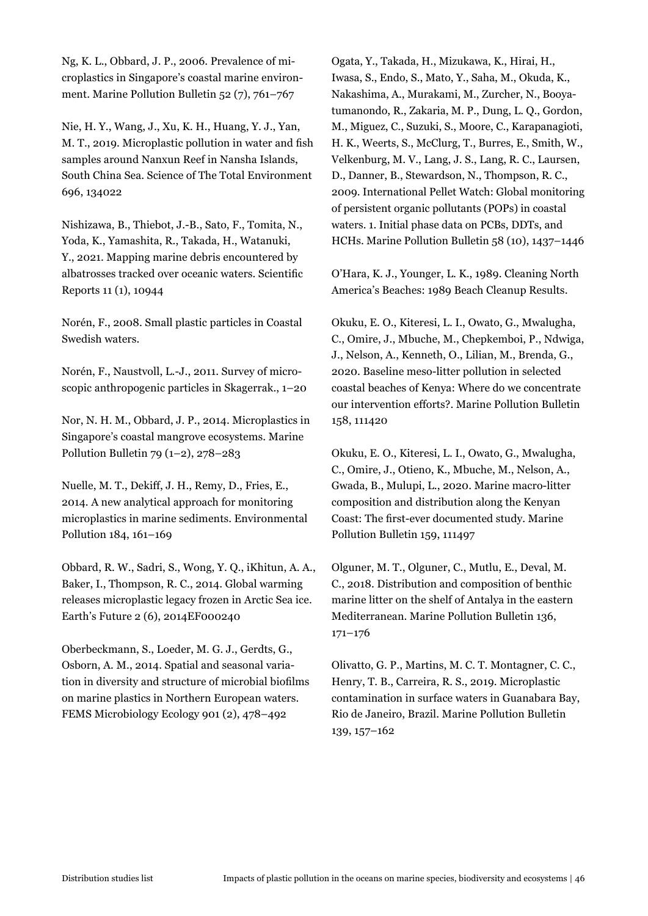Ng, K. L., Obbard, J. P., 2006. Prevalence of microplastics in Singapore's coastal marine environment. Marine Pollution Bulletin 52 (7), 761–767

Nie, H. Y., Wang, J., Xu, K. H., Huang, Y. J., Yan, M. T., 2019. Microplastic pollution in water and fish samples around Nanxun Reef in Nansha Islands, South China Sea. Science of The Total Environment 696, 134022

Nishizawa, B., Thiebot, J.-B., Sato, F., Tomita, N., Yoda, K., Yamashita, R., Takada, H., Watanuki, Y., 2021. Mapping marine debris encountered by albatrosses tracked over oceanic waters. Scientific Reports 11 (1), 10944

Norén, F., 2008. Small plastic particles in Coastal Swedish waters.

Norén, F., Naustvoll, L.-J., 2011. Survey of microscopic anthropogenic particles in Skagerrak., 1–20

Nor, N. H. M., Obbard, J. P., 2014. Microplastics in Singapore's coastal mangrove ecosystems. Marine Pollution Bulletin 79 (1–2), 278–283

Nuelle, M. T., Dekiff, J. H., Remy, D., Fries, E., 2014. A new analytical approach for monitoring microplastics in marine sediments. Environmental Pollution 184, 161–169

Obbard, R. W., Sadri, S., Wong, Y. Q., iKhitun, A. A., Baker, I., Thompson, R. C., 2014. Global warming releases microplastic legacy frozen in Arctic Sea ice. Earth's Future 2 (6), 2014EF000240

Oberbeckmann, S., Loeder, M. G. J., Gerdts, G., Osborn, A. M., 2014. Spatial and seasonal variation in diversity and structure of microbial biofilms on marine plastics in Northern European waters. FEMS Microbiology Ecology 901 (2), 478–492

Ogata, Y., Takada, H., Mizukawa, K., Hirai, H., Iwasa, S., Endo, S., Mato, Y., Saha, M., Okuda, K., Nakashima, A., Murakami, M., Zurcher, N., Booyatumanondo, R., Zakaria, M. P., Dung, L. Q., Gordon, M., Miguez, C., Suzuki, S., Moore, C., Karapanagioti, H. K., Weerts, S., McClurg, T., Burres, E., Smith, W., Velkenburg, M. V., Lang, J. S., Lang, R. C., Laursen, D., Danner, B., Stewardson, N., Thompson, R. C., 2009. International Pellet Watch: Global monitoring of persistent organic pollutants (POPs) in coastal waters. 1. Initial phase data on PCBs, DDTs, and HCHs. Marine Pollution Bulletin 58 (10), 1437–1446

O'Hara, K. J., Younger, L. K., 1989. Cleaning North America's Beaches: 1989 Beach Cleanup Results.

Okuku, E. O., Kiteresi, L. I., Owato, G., Mwalugha, C., Omire, J., Mbuche, M., Chepkemboi, P., Ndwiga, J., Nelson, A., Kenneth, O., Lilian, M., Brenda, G., 2020. Baseline meso-litter pollution in selected coastal beaches of Kenya: Where do we concentrate our intervention efforts?. Marine Pollution Bulletin 158, 111420

Okuku, E. O., Kiteresi, L. I., Owato, G., Mwalugha, C., Omire, J., Otieno, K., Mbuche, M., Nelson, A., Gwada, B., Mulupi, L., 2020. Marine macro-litter composition and distribution along the Kenyan Coast: The first-ever documented study. Marine Pollution Bulletin 159, 111497

Olguner, M. T., Olguner, C., Mutlu, E., Deval, M. C., 2018. Distribution and composition of benthic marine litter on the shelf of Antalya in the eastern Mediterranean. Marine Pollution Bulletin 136, 171–176

Olivatto, G. P., Martins, M. C. T. Montagner, C. C., Henry, T. B., Carreira, R. S., 2019. Microplastic contamination in surface waters in Guanabara Bay, Rio de Janeiro, Brazil. Marine Pollution Bulletin 139, 157–162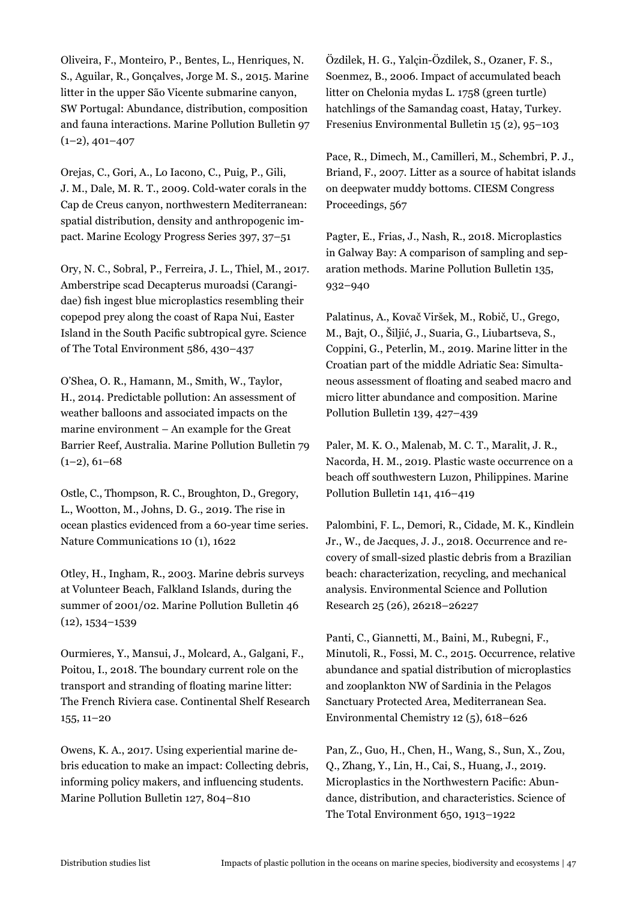Oliveira, F., Monteiro, P., Bentes, L., Henriques, N. S., Aguilar, R., Gonçalves, Jorge M. S., 2015. Marine litter in the upper São Vicente submarine canyon, SW Portugal: Abundance, distribution, composition and fauna interactions. Marine Pollution Bulletin 97 (1–2), 401–407

Orejas, C., Gori, A., Lo Iacono, C., Puig, P., Gili, J. M., Dale, M. R. T., 2009. Cold-water corals in the Cap de Creus canyon, northwestern Mediterranean: spatial distribution, density and anthropogenic impact. Marine Ecology Progress Series 397, 37–51

Ory, N. C., Sobral, P., Ferreira, J. L., Thiel, M., 2017. Amberstripe scad Decapterus muroadsi (Carangidae) fish ingest blue microplastics resembling their copepod prey along the coast of Rapa Nui, Easter Island in the South Pacific subtropical gyre. Science of The Total Environment 586, 430–437

O'Shea, O. R., Hamann, M., Smith, W., Taylor, H., 2014. Predictable pollution: An assessment of weather balloons and associated impacts on the marine environment – An example for the Great Barrier Reef, Australia. Marine Pollution Bulletin 79 (1–2), 61–68

Ostle, C., Thompson, R. C., Broughton, D., Gregory, L., Wootton, M., Johns, D. G., 2019. The rise in ocean plastics evidenced from a 60-year time series. Nature Communications 10 (1), 1622

Otley, H., Ingham, R., 2003. Marine debris surveys at Volunteer Beach, Falkland Islands, during the summer of 2001/02. Marine Pollution Bulletin 46 (12), 1534–1539

Ourmieres, Y., Mansui, J., Molcard, A., Galgani, F., Poitou, I., 2018. The boundary current role on the transport and stranding of floating marine litter: The French Riviera case. Continental Shelf Research 155, 11–20

Owens, K. A., 2017. Using experiential marine debris education to make an impact: Collecting debris, informing policy makers, and influencing students. Marine Pollution Bulletin 127, 804–810

Özdilek, H. G., Yalçin-Özdilek, S., Ozaner, F. S., Soenmez, B., 2006. Impact of accumulated beach litter on Chelonia mydas L. 1758 (green turtle) hatchlings of the Samandag coast, Hatay, Turkey. Fresenius Environmental Bulletin 15 (2), 95–103

Pace, R., Dimech, M., Camilleri, M., Schembri, P. J., Briand, F., 2007. Litter as a source of habitat islands on deepwater muddy bottoms. CIESM Congress Proceedings, 567

Pagter, E., Frias, J., Nash, R., 2018. Microplastics in Galway Bay: A comparison of sampling and separation methods. Marine Pollution Bulletin 135, 932–940

Palatinus, A., Kovač Viršek, M., Robič, U., Grego, M., Bajt, O., Šiljić, J., Suaria, G., Liubartseva, S., Coppini, G., Peterlin, M., 2019. Marine litter in the Croatian part of the middle Adriatic Sea: Simultaneous assessment of floating and seabed macro and micro litter abundance and composition. Marine Pollution Bulletin 139, 427–439

Paler, M. K. O., Malenab, M. C. T., Maralit, J. R., Nacorda, H. M., 2019. Plastic waste occurrence on a beach off southwestern Luzon, Philippines. Marine Pollution Bulletin 141, 416–419

Palombini, F. L., Demori, R., Cidade, M. K., Kindlein Jr., W., de Jacques, J. J., 2018. Occurrence and recovery of small-sized plastic debris from a Brazilian beach: characterization, recycling, and mechanical analysis. Environmental Science and Pollution Research 25 (26), 26218–26227

Panti, C., Giannetti, M., Baini, M., Rubegni, F., Minutoli, R., Fossi, M. C., 2015. Occurrence, relative abundance and spatial distribution of microplastics and zooplankton NW of Sardinia in the Pelagos Sanctuary Protected Area, Mediterranean Sea. Environmental Chemistry 12 (5), 618–626

Pan, Z., Guo, H., Chen, H., Wang, S., Sun, X., Zou, Q., Zhang, Y., Lin, H., Cai, S., Huang, J., 2019. Microplastics in the Northwestern Pacific: Abundance, distribution, and characteristics. Science of The Total Environment 650, 1913–1922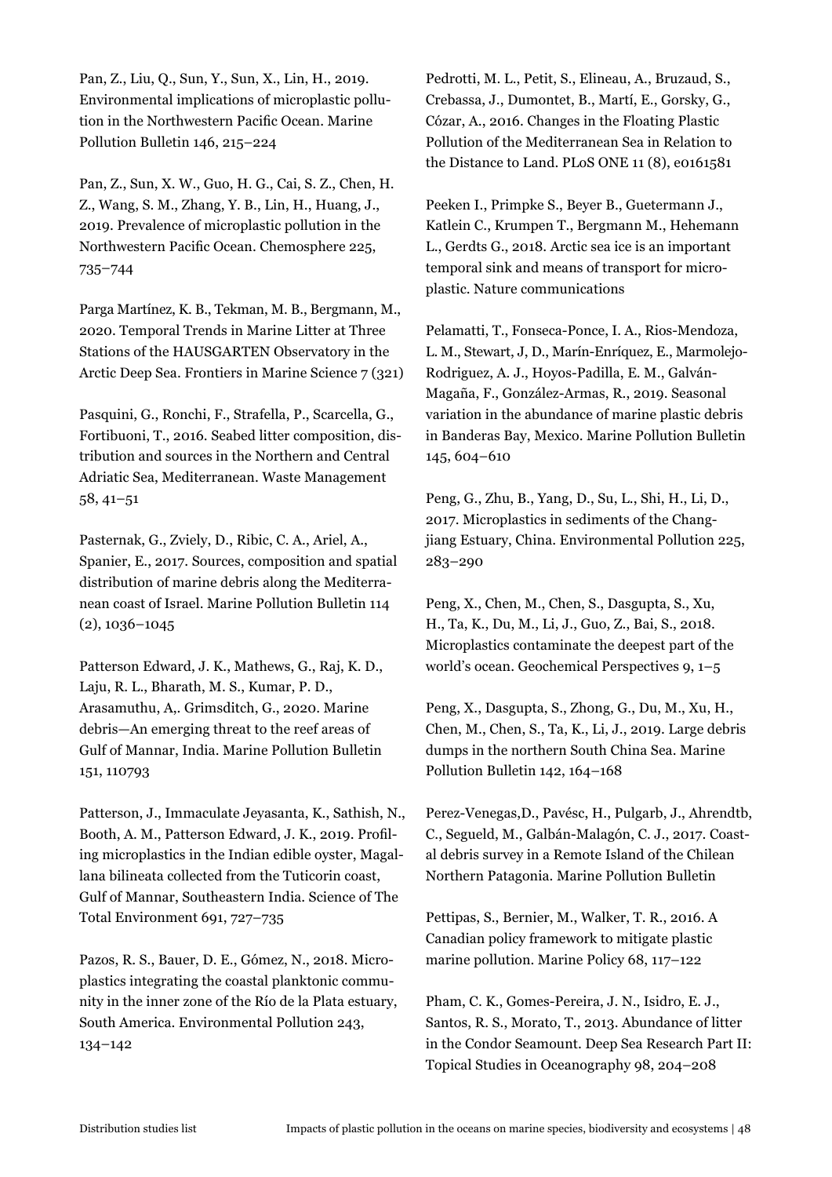Pan, Z., Liu, Q., Sun, Y., Sun, X., Lin, H., 2019. Environmental implications of microplastic pollution in the Northwestern Pacific Ocean. Marine Pollution Bulletin 146, 215–224

Pan, Z., Sun, X. W., Guo, H. G., Cai, S. Z., Chen, H. Z., Wang, S. M., Zhang, Y. B., Lin, H., Huang, J., 2019. Prevalence of microplastic pollution in the Northwestern Pacific Ocean. Chemosphere 225, 735–744

Parga Martínez, K. B., Tekman, M. B., Bergmann, M., 2020. Temporal Trends in Marine Litter at Three Stations of the HAUSGARTEN Observatory in the Arctic Deep Sea. Frontiers in Marine Science 7 (321)

Pasquini, G., Ronchi, F., Strafella, P., Scarcella, G., Fortibuoni, T., 2016. Seabed litter composition, distribution and sources in the Northern and Central Adriatic Sea, Mediterranean. Waste Management 58, 41–51

Pasternak, G., Zviely, D., Ribic, C. A., Ariel, A., Spanier, E., 2017. Sources, composition and spatial distribution of marine debris along the Mediterranean coast of Israel. Marine Pollution Bulletin 114 (2), 1036–1045

Patterson Edward, J. K., Mathews, G., Raj, K. D., Laju, R. L., Bharath, M. S., Kumar, P. D., Arasamuthu, A,. Grimsditch, G., 2020. Marine debris—An emerging threat to the reef areas of Gulf of Mannar, India. Marine Pollution Bulletin 151, 110793

Patterson, J., Immaculate Jeyasanta, K., Sathish, N., Booth, A. M., Patterson Edward, J. K., 2019. Profiling microplastics in the Indian edible oyster, Magallana bilineata collected from the Tuticorin coast, Gulf of Mannar, Southeastern India. Science of The Total Environment 691, 727–735

Pazos, R. S., Bauer, D. E., Gómez, N., 2018. Microplastics integrating the coastal planktonic community in the inner zone of the Río de la Plata estuary, South America. Environmental Pollution 243, 134–142

Pedrotti, M. L., Petit, S., Elineau, A., Bruzaud, S., Crebassa, J., Dumontet, B., Martí, E., Gorsky, G., Cózar, A., 2016. Changes in the Floating Plastic Pollution of the Mediterranean Sea in Relation to the Distance to Land. PLoS ONE 11 (8), e0161581

Peeken I., Primpke S., Beyer B., Guetermann J., Katlein C., Krumpen T., Bergmann M., Hehemann L., Gerdts G., 2018. Arctic sea ice is an important temporal sink and means of transport for microplastic. Nature communications

Pelamatti, T., Fonseca-Ponce, I. A., Rios-Mendoza, L. M., Stewart, J, D., Marín-Enríquez, E., Marmolejo-Rodriguez, A. J., Hoyos-Padilla, E. M., Galván-Magaña, F., González-Armas, R., 2019. Seasonal variation in the abundance of marine plastic debris in Banderas Bay, Mexico. Marine Pollution Bulletin 145, 604–610

Peng, G., Zhu, B., Yang, D., Su, L., Shi, H., Li, D., 2017. Microplastics in sediments of the Changjiang Estuary, China. Environmental Pollution 225, 283–290

Peng, X., Chen, M., Chen, S., Dasgupta, S., Xu, H., Ta, K., Du, M., Li, J., Guo, Z., Bai, S., 2018. Microplastics contaminate the deepest part of the world's ocean. Geochemical Perspectives 9, 1–5

Peng, X., Dasgupta, S., Zhong, G., Du, M., Xu, H., Chen, M., Chen, S., Ta, K., Li, J., 2019. Large debris dumps in the northern South China Sea. Marine Pollution Bulletin 142, 164–168

Perez-Venegas,D., Pavésc, H., Pulgarb, J., Ahrendtb, C., Segueld, M., Galbán-Malagón, C. J., 2017. Coastal debris survey in a Remote Island of the Chilean Northern Patagonia. Marine Pollution Bulletin

Pettipas, S., Bernier, M., Walker, T. R., 2016. A Canadian policy framework to mitigate plastic marine pollution. Marine Policy 68, 117–122

Pham, C. K., Gomes-Pereira, J. N., Isidro, E. J., Santos, R. S., Morato, T., 2013. Abundance of litter in the Condor Seamount. Deep Sea Research Part II: Topical Studies in Oceanography 98, 204–208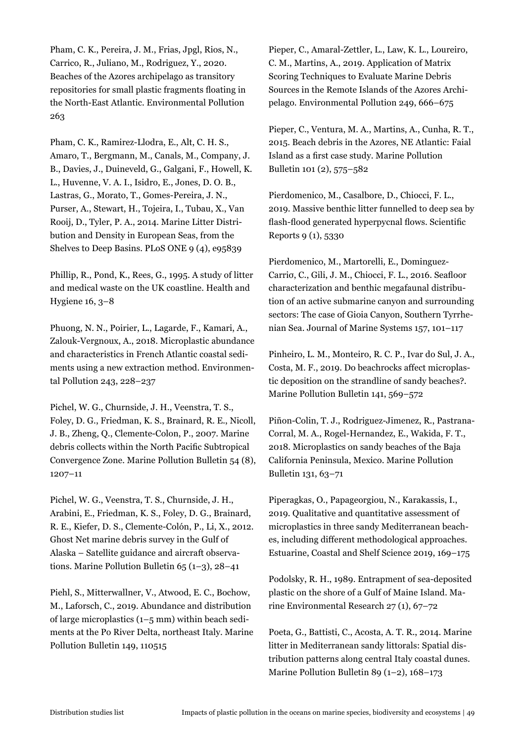Pham, C. K., Pereira, J. M., Frias, Jpgl, Rios, N., Carrico, R., Juliano, M., Rodriguez, Y., 2020. Beaches of the Azores archipelago as transitory repositories for small plastic fragments floating in the North-East Atlantic. Environmental Pollution 263

Pham, C. K., Ramirez-Llodra, E., Alt, C. H. S., Amaro, T., Bergmann, M., Canals, M., Company, J. B., Davies, J., Duineveld, G., Galgani, F., Howell, K. L., Huvenne, V. A. I., Isidro, E., Jones, D. O. B., Lastras, G., Morato, T., Gomes-Pereira, J. N., Purser, A., Stewart, H., Tojeira, I., Tubau, X., Van Rooij, D., Tyler, P. A., 2014. Marine Litter Distribution and Density in European Seas, from the Shelves to Deep Basins. PLoS ONE 9 (4), e95839

Phillip, R., Pond, K., Rees, G., 1995. A study of litter and medical waste on the UK coastline. Health and Hygiene 16, 3–8

Phuong, N. N., Poirier, L., Lagarde, F., Kamari, A., Zalouk-Vergnoux, A., 2018. Microplastic abundance and characteristics in French Atlantic coastal sediments using a new extraction method. Environmental Pollution 243, 228–237

Pichel, W. G., Churnside, J. H., Veenstra, T. S., Foley, D. G., Friedman, K. S., Brainard, R. E., Nicoll, J. B., Zheng, Q., Clemente-Colon, P., 2007. Marine debris collects within the North Pacific Subtropical Convergence Zone. Marine Pollution Bulletin 54 (8), 1207–11

Pichel, W. G., Veenstra, T. S., Churnside, J. H., Arabini, E., Friedman, K. S., Foley, D. G., Brainard, R. E., Kiefer, D. S., Clemente-Colón, P., Li, X., 2012. Ghost Net marine debris survey in the Gulf of Alaska – Satellite guidance and aircraft observations. Marine Pollution Bulletin 65 (1–3), 28–41

Piehl, S., Mitterwallner, V., Atwood, E. C., Bochow, M., Laforsch, C., 2019. Abundance and distribution of large microplastics (1–5 mm) within beach sediments at the Po River Delta, northeast Italy. Marine Pollution Bulletin 149, 110515

Pieper, C., Amaral-Zettler, L., Law, K. L., Loureiro, C. M., Martins, A., 2019. Application of Matrix Scoring Techniques to Evaluate Marine Debris Sources in the Remote Islands of the Azores Archipelago. Environmental Pollution 249, 666–675

Pieper, C., Ventura, M. A., Martins, A., Cunha, R. T., 2015. Beach debris in the Azores, NE Atlantic: Faial Island as a first case study. Marine Pollution Bulletin 101 (2), 575–582

Pierdomenico, M., Casalbore, D., Chiocci, F. L., 2019. Massive benthic litter funnelled to deep sea by flash-flood generated hyperpycnal flows. Scientific Reports 9 (1), 5330

Pierdomenico, M., Martorelli, E., Dominguez-Carrio, C., Gili, J. M., Chiocci, F. L., 2016. Seafloor characterization and benthic megafaunal distribution of an active submarine canyon and surrounding sectors: The case of Gioia Canyon, Southern Tyrrhenian Sea. Journal of Marine Systems 157, 101–117

Pinheiro, L. M., Monteiro, R. C. P., Ivar do Sul, J. A., Costa, M. F., 2019. Do beachrocks affect microplastic deposition on the strandline of sandy beaches?. Marine Pollution Bulletin 141, 569–572

Piñon-Colin, T. J., Rodriguez-Jimenez, R., Pastrana-Corral, M. A., Rogel-Hernandez, E., Wakida, F. T., 2018. Microplastics on sandy beaches of the Baja California Peninsula, Mexico. Marine Pollution Bulletin 131, 63–71

Piperagkas, O., Papageorgiou, N., Karakassis, I., 2019. Qualitative and quantitative assessment of microplastics in three sandy Mediterranean beaches, including different methodological approaches. Estuarine, Coastal and Shelf Science 2019, 169–175

Podolsky, R. H., 1989. Entrapment of sea-deposited plastic on the shore of a Gulf of Maine Island. Marine Environmental Research 27 (1), 67–72

Poeta, G., Battisti, C., Acosta, A. T. R., 2014. Marine litter in Mediterranean sandy littorals: Spatial distribution patterns along central Italy coastal dunes. Marine Pollution Bulletin 89 (1–2), 168–173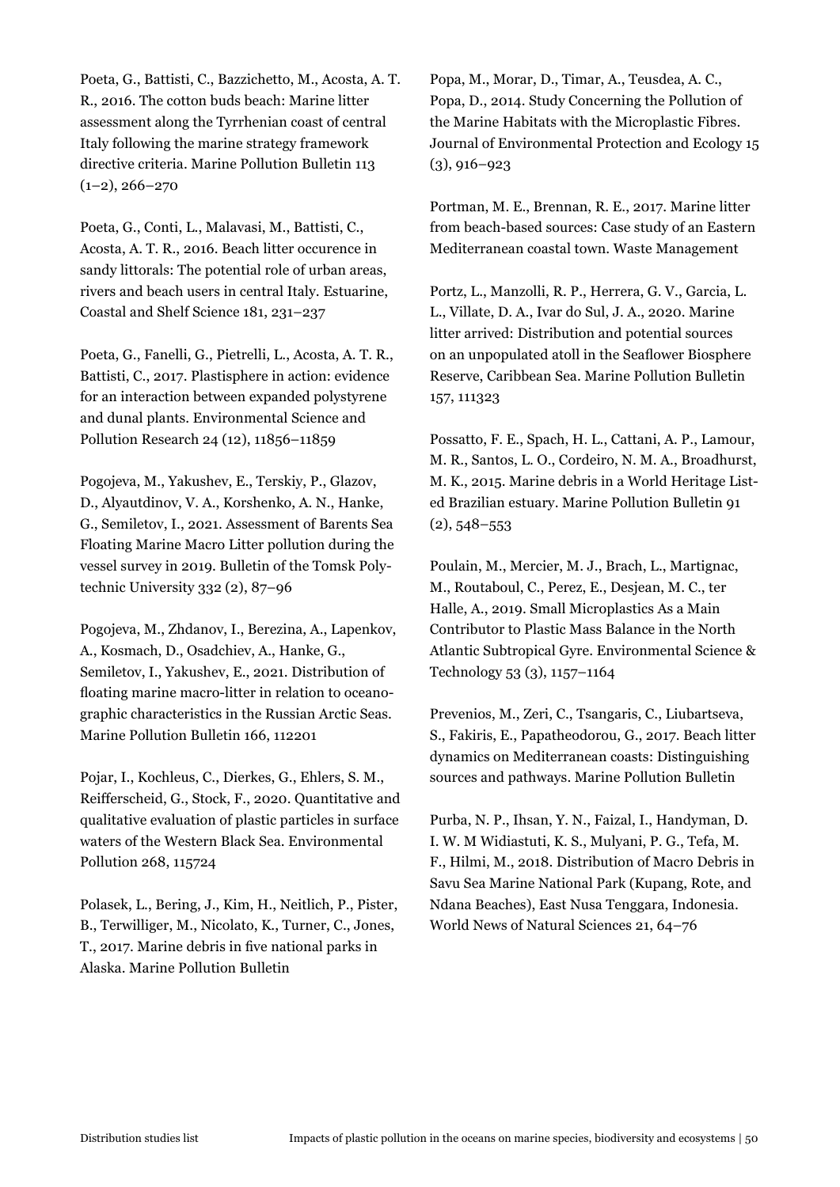Poeta, G., Battisti, C., Bazzichetto, M., Acosta, A. T. R., 2016. The cotton buds beach: Marine litter assessment along the Tyrrhenian coast of central Italy following the marine strategy framework directive criteria. Marine Pollution Bulletin 113 (1–2), 266–270

Poeta, G., Conti, L., Malavasi, M., Battisti, C., Acosta, A. T. R., 2016. Beach litter occurence in sandy littorals: The potential role of urban areas, rivers and beach users in central Italy. Estuarine, Coastal and Shelf Science 181, 231–237

Poeta, G., Fanelli, G., Pietrelli, L., Acosta, A. T. R., Battisti, C., 2017. Plastisphere in action: evidence for an interaction between expanded polystyrene and dunal plants. Environmental Science and Pollution Research 24 (12), 11856–11859

Pogojeva, M., Yakushev, E., Terskiy, P., Glazov, D., Alyautdinov, V. A., Korshenko, A. N., Hanke, G., Semiletov, I., 2021. Assessment of Barents Sea Floating Marine Macro Litter pollution during the vessel survey in 2019. Bulletin of the Tomsk Polytechnic University 332 (2), 87–96

Pogojeva, M., Zhdanov, I., Berezina, A., Lapenkov, A., Kosmach, D., Osadchiev, A., Hanke, G., Semiletov, I., Yakushev, E., 2021. Distribution of floating marine macro-litter in relation to oceanographic characteristics in the Russian Arctic Seas. Marine Pollution Bulletin 166, 112201

Pojar, I., Kochleus, C., Dierkes, G., Ehlers, S. M., Reifferscheid, G., Stock, F., 2020. Quantitative and qualitative evaluation of plastic particles in surface waters of the Western Black Sea. Environmental Pollution 268, 115724

Polasek, L., Bering, J., Kim, H., Neitlich, P., Pister, B., Terwilliger, M., Nicolato, K., Turner, C., Jones, T., 2017. Marine debris in five national parks in Alaska. Marine Pollution Bulletin

Popa, M., Morar, D., Timar, A., Teusdea, A. C., Popa, D., 2014. Study Concerning the Pollution of the Marine Habitats with the Microplastic Fibres. Journal of Environmental Protection and Ecology 15 (3), 916–923

Portman, M. E., Brennan, R. E., 2017. Marine litter from beach-based sources: Case study of an Eastern Mediterranean coastal town. Waste Management

Portz, L., Manzolli, R. P., Herrera, G. V., Garcia, L. L., Villate, D. A., Ivar do Sul, J. A., 2020. Marine litter arrived: Distribution and potential sources on an unpopulated atoll in the Seaflower Biosphere Reserve, Caribbean Sea. Marine Pollution Bulletin 157, 111323

Possatto, F. E., Spach, H. L., Cattani, A. P., Lamour, M. R., Santos, L. O., Cordeiro, N. M. A., Broadhurst, M. K., 2015. Marine debris in a World Heritage Listed Brazilian estuary. Marine Pollution Bulletin 91 (2), 548–553

Poulain, M., Mercier, M. J., Brach, L., Martignac, M., Routaboul, C., Perez, E., Desjean, M. C., ter Halle, A., 2019. Small Microplastics As a Main Contributor to Plastic Mass Balance in the North Atlantic Subtropical Gyre. Environmental Science & Technology 53 (3), 1157–1164

Prevenios, M., Zeri, C., Tsangaris, C., Liubartseva, S., Fakiris, E., Papatheodorou, G., 2017. Beach litter dynamics on Mediterranean coasts: Distinguishing sources and pathways. Marine Pollution Bulletin

Purba, N. P., Ihsan, Y. N., Faizal, I., Handyman, D. I. W. M Widiastuti, K. S., Mulyani, P. G., Tefa, M. F., Hilmi, M., 2018. Distribution of Macro Debris in Savu Sea Marine National Park (Kupang, Rote, and Ndana Beaches), East Nusa Tenggara, Indonesia. World News of Natural Sciences 21, 64–76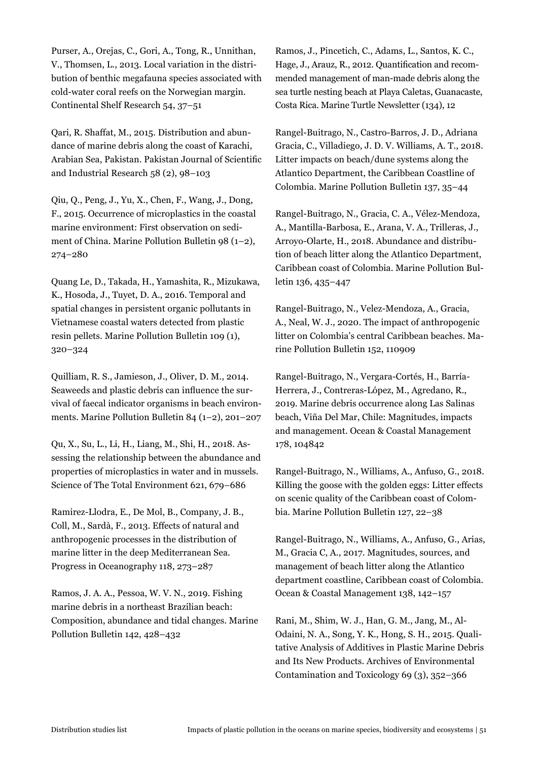Purser, A., Orejas, C., Gori, A., Tong, R., Unnithan, V., Thomsen, L., 2013. Local variation in the distribution of benthic megafauna species associated with cold-water coral reefs on the Norwegian margin. Continental Shelf Research 54, 37–51

Qari, R. Shaffat, M., 2015. Distribution and abundance of marine debris along the coast of Karachi, Arabian Sea, Pakistan. Pakistan Journal of Scientific and Industrial Research 58 (2), 98–103

Qiu, Q., Peng, J., Yu, X., Chen, F., Wang, J., Dong, F., 2015. Occurrence of microplastics in the coastal marine environment: First observation on sediment of China. Marine Pollution Bulletin 98 (1–2), 274–280

Quang Le, D., Takada, H., Yamashita, R., Mizukawa, K., Hosoda, J., Tuyet, D. A., 2016. Temporal and spatial changes in persistent organic pollutants in Vietnamese coastal waters detected from plastic resin pellets. Marine Pollution Bulletin 109 (1), 320–324

Quilliam, R. S., Jamieson, J., Oliver, D. M., 2014. Seaweeds and plastic debris can influence the survival of faecal indicator organisms in beach environments. Marine Pollution Bulletin 84 (1–2), 201–207

Qu, X., Su, L., Li, H., Liang, M., Shi, H., 2018. Assessing the relationship between the abundance and properties of microplastics in water and in mussels. Science of The Total Environment 621, 679–686

Ramirez-Llodra, E., De Mol, B., Company, J. B., Coll, M., Sardà, F., 2013. Effects of natural and anthropogenic processes in the distribution of marine litter in the deep Mediterranean Sea. Progress in Oceanography 118, 273–287

Ramos, J. A. A., Pessoa, W. V. N., 2019. Fishing marine debris in a northeast Brazilian beach: Composition, abundance and tidal changes. Marine Pollution Bulletin 142, 428–432

Ramos, J., Pincetich, C., Adams, L., Santos, K. C., Hage, J., Arauz, R., 2012. Quantification and recommended management of man-made debris along the sea turtle nesting beach at Playa Caletas, Guanacaste, Costa Rica. Marine Turtle Newsletter (134), 12

Rangel-Buitrago, N., Castro-Barros, J. D., Adriana Gracia, C., Villadiego, J. D. V. Williams, A. T., 2018. Litter impacts on beach/dune systems along the Atlantico Department, the Caribbean Coastline of Colombia. Marine Pollution Bulletin 137, 35–44

Rangel-Buitrago, N., Gracia, C. A., Vélez-Mendoza, A., Mantilla-Barbosa, E., Arana, V. A., Trilleras, J., Arroyo-Olarte, H., 2018. Abundance and distribution of beach litter along the Atlantico Department, Caribbean coast of Colombia. Marine Pollution Bulletin 136, 435–447

Rangel-Buitrago, N., Velez-Mendoza, A., Gracia, A., Neal, W. J., 2020. The impact of anthropogenic litter on Colombia's central Caribbean beaches. Marine Pollution Bulletin 152, 110909

Rangel-Buitrago, N., Vergara-Cortés, H., Barría-Herrera, J., Contreras-López, M., Agredano, R., 2019. Marine debris occurrence along Las Salinas beach, Viña Del Mar, Chile: Magnitudes, impacts and management. Ocean & Coastal Management 178, 104842

Rangel-Buitrago, N., Williams, A., Anfuso, G., 2018. Killing the goose with the golden eggs: Litter effects on scenic quality of the Caribbean coast of Colombia. Marine Pollution Bulletin 127, 22–38

Rangel-Buitrago, N., Williams, A., Anfuso, G., Arias, M., Gracia C, A., 2017. Magnitudes, sources, and management of beach litter along the Atlantico department coastline, Caribbean coast of Colombia. Ocean & Coastal Management 138, 142–157

Rani, M., Shim, W. J., Han, G. M., Jang, M., Al-Odaini, N. A., Song, Y. K., Hong, S. H., 2015. Qualitative Analysis of Additives in Plastic Marine Debris and Its New Products. Archives of Environmental Contamination and Toxicology 69 (3), 352–366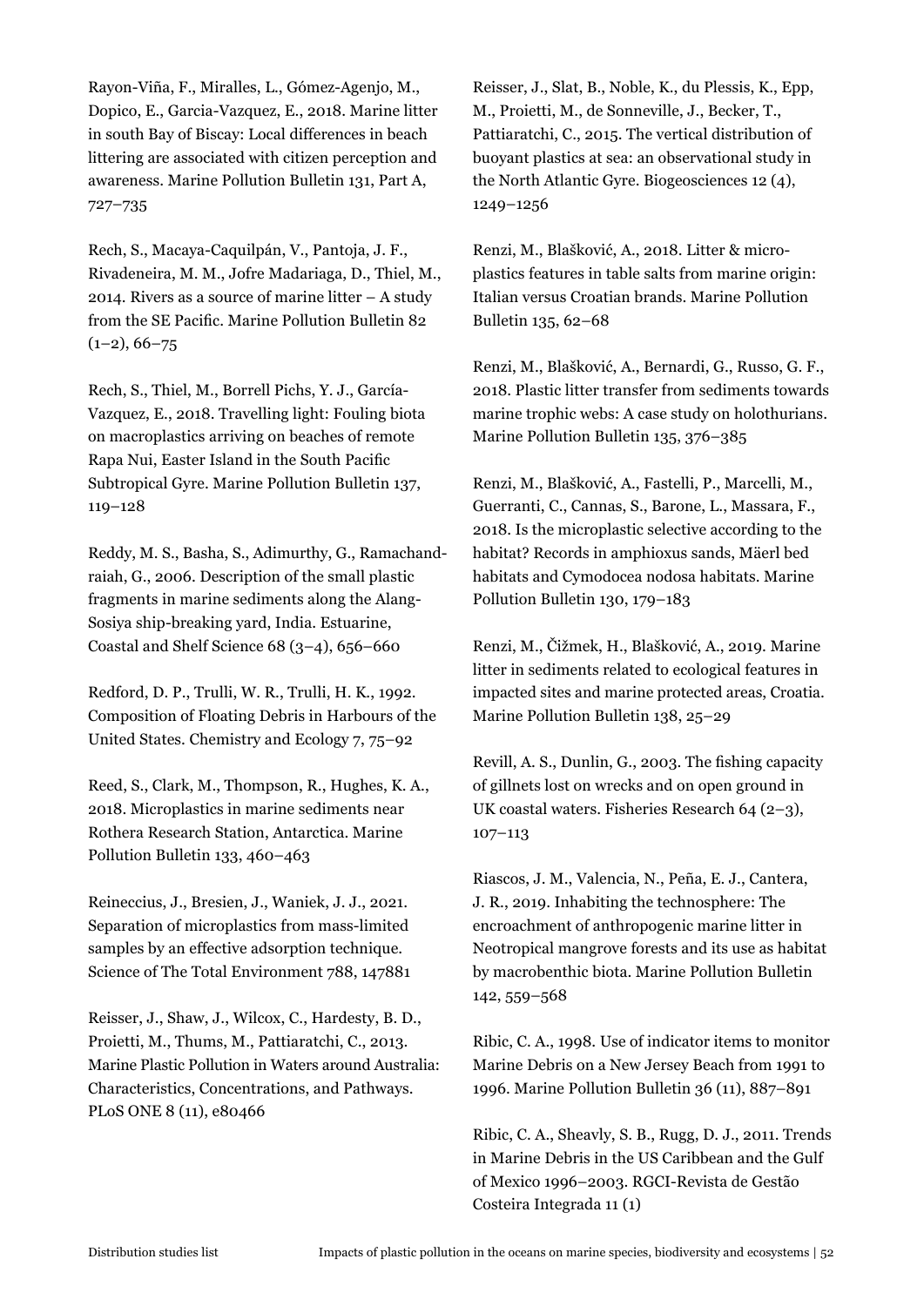Rayon-Viña, F., Miralles, L., Gómez-Agenjo, M., Dopico, E., Garcia-Vazquez, E., 2018. Marine litter in south Bay of Biscay: Local differences in beach littering are associated with citizen perception and awareness. Marine Pollution Bulletin 131, Part A, 727–735

Rech, S., Macaya-Caquilpán, V., Pantoja, J. F., Rivadeneira, M. M., Jofre Madariaga, D., Thiel, M., 2014. Rivers as a source of marine litter – A study from the SE Pacific. Marine Pollution Bulletin 82 (1–2), 66–75

Rech, S., Thiel, M., Borrell Pichs, Y. J., García-Vazquez, E., 2018. Travelling light: Fouling biota on macroplastics arriving on beaches of remote Rapa Nui, Easter Island in the South Pacific Subtropical Gyre. Marine Pollution Bulletin 137, 119–128

Reddy, M. S., Basha, S., Adimurthy, G., Ramachandraiah, G., 2006. Description of the small plastic fragments in marine sediments along the Alang-Sosiya ship-breaking yard, India. Estuarine, Coastal and Shelf Science 68 (3–4), 656–660

Redford, D. P., Trulli, W. R., Trulli, H. K., 1992. Composition of Floating Debris in Harbours of the United States. Chemistry and Ecology 7, 75–92

Reed, S., Clark, M., Thompson, R., Hughes, K. A., 2018. Microplastics in marine sediments near Rothera Research Station, Antarctica. Marine Pollution Bulletin 133, 460–463

Reineccius, J., Bresien, J., Waniek, J. J., 2021. Separation of microplastics from mass-limited samples by an effective adsorption technique. Science of The Total Environment 788, 147881

Reisser, J., Shaw, J., Wilcox, C., Hardesty, B. D., Proietti, M., Thums, M., Pattiaratchi, C., 2013. Marine Plastic Pollution in Waters around Australia: Characteristics, Concentrations, and Pathways. PLoS ONE 8 (11), e80466

Reisser, J., Slat, B., Noble, K., du Plessis, K., Epp, M., Proietti, M., de Sonneville, J., Becker, T., Pattiaratchi, C., 2015. The vertical distribution of buoyant plastics at sea: an observational study in the North Atlantic Gyre. Biogeosciences 12 (4), 1249–1256

Renzi, M., Blašković, A., 2018. Litter & microplastics features in table salts from marine origin: Italian versus Croatian brands. Marine Pollution Bulletin 135, 62–68

Renzi, M., Blašković, A., Bernardi, G., Russo, G. F., 2018. Plastic litter transfer from sediments towards marine trophic webs: A case study on holothurians. Marine Pollution Bulletin 135, 376–385

Renzi, M., Blašković, A., Fastelli, P., Marcelli, M., Guerranti, C., Cannas, S., Barone, L., Massara, F., 2018. Is the microplastic selective according to the habitat? Records in amphioxus sands, Mäerl bed habitats and Cymodocea nodosa habitats. Marine Pollution Bulletin 130, 179–183

Renzi, M., Čižmek, H., Blašković, A., 2019. Marine litter in sediments related to ecological features in impacted sites and marine protected areas, Croatia. Marine Pollution Bulletin 138, 25–29

Revill, A. S., Dunlin, G., 2003. The fishing capacity of gillnets lost on wrecks and on open ground in UK coastal waters. Fisheries Research 64 (2–3), 107–113

Riascos, J. M., Valencia, N., Peña, E. J., Cantera, J. R., 2019. Inhabiting the technosphere: The encroachment of anthropogenic marine litter in Neotropical mangrove forests and its use as habitat by macrobenthic biota. Marine Pollution Bulletin 142, 559–568

Ribic, C. A., 1998. Use of indicator items to monitor Marine Debris on a New Jersey Beach from 1991 to 1996. Marine Pollution Bulletin 36 (11), 887–891

Ribic, C. A., Sheavly, S. B., Rugg, D. J., 2011. Trends in Marine Debris in the US Caribbean and the Gulf of Mexico 1996–2003. RGCI-Revista de Gestão Costeira Integrada 11 (1)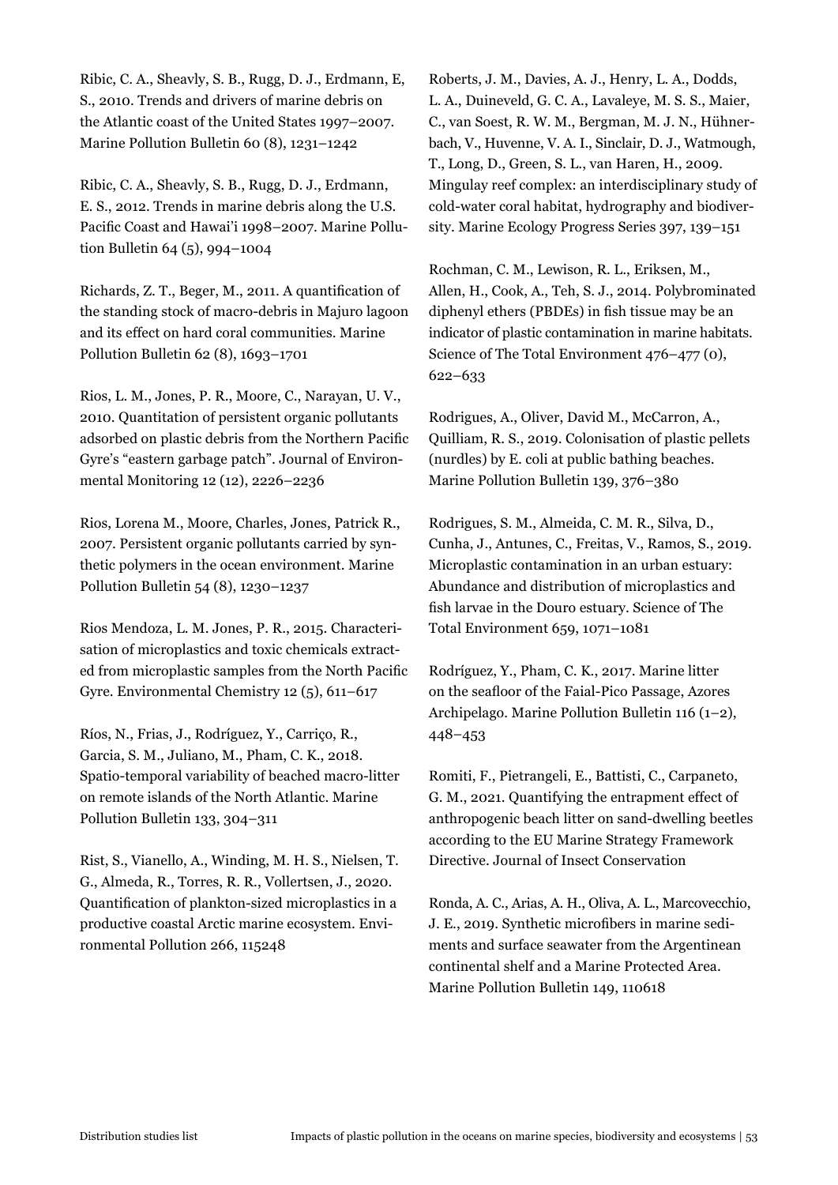Ribic, C. A., Sheavly, S. B., Rugg, D. J., Erdmann, E, S., 2010. Trends and drivers of marine debris on the Atlantic coast of the United States 1997–2007. Marine Pollution Bulletin 60 (8), 1231–1242

Ribic, C. A., Sheavly, S. B., Rugg, D. J., Erdmann, E. S., 2012. Trends in marine debris along the U.S. Pacific Coast and Hawai'i 1998–2007. Marine Pollution Bulletin 64 (5), 994–1004

Richards, Z. T., Beger, M., 2011. A quantification of the standing stock of macro-debris in Majuro lagoon and its effect on hard coral communities. Marine Pollution Bulletin 62 (8), 1693–1701

Rios, L. M., Jones, P. R., Moore, C., Narayan, U. V., 2010. Quantitation of persistent organic pollutants adsorbed on plastic debris from the Northern Pacific Gyre's "eastern garbage patch". Journal of Environmental Monitoring 12 (12), 2226–2236

Rios, Lorena M., Moore, Charles, Jones, Patrick R., 2007. Persistent organic pollutants carried by synthetic polymers in the ocean environment. Marine Pollution Bulletin 54 (8), 1230–1237

Rios Mendoza, L. M. Jones, P. R., 2015. Characterisation of microplastics and toxic chemicals extracted from microplastic samples from the North Pacific Gyre. Environmental Chemistry 12 (5), 611–617

Ríos, N., Frias, J., Rodríguez, Y., Carriço, R., Garcia, S. M., Juliano, M., Pham, C. K., 2018. Spatio-temporal variability of beached macro-litter on remote islands of the North Atlantic. Marine Pollution Bulletin 133, 304–311

Rist, S., Vianello, A., Winding, M. H. S., Nielsen, T. G., Almeda, R., Torres, R. R., Vollertsen, J., 2020. Quantification of plankton-sized microplastics in a productive coastal Arctic marine ecosystem. Environmental Pollution 266, 115248

Roberts, J. M., Davies, A. J., Henry, L. A., Dodds, L. A., Duineveld, G. C. A., Lavaleye, M. S. S., Maier, C., van Soest, R. W. M., Bergman, M. J. N., Hühnerbach, V., Huvenne, V. A. I., Sinclair, D. J., Watmough, T., Long, D., Green, S. L., van Haren, H., 2009. Mingulay reef complex: an interdisciplinary study of cold-water coral habitat, hydrography and biodiversity. Marine Ecology Progress Series 397, 139–151

Rochman, C. M., Lewison, R. L., Eriksen, M., Allen, H., Cook, A., Teh, S. J., 2014. Polybrominated diphenyl ethers (PBDEs) in fish tissue may be an indicator of plastic contamination in marine habitats. Science of The Total Environment 476–477 (0), 622–633

Rodrigues, A., Oliver, David M., McCarron, A., Quilliam, R. S., 2019. Colonisation of plastic pellets (nurdles) by E. coli at public bathing beaches. Marine Pollution Bulletin 139, 376–380

Rodrigues, S. M., Almeida, C. M. R., Silva, D., Cunha, J., Antunes, C., Freitas, V., Ramos, S., 2019. Microplastic contamination in an urban estuary: Abundance and distribution of microplastics and fish larvae in the Douro estuary. Science of The Total Environment 659, 1071–1081

Rodríguez, Y., Pham, C. K., 2017. Marine litter on the seafloor of the Faial-Pico Passage, Azores Archipelago. Marine Pollution Bulletin 116 (1–2), 448–453

Romiti, F., Pietrangeli, E., Battisti, C., Carpaneto, G. M., 2021. Quantifying the entrapment effect of anthropogenic beach litter on sand-dwelling beetles according to the EU Marine Strategy Framework Directive. Journal of Insect Conservation

Ronda, A. C., Arias, A. H., Oliva, A. L., Marcovecchio, J. E., 2019. Synthetic microfibers in marine sediments and surface seawater from the Argentinean continental shelf and a Marine Protected Area. Marine Pollution Bulletin 149, 110618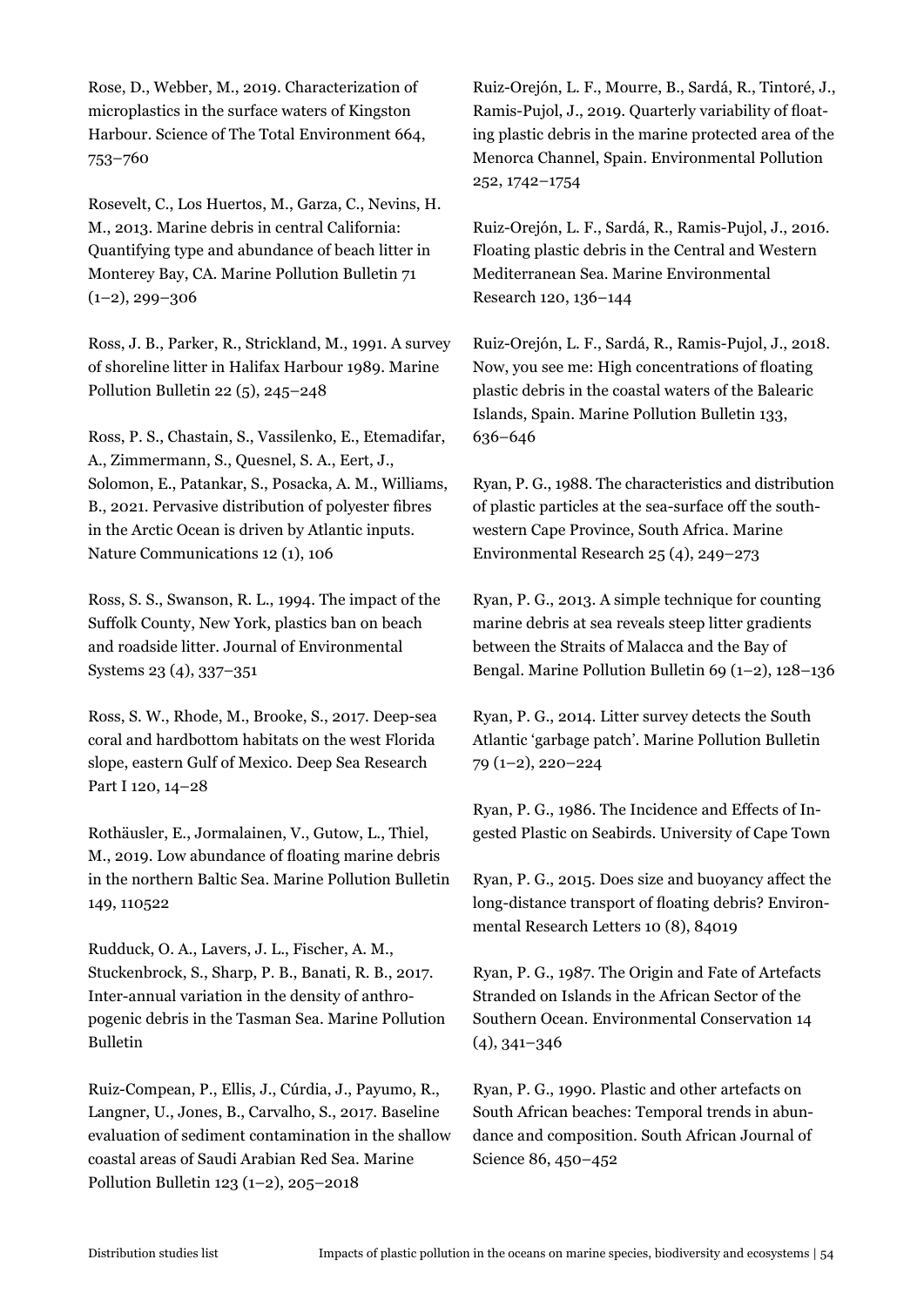Rose, D., Webber, M., 2019. Characterization of microplastics in the surface waters of Kingston Harbour. Science of The Total Environment 664, 753–760

Rosevelt, C., Los Huertos, M., Garza, C., Nevins, H. M., 2013. Marine debris in central California: Quantifying type and abundance of beach litter in Monterey Bay, CA. Marine Pollution Bulletin 71 (1–2), 299–306

Ross, J. B., Parker, R., Strickland, M., 1991. A survey of shoreline litter in Halifax Harbour 1989. Marine Pollution Bulletin 22 (5), 245–248

Ross, P. S., Chastain, S., Vassilenko, E., Etemadifar, A., Zimmermann, S., Quesnel, S. A., Eert, J., Solomon, E., Patankar, S., Posacka, A. M., Williams, B., 2021. Pervasive distribution of polyester fibres in the Arctic Ocean is driven by Atlantic inputs. Nature Communications 12 (1), 106

Ross, S. S., Swanson, R. L., 1994. The impact of the Suffolk County, New York, plastics ban on beach and roadside litter. Journal of Environmental Systems 23 (4), 337–351

Ross, S. W., Rhode, M., Brooke, S., 2017. Deep-sea coral and hardbottom habitats on the west Florida slope, eastern Gulf of Mexico. Deep Sea Research Part I 120, 14–28

Rothäusler, E., Jormalainen, V., Gutow, L., Thiel, M., 2019. Low abundance of floating marine debris in the northern Baltic Sea. Marine Pollution Bulletin 149, 110522

Rudduck, O. A., Lavers, J. L., Fischer, A. M., Stuckenbrock, S., Sharp, P. B., Banati, R. B., 2017. Inter-annual variation in the density of anthropogenic debris in the Tasman Sea. Marine Pollution Bulletin

Ruiz-Compean, P., Ellis, J., Cúrdia, J., Payumo, R., Langner, U., Jones, B., Carvalho, S., 2017. Baseline evaluation of sediment contamination in the shallow coastal areas of Saudi Arabian Red Sea. Marine Pollution Bulletin 123 (1–2), 205–2018

Ruiz-Orejón, L. F., Mourre, B., Sardá, R., Tintoré, J., Ramis-Pujol, J., 2019. Quarterly variability of floating plastic debris in the marine protected area of the Menorca Channel, Spain. Environmental Pollution 252, 1742–1754

Ruiz-Orejón, L. F., Sardá, R., Ramis-Pujol, J., 2016. Floating plastic debris in the Central and Western Mediterranean Sea. Marine Environmental Research 120, 136–144

Ruiz-Orejón, L. F., Sardá, R., Ramis-Pujol, J., 2018. Now, you see me: High concentrations of floating plastic debris in the coastal waters of the Balearic Islands, Spain. Marine Pollution Bulletin 133, 636–646

Ryan, P. G., 1988. The characteristics and distribution of plastic particles at the sea-surface off the southwestern Cape Province, South Africa. Marine Environmental Research 25 (4), 249–273

Ryan, P. G., 2013. A simple technique for counting marine debris at sea reveals steep litter gradients between the Straits of Malacca and the Bay of Bengal. Marine Pollution Bulletin 69 (1–2), 128–136

Ryan, P. G., 2014. Litter survey detects the South Atlantic 'garbage patch'. Marine Pollution Bulletin 79 (1–2), 220–224

Ryan, P. G., 1986. The Incidence and Effects of Ingested Plastic on Seabirds. University of Cape Town

Ryan, P. G., 2015. Does size and buoyancy affect the long-distance transport of floating debris? Environmental Research Letters 10 (8), 84019

Ryan, P. G., 1987. The Origin and Fate of Artefacts Stranded on Islands in the African Sector of the Southern Ocean. Environmental Conservation 14 (4), 341–346

Ryan, P. G., 1990. Plastic and other artefacts on South African beaches: Temporal trends in abundance and composition. South African Journal of Science 86, 450–452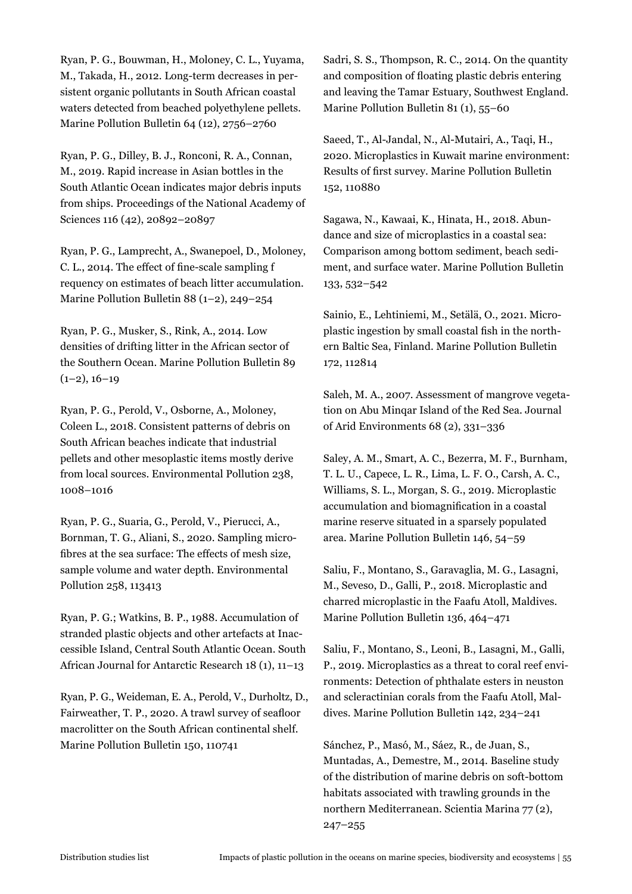Ryan, P. G., Bouwman, H., Moloney, C. L., Yuyama, M., Takada, H., 2012. Long-term decreases in persistent organic pollutants in South African coastal waters detected from beached polyethylene pellets. Marine Pollution Bulletin 64 (12), 2756–2760

Ryan, P. G., Dilley, B. J., Ronconi, R. A., Connan, M., 2019. Rapid increase in Asian bottles in the South Atlantic Ocean indicates major debris inputs from ships. Proceedings of the National Academy of Sciences 116 (42), 20892–20897

Ryan, P. G., Lamprecht, A., Swanepoel, D., Moloney, C. L., 2014. The effect of fine-scale sampling f requency on estimates of beach litter accumulation. Marine Pollution Bulletin 88 (1–2), 249–254

Ryan, P. G., Musker, S., Rink, A., 2014. Low densities of drifting litter in the African sector of the Southern Ocean. Marine Pollution Bulletin 89 (1–2), 16–19

Ryan, P. G., Perold, V., Osborne, A., Moloney, Coleen L., 2018. Consistent patterns of debris on South African beaches indicate that industrial pellets and other mesoplastic items mostly derive from local sources. Environmental Pollution 238, 1008–1016

Ryan, P. G., Suaria, G., Perold, V., Pierucci, A., Bornman, T. G., Aliani, S., 2020. Sampling microfibres at the sea surface: The effects of mesh size, sample volume and water depth. Environmental Pollution 258, 113413

Ryan, P. G.; Watkins, B. P., 1988. Accumulation of stranded plastic objects and other artefacts at Inaccessible Island, Central South Atlantic Ocean. South African Journal for Antarctic Research 18 (1), 11–13

Ryan, P. G., Weideman, E. A., Perold, V., Durholtz, D., Fairweather, T. P., 2020. A trawl survey of seafloor macrolitter on the South African continental shelf. Marine Pollution Bulletin 150, 110741

Sadri, S. S., Thompson, R. C., 2014. On the quantity and composition of floating plastic debris entering and leaving the Tamar Estuary, Southwest England. Marine Pollution Bulletin 81 (1), 55–60

Saeed, T., Al-Jandal, N., Al-Mutairi, A., Taqi, H., 2020. Microplastics in Kuwait marine environment: Results of first survey. Marine Pollution Bulletin 152, 110880

Sagawa, N., Kawaai, K., Hinata, H., 2018. Abundance and size of microplastics in a coastal sea: Comparison among bottom sediment, beach sediment, and surface water. Marine Pollution Bulletin 133, 532–542

Sainio, E., Lehtiniemi, M., Setälä, O., 2021. Microplastic ingestion by small coastal fish in the northern Baltic Sea, Finland. Marine Pollution Bulletin 172, 112814

Saleh, M. A., 2007. Assessment of mangrove vegetation on Abu Minqar Island of the Red Sea. Journal of Arid Environments 68 (2), 331–336

Saley, A. M., Smart, A. C., Bezerra, M. F., Burnham, T. L. U., Capece, L. R., Lima, L. F. O., Carsh, A. C., Williams, S. L., Morgan, S. G., 2019. Microplastic accumulation and biomagnification in a coastal marine reserve situated in a sparsely populated area. Marine Pollution Bulletin 146, 54–59

Saliu, F., Montano, S., Garavaglia, M. G., Lasagni, M., Seveso, D., Galli, P., 2018. Microplastic and charred microplastic in the Faafu Atoll, Maldives. Marine Pollution Bulletin 136, 464–471

Saliu, F., Montano, S., Leoni, B., Lasagni, M., Galli, P., 2019. Microplastics as a threat to coral reef environments: Detection of phthalate esters in neuston and scleractinian corals from the Faafu Atoll, Maldives. Marine Pollution Bulletin 142, 234–241

Sánchez, P., Masó, M., Sáez, R., de Juan, S., Muntadas, A., Demestre, M., 2014. Baseline study of the distribution of marine debris on soft-bottom habitats associated with trawling grounds in the northern Mediterranean. Scientia Marina 77 (2), 247–255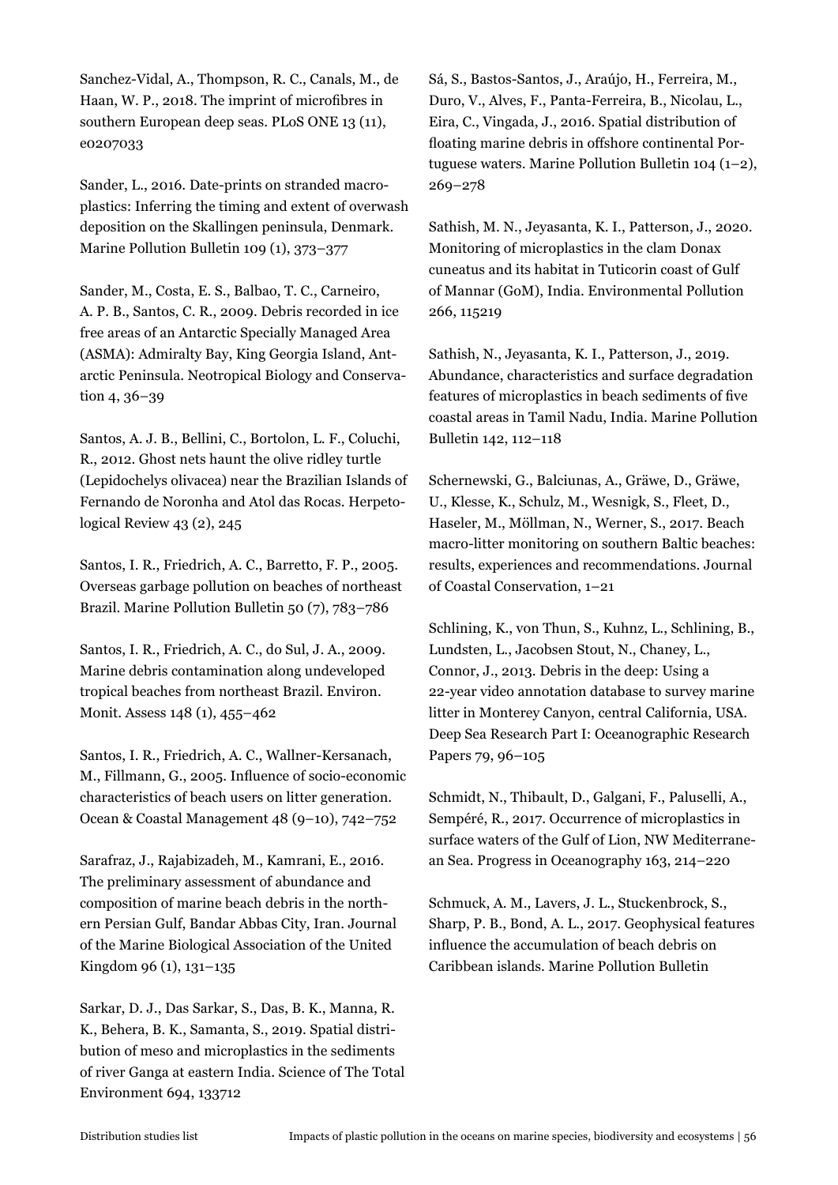Sanchez-Vidal, A., Thompson, R. C., Canals, M., de Haan, W. P., 2018. The imprint of microfibres in southern European deep seas. PLoS ONE 13 (11), e0207033

Sander, L., 2016. Date-prints on stranded macroplastics: Inferring the timing and extent of overwash deposition on the Skallingen peninsula, Denmark. Marine Pollution Bulletin 109 (1), 373–377

Sander, M., Costa, E. S., Balbao, T. C., Carneiro, A. P. B., Santos, C. R., 2009. Debris recorded in ice free areas of an Antarctic Specially Managed Area (ASMA): Admiralty Bay, King Georgia Island, Antarctic Peninsula. Neotropical Biology and Conservation 4, 36–39

Santos, A. J. B., Bellini, C., Bortolon, L. F., Coluchi, R., 2012. Ghost nets haunt the olive ridley turtle (Lepidochelys olivacea) near the Brazilian Islands of Fernando de Noronha and Atol das Rocas. Herpetological Review 43 (2), 245

Santos, I. R., Friedrich, A. C., Barretto, F. P., 2005. Overseas garbage pollution on beaches of northeast Brazil. Marine Pollution Bulletin 50 (7), 783–786

Santos, I. R., Friedrich, A. C., do Sul, J. A., 2009. Marine debris contamination along undeveloped tropical beaches from northeast Brazil. Environ. Monit. Assess 148 (1), 455–462

Santos, I. R., Friedrich, A. C., Wallner-Kersanach, M., Fillmann, G., 2005. Influence of socio-economic characteristics of beach users on litter generation. Ocean & Coastal Management 48 (9–10), 742–752

Sarafraz, J., Rajabizadeh, M., Kamrani, E., 2016. The preliminary assessment of abundance and composition of marine beach debris in the northern Persian Gulf, Bandar Abbas City, Iran. Journal of the Marine Biological Association of the United Kingdom 96 (1), 131–135

Sarkar, D. J., Das Sarkar, S., Das, B. K., Manna, R. K., Behera, B. K., Samanta, S., 2019. Spatial distribution of meso and microplastics in the sediments of river Ganga at eastern India. Science of The Total Environment 694, 133712

Sá, S., Bastos-Santos, J., Araújo, H., Ferreira, M., Duro, V., Alves, F., Panta-Ferreira, B., Nicolau, L., Eira, C., Vingada, J., 2016. Spatial distribution of floating marine debris in offshore continental Portuguese waters. Marine Pollution Bulletin 104 (1–2), 269–278

Sathish, M. N., Jeyasanta, K. I., Patterson, J., 2020. Monitoring of microplastics in the clam Donax cuneatus and its habitat in Tuticorin coast of Gulf of Mannar (GoM), India. Environmental Pollution 266, 115219

Sathish, N., Jeyasanta, K. I., Patterson, J., 2019. Abundance, characteristics and surface degradation features of microplastics in beach sediments of five coastal areas in Tamil Nadu, India. Marine Pollution Bulletin 142, 112–118

Schernewski, G., Balciunas, A., Gräwe, D., Gräwe, U., Klesse, K., Schulz, M., Wesnigk, S., Fleet, D., Haseler, M., Möllman, N., Werner, S., 2017. Beach macro-litter monitoring on southern Baltic beaches: results, experiences and recommendations. Journal of Coastal Conservation, 1–21

Schlining, K., von Thun, S., Kuhnz, L., Schlining, B., Lundsten, L., Jacobsen Stout, N., Chaney, L., Connor, J., 2013. Debris in the deep: Using a 22-year video annotation database to survey marine litter in Monterey Canyon, central California, USA. Deep Sea Research Part I: Oceanographic Research Papers 79, 96–105

Schmidt, N., Thibault, D., Galgani, F., Paluselli, A., Sempéré, R., 2017. Occurrence of microplastics in surface waters of the Gulf of Lion, NW Mediterranean Sea. Progress in Oceanography 163, 214–220

Schmuck, A. M., Lavers, J. L., Stuckenbrock, S., Sharp, P. B., Bond, A. L., 2017. Geophysical features influence the accumulation of beach debris on Caribbean islands. Marine Pollution Bulletin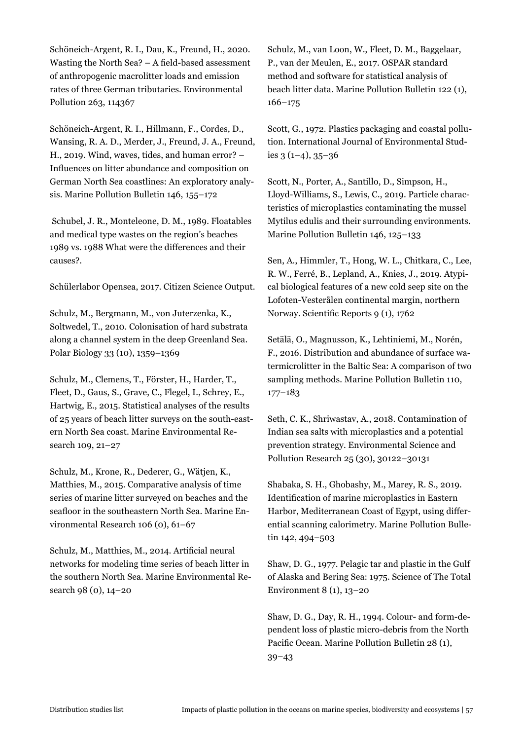Schöneich-Argent, R. I., Dau, K., Freund, H., 2020. Wasting the North Sea? – A field-based assessment of anthropogenic macrolitter loads and emission rates of three German tributaries. Environmental Pollution 263, 114367

Schöneich-Argent, R. I., Hillmann, F., Cordes, D., Wansing, R. A. D., Merder, J., Freund, J. A., Freund, H., 2019. Wind, waves, tides, and human error? – Influences on litter abundance and composition on German North Sea coastlines: An exploratory analysis. Marine Pollution Bulletin 146, 155–172

Schubel, J. R., Monteleone, D. M., 1989. Floatables and medical type wastes on the region's beaches 1989 vs. 1988 What were the differences and their causes?.

Schülerlabor Opensea, 2017. Citizen Science Output.

Schulz, M., Bergmann, M., von Juterzenka, K., Soltwedel, T., 2010. Colonisation of hard substrata along a channel system in the deep Greenland Sea. Polar Biology 33 (10), 1359–1369

Schulz, M., Clemens, T., Förster, H., Harder, T., Fleet, D., Gaus, S., Grave, C., Flegel, I., Schrey, E., Hartwig, E., 2015. Statistical analyses of the results of 25 years of beach litter surveys on the south-eastern North Sea coast. Marine Environmental Research 109, 21–27

Schulz, M., Krone, R., Dederer, G., Wätjen, K., Matthies, M., 2015. Comparative analysis of time series of marine litter surveyed on beaches and the seafloor in the southeastern North Sea. Marine Environmental Research 106 (0), 61–67

Schulz, M., Matthies, M., 2014. Artificial neural networks for modeling time series of beach litter in the southern North Sea. Marine Environmental Research 98 (0), 14–20

Schulz, M., van Loon, W., Fleet, D. M., Baggelaar, P., van der Meulen, E., 2017. OSPAR standard method and software for statistical analysis of beach litter data. Marine Pollution Bulletin 122 (1), 166–175

Scott, G., 1972. Plastics packaging and coastal pollution. International Journal of Environmental Studies 3 (1–4), 35–36

Scott, N., Porter, A., Santillo, D., Simpson, H., Lloyd-Williams, S., Lewis, C., 2019. Particle characteristics of microplastics contaminating the mussel Mytilus edulis and their surrounding environments. Marine Pollution Bulletin 146, 125–133

Sen, A., Himmler, T., Hong, W. L., Chitkara, C., Lee, R. W., Ferré, B., Lepland, A., Knies, J., 2019. Atypical biological features of a new cold seep site on the Lofoten-Vesterålen continental margin, northern Norway. Scientific Reports 9 (1), 1762

Setälä, O., Magnusson, K., Lehtiniemi, M., Norén, F., 2016. Distribution and abundance of surface watermicrolitter in the Baltic Sea: A comparison of two sampling methods. Marine Pollution Bulletin 110, 177–183

Seth, C. K., Shriwastav, A., 2018. Contamination of Indian sea salts with microplastics and a potential prevention strategy. Environmental Science and Pollution Research 25 (30), 30122–30131

Shabaka, S. H., Ghobashy, M., Marey, R. S., 2019. Identification of marine microplastics in Eastern Harbor, Mediterranean Coast of Egypt, using differential scanning calorimetry. Marine Pollution Bulletin 142, 494–503

Shaw, D. G., 1977. Pelagic tar and plastic in the Gulf of Alaska and Bering Sea: 1975. Science of The Total Environment 8 (1), 13–20

Shaw, D. G., Day, R. H., 1994. Colour- and form-dependent loss of plastic micro-debris from the North Pacific Ocean. Marine Pollution Bulletin 28 (1), 39–43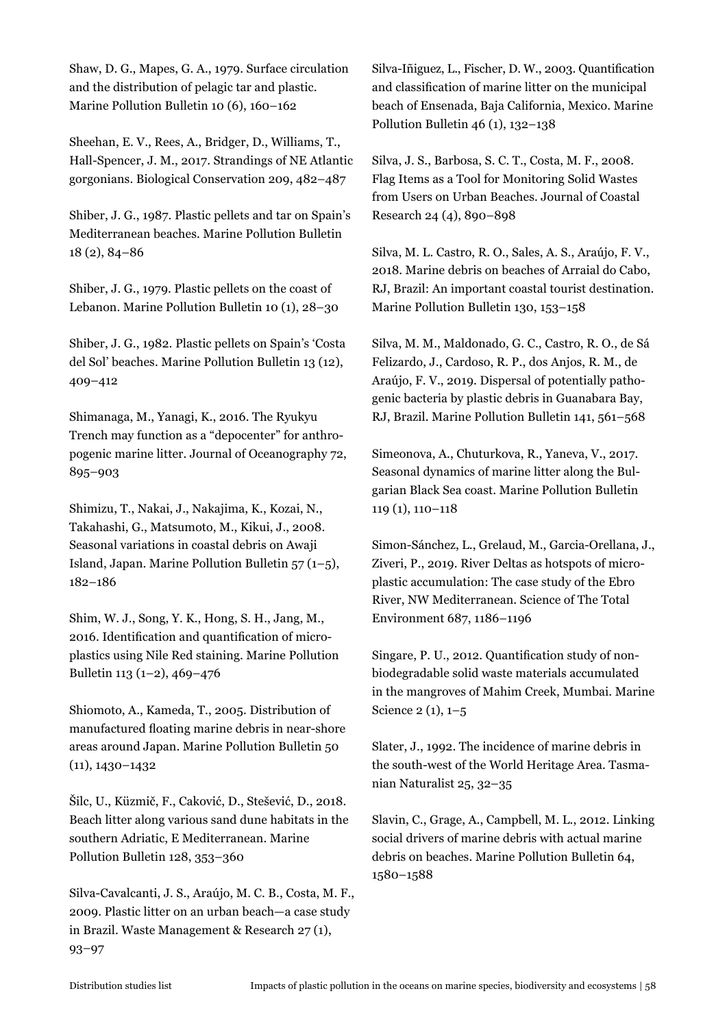Shaw, D. G., Mapes, G. A., 1979. Surface circulation and the distribution of pelagic tar and plastic. Marine Pollution Bulletin 10 (6), 160–162

Sheehan, E. V., Rees, A., Bridger, D., Williams, T., Hall-Spencer, J. M., 2017. Strandings of NE Atlantic gorgonians. Biological Conservation 209, 482–487

Shiber, J. G., 1987. Plastic pellets and tar on Spain's Mediterranean beaches. Marine Pollution Bulletin 18 (2), 84–86

Shiber, J. G., 1979. Plastic pellets on the coast of Lebanon. Marine Pollution Bulletin 10 (1), 28–30

Shiber, J. G., 1982. Plastic pellets on Spain's 'Costa del Sol' beaches. Marine Pollution Bulletin 13 (12), 409–412

Shimanaga, M., Yanagi, K., 2016. The Ryukyu Trench may function as a "depocenter" for anthropogenic marine litter. Journal of Oceanography 72, 895–903

Shimizu, T., Nakai, J., Nakajima, K., Kozai, N., Takahashi, G., Matsumoto, M., Kikui, J., 2008. Seasonal variations in coastal debris on Awaji Island, Japan. Marine Pollution Bulletin 57 (1–5), 182–186

Shim, W. J., Song, Y. K., Hong, S. H., Jang, M., 2016. Identification and quantification of microplastics using Nile Red staining. Marine Pollution Bulletin 113 (1–2), 469–476

Shiomoto, A., Kameda, T., 2005. Distribution of manufactured floating marine debris in near-shore areas around Japan. Marine Pollution Bulletin 50 (11), 1430–1432

Šilc, U., Küzmič, F., Caković, D., Stešević, D., 2018. Beach litter along various sand dune habitats in the southern Adriatic, E Mediterranean. Marine Pollution Bulletin 128, 353–360

Silva-Cavalcanti, J. S., Araújo, M. C. B., Costa, M. F., 2009. Plastic litter on an urban beach—a case study in Brazil. Waste Management & Research 27 (1), 93–97

Silva-Iñiguez, L., Fischer, D. W., 2003. Quantification and classification of marine litter on the municipal beach of Ensenada, Baja California, Mexico. Marine Pollution Bulletin 46 (1), 132–138

Silva, J. S., Barbosa, S. C. T., Costa, M. F., 2008. Flag Items as a Tool for Monitoring Solid Wastes from Users on Urban Beaches. Journal of Coastal Research 24 (4), 890–898

Silva, M. L. Castro, R. O., Sales, A. S., Araújo, F. V., 2018. Marine debris on beaches of Arraial do Cabo, RJ, Brazil: An important coastal tourist destination. Marine Pollution Bulletin 130, 153–158

Silva, M. M., Maldonado, G. C., Castro, R. O., de Sá Felizardo, J., Cardoso, R. P., dos Anjos, R. M., de Araújo, F. V., 2019. Dispersal of potentially pathogenic bacteria by plastic debris in Guanabara Bay, RJ, Brazil. Marine Pollution Bulletin 141, 561–568

Simeonova, A., Chuturkova, R., Yaneva, V., 2017. Seasonal dynamics of marine litter along the Bulgarian Black Sea coast. Marine Pollution Bulletin 119 (1), 110–118

Simon-Sánchez, L., Grelaud, M., Garcia-Orellana, J., Ziveri, P., 2019. River Deltas as hotspots of microplastic accumulation: The case study of the Ebro River, NW Mediterranean. Science of The Total Environment 687, 1186–1196

Singare, P. U., 2012. Quantification study of non-biodegradable solid waste materials accumulated in the mangroves of Mahim Creek, Mumbai. Marine Science 2 (1), 1–5

Slater, J., 1992. The incidence of marine debris in the south-west of the World Heritage Area. Tasmanian Naturalist 25, 32–35

Slavin, C., Grage, A., Campbell, M. L., 2012. Linking social drivers of marine debris with actual marine debris on beaches. Marine Pollution Bulletin 64, 1580–1588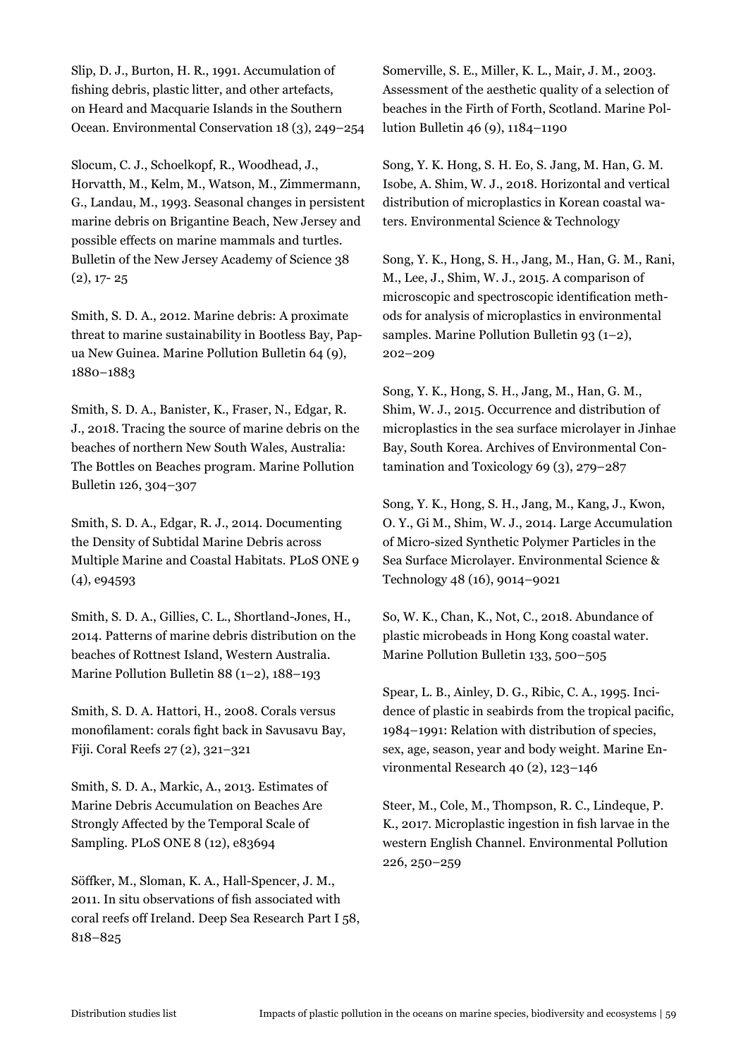Slip, D. J., Burton, H. R., 1991. Accumulation of fishing debris, plastic litter, and other artefacts, on Heard and Macquarie Islands in the Southern Ocean. Environmental Conservation 18 (3), 249–254

Slocum, C. J., Schoelkopf, R., Woodhead, J., Horvatth, M., Kelm, M., Watson, M., Zimmermann, G., Landau, M., 1993. Seasonal changes in persistent marine debris on Brigantine Beach, New Jersey and possible effects on marine mammals and turtles. Bulletin of the New Jersey Academy of Science 38 (2), 17- 25

Smith, S. D. A., 2012. Marine debris: A proximate threat to marine sustainability in Bootless Bay, Papua New Guinea. Marine Pollution Bulletin 64 (9), 1880–1883

Smith, S. D. A., Banister, K., Fraser, N., Edgar, R. J., 2018. Tracing the source of marine debris on the beaches of northern New South Wales, Australia: The Bottles on Beaches program. Marine Pollution Bulletin 126, 304–307

Smith, S. D. A., Edgar, R. J., 2014. Documenting the Density of Subtidal Marine Debris across Multiple Marine and Coastal Habitats. PLoS ONE 9 (4), e94593

Smith, S. D. A., Gillies, C. L., Shortland-Jones, H., 2014. Patterns of marine debris distribution on the beaches of Rottnest Island, Western Australia. Marine Pollution Bulletin 88 (1–2), 188–193

Smith, S. D. A. Hattori, H., 2008. Corals versus monofilament: corals fight back in Savusavu Bay, Fiji. Coral Reefs 27 (2), 321–321

Smith, S. D. A., Markic, A., 2013. Estimates of Marine Debris Accumulation on Beaches Are Strongly Affected by the Temporal Scale of Sampling. PLoS ONE 8 (12), e83694

Söffker, M., Sloman, K. A., Hall-Spencer, J. M., 2011. In situ observations of fish associated with coral reefs off Ireland. Deep Sea Research Part I 58, 818–825

Somerville, S. E., Miller, K. L., Mair, J. M., 2003. Assessment of the aesthetic quality of a selection of beaches in the Firth of Forth, Scotland. Marine Pollution Bulletin 46 (9), 1184–1190

Song, Y. K. Hong, S. H. Eo, S. Jang, M. Han, G. M. Isobe, A. Shim, W. J., 2018. Horizontal and vertical distribution of microplastics in Korean coastal waters. Environmental Science & Technology

Song, Y. K., Hong, S. H., Jang, M., Han, G. M., Rani, M., Lee, J., Shim, W. J., 2015. A comparison of microscopic and spectroscopic identification methods for analysis of microplastics in environmental samples. Marine Pollution Bulletin 93 (1–2), 202–209

Song, Y. K., Hong, S. H., Jang, M., Han, G. M., Shim, W. J., 2015. Occurrence and distribution of microplastics in the sea surface microlayer in Jinhae Bay, South Korea. Archives of Environmental Contamination and Toxicology 69 (3), 279–287

Song, Y. K., Hong, S. H., Jang, M., Kang, J., Kwon, O. Y., Gi M., Shim, W. J., 2014. Large Accumulation of Micro-sized Synthetic Polymer Particles in the Sea Surface Microlayer. Environmental Science & Technology 48 (16), 9014–9021

So, W. K., Chan, K., Not, C., 2018. Abundance of plastic microbeads in Hong Kong coastal water. Marine Pollution Bulletin 133, 500–505

Spear, L. B., Ainley, D. G., Ribic, C. A., 1995. Incidence of plastic in seabirds from the tropical pacific, 1984–1991: Relation with distribution of species, sex, age, season, year and body weight. Marine Environmental Research 40 (2), 123–146

Steer, M., Cole, M., Thompson, R. C., Lindeque, P. K., 2017. Microplastic ingestion in fish larvae in the western English Channel. Environmental Pollution 226, 250–259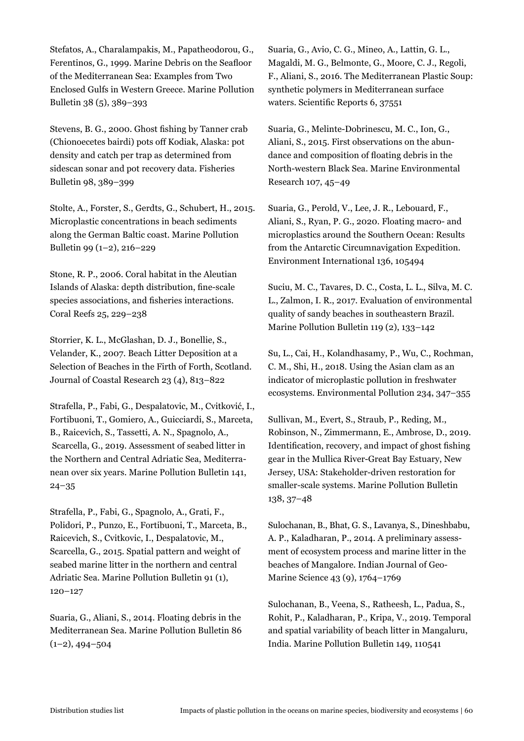Stefatos, A., Charalampakis, M., Papatheodorou, G., Ferentinos, G., 1999. Marine Debris on the Seafloor of the Mediterranean Sea: Examples from Two Enclosed Gulfs in Western Greece. Marine Pollution Bulletin 38 (5), 389–393

Stevens, B. G., 2000. Ghost fishing by Tanner crab (Chionoecetes bairdi) pots off Kodiak, Alaska: pot density and catch per trap as determined from sidescan sonar and pot recovery data. Fisheries Bulletin 98, 389–399

Stolte, A., Forster, S., Gerdts, G., Schubert, H., 2015. Microplastic concentrations in beach sediments along the German Baltic coast. Marine Pollution Bulletin 99 (1–2), 216–229

Stone, R. P., 2006. Coral habitat in the Aleutian Islands of Alaska: depth distribution, fine-scale species associations, and fisheries interactions. Coral Reefs 25, 229–238

Storrier, K. L., McGlashan, D. J., Bonellie, S., Velander, K., 2007. Beach Litter Deposition at a Selection of Beaches in the Firth of Forth, Scotland. Journal of Coastal Research 23 (4), 813–822

Strafella, P., Fabi, G., Despalatovic, M., Cvitković, I., Fortibuoni, T., Gomiero, A., Guicciardi, S., Marceta, B., Raicevich, S., Tassetti, A. N., Spagnolo, A., Scarcella, G., 2019. Assessment of seabed litter in the Northern and Central Adriatic Sea, Mediterranean over six years. Marine Pollution Bulletin 141, 24–35

Strafella, P., Fabi, G., Spagnolo, A., Grati, F., Polidori, P., Punzo, E., Fortibuoni, T., Marceta, B., Raicevich, S., Cvitkovic, I., Despalatovic, M., Scarcella, G., 2015. Spatial pattern and weight of seabed marine litter in the northern and central Adriatic Sea. Marine Pollution Bulletin 91 (1), 120–127

Suaria, G., Aliani, S., 2014. Floating debris in the Mediterranean Sea. Marine Pollution Bulletin 86 (1–2), 494–504

Suaria, G., Avio, C. G., Mineo, A., Lattin, G. L., Magaldi, M. G., Belmonte, G., Moore, C. J., Regoli, F., Aliani, S., 2016. The Mediterranean Plastic Soup: synthetic polymers in Mediterranean surface waters. Scientific Reports 6, 37551

Suaria, G., Melinte-Dobrinescu, M. C., Ion, G., Aliani, S., 2015. First observations on the abundance and composition of floating debris in the North-western Black Sea. Marine Environmental Research 107, 45–49

Suaria, G., Perold, V., Lee, J. R., Lebouard, F., Aliani, S., Ryan, P. G., 2020. Floating macro- and microplastics around the Southern Ocean: Results from the Antarctic Circumnavigation Expedition. Environment International 136, 105494

Suciu, M. C., Tavares, D. C., Costa, L. L., Silva, M. C. L., Zalmon, I. R., 2017. Evaluation of environmental quality of sandy beaches in southeastern Brazil. Marine Pollution Bulletin 119 (2), 133–142

Su, L., Cai, H., Kolandhasamy, P., Wu, C., Rochman, C. M., Shi, H., 2018. Using the Asian clam as an indicator of microplastic pollution in freshwater ecosystems. Environmental Pollution 234, 347–355

Sullivan, M., Evert, S., Straub, P., Reding, M., Robinson, N., Zimmermann, E., Ambrose, D., 2019. Identification, recovery, and impact of ghost fishing gear in the Mullica River-Great Bay Estuary, New Jersey, USA: Stakeholder-driven restoration for smaller-scale systems. Marine Pollution Bulletin 138, 37–48

Sulochanan, B., Bhat, G. S., Lavanya, S., Dineshbabu, A. P., Kaladharan, P., 2014. A preliminary assessment of ecosystem process and marine litter in the beaches of Mangalore. Indian Journal of Geo-Marine Science 43 (9), 1764–1769

Sulochanan, B., Veena, S., Ratheesh, L., Padua, S., Rohit, P., Kaladharan, P., Kripa, V., 2019. Temporal and spatial variability of beach litter in Mangaluru, India. Marine Pollution Bulletin 149, 110541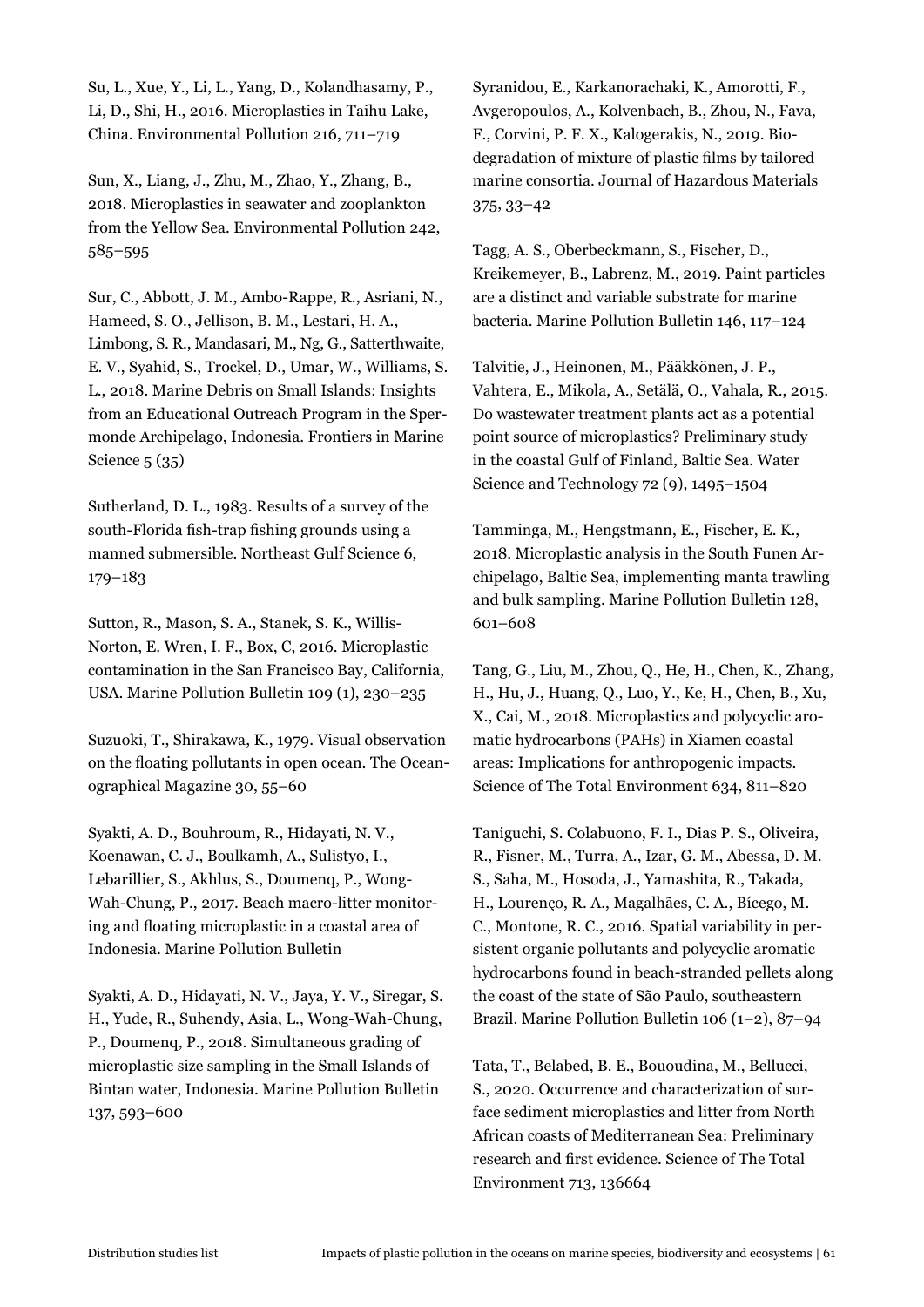Su, L., Xue, Y., Li, L., Yang, D., Kolandhasamy, P., Li, D., Shi, H., 2016. Microplastics in Taihu Lake, China. Environmental Pollution 216, 711–719

Sun, X., Liang, J., Zhu, M., Zhao, Y., Zhang, B., 2018. Microplastics in seawater and zooplankton from the Yellow Sea. Environmental Pollution 242, 585–595

Sur, C., Abbott, J. M., Ambo-Rappe, R., Asriani, N., Hameed, S. O., Jellison, B. M., Lestari, H. A., Limbong, S. R., Mandasari, M., Ng, G., Satterthwaite, E. V., Syahid, S., Trockel, D., Umar, W., Williams, S. L., 2018. Marine Debris on Small Islands: Insights from an Educational Outreach Program in the Spermonde Archipelago, Indonesia. Frontiers in Marine Science 5 (35)

Sutherland, D. L., 1983. Results of a survey of the south-Florida fish-trap fishing grounds using a manned submersible. Northeast Gulf Science 6, 179–183

Sutton, R., Mason, S. A., Stanek, S. K., Willis-Norton, E. Wren, I. F., Box, C, 2016. Microplastic contamination in the San Francisco Bay, California, USA. Marine Pollution Bulletin 109 (1), 230–235

Suzuoki, T., Shirakawa, K., 1979. Visual observation on the floating pollutants in open ocean. The Oceanographical Magazine 30, 55–60

Syakti, A. D., Bouhroum, R., Hidayati, N. V., Koenawan, C. J., Boulkamh, A., Sulistyo, I., Lebarillier, S., Akhlus, S., Doumenq, P., Wong-Wah-Chung, P., 2017. Beach macro-litter monitoring and floating microplastic in a coastal area of Indonesia. Marine Pollution Bulletin

Syakti, A. D., Hidayati, N. V., Jaya, Y. V., Siregar, S. H., Yude, R., Suhendy, Asia, L., Wong-Wah-Chung, P., Doumenq, P., 2018. Simultaneous grading of microplastic size sampling in the Small Islands of Bintan water, Indonesia. Marine Pollution Bulletin 137, 593–600

Syranidou, E., Karkanorachaki, K., Amorotti, F., Avgeropoulos, A., Kolvenbach, B., Zhou, N., Fava, F., Corvini, P. F. X., Kalogerakis, N., 2019. Biodegradation of mixture of plastic films by tailored marine consortia. Journal of Hazardous Materials 375, 33–42

Tagg, A. S., Oberbeckmann, S., Fischer, D., Kreikemeyer, B., Labrenz, M., 2019. Paint particles are a distinct and variable substrate for marine bacteria. Marine Pollution Bulletin 146, 117–124

Talvitie, J., Heinonen, M., Pääkkönen, J. P., Vahtera, E., Mikola, A., Setälä, O., Vahala, R., 2015. Do wastewater treatment plants act as a potential point source of microplastics? Preliminary study in the coastal Gulf of Finland, Baltic Sea. Water Science and Technology 72 (9), 1495–1504

Tamminga, M., Hengstmann, E., Fischer, E. K., 2018. Microplastic analysis in the South Funen Archipelago, Baltic Sea, implementing manta trawling and bulk sampling. Marine Pollution Bulletin 128, 601–608

Tang, G., Liu, M., Zhou, Q., He, H., Chen, K., Zhang, H., Hu, J., Huang, Q., Luo, Y., Ke, H., Chen, B., Xu, X., Cai, M., 2018. Microplastics and polycyclic aromatic hydrocarbons (PAHs) in Xiamen coastal areas: Implications for anthropogenic impacts. Science of The Total Environment 634, 811–820

Taniguchi, S. Colabuono, F. I., Dias P. S., Oliveira, R., Fisner, M., Turra, A., Izar, G. M., Abessa, D. M. S., Saha, M., Hosoda, J., Yamashita, R., Takada, H., Lourenço, R. A., Magalhães, C. A., Bícego, M. C., Montone, R. C., 2016. Spatial variability in persistent organic pollutants and polycyclic aromatic hydrocarbons found in beach-stranded pellets along the coast of the state of São Paulo, southeastern Brazil. Marine Pollution Bulletin 106 (1–2), 87–94

Tata, T., Belabed, B. E., Bououdina, M., Bellucci, S., 2020. Occurrence and characterization of surface sediment microplastics and litter from North African coasts of Mediterranean Sea: Preliminary research and first evidence. Science of The Total Environment 713, 136664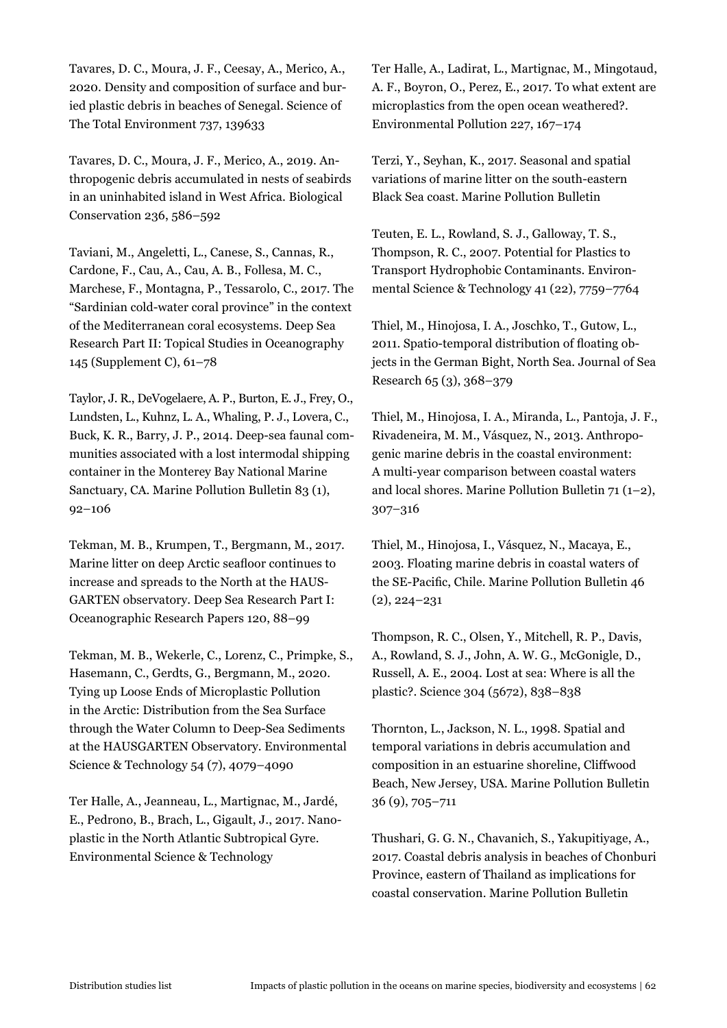Tavares, D. C., Moura, J. F., Ceesay, A., Merico, A., 2020. Density and composition of surface and buried plastic debris in beaches of Senegal. Science of The Total Environment 737, 139633

Tavares, D. C., Moura, J. F., Merico, A., 2019. Anthropogenic debris accumulated in nests of seabirds in an uninhabited island in West Africa. Biological Conservation 236, 586–592

Taviani, M., Angeletti, L., Canese, S., Cannas, R., Cardone, F., Cau, A., Cau, A. B., Follesa, M. C., Marchese, F., Montagna, P., Tessarolo, C., 2017. The "Sardinian cold-water coral province" in the context of the Mediterranean coral ecosystems. Deep Sea Research Part II: Topical Studies in Oceanography 145 (Supplement C), 61–78

Taylor, J. R., DeVogelaere, A. P., Burton, E. J., Frey, O., Lundsten, L., Kuhnz, L. A., Whaling, P. J., Lovera, C., Buck, K. R., Barry, J. P., 2014. Deep-sea faunal communities associated with a lost intermodal shipping container in the Monterey Bay National Marine Sanctuary, CA. Marine Pollution Bulletin 83 (1), 92–106

Tekman, M. B., Krumpen, T., Bergmann, M., 2017. Marine litter on deep Arctic seafloor continues to increase and spreads to the North at the HAUSGARTEN observatory. Deep Sea Research Part I: Oceanographic Research Papers 120, 88–99

Tekman, M. B., Wekerle, C., Lorenz, C., Primpke, S., Hasemann, C., Gerdts, G., Bergmann, M., 2020. Tying up Loose Ends of Microplastic Pollution in the Arctic: Distribution from the Sea Surface through the Water Column to Deep-Sea Sediments at the HAUSGARTEN Observatory. Environmental Science & Technology 54 (7), 4079–4090

Ter Halle, A., Jeanneau, L., Martignac, M., Jardé, E., Pedrono, B., Brach, L., Gigault, J., 2017. Nanoplastic in the North Atlantic Subtropical Gyre. Environmental Science & Technology

Ter Halle, A., Ladirat, L., Martignac, M., Mingotaud, A. F., Boyron, O., Perez, E., 2017. To what extent are microplastics from the open ocean weathered?. Environmental Pollution 227, 167–174

Terzi, Y., Seyhan, K., 2017. Seasonal and spatial variations of marine litter on the south-eastern Black Sea coast. Marine Pollution Bulletin

Teuten, E. L., Rowland, S. J., Galloway, T. S., Thompson, R. C., 2007. Potential for Plastics to Transport Hydrophobic Contaminants. Environmental Science & Technology 41 (22), 7759–7764

Thiel, M., Hinojosa, I. A., Joschko, T., Gutow, L., 2011. Spatio-temporal distribution of floating objects in the German Bight, North Sea. Journal of Sea Research 65 (3), 368–379

Thiel, M., Hinojosa, I. A., Miranda, L., Pantoja, J. F., Rivadeneira, M. M., Vásquez, N., 2013. Anthropogenic marine debris in the coastal environment: A multi-year comparison between coastal waters and local shores. Marine Pollution Bulletin 71 (1–2), 307–316

Thiel, M., Hinojosa, I., Vásquez, N., Macaya, E., 2003. Floating marine debris in coastal waters of the SE-Pacific, Chile. Marine Pollution Bulletin 46 (2), 224–231

Thompson, R. C., Olsen, Y., Mitchell, R. P., Davis, A., Rowland, S. J., John, A. W. G., McGonigle, D., Russell, A. E., 2004. Lost at sea: Where is all the plastic?. Science 304 (5672), 838–838

Thornton, L., Jackson, N. L., 1998. Spatial and temporal variations in debris accumulation and composition in an estuarine shoreline, Cliffwood Beach, New Jersey, USA. Marine Pollution Bulletin 36 (9), 705–711

Thushari, G. G. N., Chavanich, S., Yakupitiyage, A., 2017. Coastal debris analysis in beaches of Chonburi Province, eastern of Thailand as implications for coastal conservation. Marine Pollution Bulletin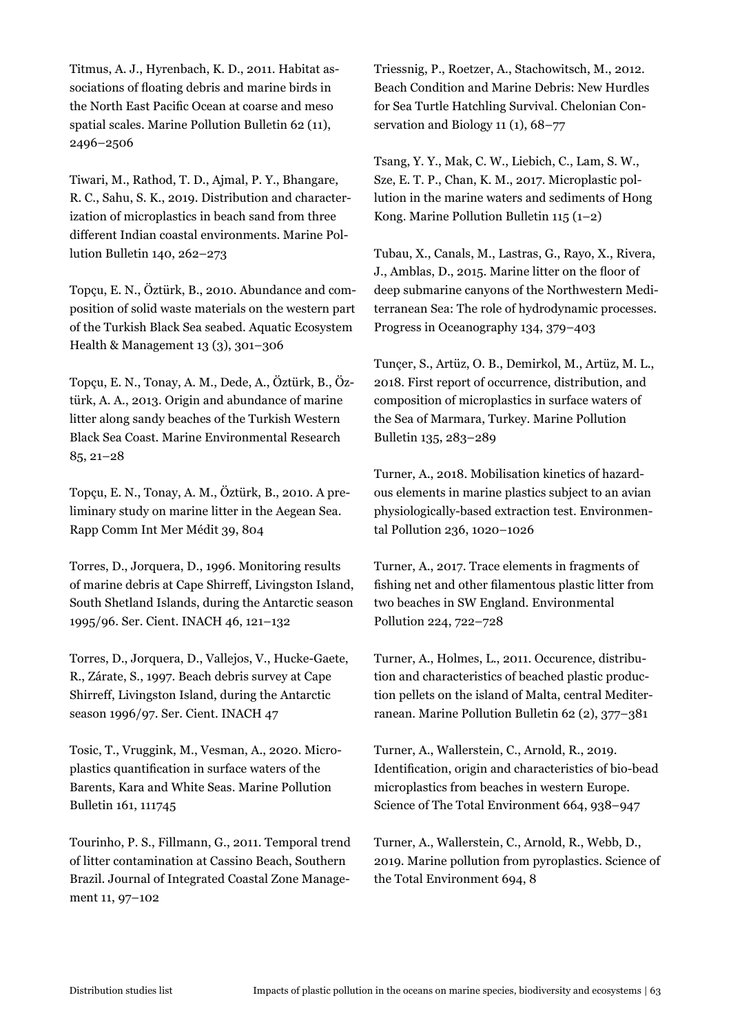Titmus, A. J., Hyrenbach, K. D., 2011. Habitat associations of floating debris and marine birds in the North East Pacific Ocean at coarse and meso spatial scales. Marine Pollution Bulletin 62 (11), 2496–2506

Tiwari, M., Rathod, T. D., Ajmal, P. Y., Bhangare, R. C., Sahu, S. K., 2019. Distribution and characterization of microplastics in beach sand from three different Indian coastal environments. Marine Pollution Bulletin 140, 262–273

Topçu, E. N., Öztürk, B., 2010. Abundance and composition of solid waste materials on the western part of the Turkish Black Sea seabed. Aquatic Ecosystem Health & Management 13 (3), 301–306

Topçu, E. N., Tonay, A. M., Dede, A., Öztürk, B., Öztürk, A. A., 2013. Origin and abundance of marine litter along sandy beaches of the Turkish Western Black Sea Coast. Marine Environmental Research 85, 21–28

Topçu, E. N., Tonay, A. M., Öztürk, B., 2010. A preliminary study on marine litter in the Aegean Sea. Rapp Comm Int Mer Médit 39, 804

Torres, D., Jorquera, D., 1996. Monitoring results of marine debris at Cape Shirreff, Livingston Island, South Shetland Islands, during the Antarctic season 1995/96. Ser. Cient. INACH 46, 121–132

Torres, D., Jorquera, D., Vallejos, V., Hucke-Gaete, R., Zárate, S., 1997. Beach debris survey at Cape Shirreff, Livingston Island, during the Antarctic season 1996/97. Ser. Cient. INACH 47

Tosic, T., Vruggink, M., Vesman, A., 2020. Microplastics quantification in surface waters of the Barents, Kara and White Seas. Marine Pollution Bulletin 161, 111745

Tourinho, P. S., Fillmann, G., 2011. Temporal trend of litter contamination at Cassino Beach, Southern Brazil. Journal of Integrated Coastal Zone Management 11, 97–102

Triessnig, P., Roetzer, A., Stachowitsch, M., 2012. Beach Condition and Marine Debris: New Hurdles for Sea Turtle Hatchling Survival. Chelonian Conservation and Biology 11 (1), 68–77

Tsang, Y. Y., Mak, C. W., Liebich, C., Lam, S. W., Sze, E. T. P., Chan, K. M., 2017. Microplastic pollution in the marine waters and sediments of Hong Kong. Marine Pollution Bulletin 115 (1–2)

Tubau, X., Canals, M., Lastras, G., Rayo, X., Rivera, J., Amblas, D., 2015. Marine litter on the floor of deep submarine canyons of the Northwestern Mediterranean Sea: The role of hydrodynamic processes. Progress in Oceanography 134, 379–403

Tunçer, S., Artüz, O. B., Demirkol, M., Artüz, M. L., 2018. First report of occurrence, distribution, and composition of microplastics in surface waters of the Sea of Marmara, Turkey. Marine Pollution Bulletin 135, 283–289

Turner, A., 2018. Mobilisation kinetics of hazardous elements in marine plastics subject to an avian physiologically-based extraction test. Environmental Pollution 236, 1020–1026

Turner, A., 2017. Trace elements in fragments of fishing net and other filamentous plastic litter from two beaches in SW England. Environmental Pollution 224, 722–728

Turner, A., Holmes, L., 2011. Occurence, distribution and characteristics of beached plastic production pellets on the island of Malta, central Mediterranean. Marine Pollution Bulletin 62 (2), 377–381

Turner, A., Wallerstein, C., Arnold, R., 2019. Identification, origin and characteristics of bio-bead microplastics from beaches in western Europe. Science of The Total Environment 664, 938–947

Turner, A., Wallerstein, C., Arnold, R., Webb, D., 2019. Marine pollution from pyroplastics. Science of the Total Environment 694, 8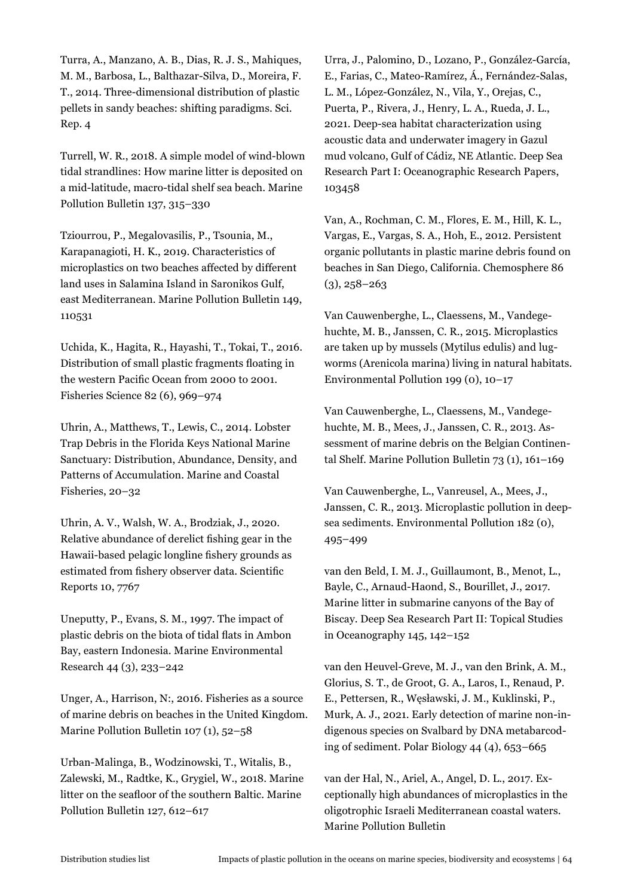Turra, A., Manzano, A. B., Dias, R. J. S., Mahiques, M. M., Barbosa, L., Balthazar-Silva, D., Moreira, F. T., 2014. Three-dimensional distribution of plastic pellets in sandy beaches: shifting paradigms. Sci. Rep. 4

Turrell, W. R., 2018. A simple model of wind-blown tidal strandlines: How marine litter is deposited on a mid-latitude, macro-tidal shelf sea beach. Marine Pollution Bulletin 137, 315–330

Tziourrou, P., Megalovasilis, P., Tsounia, M., Karapanagioti, H. K., 2019. Characteristics of microplastics on two beaches affected by different land uses in Salamina Island in Saronikos Gulf, east Mediterranean. Marine Pollution Bulletin 149, 110531

Uchida, K., Hagita, R., Hayashi, T., Tokai, T., 2016. Distribution of small plastic fragments floating in the western Pacific Ocean from 2000 to 2001. Fisheries Science 82 (6), 969–974

Uhrin, A., Matthews, T., Lewis, C., 2014. Lobster Trap Debris in the Florida Keys National Marine Sanctuary: Distribution, Abundance, Density, and Patterns of Accumulation. Marine and Coastal Fisheries, 20–32

Uhrin, A. V., Walsh, W. A., Brodziak, J., 2020. Relative abundance of derelict fishing gear in the Hawaii-based pelagic longline fishery grounds as estimated from fishery observer data. Scientific Reports 10, 7767

Uneputty, P., Evans, S. M., 1997. The impact of plastic debris on the biota of tidal flats in Ambon Bay, eastern Indonesia. Marine Environmental Research 44 (3), 233–242

Unger, A., Harrison, N:, 2016. Fisheries as a source of marine debris on beaches in the United Kingdom. Marine Pollution Bulletin 107 (1), 52–58

Urban-Malinga, B., Wodzinowski, T., Witalis, B., Zalewski, M., Radtke, K., Grygiel, W., 2018. Marine litter on the seafloor of the southern Baltic. Marine Pollution Bulletin 127, 612–617

Urra, J., Palomino, D., Lozano, P., González-García, E., Farias, C., Mateo-Ramírez, Á., Fernández-Salas, L. M., López-González, N., Vila, Y., Orejas, C., Puerta, P., Rivera, J., Henry, L. A., Rueda, J. L., 2021. Deep-sea habitat characterization using acoustic data and underwater imagery in Gazul mud volcano, Gulf of Cádiz, NE Atlantic. Deep Sea Research Part I: Oceanographic Research Papers, 103458

Van, A., Rochman, C. M., Flores, E. M., Hill, K. L., Vargas, E., Vargas, S. A., Hoh, E., 2012. Persistent organic pollutants in plastic marine debris found on beaches in San Diego, California. Chemosphere 86 (3), 258–263

Van Cauwenberghe, L., Claessens, M., Vandegehuchte, M. B., Janssen, C. R., 2015. Microplastics are taken up by mussels (Mytilus edulis) and lugworms (Arenicola marina) living in natural habitats. Environmental Pollution 199 (0), 10–17

Van Cauwenberghe, L., Claessens, M., Vandegehuchte, M. B., Mees, J., Janssen, C. R., 2013. Assessment of marine debris on the Belgian Continental Shelf. Marine Pollution Bulletin 73 (1), 161–169

Van Cauwenberghe, L., Vanreusel, A., Mees, J., Janssen, C. R., 2013. Microplastic pollution in deep-sea sediments. Environmental Pollution 182 (0), 495–499

van den Beld, I. M. J., Guillaumont, B., Menot, L., Bayle, C., Arnaud-Haond, S., Bourillet, J., 2017. Marine litter in submarine canyons of the Bay of Biscay. Deep Sea Research Part II: Topical Studies in Oceanography 145, 142–152

van den Heuvel-Greve, M. J., van den Brink, A. M., Glorius, S. T., de Groot, G. A., Laros, I., Renaud, P. E., Pettersen, R., Węsławski, J. M., Kuklinski, P., Murk, A. J., 2021. Early detection of marine non-indigenous species on Svalbard by DNA metabarcoding of sediment. Polar Biology 44 (4), 653–665

van der Hal, N., Ariel, A., Angel, D. L., 2017. Exceptionally high abundances of microplastics in the oligotrophic Israeli Mediterranean coastal waters. Marine Pollution Bulletin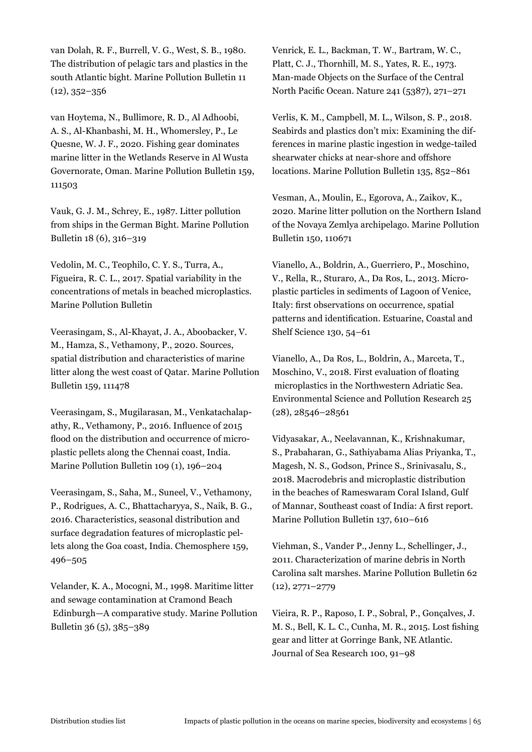van Dolah, R. F., Burrell, V. G., West, S. B., 1980. The distribution of pelagic tars and plastics in the south Atlantic bight. Marine Pollution Bulletin 11 (12), 352–356

van Hoytema, N., Bullimore, R. D., Al Adhoobi, A. S., Al-Khanbashi, M. H., Whomersley, P., Le Quesne, W. J. F., 2020. Fishing gear dominates marine litter in the Wetlands Reserve in Al Wusta Governorate, Oman. Marine Pollution Bulletin 159, 111503

Vauk, G. J. M., Schrey, E., 1987. Litter pollution from ships in the German Bight. Marine Pollution Bulletin 18 (6), 316–319

Vedolin, M. C., Teophilo, C. Y. S., Turra, A., Figueira, R. C. L., 2017. Spatial variability in the concentrations of metals in beached microplastics. Marine Pollution Bulletin

Veerasingam, S., Al-Khayat, J. A., Aboobacker, V. M., Hamza, S., Vethamony, P., 2020. Sources, spatial distribution and characteristics of marine litter along the west coast of Qatar. Marine Pollution Bulletin 159, 111478

Veerasingam, S., Mugilarasan, M., Venkatachalapathy, R., Vethamony, P., 2016. Influence of 2015 flood on the distribution and occurrence of microplastic pellets along the Chennai coast, India. Marine Pollution Bulletin 109 (1), 196–204

Veerasingam, S., Saha, M., Suneel, V., Vethamony, P., Rodrigues, A. C., Bhattacharyya, S., Naik, B. G., 2016. Characteristics, seasonal distribution and surface degradation features of microplastic pellets along the Goa coast, India. Chemosphere 159, 496–505

Velander, K. A., Mocogni, M., 1998. Maritime litter and sewage contamination at Cramond Beach Edinburgh—A comparative study. Marine Pollution Bulletin 36 (5), 385–389

Venrick, E. L., Backman, T. W., Bartram, W. C., Platt, C. J., Thornhill, M. S., Yates, R. E., 1973. Man-made Objects on the Surface of the Central North Pacific Ocean. Nature 241 (5387), 271–271

Verlis, K. M., Campbell, M. L., Wilson, S. P., 2018. Seabirds and plastics don't mix: Examining the differences in marine plastic ingestion in wedge-tailed shearwater chicks at near-shore and offshore locations. Marine Pollution Bulletin 135, 852–861

Vesman, A., Moulin, E., Egorova, A., Zaikov, K., 2020. Marine litter pollution on the Northern Island of the Novaya Zemlya archipelago. Marine Pollution Bulletin 150, 110671

Vianello, A., Boldrin, A., Guerriero, P., Moschino, V., Rella, R., Sturaro, A., Da Ros, L., 2013. Microplastic particles in sediments of Lagoon of Venice, Italy: first observations on occurrence, spatial patterns and identification. Estuarine, Coastal and Shelf Science 130, 54–61

Vianello, A., Da Ros, L., Boldrin, A., Marceta, T., Moschino, V., 2018. First evaluation of floating microplastics in the Northwestern Adriatic Sea. Environmental Science and Pollution Research 25 (28), 28546–28561

Vidyasakar, A., Neelavannan, K., Krishnakumar, S., Prabaharan, G., Sathiyabama Alias Priyanka, T., Magesh, N. S., Godson, Prince S., Srinivasalu, S., 2018. Macrodebris and microplastic distribution in the beaches of Rameswaram Coral Island, Gulf of Mannar, Southeast coast of India: A first report. Marine Pollution Bulletin 137, 610–616

Viehman, S., Vander P., Jenny L., Schellinger, J., 2011. Characterization of marine debris in North Carolina salt marshes. Marine Pollution Bulletin 62 (12), 2771–2779

Vieira, R. P., Raposo, I. P., Sobral, P., Gonçalves, J. M. S., Bell, K. L. C., Cunha, M. R., 2015. Lost fishing gear and litter at Gorringe Bank, NE Atlantic. Journal of Sea Research 100, 91–98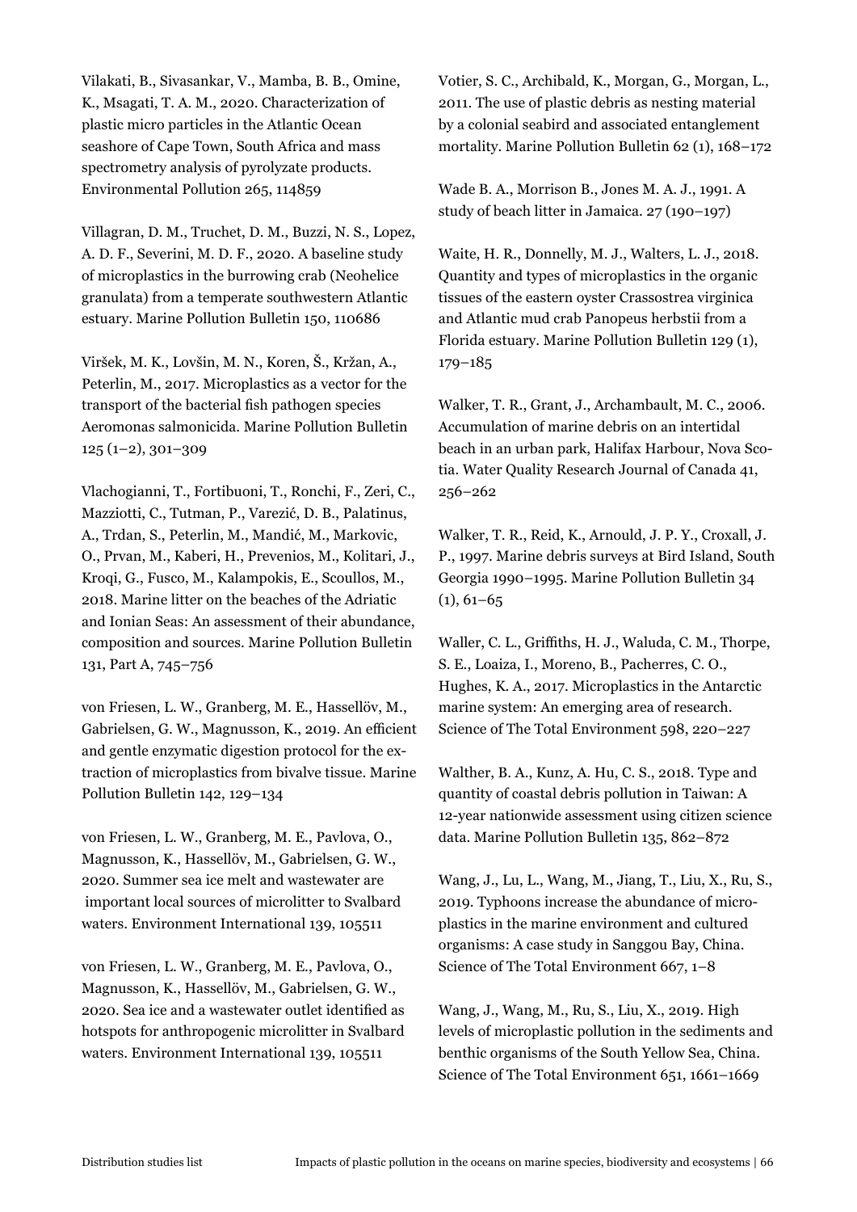Vilakati, B., Sivasankar, V., Mamba, B. B., Omine, K., Msagati, T. A. M., 2020. Characterization of plastic micro particles in the Atlantic Ocean seashore of Cape Town, South Africa and mass spectrometry analysis of pyrolyzate products. Environmental Pollution 265, 114859

Villagran, D. M., Truchet, D. M., Buzzi, N. S., Lopez, A. D. F., Severini, M. D. F., 2020. A baseline study of microplastics in the burrowing crab (Neohelice granulata) from a temperate southwestern Atlantic estuary. Marine Pollution Bulletin 150, 110686

Viršek, M. K., Lovšin, M. N., Koren, Š., Kržan, A., Peterlin, M., 2017. Microplastics as a vector for the transport of the bacterial fish pathogen species Aeromonas salmonicida. Marine Pollution Bulletin 125 (1–2), 301–309

Vlachogianni, T., Fortibuoni, T., Ronchi, F., Zeri, C., Mazziotti, C., Tutman, P., Varezić, D. B., Palatinus, A., Trdan, S., Peterlin, M., Mandić, M., Markovic, O., Prvan, M., Kaberi, H., Prevenios, M., Kolitari, J., Kroqi, G., Fusco, M., Kalampokis, E., Scoullos, M., 2018. Marine litter on the beaches of the Adriatic and Ionian Seas: An assessment of their abundance, composition and sources. Marine Pollution Bulletin 131, Part A, 745–756

von Friesen, L. W., Granberg, M. E., Hassellöv, M., Gabrielsen, G. W., Magnusson, K., 2019. An efficient and gentle enzymatic digestion protocol for the extraction of microplastics from bivalve tissue. Marine Pollution Bulletin 142, 129–134

von Friesen, L. W., Granberg, M. E., Pavlova, O., Magnusson, K., Hassellöv, M., Gabrielsen, G. W., 2020. Summer sea ice melt and wastewater are important local sources of microlitter to Svalbard waters. Environment International 139, 105511

von Friesen, L. W., Granberg, M. E., Pavlova, O., Magnusson, K., Hassellöv, M., Gabrielsen, G. W., 2020. Sea ice and a wastewater outlet identified as hotspots for anthropogenic microlitter in Svalbard waters. Environment International 139, 105511

Votier, S. C., Archibald, K., Morgan, G., Morgan, L., 2011. The use of plastic debris as nesting material by a colonial seabird and associated entanglement mortality. Marine Pollution Bulletin 62 (1), 168–172

Wade B. A., Morrison B., Jones M. A. J., 1991. A study of beach litter in Jamaica. 27 (190–197)

Waite, H. R., Donnelly, M. J., Walters, L. J., 2018. Quantity and types of microplastics in the organic tissues of the eastern oyster Crassostrea virginica and Atlantic mud crab Panopeus herbstii from a Florida estuary. Marine Pollution Bulletin 129 (1), 179–185

Walker, T. R., Grant, J., Archambault, M. C., 2006. Accumulation of marine debris on an intertidal beach in an urban park, Halifax Harbour, Nova Scotia. Water Quality Research Journal of Canada 41, 256–262

Walker, T. R., Reid, K., Arnould, J. P. Y., Croxall, J. P., 1997. Marine debris surveys at Bird Island, South Georgia 1990–1995. Marine Pollution Bulletin 34 (1), 61–65

Waller, C. L., Griffiths, H. J., Waluda, C. M., Thorpe, S. E., Loaiza, I., Moreno, B., Pacherres, C. O., Hughes, K. A., 2017. Microplastics in the Antarctic marine system: An emerging area of research. Science of The Total Environment 598, 220–227

Walther, B. A., Kunz, A. Hu, C. S., 2018. Type and quantity of coastal debris pollution in Taiwan: A 12-year nationwide assessment using citizen science data. Marine Pollution Bulletin 135, 862–872

Wang, J., Lu, L., Wang, M., Jiang, T., Liu, X., Ru, S., 2019. Typhoons increase the abundance of microplastics in the marine environment and cultured organisms: A case study in Sanggou Bay, China. Science of The Total Environment 667, 1–8

Wang, J., Wang, M., Ru, S., Liu, X., 2019. High levels of microplastic pollution in the sediments and benthic organisms of the South Yellow Sea, China. Science of The Total Environment 651, 1661–1669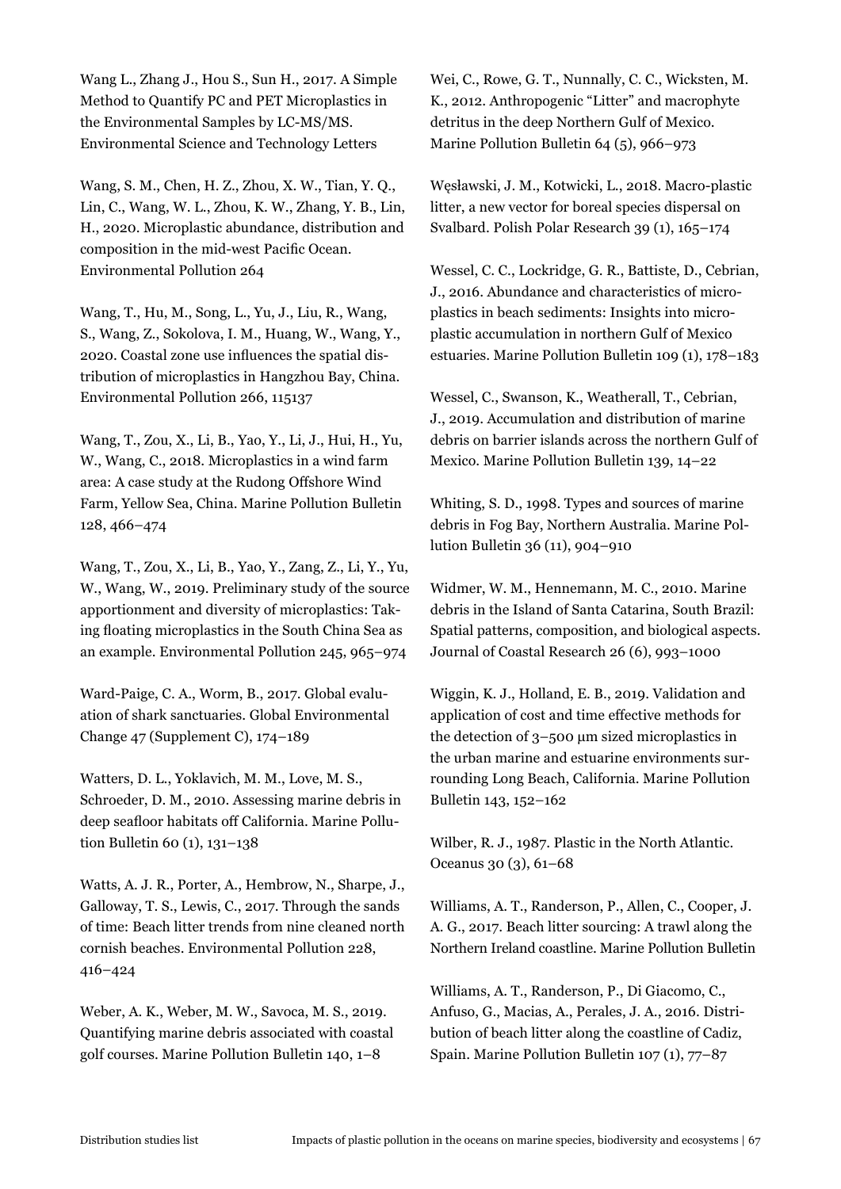Wang L., Zhang J., Hou S., Sun H., 2017. A Simple Method to Quantify PC and PET Microplastics in the Environmental Samples by LC-MS/MS. Environmental Science and Technology Letters

Wang, S. M., Chen, H. Z., Zhou, X. W., Tian, Y. Q., Lin, C., Wang, W. L., Zhou, K. W., Zhang, Y. B., Lin, H., 2020. Microplastic abundance, distribution and composition in the mid-west Pacific Ocean. Environmental Pollution 264

Wang, T., Hu, M., Song, L., Yu, J., Liu, R., Wang, S., Wang, Z., Sokolova, I. M., Huang, W., Wang, Y., 2020. Coastal zone use influences the spatial distribution of microplastics in Hangzhou Bay, China. Environmental Pollution 266, 115137

Wang, T., Zou, X., Li, B., Yao, Y., Li, J., Hui, H., Yu, W., Wang, C., 2018. Microplastics in a wind farm area: A case study at the Rudong Offshore Wind Farm, Yellow Sea, China. Marine Pollution Bulletin 128, 466–474

Wang, T., Zou, X., Li, B., Yao, Y., Zang, Z., Li, Y., Yu, W., Wang, W., 2019. Preliminary study of the source apportionment and diversity of microplastics: Taking floating microplastics in the South China Sea as an example. Environmental Pollution 245, 965–974

Ward-Paige, C. A., Worm, B., 2017. Global evaluation of shark sanctuaries. Global Environmental Change 47 (Supplement C), 174–189

Watters, D. L., Yoklavich, M. M., Love, M. S., Schroeder, D. M., 2010. Assessing marine debris in deep seafloor habitats off California. Marine Pollution Bulletin 60 (1), 131–138

Watts, A. J. R., Porter, A., Hembrow, N., Sharpe, J., Galloway, T. S., Lewis, C., 2017. Through the sands of time: Beach litter trends from nine cleaned north cornish beaches. Environmental Pollution 228, 416–424

Weber, A. K., Weber, M. W., Savoca, M. S., 2019. Quantifying marine debris associated with coastal golf courses. Marine Pollution Bulletin 140, 1–8

Wei, C., Rowe, G. T., Nunnally, C. C., Wicksten, M. K., 2012. Anthropogenic "Litter" and macrophyte detritus in the deep Northern Gulf of Mexico. Marine Pollution Bulletin 64 (5), 966–973

Węsławski, J. M., Kotwicki, L., 2018. Macro-plastic litter, a new vector for boreal species dispersal on Svalbard. Polish Polar Research 39 (1), 165–174

Wessel, C. C., Lockridge, G. R., Battiste, D., Cebrian, J., 2016. Abundance and characteristics of microplastics in beach sediments: Insights into microplastic accumulation in northern Gulf of Mexico estuaries. Marine Pollution Bulletin 109 (1), 178–183

Wessel, C., Swanson, K., Weatherall, T., Cebrian, J., 2019. Accumulation and distribution of marine debris on barrier islands across the northern Gulf of Mexico. Marine Pollution Bulletin 139, 14–22

Whiting, S. D., 1998. Types and sources of marine debris in Fog Bay, Northern Australia. Marine Pollution Bulletin 36 (11), 904–910

Widmer, W. M., Hennemann, M. C., 2010. Marine debris in the Island of Santa Catarina, South Brazil: Spatial patterns, composition, and biological aspects. Journal of Coastal Research 26 (6), 993–1000

Wiggin, K. J., Holland, E. B., 2019. Validation and application of cost and time effective methods for the detection of 3–500 μm sized microplastics in the urban marine and estuarine environments surrounding Long Beach, California. Marine Pollution Bulletin 143, 152–162

Wilber, R. J., 1987. Plastic in the North Atlantic. Oceanus 30 (3), 61–68

Williams, A. T., Randerson, P., Allen, C., Cooper, J. A. G., 2017. Beach litter sourcing: A trawl along the Northern Ireland coastline. Marine Pollution Bulletin

Williams, A. T., Randerson, P., Di Giacomo, C., Anfuso, G., Macias, A., Perales, J. A., 2016. Distribution of beach litter along the coastline of Cadiz, Spain. Marine Pollution Bulletin 107 (1), 77–87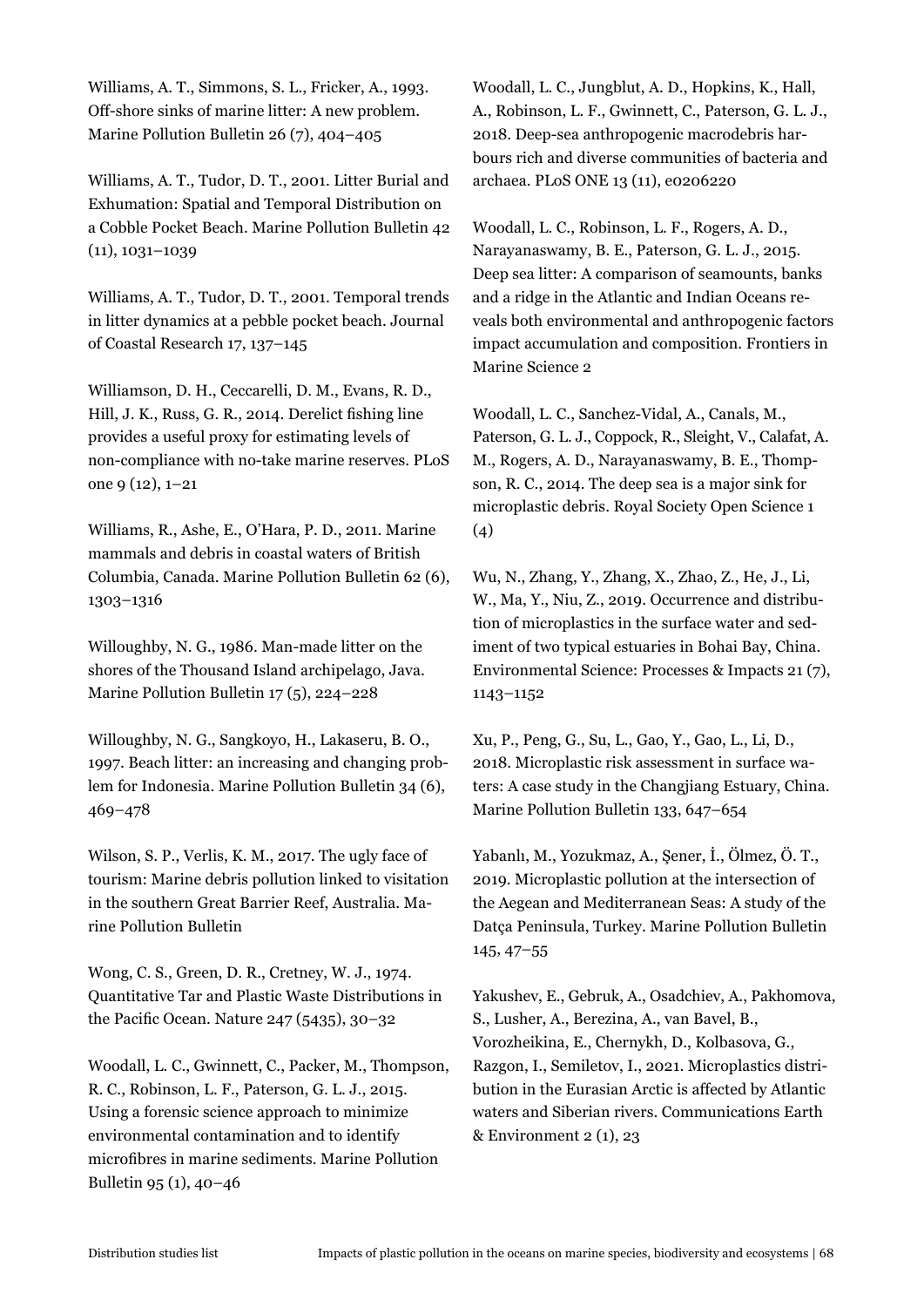Williams, A. T., Simmons, S. L., Fricker, A., 1993. Off-shore sinks of marine litter: A new problem. Marine Pollution Bulletin 26 (7), 404–405

Williams, A. T., Tudor, D. T., 2001. Litter Burial and Exhumation: Spatial and Temporal Distribution on a Cobble Pocket Beach. Marine Pollution Bulletin 42 (11), 1031–1039

Williams, A. T., Tudor, D. T., 2001. Temporal trends in litter dynamics at a pebble pocket beach. Journal of Coastal Research 17, 137–145

Williamson, D. H., Ceccarelli, D. M., Evans, R. D., Hill, J. K., Russ, G. R., 2014. Derelict fishing line provides a useful proxy for estimating levels of non-compliance with no-take marine reserves. PLoS one 9 (12), 1–21

Williams, R., Ashe, E., O'Hara, P. D., 2011. Marine mammals and debris in coastal waters of British Columbia, Canada. Marine Pollution Bulletin 62 (6), 1303–1316

Willoughby, N. G., 1986. Man-made litter on the shores of the Thousand Island archipelago, Java. Marine Pollution Bulletin 17 (5), 224–228

Willoughby, N. G., Sangkoyo, H., Lakaseru, B. O., 1997. Beach litter: an increasing and changing problem for Indonesia. Marine Pollution Bulletin 34 (6), 469–478

Wilson, S. P., Verlis, K. M., 2017. The ugly face of tourism: Marine debris pollution linked to visitation in the southern Great Barrier Reef, Australia. Marine Pollution Bulletin

Wong, C. S., Green, D. R., Cretney, W. J., 1974. Quantitative Tar and Plastic Waste Distributions in the Pacific Ocean. Nature 247 (5435), 30–32

Woodall, L. C., Gwinnett, C., Packer, M., Thompson, R. C., Robinson, L. F., Paterson, G. L. J., 2015. Using a forensic science approach to minimize environmental contamination and to identify microfibres in marine sediments. Marine Pollution Bulletin 95 (1), 40–46

Woodall, L. C., Jungblut, A. D., Hopkins, K., Hall, A., Robinson, L. F., Gwinnett, C., Paterson, G. L. J., 2018. Deep-sea anthropogenic macrodebris harbours rich and diverse communities of bacteria and archaea. PLoS ONE 13 (11), e0206220

Woodall, L. C., Robinson, L. F., Rogers, A. D., Narayanaswamy, B. E., Paterson, G. L. J., 2015. Deep sea litter: A comparison of seamounts, banks and a ridge in the Atlantic and Indian Oceans reveals both environmental and anthropogenic factors impact accumulation and composition. Frontiers in Marine Science 2

Woodall, L. C., Sanchez-Vidal, A., Canals, M., Paterson, G. L. J., Coppock, R., Sleight, V., Calafat, A. M., Rogers, A. D., Narayanaswamy, B. E., Thompson, R. C., 2014. The deep sea is a major sink for microplastic debris. Royal Society Open Science 1 (4)

Wu, N., Zhang, Y., Zhang, X., Zhao, Z., He, J., Li, W., Ma, Y., Niu, Z., 2019. Occurrence and distribution of microplastics in the surface water and sediment of two typical estuaries in Bohai Bay, China. Environmental Science: Processes & Impacts 21 (7), 1143–1152

Xu, P., Peng, G., Su, L., Gao, Y., Gao, L., Li, D., 2018. Microplastic risk assessment in surface waters: A case study in the Changjiang Estuary, China. Marine Pollution Bulletin 133, 647–654

Yabanlı, M., Yozukmaz, A., Şener, İ., Ölmez, Ö. T., 2019. Microplastic pollution at the intersection of the Aegean and Mediterranean Seas: A study of the Datça Peninsula, Turkey. Marine Pollution Bulletin 145, 47–55

Yakushev, E., Gebruk, A., Osadchiev, A., Pakhomova, S., Lusher, A., Berezina, A., van Bavel, B., Vorozheikina, E., Chernykh, D., Kolbasova, G., Razgon, I., Semiletov, I., 2021. Microplastics distribution in the Eurasian Arctic is affected by Atlantic waters and Siberian rivers. Communications Earth & Environment 2 (1), 23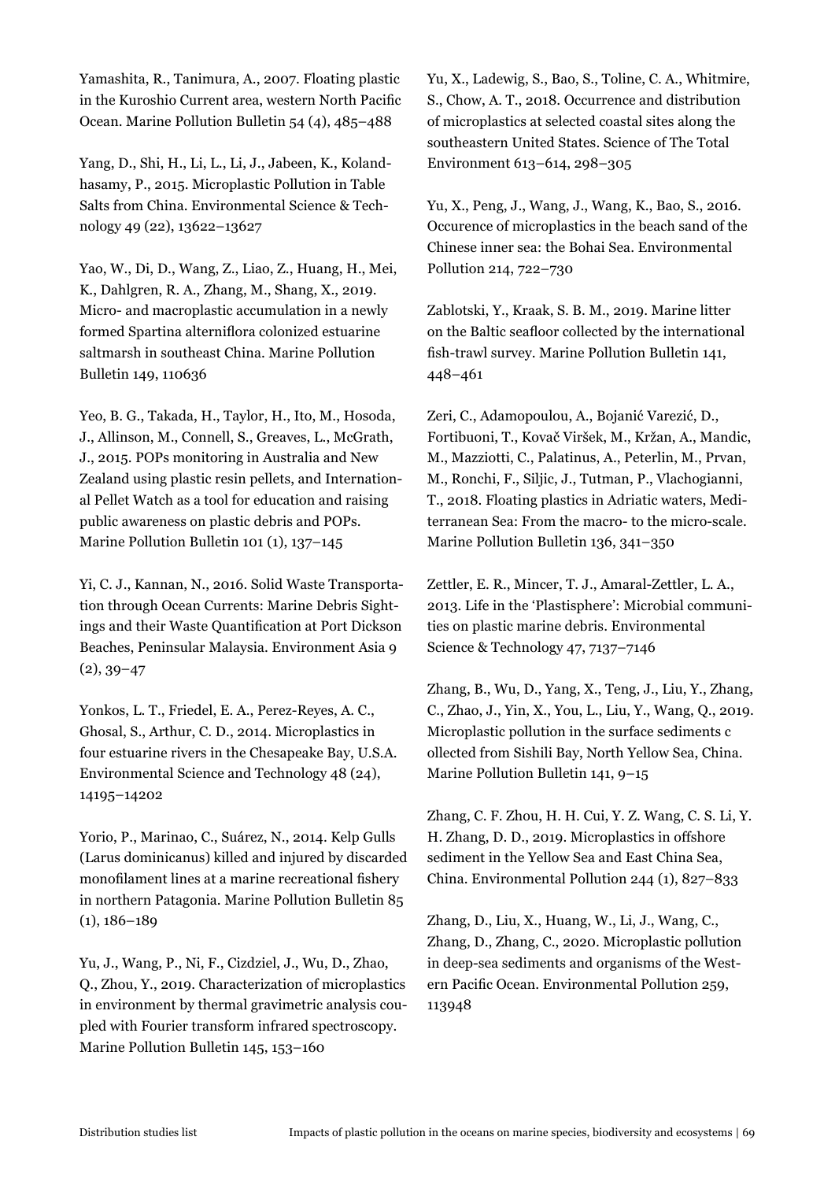Yamashita, R., Tanimura, A., 2007. Floating plastic in the Kuroshio Current area, western North Pacific Ocean. Marine Pollution Bulletin 54 (4), 485–488

Yang, D., Shi, H., Li, L., Li, J., Jabeen, K., Kolandhasamy, P., 2015. Microplastic Pollution in Table Salts from China. Environmental Science & Technology 49 (22), 13622–13627

Yao, W., Di, D., Wang, Z., Liao, Z., Huang, H., Mei, K., Dahlgren, R. A., Zhang, M., Shang, X., 2019. Micro- and macroplastic accumulation in a newly formed Spartina alterniflora colonized estuarine saltmarsh in southeast China. Marine Pollution Bulletin 149, 110636

Yeo, B. G., Takada, H., Taylor, H., Ito, M., Hosoda, J., Allinson, M., Connell, S., Greaves, L., McGrath, J., 2015. POPs monitoring in Australia and New Zealand using plastic resin pellets, and International Pellet Watch as a tool for education and raising public awareness on plastic debris and POPs. Marine Pollution Bulletin 101 (1), 137–145

Yi, C. J., Kannan, N., 2016. Solid Waste Transportation through Ocean Currents: Marine Debris Sightings and their Waste Quantification at Port Dickson Beaches, Peninsular Malaysia. Environment Asia 9 (2), 39–47

Yonkos, L. T., Friedel, E. A., Perez-Reyes, A. C., Ghosal, S., Arthur, C. D., 2014. Microplastics in four estuarine rivers in the Chesapeake Bay, U.S.A. Environmental Science and Technology 48 (24), 14195–14202

Yorio, P., Marinao, C., Suárez, N., 2014. Kelp Gulls (Larus dominicanus) killed and injured by discarded monofilament lines at a marine recreational fishery in northern Patagonia. Marine Pollution Bulletin 85 (1), 186–189

Yu, J., Wang, P., Ni, F., Cizdziel, J., Wu, D., Zhao, Q., Zhou, Y., 2019. Characterization of microplastics in environment by thermal gravimetric analysis coupled with Fourier transform infrared spectroscopy. Marine Pollution Bulletin 145, 153–160

Yu, X., Ladewig, S., Bao, S., Toline, C. A., Whitmire, S., Chow, A. T., 2018. Occurrence and distribution of microplastics at selected coastal sites along the southeastern United States. Science of The Total Environment 613–614, 298–305

Yu, X., Peng, J., Wang, J., Wang, K., Bao, S., 2016. Occurence of microplastics in the beach sand of the Chinese inner sea: the Bohai Sea. Environmental Pollution 214, 722–730

Zablotski, Y., Kraak, S. B. M., 2019. Marine litter on the Baltic seafloor collected by the international fish-trawl survey. Marine Pollution Bulletin 141, 448–461

Zeri, C., Adamopoulou, A., Bojanić Varezić, D., Fortibuoni, T., Kovač Viršek, M., Kržan, A., Mandic, M., Mazziotti, C., Palatinus, A., Peterlin, M., Prvan, M., Ronchi, F., Siljic, J., Tutman, P., Vlachogianni, T., 2018. Floating plastics in Adriatic waters, Mediterranean Sea: From the macro- to the micro-scale. Marine Pollution Bulletin 136, 341–350

Zettler, E. R., Mincer, T. J., Amaral-Zettler, L. A., 2013. Life in the 'Plastisphere': Microbial communities on plastic marine debris. Environmental Science & Technology 47, 7137–7146

Zhang, B., Wu, D., Yang, X., Teng, J., Liu, Y., Zhang, C., Zhao, J., Yin, X., You, L., Liu, Y., Wang, Q., 2019. Microplastic pollution in the surface sediments c ollected from Sishili Bay, North Yellow Sea, China. Marine Pollution Bulletin 141, 9–15

Zhang, C. F. Zhou, H. H. Cui, Y. Z. Wang, C. S. Li, Y. H. Zhang, D. D., 2019. Microplastics in offshore sediment in the Yellow Sea and East China Sea, China. Environmental Pollution 244 (1), 827–833

Zhang, D., Liu, X., Huang, W., Li, J., Wang, C., Zhang, D., Zhang, C., 2020. Microplastic pollution in deep-sea sediments and organisms of the Western Pacific Ocean. Environmental Pollution 259, 113948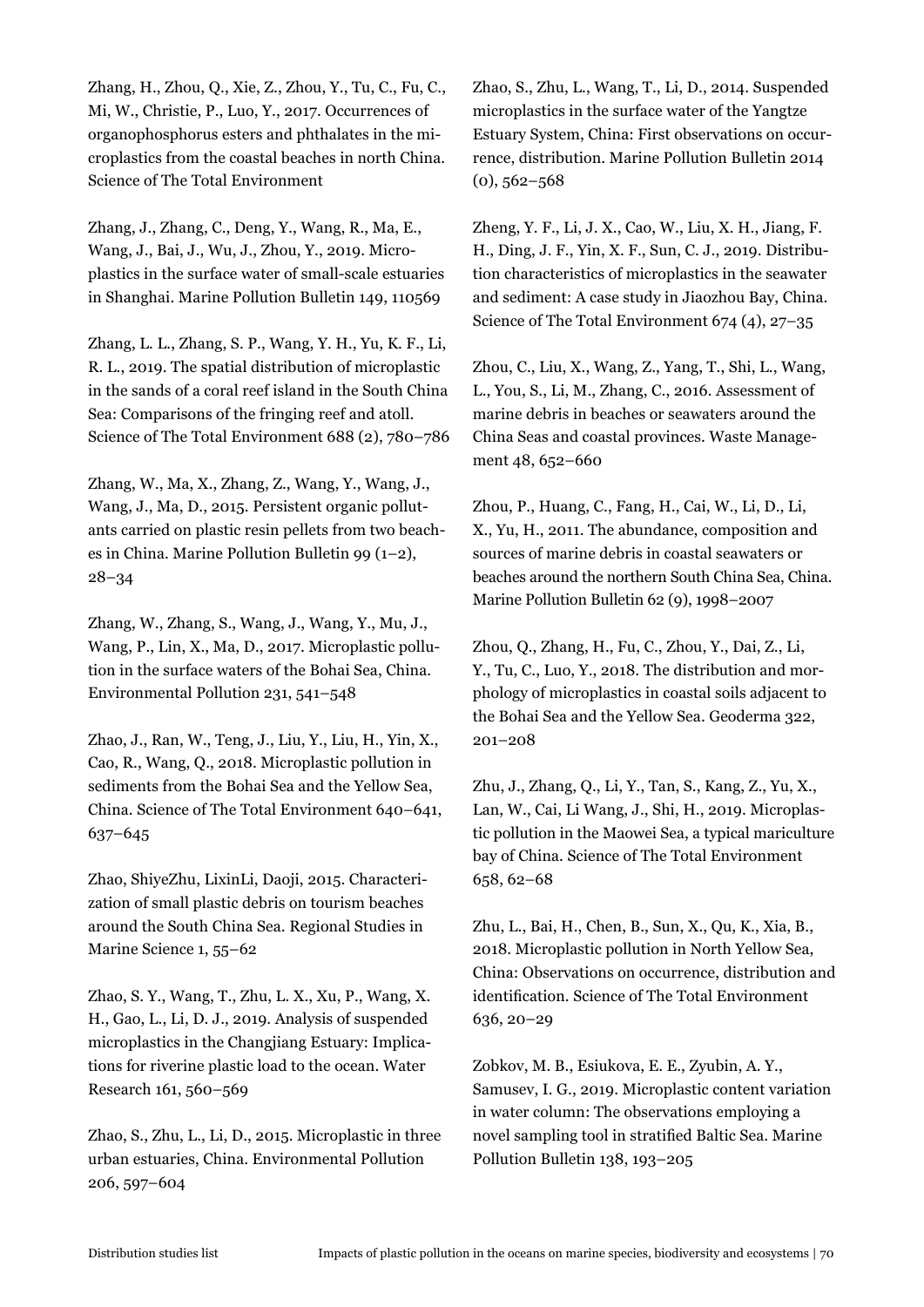Zhang, H., Zhou, Q., Xie, Z., Zhou, Y., Tu, C., Fu, C., Mi, W., Christie, P., Luo, Y., 2017. Occurrences of organophosphorus esters and phthalates in the microplastics from the coastal beaches in north China. Science of The Total Environment

Zhang, J., Zhang, C., Deng, Y., Wang, R., Ma, E., Wang, J., Bai, J., Wu, J., Zhou, Y., 2019. Microplastics in the surface water of small-scale estuaries in Shanghai. Marine Pollution Bulletin 149, 110569

Zhang, L. L., Zhang, S. P., Wang, Y. H., Yu, K. F., Li, R. L., 2019. The spatial distribution of microplastic in the sands of a coral reef island in the South China Sea: Comparisons of the fringing reef and atoll. Science of The Total Environment 688 (2), 780–786

Zhang, W., Ma, X., Zhang, Z., Wang, Y., Wang, J., Wang, J., Ma, D., 2015. Persistent organic pollutants carried on plastic resin pellets from two beaches in China. Marine Pollution Bulletin 99 (1–2), 28–34

Zhang, W., Zhang, S., Wang, J., Wang, Y., Mu, J., Wang, P., Lin, X., Ma, D., 2017. Microplastic pollution in the surface waters of the Bohai Sea, China. Environmental Pollution 231, 541–548

Zhao, J., Ran, W., Teng, J., Liu, Y., Liu, H., Yin, X., Cao, R., Wang, Q., 2018. Microplastic pollution in sediments from the Bohai Sea and the Yellow Sea, China. Science of The Total Environment 640–641, 637–645

Zhao, ShiyeZhu, LixinLi, Daoji, 2015. Characterization of small plastic debris on tourism beaches around the South China Sea. Regional Studies in Marine Science 1, 55–62

Zhao, S. Y., Wang, T., Zhu, L. X., Xu, P., Wang, X. H., Gao, L., Li, D. J., 2019. Analysis of suspended microplastics in the Changjiang Estuary: Implications for riverine plastic load to the ocean. Water Research 161, 560–569

Zhao, S., Zhu, L., Li, D., 2015. Microplastic in three urban estuaries, China. Environmental Pollution 206, 597–604

Zhao, S., Zhu, L., Wang, T., Li, D., 2014. Suspended microplastics in the surface water of the Yangtze Estuary System, China: First observations on occurrence, distribution. Marine Pollution Bulletin 2014 (0), 562–568

Zheng, Y. F., Li, J. X., Cao, W., Liu, X. H., Jiang, F. H., Ding, J. F., Yin, X. F., Sun, C. J., 2019. Distribution characteristics of microplastics in the seawater and sediment: A case study in Jiaozhou Bay, China. Science of The Total Environment 674 (4), 27–35

Zhou, C., Liu, X., Wang, Z., Yang, T., Shi, L., Wang, L., You, S., Li, M., Zhang, C., 2016. Assessment of marine debris in beaches or seawaters around the China Seas and coastal provinces. Waste Management 48, 652–660

Zhou, P., Huang, C., Fang, H., Cai, W., Li, D., Li, X., Yu, H., 2011. The abundance, composition and sources of marine debris in coastal seawaters or beaches around the northern South China Sea, China. Marine Pollution Bulletin 62 (9), 1998–2007

Zhou, Q., Zhang, H., Fu, C., Zhou, Y., Dai, Z., Li, Y., Tu, C., Luo, Y., 2018. The distribution and morphology of microplastics in coastal soils adjacent to the Bohai Sea and the Yellow Sea. Geoderma 322, 201–208

Zhu, J., Zhang, Q., Li, Y., Tan, S., Kang, Z., Yu, X., Lan, W., Cai, Li Wang, J., Shi, H., 2019. Microplastic pollution in the Maowei Sea, a typical mariculture bay of China. Science of The Total Environment 658, 62–68

Zhu, L., Bai, H., Chen, B., Sun, X., Qu, K., Xia, B., 2018. Microplastic pollution in North Yellow Sea, China: Observations on occurrence, distribution and identification. Science of The Total Environment 636, 20–29

Zobkov, M. B., Esiukova, E. E., Zyubin, A. Y., Samusev, I. G., 2019. Microplastic content variation in water column: The observations employing a novel sampling tool in stratified Baltic Sea. Marine Pollution Bulletin 138, 193–205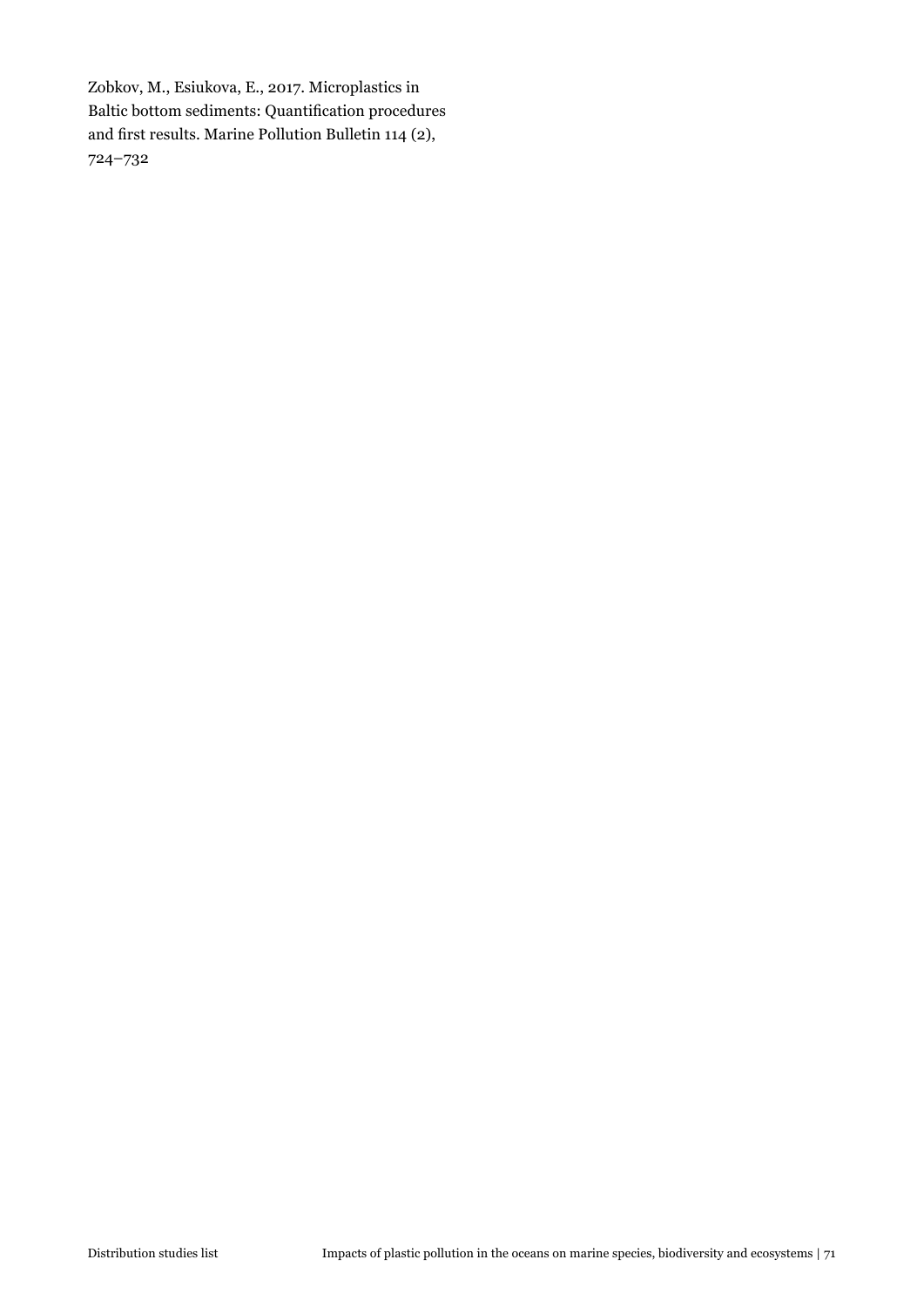Zobkov, M., Esiukova, E., 2017. Microplastics in Baltic bottom sediments: Quantification procedures and first results. Marine Pollution Bulletin 114 (2), 724–732